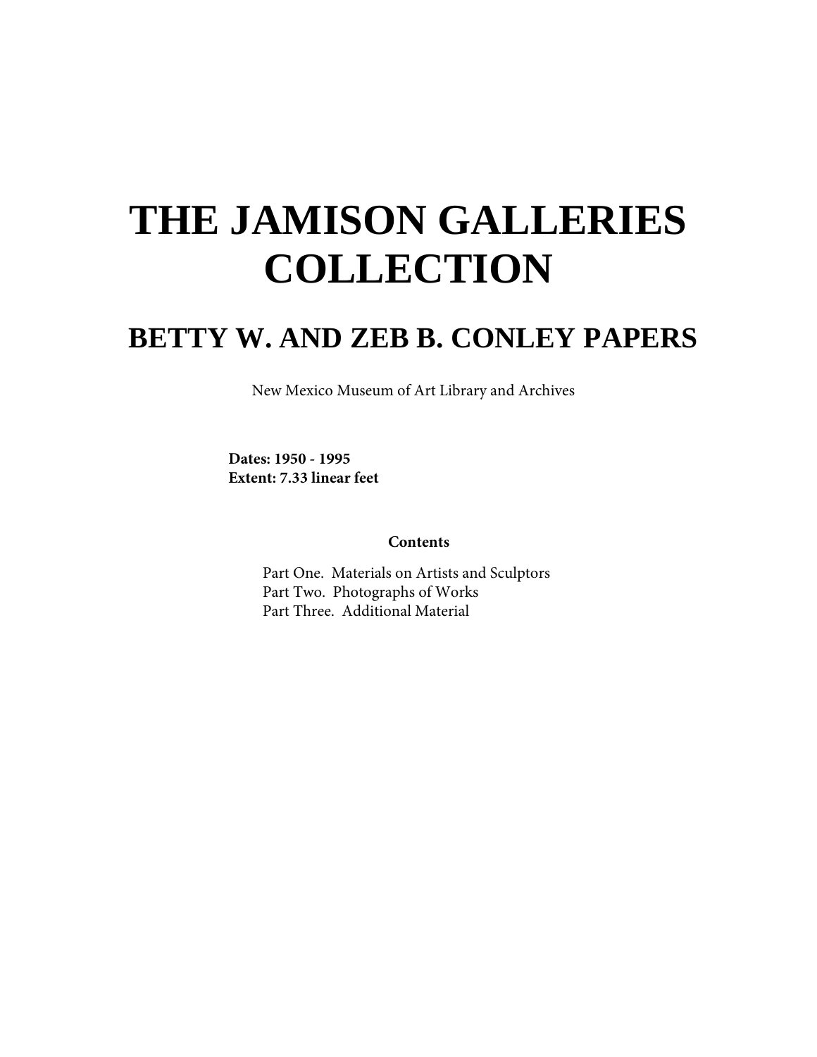# THE JAMISON GALLERIES COLLECTION

## BETTY W. AND ZEB B. CONLEY PAPERS

New Mexico Museum of Art Library and Archives

**Dates: 1950 - 1995**
**Extent: 7.33 linear feet**

**Contents**

Part One. Materials on Artists and Sculptors
Part Two. Photographs of Works
Part Three. Additional Material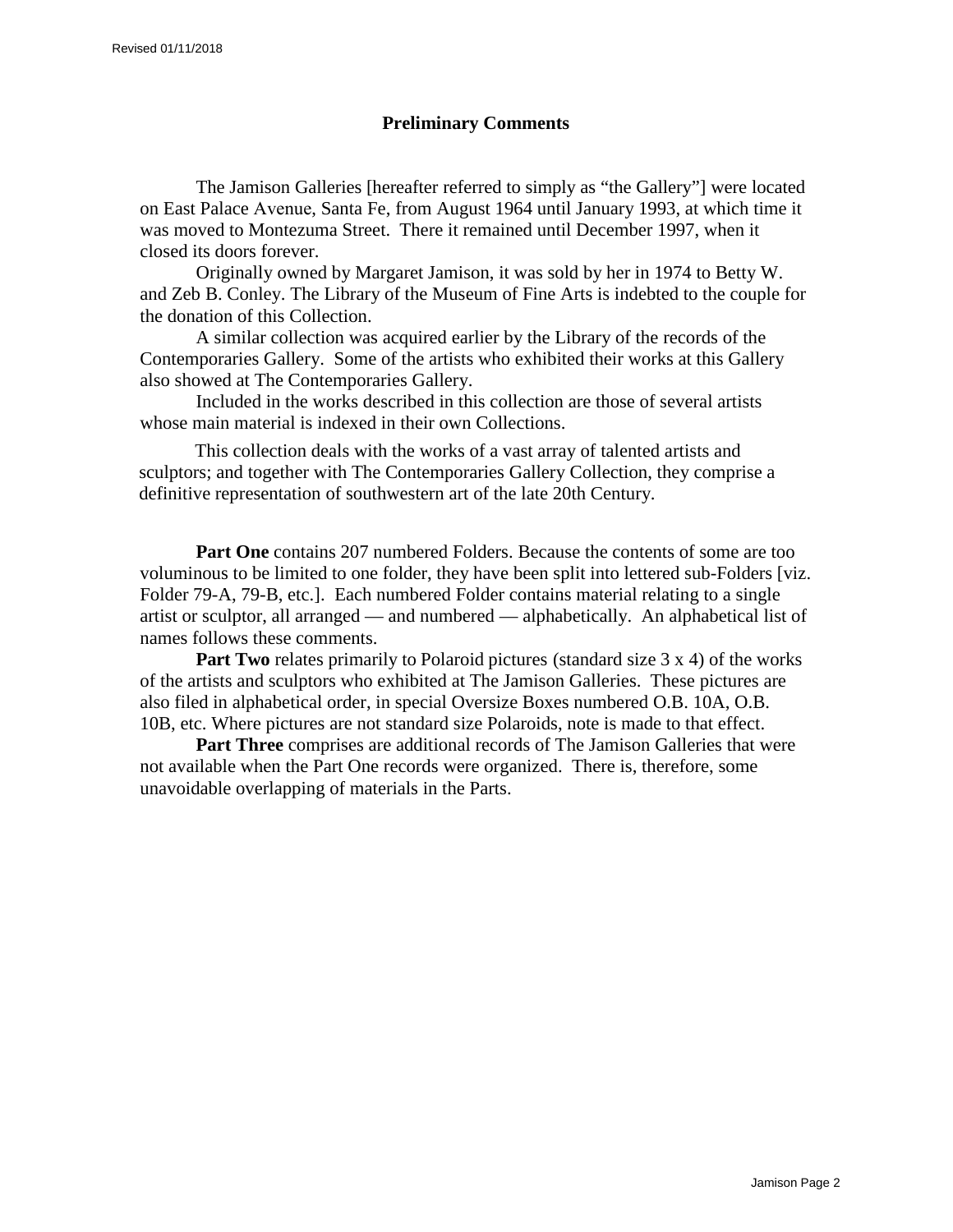## Preliminary Comments

The Jamison Galleries [hereafter referred to simply as "the Gallery"] were located on East Palace Avenue, Santa Fe, from August 1964 until January 1993, at which time it was moved to Montezuma Street. There it remained until December 1997, when it closed its doors forever.

Originally owned by Margaret Jamison, it was sold by her in 1974 to Betty W. and Zeb B. Conley. The Library of the Museum of Fine Arts is indebted to the couple for the donation of this Collection.

A similar collection was acquired earlier by the Library of the records of the Contemporaries Gallery. Some of the artists who exhibited their works at this Gallery also showed at The Contemporaries Gallery.

Included in the works described in this collection are those of several artists whose main material is indexed in their own Collections.

This collection deals with the works of a vast array of talented artists and sculptors; and together with The Contemporaries Gallery Collection, they comprise a definitive representation of southwestern art of the late 20th Century.

**Part One** contains 207 numbered Folders. Because the contents of some are too voluminous to be limited to one folder, they have been split into lettered sub-Folders [viz. Folder 79-A, 79-B, etc.]. Each numbered Folder contains material relating to a single artist or sculptor, all arranged — and numbered — alphabetically. An alphabetical list of names follows these comments.

**Part Two** relates primarily to Polaroid pictures (standard size 3 x 4) of the works of the artists and sculptors who exhibited at The Jamison Galleries. These pictures are also filed in alphabetical order, in special Oversize Boxes numbered O.B. 10A, O.B. 10B, etc. Where pictures are not standard size Polaroids, note is made to that effect.

**Part Three** comprises are additional records of The Jamison Galleries that were not available when the Part One records were organized. There is, therefore, some unavoidable overlapping of materials in the Parts.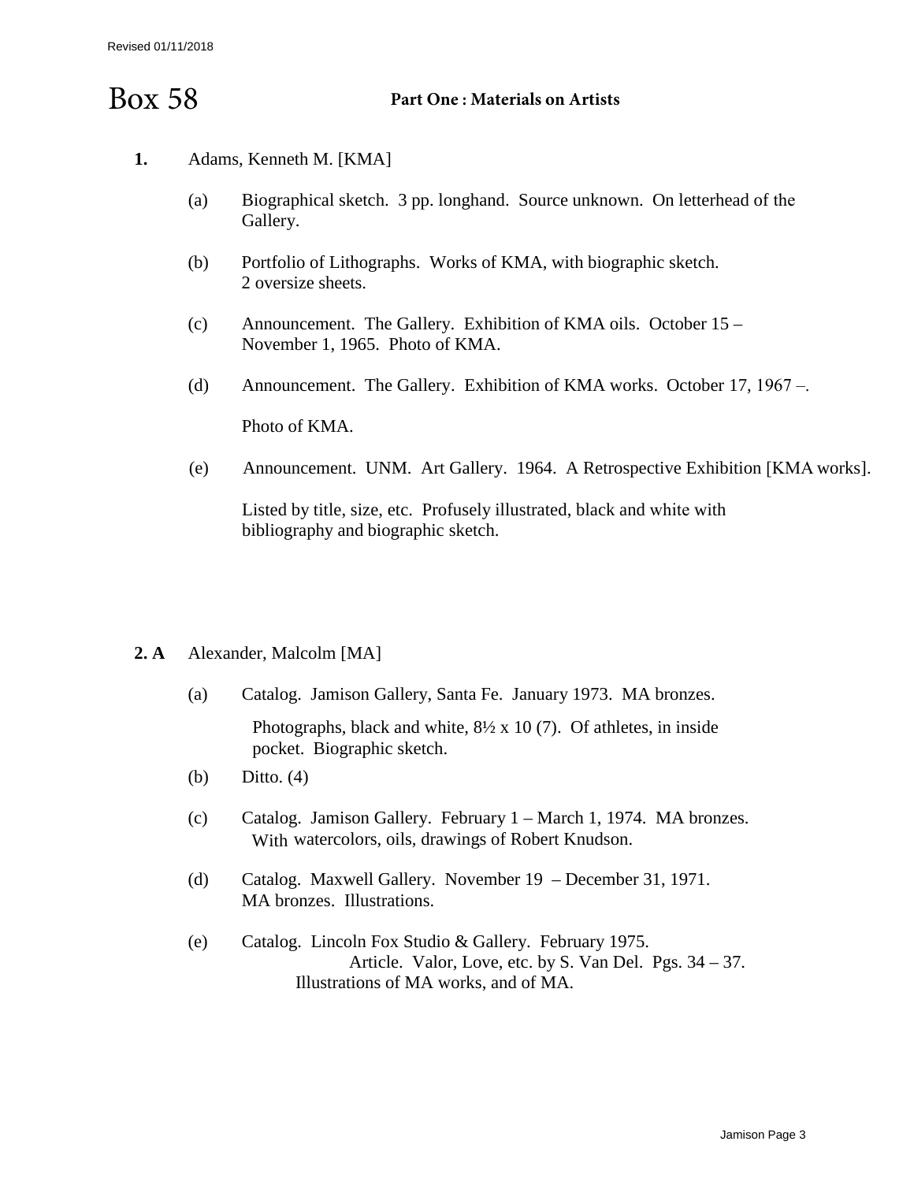Revised 01/11/2018

# Box 58

**Part One : Materials on Artists**

**1.** Adams, Kenneth M. [KMA]

(a) Biographical sketch. 3 pp. longhand. Source unknown. On letterhead of the Gallery.

(b) Portfolio of Lithographs. Works of KMA, with biographic sketch. 2 oversize sheets.

(c) Announcement. The Gallery. Exhibition of KMA oils. October 15 – November 1, 1965. Photo of KMA.

(d) Announcement. The Gallery. Exhibition of KMA works. October 17, 1967 –.

Photo of KMA.

(e) Announcement. UNM. Art Gallery. 1964. A Retrospective Exhibition [KMA works].

Listed by title, size, etc. Profusely illustrated, black and white with bibliography and biographic sketch.

**2. A** Alexander, Malcolm [MA]

(a) Catalog. Jamison Gallery, Santa Fe. January 1973. MA bronzes.

Photographs, black and white, 8½ x 10 (7). Of athletes, in inside pocket. Biographic sketch.

(b) Ditto. (4)

(c) Catalog. Jamison Gallery. February 1 – March 1, 1974. MA bronzes. With watercolors, oils, drawings of Robert Knudson.

(d) Catalog. Maxwell Gallery. November 19 – December 31, 1971. MA bronzes. Illustrations.

(e) Catalog. Lincoln Fox Studio & Gallery. February 1975. Article. Valor, Love, etc. by S. Van Del. Pgs. 34 – 37. Illustrations of MA works, and of MA.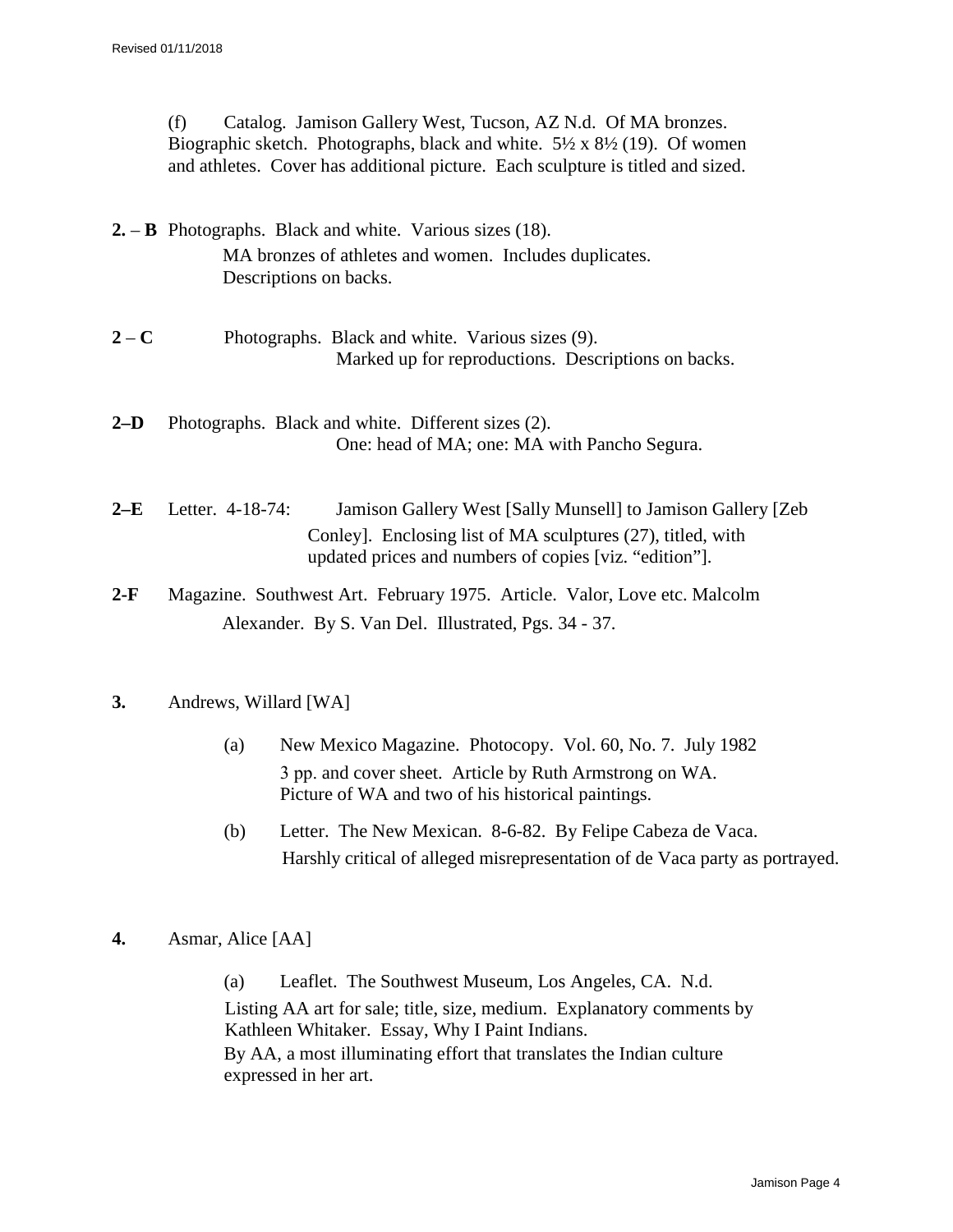(f) Catalog. Jamison Gallery West, Tucson, AZ N.d. Of MA bronzes. Biographic sketch. Photographs, black and white. 5½ x 8½ (19). Of women and athletes. Cover has additional picture. Each sculpture is titled and sized.

**2. – B** Photographs. Black and white. Various sizes (18).
MA bronzes of athletes and women. Includes duplicates.
Descriptions on backs.

**2 – C** Photographs. Black and white. Various sizes (9).
Marked up for reproductions. Descriptions on backs.

**2–D** Photographs. Black and white. Different sizes (2).
One: head of MA; one: MA with Pancho Segura.

**2–E** Letter. 4-18-74: Jamison Gallery West [Sally Munsell] to Jamison Gallery [Zeb Conley]. Enclosing list of MA sculptures (27), titled, with updated prices and numbers of copies [viz. "edition"].

**2-F** Magazine. Southwest Art. February 1975. Article. Valor, Love etc. Malcolm Alexander. By S. Van Del. Illustrated, Pgs. 34 - 37.

**3.** Andrews, Willard [WA]

(a) New Mexico Magazine. Photocopy. Vol. 60, No. 7. July 1982
3 pp. and cover sheet. Article by Ruth Armstrong on WA.
Picture of WA and two of his historical paintings.

(b) Letter. The New Mexican. 8-6-82. By Felipe Cabeza de Vaca.
Harshly critical of alleged misrepresentation of de Vaca party as portrayed.

**4.** Asmar, Alice [AA]

(a) Leaflet. The Southwest Museum, Los Angeles, CA. N.d.
Listing AA art for sale; title, size, medium. Explanatory comments by Kathleen Whitaker. Essay, Why I Paint Indians.
By AA, a most illuminating effort that translates the Indian culture expressed in her art.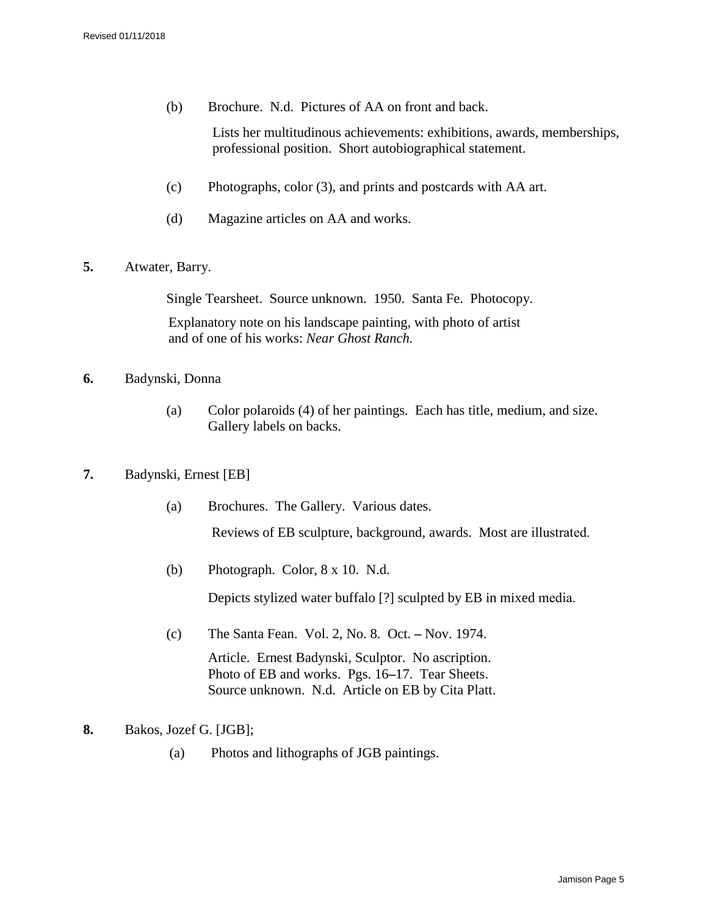(b) Brochure. N.d. Pictures of AA on front and back.

Lists her multitudinous achievements: exhibitions, awards, memberships, professional position. Short autobiographical statement.

(c) Photographs, color (3), and prints and postcards with AA art.

(d) Magazine articles on AA and works.

**5.** Atwater, Barry.

Single Tearsheet. Source unknown. 1950. Santa Fe. Photocopy.

Explanatory note on his landscape painting, with photo of artist and of one of his works: *Near Ghost Ranch.*

**6.** Badynski, Donna

(a) Color polaroids (4) of her paintings. Each has title, medium, and size. Gallery labels on backs.

**7.** Badynski, Ernest [EB]

(a) Brochures. The Gallery. Various dates.

Reviews of EB sculpture, background, awards. Most are illustrated.

(b) Photograph. Color, 8 x 10. N.d.

Depicts stylized water buffalo [?] sculpted by EB in mixed media.

(c) The Santa Fean. Vol. 2, No. 8. Oct. – Nov. 1974.

Article. Ernest Badynski, Sculptor. No ascription.
Photo of EB and works. Pgs. 16–17. Tear Sheets.
Source unknown. N.d. Article on EB by Cita Platt.

**8.** Bakos, Jozef G. [JGB];

(a) Photos and lithographs of JGB paintings.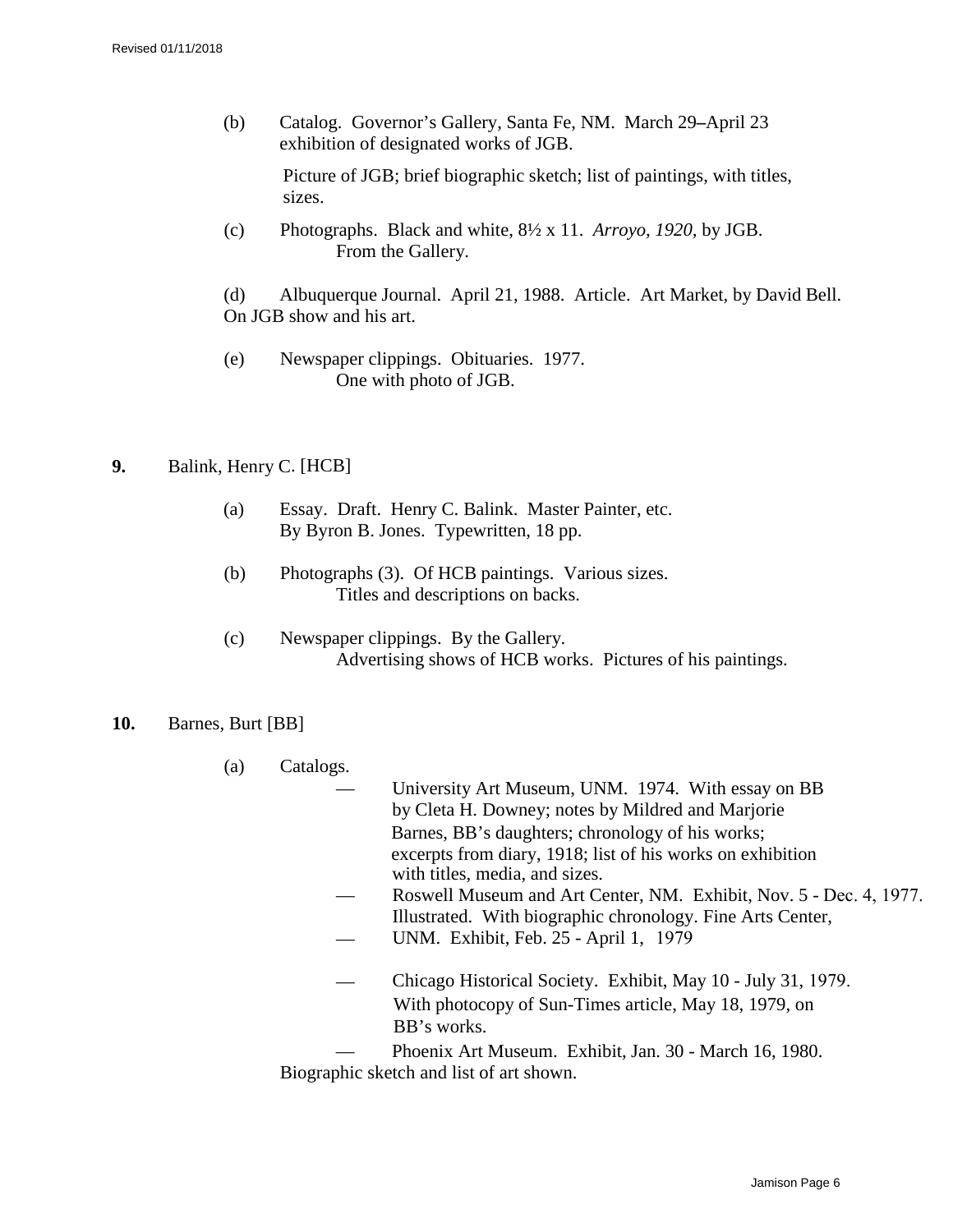(b) Catalog. Governor's Gallery, Santa Fe, NM. March 29–April 23 exhibition of designated works of JGB.

Picture of JGB; brief biographic sketch; list of paintings, with titles, sizes.

(c) Photographs. Black and white, 8½ x 11. *Arroyo, 1920*, by JGB. From the Gallery.

(d) Albuquerque Journal. April 21, 1988. Article. Art Market, by David Bell. On JGB show and his art.

(e) Newspaper clippings. Obituaries. 1977. One with photo of JGB.

**9.** Balink, Henry C. [HCB]

(a) Essay. Draft. Henry C. Balink. Master Painter, etc. By Byron B. Jones. Typewritten, 18 pp.

(b) Photographs (3). Of HCB paintings. Various sizes. Titles and descriptions on backs.

(c) Newspaper clippings. By the Gallery. Advertising shows of HCB works. Pictures of his paintings.

**10.** Barnes, Burt [BB]

(a) Catalogs.

— University Art Museum, UNM. 1974. With essay on BB by Cleta H. Downey; notes by Mildred and Marjorie Barnes, BB's daughters; chronology of his works; excerpts from diary, 1918; list of his works on exhibition with titles, media, and sizes.

— Roswell Museum and Art Center, NM. Exhibit, Nov. 5 - Dec. 4, 1977. Illustrated. With biographic chronology. Fine Arts Center,

— UNM. Exhibit, Feb. 25 - April 1, 1979

— Chicago Historical Society. Exhibit, May 10 - July 31, 1979. With photocopy of Sun-Times article, May 18, 1979, on BB's works.

— Phoenix Art Museum. Exhibit, Jan. 30 - March 16, 1980. Biographic sketch and list of art shown.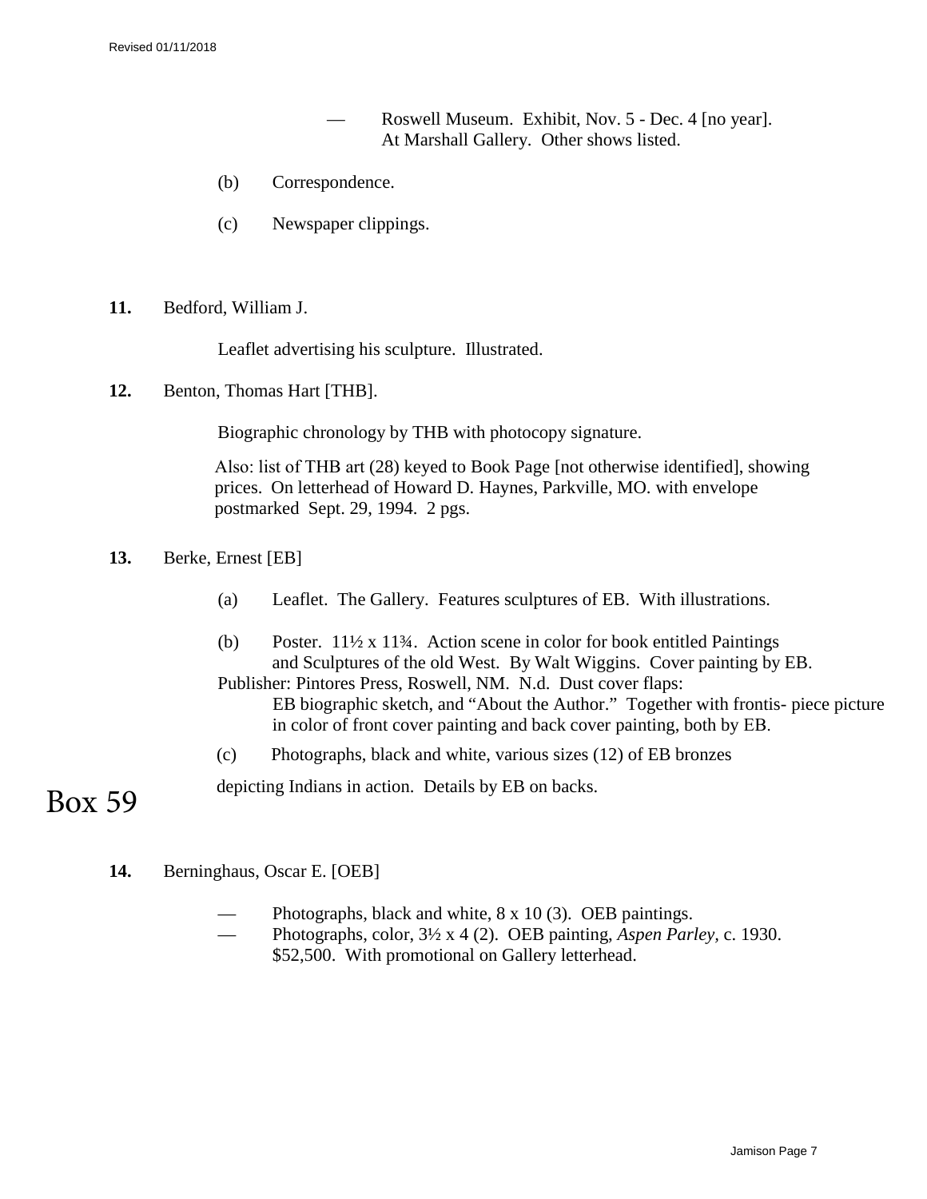— Roswell Museum. Exhibit, Nov. 5 - Dec. 4 [no year]. At Marshall Gallery. Other shows listed.

(b) Correspondence.

(c) Newspaper clippings.

**11.** Bedford, William J.

Leaflet advertising his sculpture. Illustrated.

**12.** Benton, Thomas Hart [THB].

Biographic chronology by THB with photocopy signature.

Also: list of THB art (28) keyed to Book Page [not otherwise identified], showing prices. On letterhead of Howard D. Haynes, Parkville, MO. with envelope postmarked Sept. 29, 1994. 2 pgs.

**13.** Berke, Ernest [EB]

(a) Leaflet. The Gallery. Features sculptures of EB. With illustrations.

(b) Poster. 11½ x 11¾. Action scene in color for book entitled Paintings and Sculptures of the old West. By Walt Wiggins. Cover painting by EB. Publisher: Pintores Press, Roswell, NM. N.d. Dust cover flaps: EB biographic sketch, and "About the Author." Together with frontis- piece picture in color of front cover painting and back cover painting, both by EB.

(c) Photographs, black and white, various sizes (12) of EB bronzes depicting Indians in action. Details by EB on backs.

Box 59

**14.** Berninghaus, Oscar E. [OEB]

— Photographs, black and white, 8 x 10 (3). OEB paintings.
— Photographs, color, 3½ x 4 (2). OEB painting, *Aspen Parley*, c. 1930. $52,500. With promotional on Gallery letterhead.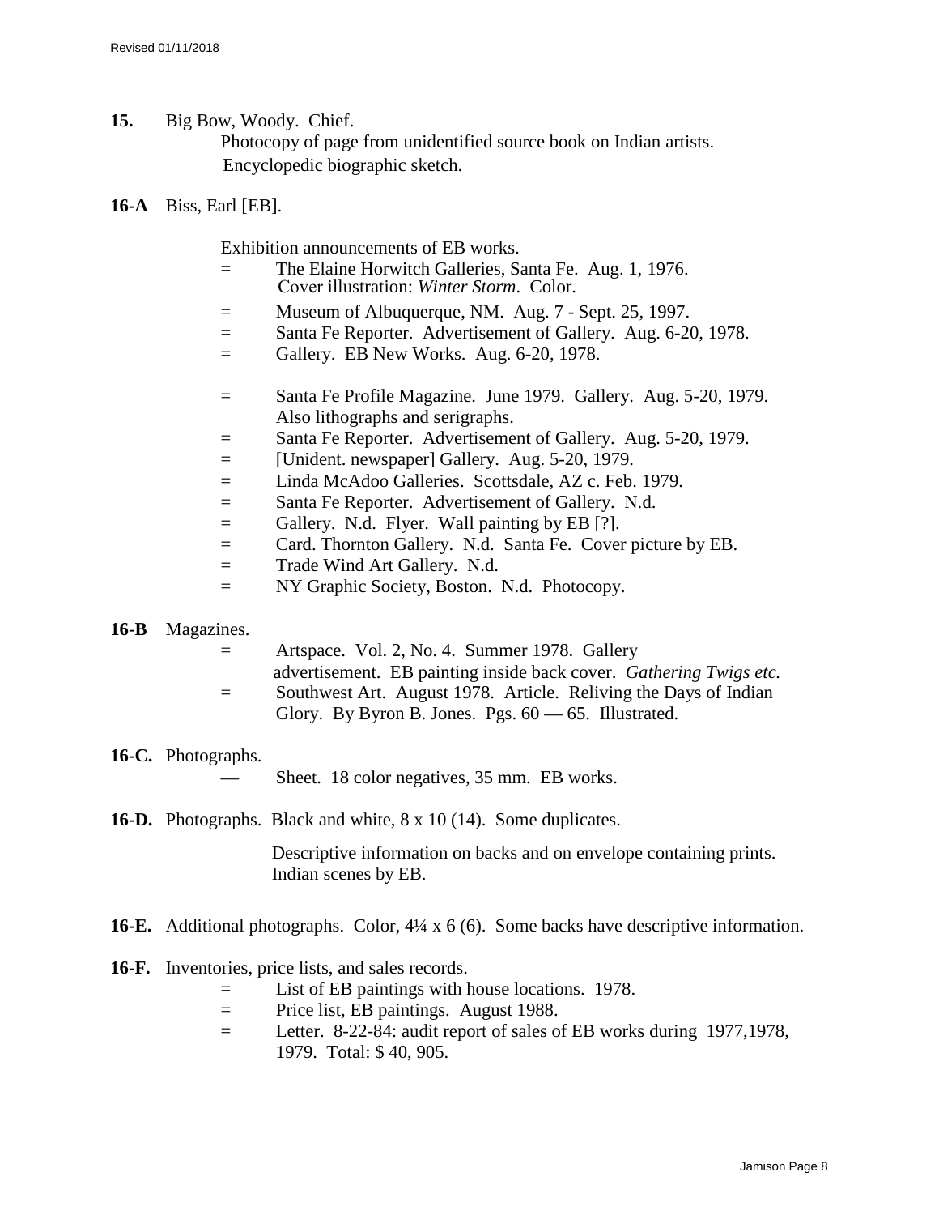**15.** Big Bow, Woody. Chief.

Photocopy of page from unidentified source book on Indian artists.
Encyclopedic biographic sketch.

**16-A** Biss, Earl [EB].

Exhibition announcements of EB works.

- = The Elaine Horwitch Galleries, Santa Fe. Aug. 1, 1976. Cover illustration: *Winter Storm*. Color.
- = Museum of Albuquerque, NM. Aug. 7 - Sept. 25, 1997.
- = Santa Fe Reporter. Advertisement of Gallery. Aug. 6-20, 1978.
- = Gallery. EB New Works. Aug. 6-20, 1978.
- = Santa Fe Profile Magazine. June 1979. Gallery. Aug. 5-20, 1979. Also lithographs and serigraphs.
- = Santa Fe Reporter. Advertisement of Gallery. Aug. 5-20, 1979.
- = [Unident. newspaper] Gallery. Aug. 5-20, 1979.
- = Linda McAdoo Galleries. Scottsdale, AZ c. Feb. 1979.
- = Santa Fe Reporter. Advertisement of Gallery. N.d.
- = Gallery. N.d. Flyer. Wall painting by EB [?].
- = Card. Thornton Gallery. N.d. Santa Fe. Cover picture by EB.
- = Trade Wind Art Gallery. N.d.
- = NY Graphic Society, Boston. N.d. Photocopy.

**16-B** Magazines.

- = Artspace. Vol. 2, No. 4. Summer 1978. Gallery advertisement. EB painting inside back cover. *Gathering Twigs etc.*
- = Southwest Art. August 1978. Article. Reliving the Days of Indian Glory. By Byron B. Jones. Pgs. 60 — 65. Illustrated.

**16-C.** Photographs.

— Sheet. 18 color negatives, 35 mm. EB works.

**16-D.** Photographs. Black and white, 8 x 10 (14). Some duplicates.

Descriptive information on backs and on envelope containing prints.
Indian scenes by EB.

**16-E.** Additional photographs. Color, 4¼ x 6 (6). Some backs have descriptive information.

**16-F.** Inventories, price lists, and sales records.

- = List of EB paintings with house locations. 1978.
- = Price list, EB paintings. August 1988.
- = Letter. 8-22-84: audit report of sales of EB works during 1977,1978, 1979. Total: $ 40, 905.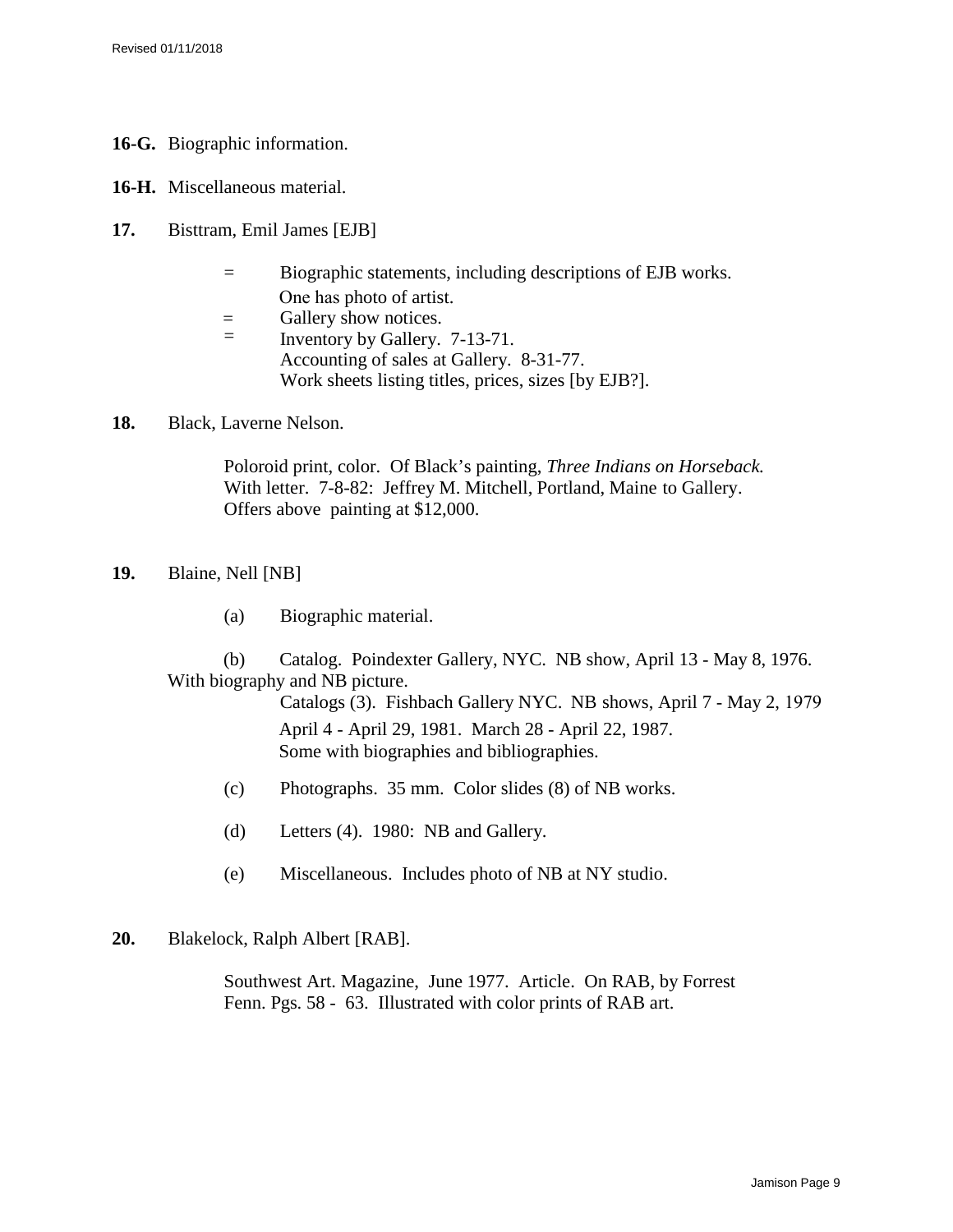**16-G.** Biographic information.

**16-H.** Miscellaneous material.

**17.** Bisttram, Emil James [EJB]

= Biographic statements, including descriptions of EJB works. One has photo of artist.
= Gallery show notices.
= Inventory by Gallery. 7-13-71.
Accounting of sales at Gallery. 8-31-77.
Work sheets listing titles, prices, sizes [by EJB?].

**18.** Black, Laverne Nelson.

Poloroid print, color. Of Black's painting, *Three Indians on Horseback.* With letter. 7-8-82: Jeffrey M. Mitchell, Portland, Maine to Gallery. Offers above painting at $12,000.

**19.** Blaine, Nell [NB]

(a) Biographic material.

(b) Catalog. Poindexter Gallery, NYC. NB show, April 13 - May 8, 1976. With biography and NB picture.
Catalogs (3). Fishbach Gallery NYC. NB shows, April 7 - May 2, 1979
April 4 - April 29, 1981. March 28 - April 22, 1987.
Some with biographies and bibliographies.

(c) Photographs. 35 mm. Color slides (8) of NB works.

(d) Letters (4). 1980: NB and Gallery.

(e) Miscellaneous. Includes photo of NB at NY studio.

**20.** Blakelock, Ralph Albert [RAB].

Southwest Art. Magazine, June 1977. Article. On RAB, by Forrest Fenn. Pgs. 58 - 63. Illustrated with color prints of RAB art.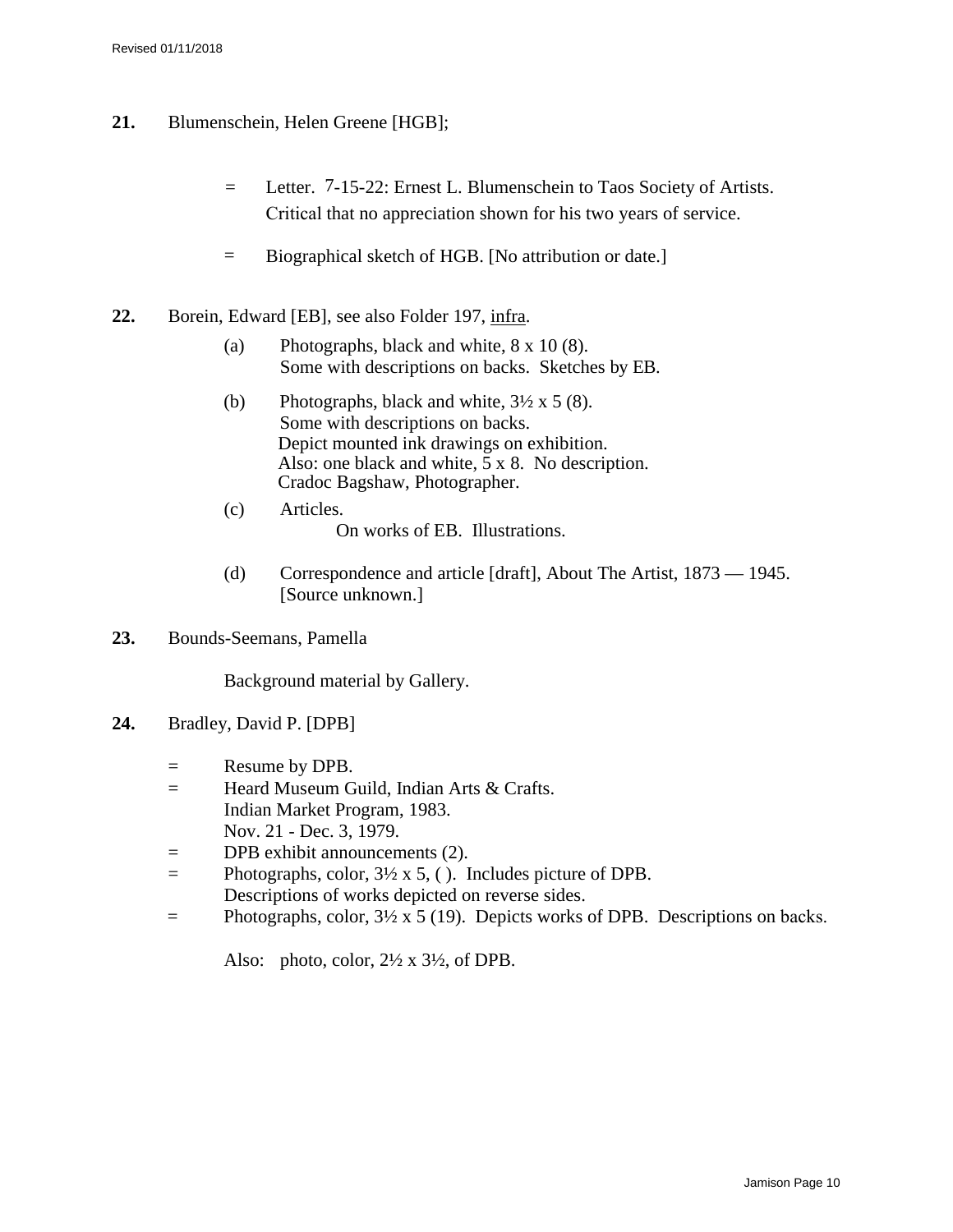**21.** Blumenschein, Helen Greene [HGB];

= Letter. 7-15-22: Ernest L. Blumenschein to Taos Society of Artists. Critical that no appreciation shown for his two years of service.

= Biographical sketch of HGB. [No attribution or date.]

**22.** Borein, Edward [EB], see also Folder 197, infra.

(a) Photographs, black and white, 8 x 10 (8).
Some with descriptions on backs. Sketches by EB.

(b) Photographs, black and white, 3½ x 5 (8).
Some with descriptions on backs.
Depict mounted ink drawings on exhibition.
Also: one black and white, 5 x 8. No description.
Cradoc Bagshaw, Photographer.

(c) Articles.
On works of EB. Illustrations.

(d) Correspondence and article [draft], About The Artist, 1873 — 1945.
[Source unknown.]

**23.** Bounds-Seemans, Pamella

Background material by Gallery.

**24.** Bradley, David P. [DPB]

= Resume by DPB.
= Heard Museum Guild, Indian Arts & Crafts.
Indian Market Program, 1983.
Nov. 21 - Dec. 3, 1979.
= DPB exhibit announcements (2).
= Photographs, color, 3½ x 5, ( ). Includes picture of DPB.
Descriptions of works depicted on reverse sides.
= Photographs, color, 3½ x 5 (19). Depicts works of DPB. Descriptions on backs.

Also: photo, color, 2½ x 3½, of DPB.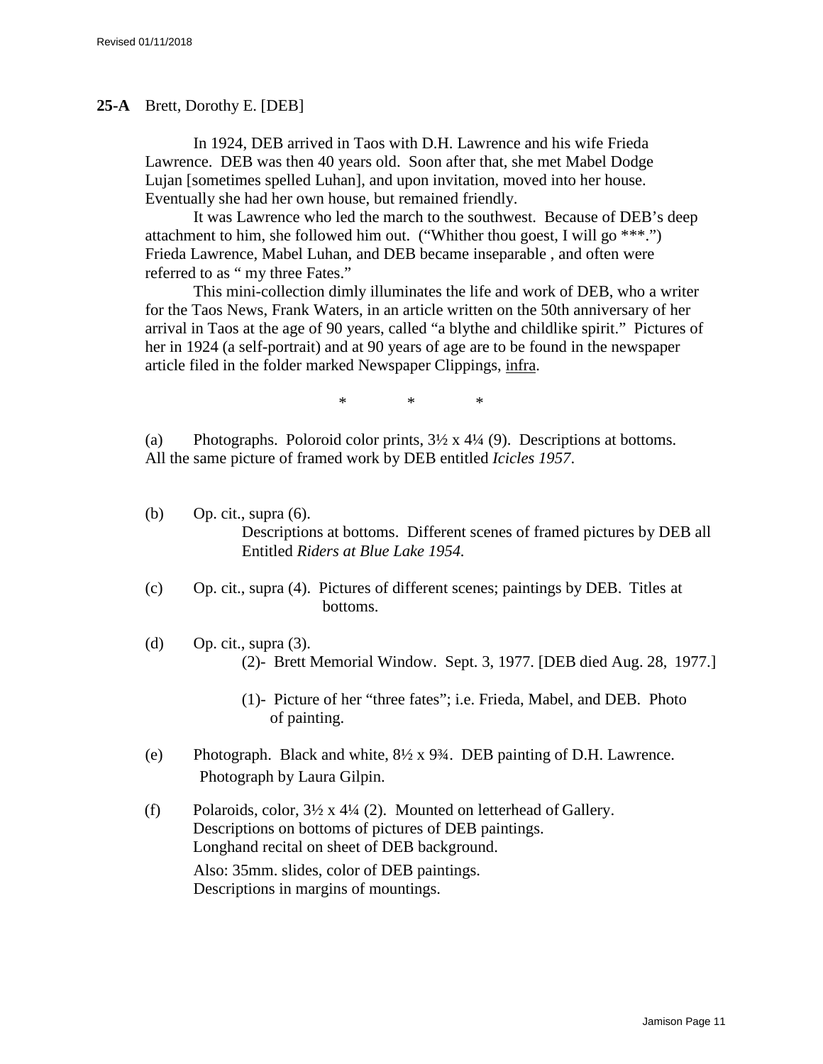**25-A** Brett, Dorothy E. [DEB]

In 1924, DEB arrived in Taos with D.H. Lawrence and his wife Frieda Lawrence. DEB was then 40 years old. Soon after that, she met Mabel Dodge Lujan [sometimes spelled Luhan], and upon invitation, moved into her house. Eventually she had her own house, but remained friendly.

It was Lawrence who led the march to the southwest. Because of DEB's deep attachment to him, she followed him out. ("Whither thou goest, I will go ***.") Frieda Lawrence, Mabel Luhan, and DEB became inseparable , and often were referred to as " my three Fates."

This mini-collection dimly illuminates the life and work of DEB, who a writer for the Taos News, Frank Waters, in an article written on the 50th anniversary of her arrival in Taos at the age of 90 years, called "a blythe and childlike spirit." Pictures of her in 1924 (a self-portrait) and at 90 years of age are to be found in the newspaper article filed in the folder marked Newspaper Clippings, <u>infra</u>.

\* \* \*

(a) Photographs. Poloroid color prints, 3½ x 4¼ (9). Descriptions at bottoms. All the same picture of framed work by DEB entitled *Icicles 1957*.

(b) Op. cit., supra (6).
Descriptions at bottoms. Different scenes of framed pictures by DEB all Entitled *Riders at Blue Lake 1954.*

(c) Op. cit., supra (4). Pictures of different scenes; paintings by DEB. Titles at bottoms.

(d) Op. cit., supra (3).
(2)- Brett Memorial Window. Sept. 3, 1977. [DEB died Aug. 28, 1977.]

(1)- Picture of her "three fates"; i.e. Frieda, Mabel, and DEB. Photo of painting.

(e) Photograph. Black and white, 8½ x 9¾. DEB painting of D.H. Lawrence. Photograph by Laura Gilpin.

(f) Polaroids, color, 3½ x 4¼ (2). Mounted on letterhead of Gallery. Descriptions on bottoms of pictures of DEB paintings. Longhand recital on sheet of DEB background.

Also: 35mm. slides, color of DEB paintings. Descriptions in margins of mountings.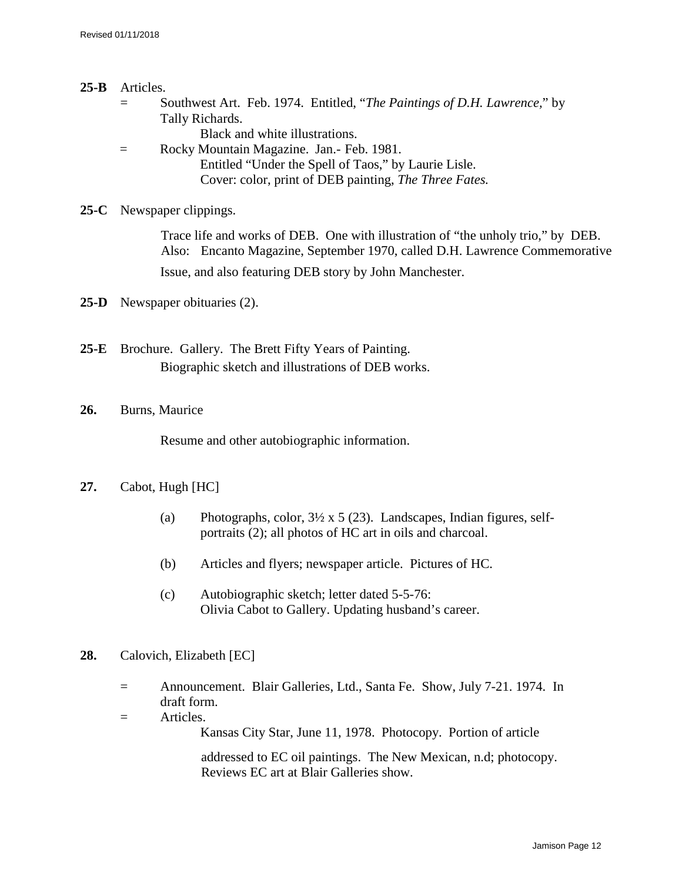**25-B** Articles.

= Southwest Art. Feb. 1974. Entitled, "*The Paintings of D.H. Lawrence*," by Tally Richards.
  Black and white illustrations.

= Rocky Mountain Magazine. Jan.- Feb. 1981.
  Entitled "Under the Spell of Taos," by Laurie Lisle.
  Cover: color, print of DEB painting, *The Three Fates.*

**25-C** Newspaper clippings.

Trace life and works of DEB. One with illustration of "the unholy trio," by DEB. Also: Encanto Magazine, September 1970, called D.H. Lawrence Commemorative Issue, and also featuring DEB story by John Manchester.

**25-D** Newspaper obituaries (2).

**25-E** Brochure. Gallery. The Brett Fifty Years of Painting.
Biographic sketch and illustrations of DEB works.

**26.** Burns, Maurice

Resume and other autobiographic information.

**27.** Cabot, Hugh [HC]

(a) Photographs, color, 3½ x 5 (23). Landscapes, Indian figures, self-portraits (2); all photos of HC art in oils and charcoal.

(b) Articles and flyers; newspaper article. Pictures of HC.

(c) Autobiographic sketch; letter dated 5-5-76:
Olivia Cabot to Gallery. Updating husband's career.

**28.** Calovich, Elizabeth [EC]

= Announcement. Blair Galleries, Ltd., Santa Fe. Show, July 7-21. 1974. In draft form.

= Articles.
  Kansas City Star, June 11, 1978. Photocopy. Portion of article addressed to EC oil paintings. The New Mexican, n.d; photocopy. Reviews EC art at Blair Galleries show.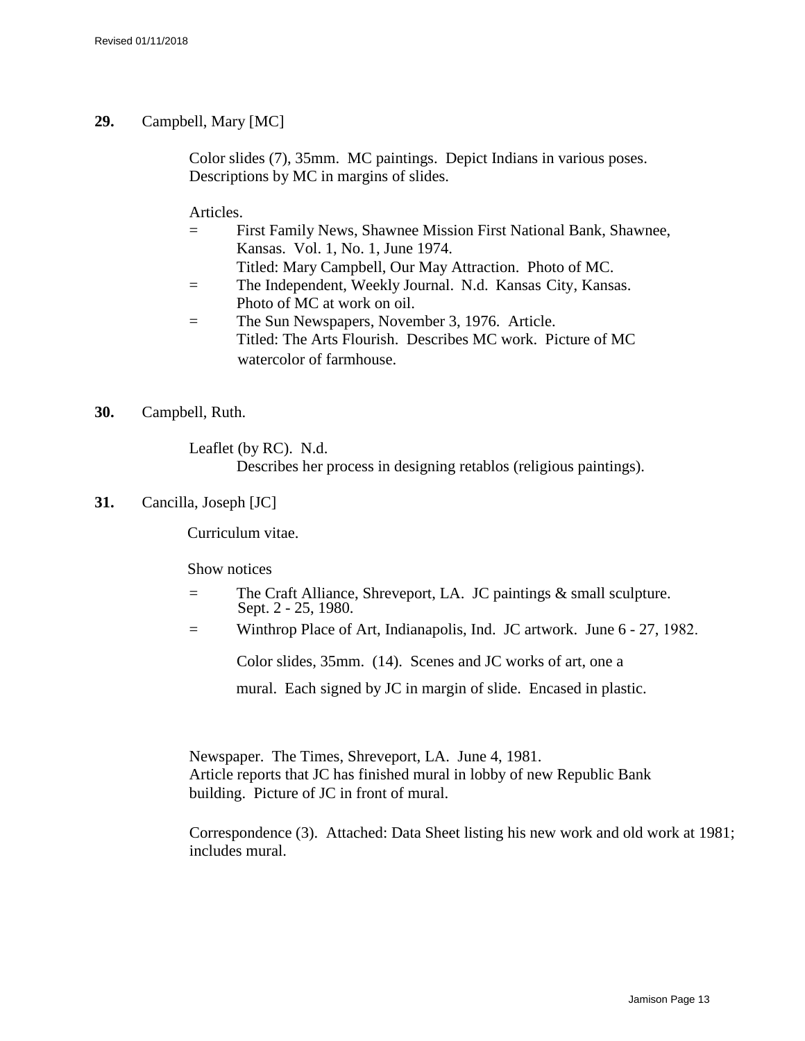**29.** Campbell, Mary [MC]

Color slides (7), 35mm. MC paintings. Depict Indians in various poses. Descriptions by MC in margins of slides.

Articles.

= First Family News, Shawnee Mission First National Bank, Shawnee, Kansas. Vol. 1, No. 1, June 1974.
Titled: Mary Campbell, Our May Attraction. Photo of MC.

= The Independent, Weekly Journal. N.d. Kansas City, Kansas.
Photo of MC at work on oil.

= The Sun Newspapers, November 3, 1976. Article.
Titled: The Arts Flourish. Describes MC work. Picture of MC watercolor of farmhouse.

**30.** Campbell, Ruth.

Leaflet (by RC). N.d.
Describes her process in designing retablos (religious paintings).

**31.** Cancilla, Joseph [JC]

Curriculum vitae.

Show notices

= The Craft Alliance, Shreveport, LA. JC paintings & small sculpture. Sept. 2 - 25, 1980.

= Winthrop Place of Art, Indianapolis, Ind. JC artwork. June 6 - 27, 1982.

Color slides, 35mm. (14). Scenes and JC works of art, one a mural. Each signed by JC in margin of slide. Encased in plastic.

Newspaper. The Times, Shreveport, LA. June 4, 1981.
Article reports that JC has finished mural in lobby of new Republic Bank building. Picture of JC in front of mural.

Correspondence (3). Attached: Data Sheet listing his new work and old work at 1981; includes mural.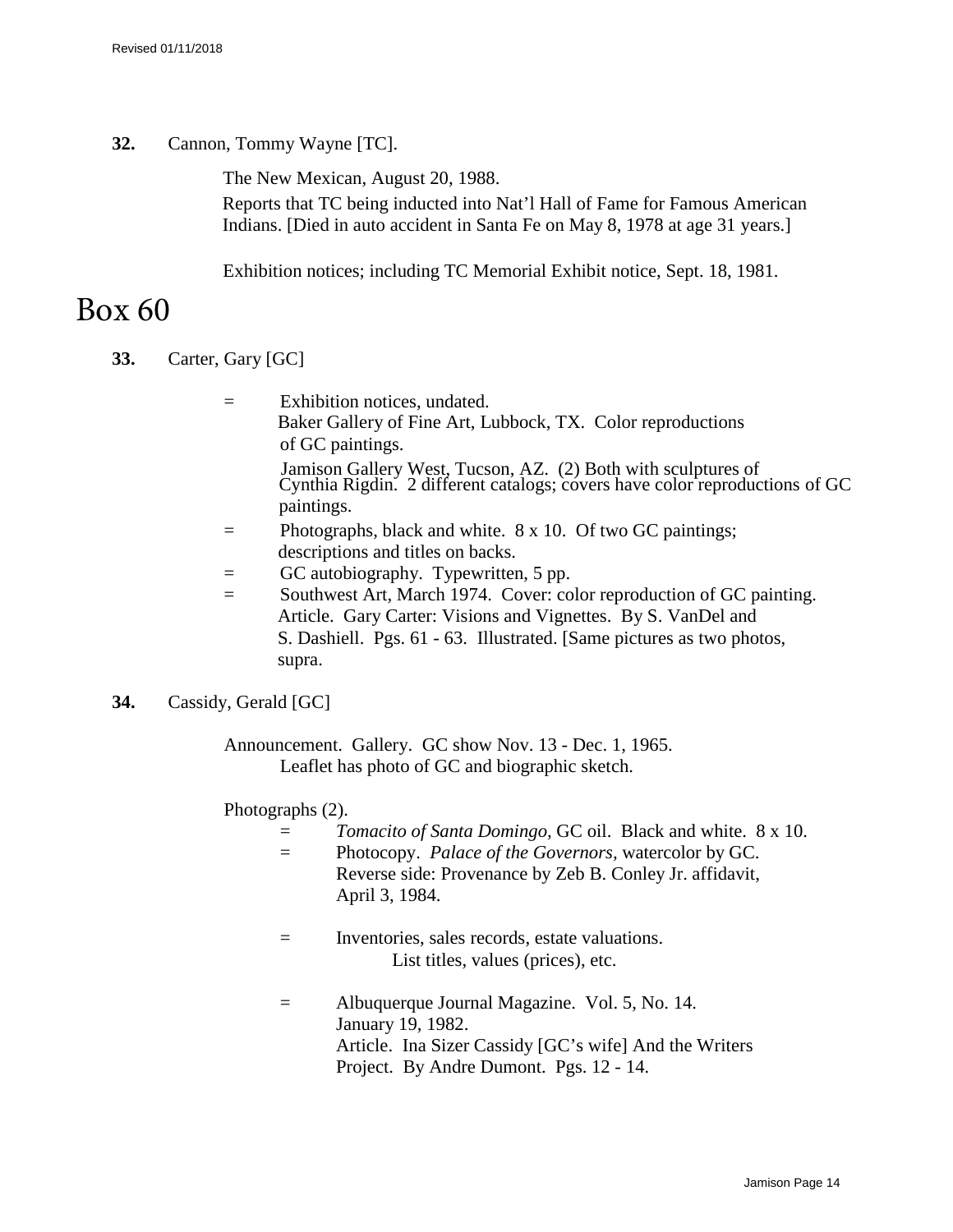**32.** Cannon, Tommy Wayne [TC].

The New Mexican, August 20, 1988.
Reports that TC being inducted into Nat'l Hall of Fame for Famous American Indians. [Died in auto accident in Santa Fe on May 8, 1978 at age 31 years.]

Exhibition notices; including TC Memorial Exhibit notice, Sept. 18, 1981.

# Box 60

**33.** Carter, Gary [GC]

= Exhibition notices, undated.
Baker Gallery of Fine Art, Lubbock, TX. Color reproductions of GC paintings.
Jamison Gallery West, Tucson, AZ. (2) Both with sculptures of Cynthia Rigdin. 2 different catalogs; covers have color reproductions of GC paintings.

= Photographs, black and white. 8 x 10. Of two GC paintings; descriptions and titles on backs.

= GC autobiography. Typewritten, 5 pp.

= Southwest Art, March 1974. Cover: color reproduction of GC painting. Article. Gary Carter: Visions and Vignettes. By S. VanDel and S. Dashiell. Pgs. 61 - 63. Illustrated. [Same pictures as two photos, supra.

**34.** Cassidy, Gerald [GC]

Announcement. Gallery. GC show Nov. 13 - Dec. 1, 1965.
Leaflet has photo of GC and biographic sketch.

Photographs (2).

= *Tomacito of Santa Domingo,* GC oil. Black and white. 8 x 10.

= Photocopy. *Palace of the Governors,* watercolor by GC. Reverse side: Provenance by Zeb B. Conley Jr. affidavit, April 3, 1984.

= Inventories, sales records, estate valuations.
List titles, values (prices), etc.

= Albuquerque Journal Magazine. Vol. 5, No. 14. January 19, 1982.
Article. Ina Sizer Cassidy [GC's wife] And the Writers Project. By Andre Dumont. Pgs. 12 - 14.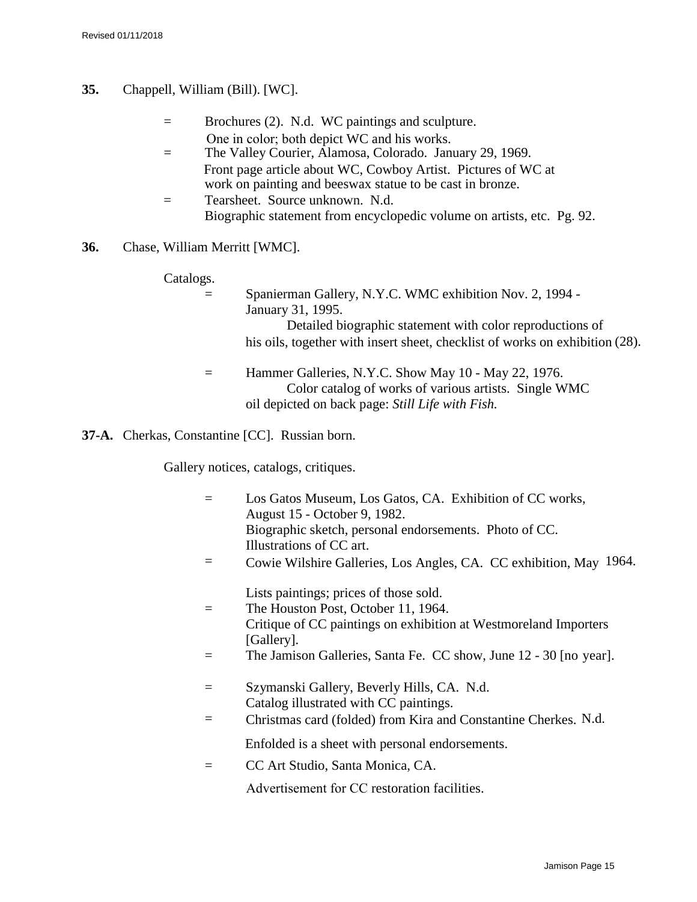**35.** Chappell, William (Bill). [WC].

= Brochures (2). N.d. WC paintings and sculpture.
One in color; both depict WC and his works.

= The Valley Courier, Alamosa, Colorado. January 29, 1969.
Front page article about WC, Cowboy Artist. Pictures of WC at work on painting and beeswax statue to be cast in bronze.

= Tearsheet. Source unknown. N.d.
Biographic statement from encyclopedic volume on artists, etc. Pg. 92.

**36.** Chase, William Merritt [WMC].

Catalogs.

= Spanierman Gallery, N.Y.C. WMC exhibition Nov. 2, 1994 - January 31, 1995.
Detailed biographic statement with color reproductions of his oils, together with insert sheet, checklist of works on exhibition (28).

= Hammer Galleries, N.Y.C. Show May 10 - May 22, 1976.
Color catalog of works of various artists. Single WMC oil depicted on back page: *Still Life with Fish.*

**37-A.** Cherkas, Constantine [CC]. Russian born.

Gallery notices, catalogs, critiques.

= Los Gatos Museum, Los Gatos, CA. Exhibition of CC works, August 15 - October 9, 1982.
Biographic sketch, personal endorsements. Photo of CC. Illustrations of CC art.

= Cowie Wilshire Galleries, Los Angles, CA. CC exhibition, May 1964.
Lists paintings; prices of those sold.

= The Houston Post, October 11, 1964.
Critique of CC paintings on exhibition at Westmoreland Importers [Gallery].

= The Jamison Galleries, Santa Fe. CC show, June 12 - 30 [no year].

= Szymanski Gallery, Beverly Hills, CA. N.d.
Catalog illustrated with CC paintings.

= Christmas card (folded) from Kira and Constantine Cherkes. N.d.
Enfolded is a sheet with personal endorsements.

= CC Art Studio, Santa Monica, CA.
Advertisement for CC restoration facilities.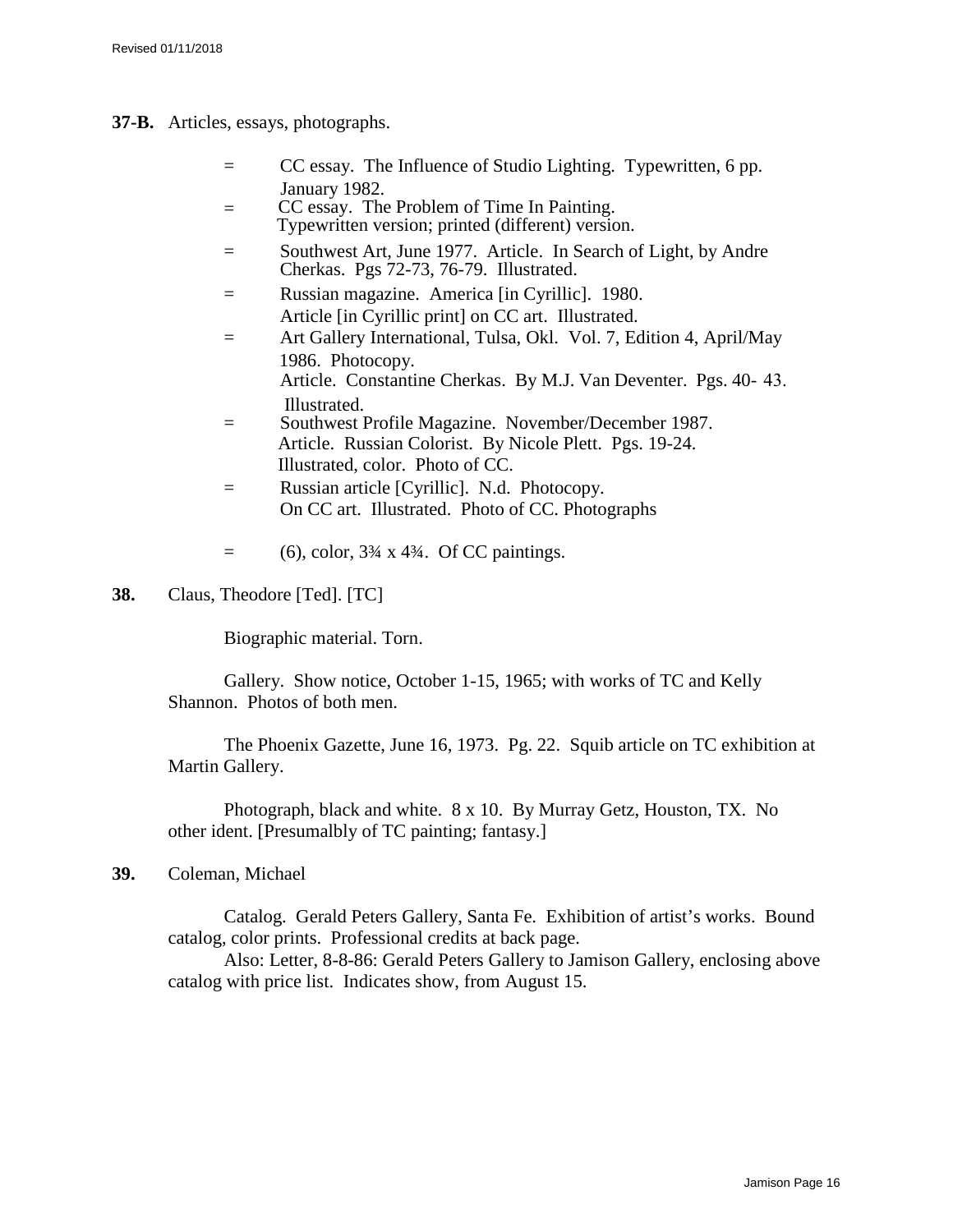**37-B.** Articles, essays, photographs.

= CC essay. The Influence of Studio Lighting. Typewritten, 6 pp. January 1982.

= CC essay. The Problem of Time In Painting. Typewritten version; printed (different) version.

= Southwest Art, June 1977. Article. In Search of Light, by Andre Cherkas. Pgs 72-73, 76-79. Illustrated.

= Russian magazine. America [in Cyrillic]. 1980. Article [in Cyrillic print] on CC art. Illustrated.

= Art Gallery International, Tulsa, Okl. Vol. 7, Edition 4, April/May 1986. Photocopy. Article. Constantine Cherkas. By M.J. Van Deventer. Pgs. 40- 43. Illustrated.

= Southwest Profile Magazine. November/December 1987. Article. Russian Colorist. By Nicole Plett. Pgs. 19-24. Illustrated, color. Photo of CC.

= Russian article [Cyrillic]. N.d. Photocopy. On CC art. Illustrated. Photo of CC. Photographs

= (6), color, 3¾ x 4¾. Of CC paintings.

**38.** Claus, Theodore [Ted]. [TC]

Biographic material. Torn.

Gallery. Show notice, October 1-15, 1965; with works of TC and Kelly Shannon. Photos of both men.

The Phoenix Gazette, June 16, 1973. Pg. 22. Squib article on TC exhibition at Martin Gallery.

Photograph, black and white. 8 x 10. By Murray Getz, Houston, TX. No other ident. [Presumalbly of TC painting; fantasy.]

**39.** Coleman, Michael

Catalog. Gerald Peters Gallery, Santa Fe. Exhibition of artist's works. Bound catalog, color prints. Professional credits at back page.

Also: Letter, 8-8-86: Gerald Peters Gallery to Jamison Gallery, enclosing above catalog with price list. Indicates show, from August 15.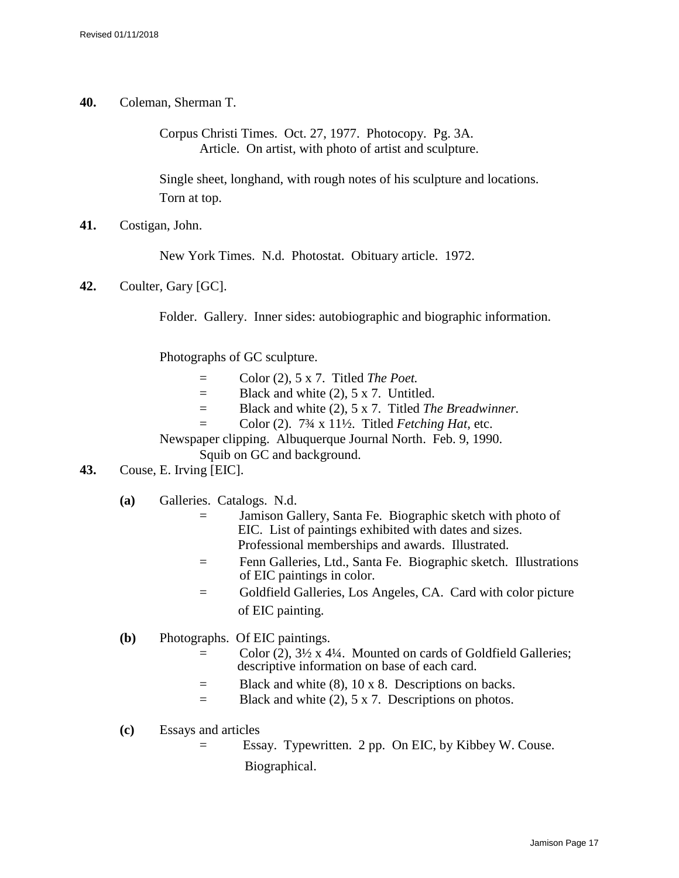**40.** Coleman, Sherman T.

Corpus Christi Times. Oct. 27, 1977. Photocopy. Pg. 3A.
Article. On artist, with photo of artist and sculpture.

Single sheet, longhand, with rough notes of his sculpture and locations. Torn at top.

**41.** Costigan, John.

New York Times. N.d. Photostat. Obituary article. 1972.

**42.** Coulter, Gary [GC].

Folder. Gallery. Inner sides: autobiographic and biographic information.

Photographs of GC sculpture.

- = Color (2), 5 x 7. Titled *The Poet.*
- = Black and white (2), 5 x 7. Untitled.
- = Black and white (2), 5 x 7. Titled *The Breadwinner.*
- = Color (2). 7¾ x 11½. Titled *Fetching Hat,* etc.

Newspaper clipping. Albuquerque Journal North. Feb. 9, 1990.
Squib on GC and background.

**43.** Couse, E. Irving [EIC].

**(a)** Galleries. Catalogs. N.d.

- = Jamison Gallery, Santa Fe. Biographic sketch with photo of EIC. List of paintings exhibited with dates and sizes. Professional memberships and awards. Illustrated.
- = Fenn Galleries, Ltd., Santa Fe. Biographic sketch. Illustrations of EIC paintings in color.
- = Goldfield Galleries, Los Angeles, CA. Card with color picture of EIC painting.

**(b)** Photographs. Of EIC paintings.

- = Color (2), 3½ x 4¼. Mounted on cards of Goldfield Galleries; descriptive information on base of each card.
- = Black and white (8), 10 x 8. Descriptions on backs.
- = Black and white (2), 5 x 7. Descriptions on photos.

**(c)** Essays and articles

- = Essay. Typewritten. 2 pp. On EIC, by Kibbey W. Couse. Biographical.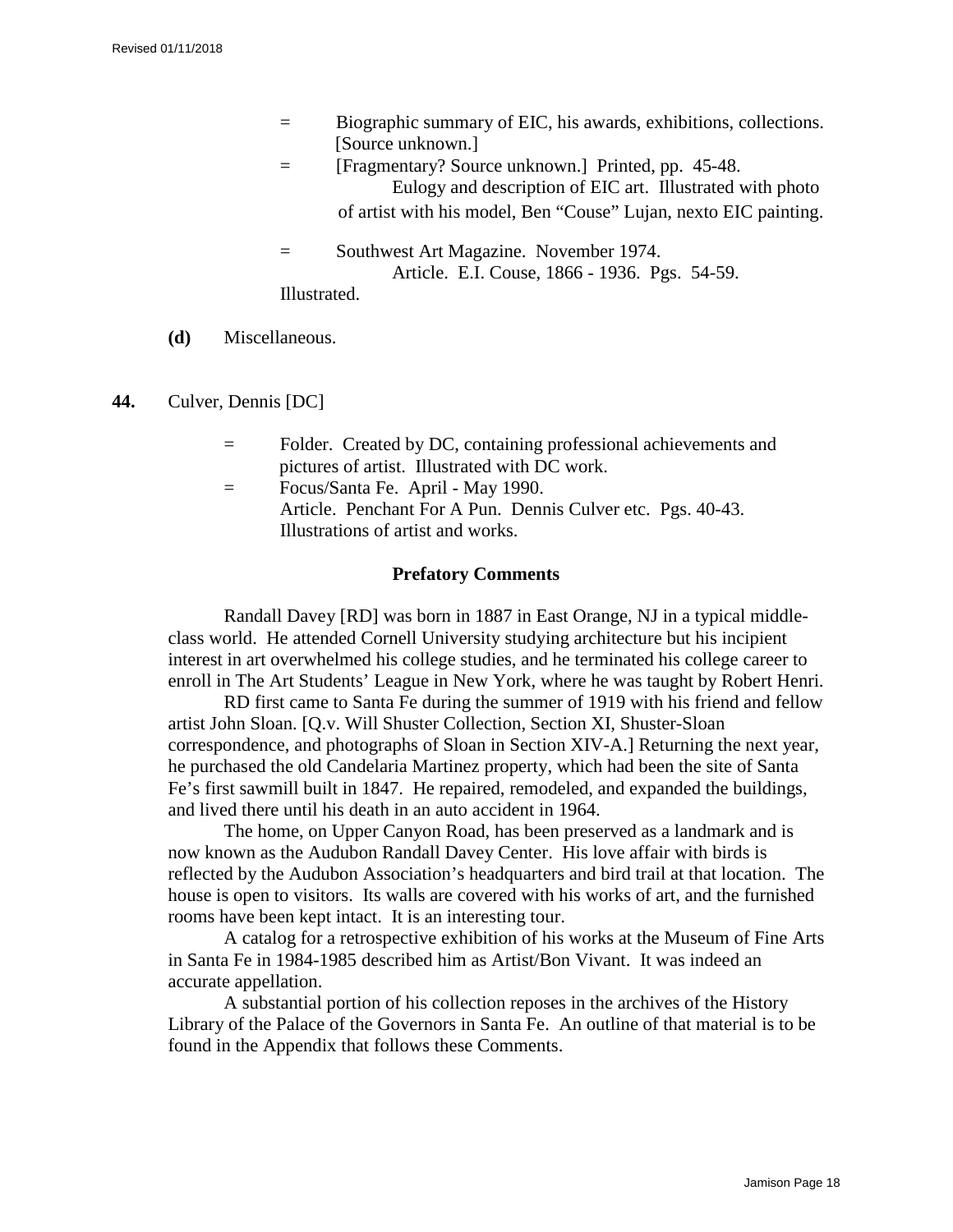= Biographic summary of EIC, his awards, exhibitions, collections. [Source unknown.]

= [Fragmentary? Source unknown.] Printed, pp. 45-48.
Eulogy and description of EIC art. Illustrated with photo of artist with his model, Ben "Couse" Lujan, nexto EIC painting.

= Southwest Art Magazine. November 1974.
Article. E.I. Couse, 1866 - 1936. Pgs. 54-59.
Illustrated.

**(d)** Miscellaneous.

**44.** Culver, Dennis [DC]

= Folder. Created by DC, containing professional achievements and pictures of artist. Illustrated with DC work.

= Focus/Santa Fe. April - May 1990.
Article. Penchant For A Pun. Dennis Culver etc. Pgs. 40-43.
Illustrations of artist and works.

**Prefatory Comments**

Randall Davey [RD] was born in 1887 in East Orange, NJ in a typical middle-class world. He attended Cornell University studying architecture but his incipient interest in art overwhelmed his college studies, and he terminated his college career to enroll in The Art Students' League in New York, where he was taught by Robert Henri.

RD first came to Santa Fe during the summer of 1919 with his friend and fellow artist John Sloan. [Q.v. Will Shuster Collection, Section XI, Shuster-Sloan correspondence, and photographs of Sloan in Section XIV-A.] Returning the next year, he purchased the old Candelaria Martinez property, which had been the site of Santa Fe's first sawmill built in 1847. He repaired, remodeled, and expanded the buildings, and lived there until his death in an auto accident in 1964.

The home, on Upper Canyon Road, has been preserved as a landmark and is now known as the Audubon Randall Davey Center. His love affair with birds is reflected by the Audubon Association's headquarters and bird trail at that location. The house is open to visitors. Its walls are covered with his works of art, and the furnished rooms have been kept intact. It is an interesting tour.

A catalog for a retrospective exhibition of his works at the Museum of Fine Arts in Santa Fe in 1984-1985 described him as Artist/Bon Vivant. It was indeed an accurate appellation.

A substantial portion of his collection reposes in the archives of the History Library of the Palace of the Governors in Santa Fe. An outline of that material is to be found in the Appendix that follows these Comments.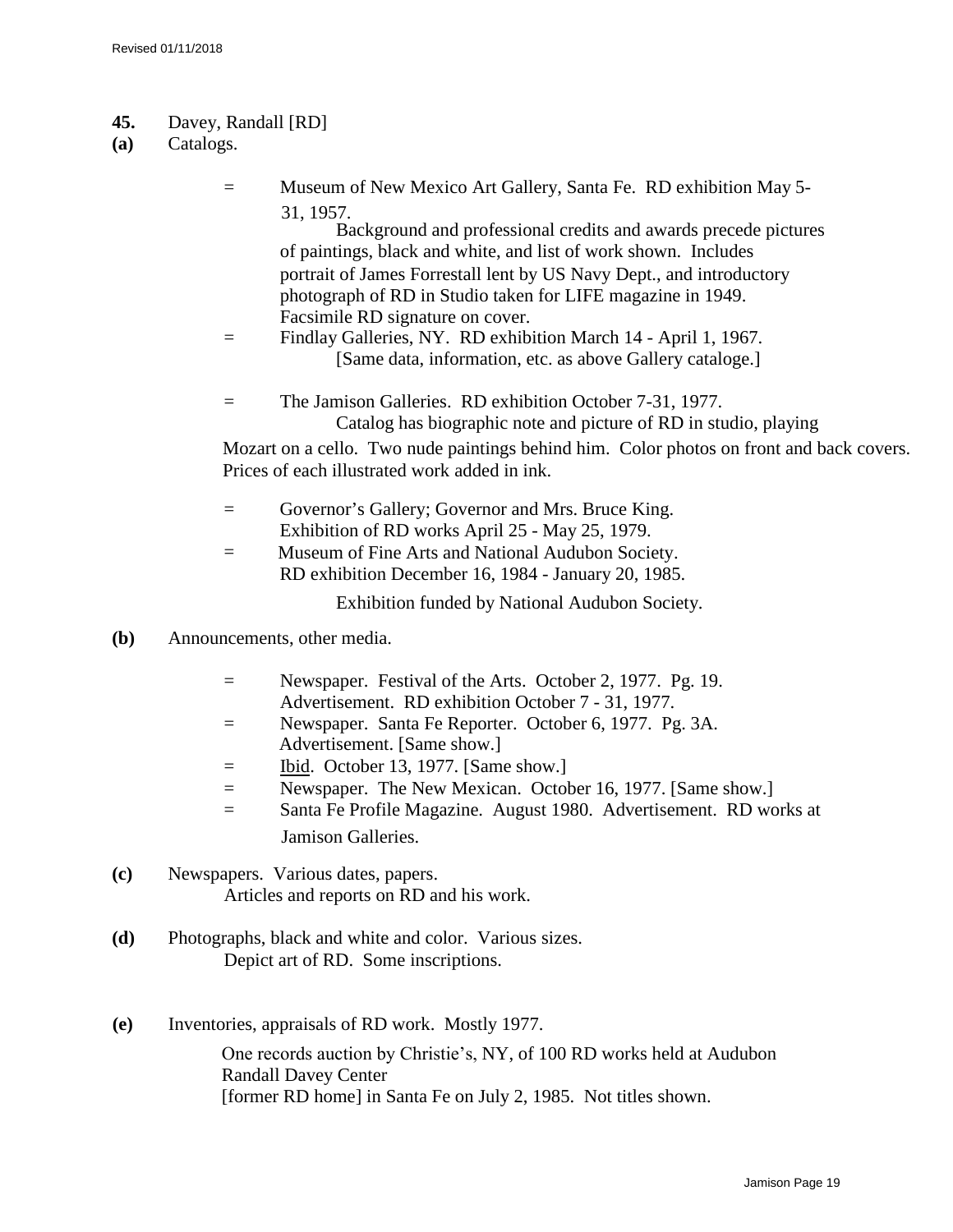**45.** Davey, Randall [RD]

**(a)** Catalogs.

= Museum of New Mexico Art Gallery, Santa Fe. RD exhibition May 5-31, 1957.
Background and professional credits and awards precede pictures of paintings, black and white, and list of work shown. Includes portrait of James Forrestall lent by US Navy Dept., and introductory photograph of RD in Studio taken for LIFE magazine in 1949. Facsimile RD signature on cover.

= Findlay Galleries, NY. RD exhibition March 14 - April 1, 1967.
[Same data, information, etc. as above Gallery cataloge.]

= The Jamison Galleries. RD exhibition October 7-31, 1977.
Catalog has biographic note and picture of RD in studio, playing Mozart on a cello. Two nude paintings behind him. Color photos on front and back covers. Prices of each illustrated work added in ink.

= Governor's Gallery; Governor and Mrs. Bruce King.
Exhibition of RD works April 25 - May 25, 1979.

= Museum of Fine Arts and National Audubon Society.
RD exhibition December 16, 1984 - January 20, 1985.
Exhibition funded by National Audubon Society.

**(b)** Announcements, other media.

= Newspaper. Festival of the Arts. October 2, 1977. Pg. 19.
Advertisement. RD exhibition October 7 - 31, 1977.

= Newspaper. Santa Fe Reporter. October 6, 1977. Pg. 3A.
Advertisement. [Same show.]

= Ibid. October 13, 1977. [Same show.]

= Newspaper. The New Mexican. October 16, 1977. [Same show.]

= Santa Fe Profile Magazine. August 1980. Advertisement. RD works at Jamison Galleries.

**(c)** Newspapers. Various dates, papers.
Articles and reports on RD and his work.

**(d)** Photographs, black and white and color. Various sizes.
Depict art of RD. Some inscriptions.

**(e)** Inventories, appraisals of RD work. Mostly 1977.
One records auction by Christie's, NY, of 100 RD works held at Audubon Randall Davey Center
[former RD home] in Santa Fe on July 2, 1985. Not titles shown.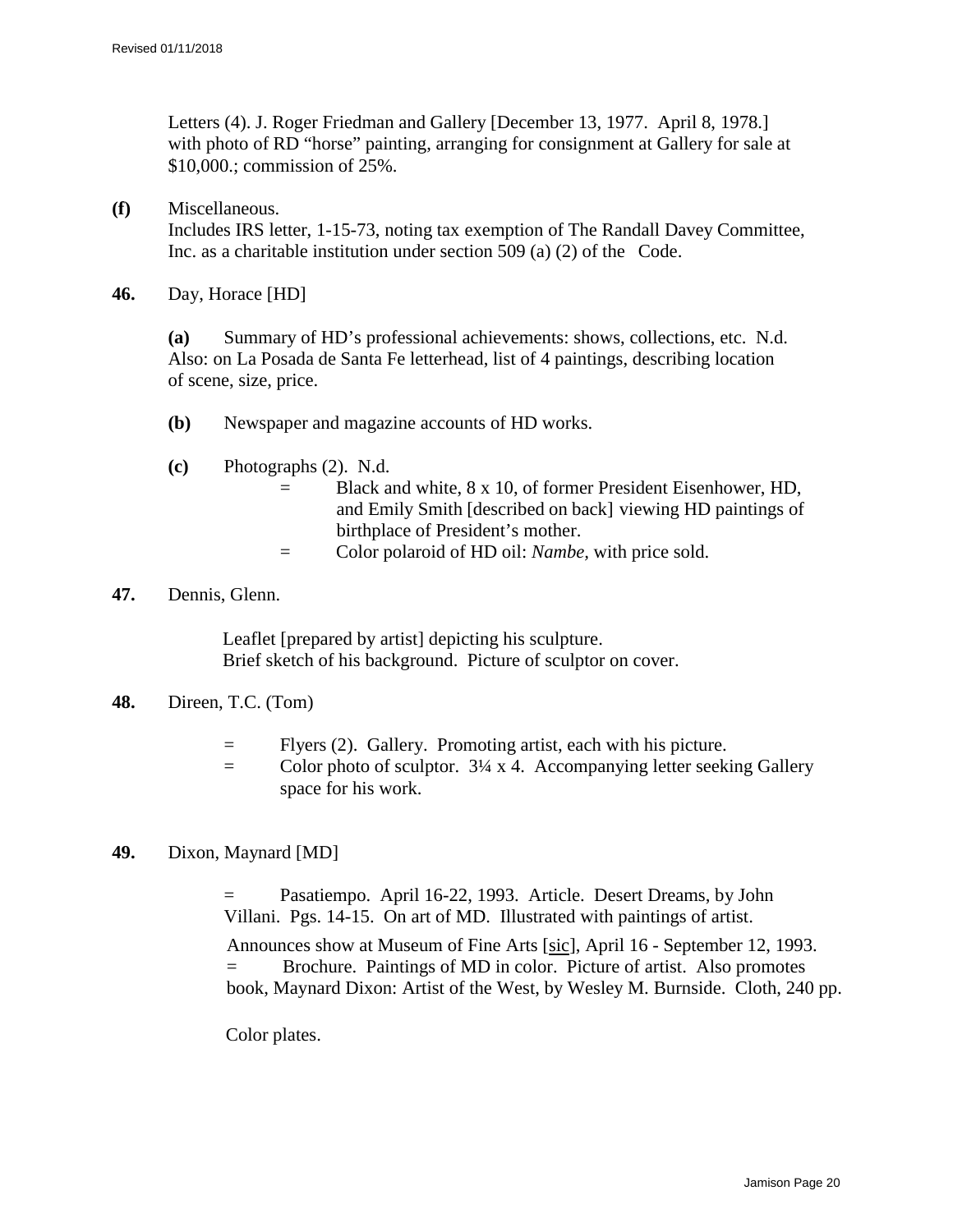Letters (4). J. Roger Friedman and Gallery [December 13, 1977. April 8, 1978.] with photo of RD "horse" painting, arranging for consignment at Gallery for sale at $10,000.; commission of 25%.

**(f)** Miscellaneous.
Includes IRS letter, 1-15-73, noting tax exemption of The Randall Davey Committee, Inc. as a charitable institution under section 509 (a) (2) of the Code.

**46.** Day, Horace [HD]

**(a)** Summary of HD's professional achievements: shows, collections, etc. N.d. Also: on La Posada de Santa Fe letterhead, list of 4 paintings, describing location of scene, size, price.

**(b)** Newspaper and magazine accounts of HD works.

**(c)** Photographs (2). N.d.

= Black and white, 8 x 10, of former President Eisenhower, HD, and Emily Smith [described on back] viewing HD paintings of birthplace of President's mother.

= Color polaroid of HD oil: *Nambe*, with price sold.

**47.** Dennis, Glenn.

Leaflet [prepared by artist] depicting his sculpture.
Brief sketch of his background. Picture of sculptor on cover.

**48.** Direen, T.C. (Tom)

= Flyers (2). Gallery. Promoting artist, each with his picture.

= Color photo of sculptor. 3¼ x 4. Accompanying letter seeking Gallery space for his work.

**49.** Dixon, Maynard [MD]

= Pasatiempo. April 16-22, 1993. Article. Desert Dreams, by John Villani. Pgs. 14-15. On art of MD. Illustrated with paintings of artist.

Announces show at Museum of Fine Arts [sic], April 16 - September 12, 1993.

= Brochure. Paintings of MD in color. Picture of artist. Also promotes book, Maynard Dixon: Artist of the West, by Wesley M. Burnside. Cloth, 240 pp.

Color plates.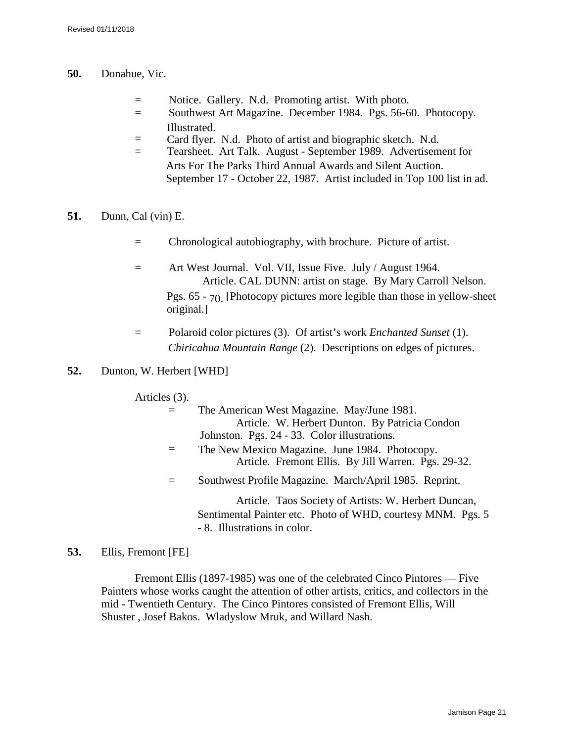**50.** Donahue, Vic.

- = Notice. Gallery. N.d. Promoting artist. With photo.
- = Southwest Art Magazine. December 1984. Pgs. 56-60. Photocopy. Illustrated.
- = Card flyer. N.d. Photo of artist and biographic sketch. N.d.
- = Tearsheet. Art Talk. August - September 1989. Advertisement for Arts For The Parks Third Annual Awards and Silent Auction. September 17 - October 22, 1987. Artist included in Top 100 list in ad.

**51.** Dunn, Cal (vin) E.

- = Chronological autobiography, with brochure. Picture of artist.
- = Art West Journal. Vol. VII, Issue Five. July / August 1964. Article. CAL DUNN: artist on stage. By Mary Carroll Nelson. Pgs. 65 - 70. [Photocopy pictures more legible than those in yellow-sheet original.]
- = Polaroid color pictures (3). Of artist's work *Enchanted Sunset* (1). *Chiricahua Mountain Range* (2). Descriptions on edges of pictures.

**52.** Dunton, W. Herbert [WHD]

Articles (3).

- = The American West Magazine. May/June 1981. Article. W. Herbert Dunton. By Patricia Condon Johnston. Pgs. 24 - 33. Color illustrations.
- = The New Mexico Magazine. June 1984. Photocopy. Article. Fremont Ellis. By Jill Warren. Pgs. 29-32.
- = Southwest Profile Magazine. March/April 1985. Reprint. Article. Taos Society of Artists: W. Herbert Duncan, Sentimental Painter etc. Photo of WHD, courtesy MNM. Pgs. 5 - 8. Illustrations in color.

**53.** Ellis, Fremont [FE]

Fremont Ellis (1897-1985) was one of the celebrated Cinco Pintores — Five Painters whose works caught the attention of other artists, critics, and collectors in the mid - Twentieth Century. The Cinco Pintores consisted of Fremont Ellis, Will Shuster , Josef Bakos. Wladyslow Mruk, and Willard Nash.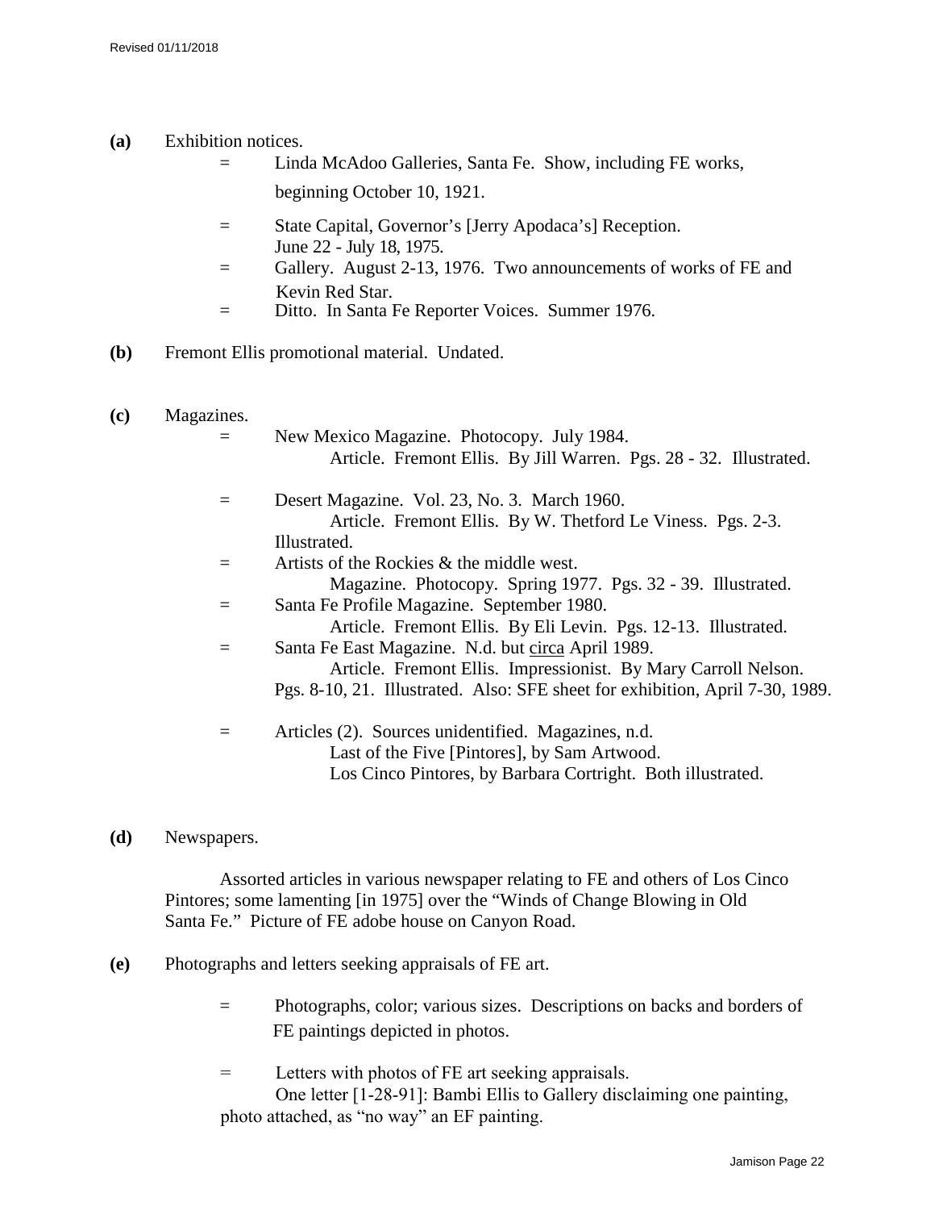**(a)** Exhibition notices.

= Linda McAdoo Galleries, Santa Fe. Show, including FE works, beginning October 10, 1921.

= State Capital, Governor's [Jerry Apodaca's] Reception. June 22 - July 18, 1975.

= Gallery. August 2-13, 1976. Two announcements of works of FE and Kevin Red Star.

= Ditto. In Santa Fe Reporter Voices. Summer 1976.

**(b)** Fremont Ellis promotional material. Undated.

**(c)** Magazines.

= New Mexico Magazine. Photocopy. July 1984.
Article. Fremont Ellis. By Jill Warren. Pgs. 28 - 32. Illustrated.

= Desert Magazine. Vol. 23, No. 3. March 1960.
Article. Fremont Ellis. By W. Thetford Le Viness. Pgs. 2-3. Illustrated.

= Artists of the Rockies & the middle west.
Magazine. Photocopy. Spring 1977. Pgs. 32 - 39. Illustrated.

= Santa Fe Profile Magazine. September 1980.
Article. Fremont Ellis. By Eli Levin. Pgs. 12-13. Illustrated.

= Santa Fe East Magazine. N.d. but circa April 1989.
Article. Fremont Ellis. Impressionist. By Mary Carroll Nelson. Pgs. 8-10, 21. Illustrated. Also: SFE sheet for exhibition, April 7-30, 1989.

= Articles (2). Sources unidentified. Magazines, n.d.
Last of the Five [Pintores], by Sam Artwood.
Los Cinco Pintores, by Barbara Cortright. Both illustrated.

**(d)** Newspapers.

Assorted articles in various newspaper relating to FE and others of Los Cinco Pintores; some lamenting [in 1975] over the "Winds of Change Blowing in Old Santa Fe." Picture of FE adobe house on Canyon Road.

**(e)** Photographs and letters seeking appraisals of FE art.

= Photographs, color; various sizes. Descriptions on backs and borders of FE paintings depicted in photos.

= Letters with photos of FE art seeking appraisals.
One letter [1-28-91]: Bambi Ellis to Gallery disclaiming one painting, photo attached, as "no way" an EF painting.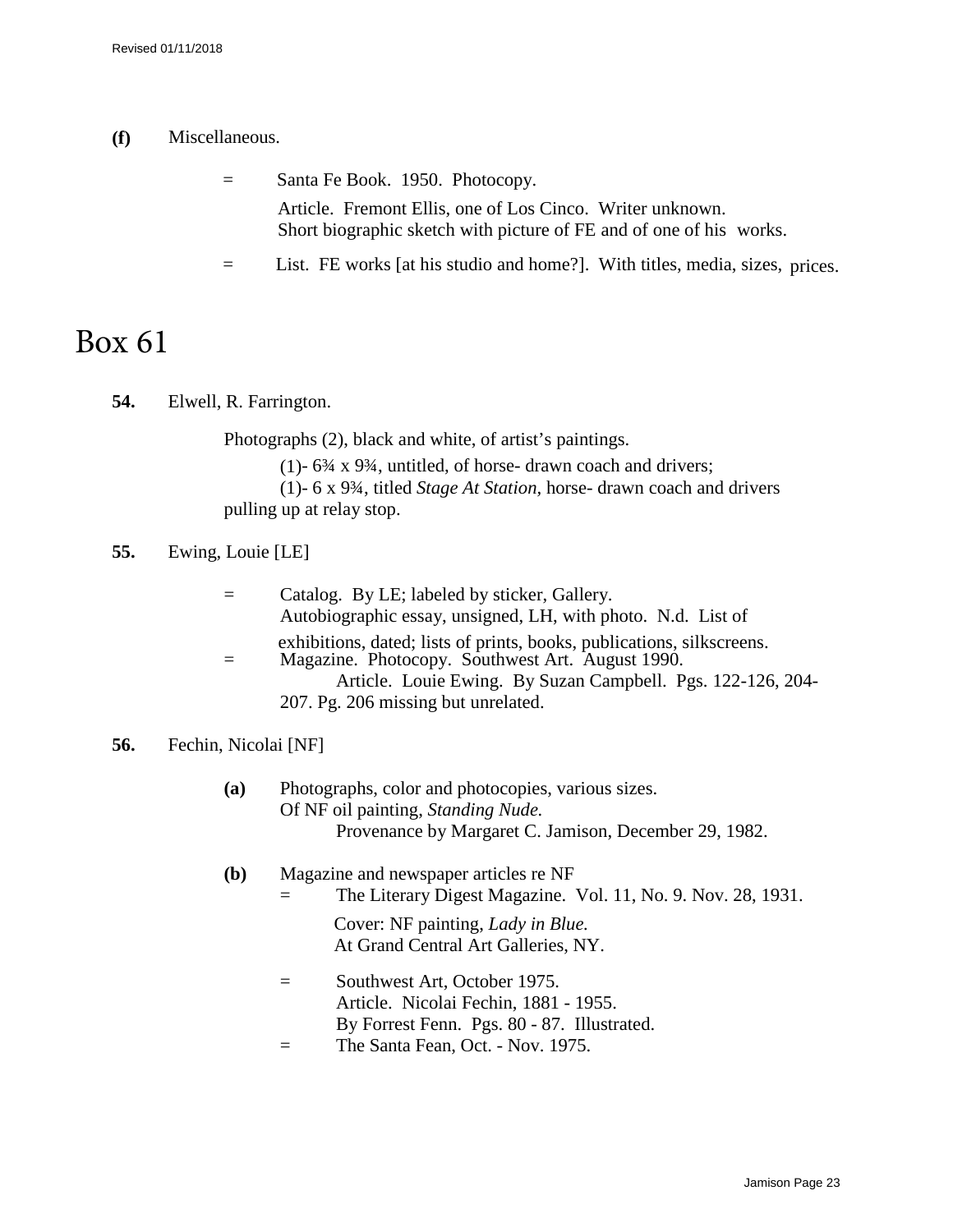**(f)** Miscellaneous.

= Santa Fe Book. 1950. Photocopy.
Article. Fremont Ellis, one of Los Cinco. Writer unknown.
Short biographic sketch with picture of FE and of one of his works.

= List. FE works [at his studio and home?]. With titles, media, sizes, prices.

# Box 61

**54.** Elwell, R. Farrington.

Photographs (2), black and white, of artist's paintings.
(1)- 6¾ x 9¾, untitled, of horse- drawn coach and drivers;
(1)- 6 x 9¾, titled *Stage At Station*, horse- drawn coach and drivers pulling up at relay stop.

**55.** Ewing, Louie [LE]

= Catalog. By LE; labeled by sticker, Gallery.
Autobiographic essay, unsigned, LH, with photo. N.d. List of exhibitions, dated; lists of prints, books, publications, silkscreens.

= Magazine. Photocopy. Southwest Art. August 1990.
Article. Louie Ewing. By Suzan Campbell. Pgs. 122-126, 204-207. Pg. 206 missing but unrelated.

**56.** Fechin, Nicolai [NF]

**(a)** Photographs, color and photocopies, various sizes.
Of NF oil painting, *Standing Nude.*
Provenance by Margaret C. Jamison, December 29, 1982.

**(b)** Magazine and newspaper articles re NF

= The Literary Digest Magazine. Vol. 11, No. 9. Nov. 28, 1931.
Cover: NF painting, *Lady in Blue.*
At Grand Central Art Galleries, NY.

= Southwest Art, October 1975.
Article. Nicolai Fechin, 1881 - 1955.
By Forrest Fenn. Pgs. 80 - 87. Illustrated.

= The Santa Fean, Oct. - Nov. 1975.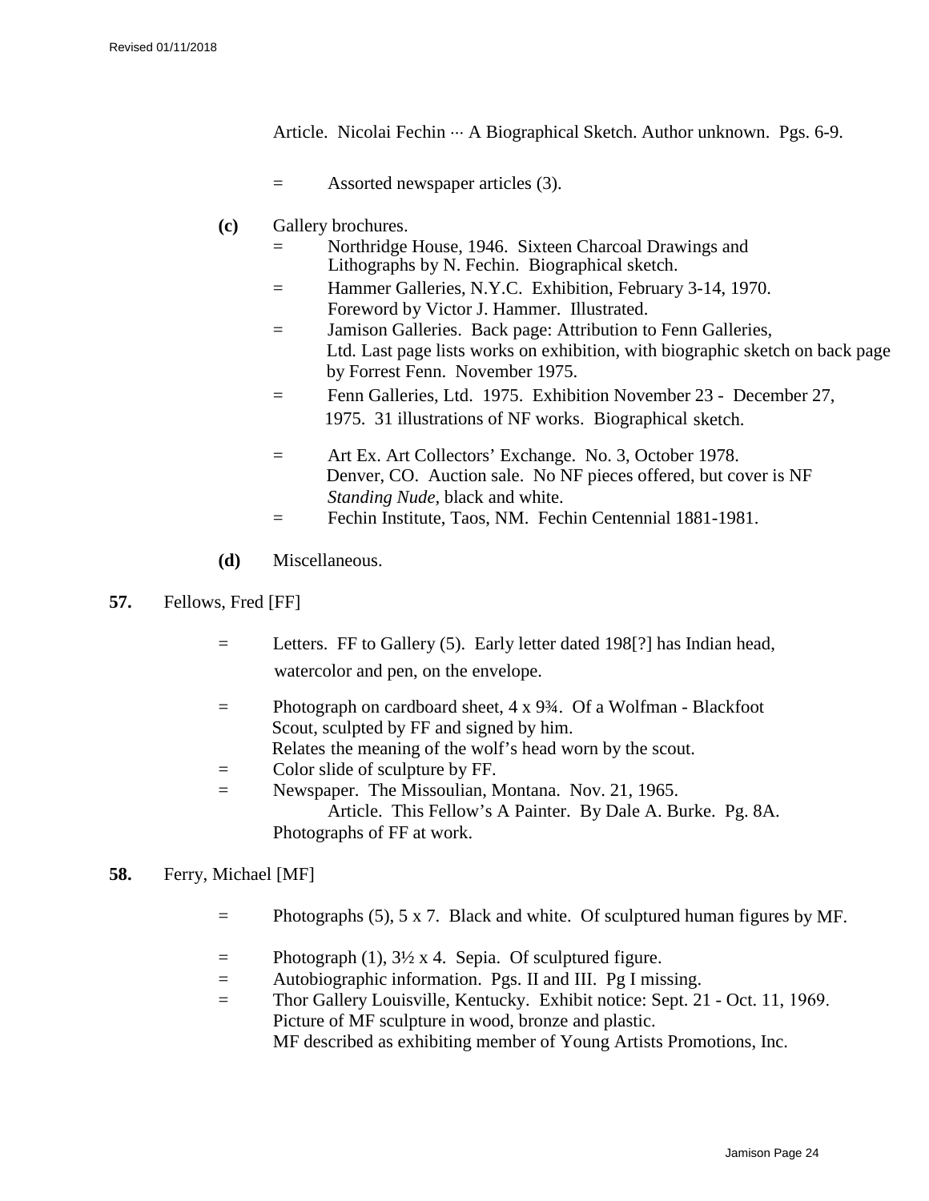Article. Nicolai Fechin ··· A Biographical Sketch. Author unknown. Pgs. 6-9.

= Assorted newspaper articles (3).

**(c)** Gallery brochures.

= Northridge House, 1946. Sixteen Charcoal Drawings and Lithographs by N. Fechin. Biographical sketch.

= Hammer Galleries, N.Y.C. Exhibition, February 3-14, 1970. Foreword by Victor J. Hammer. Illustrated.

= Jamison Galleries. Back page: Attribution to Fenn Galleries, Ltd. Last page lists works on exhibition, with biographic sketch on back page by Forrest Fenn. November 1975.

= Fenn Galleries, Ltd. 1975. Exhibition November 23 - December 27, 1975. 31 illustrations of NF works. Biographical sketch.

= Art Ex. Art Collectors' Exchange. No. 3, October 1978. Denver, CO. Auction sale. No NF pieces offered, but cover is NF *Standing Nude,* black and white.

= Fechin Institute, Taos, NM. Fechin Centennial 1881-1981.

**(d)** Miscellaneous.

**57.** Fellows, Fred [FF]

= Letters. FF to Gallery (5). Early letter dated 198[?] has Indian head, watercolor and pen, on the envelope.

= Photograph on cardboard sheet, 4 x 9¾. Of a Wolfman - Blackfoot Scout, sculpted by FF and signed by him. Relates the meaning of the wolf's head worn by the scout.

= Color slide of sculpture by FF.

= Newspaper. The Missoulian, Montana. Nov. 21, 1965.
Article. This Fellow's A Painter. By Dale A. Burke. Pg. 8A.
Photographs of FF at work.

**58.** Ferry, Michael [MF]

= Photographs (5), 5 x 7. Black and white. Of sculptured human figures by MF.

= Photograph (1), 3½ x 4. Sepia. Of sculptured figure.

= Autobiographic information. Pgs. II and III. Pg I missing.

= Thor Gallery Louisville, Kentucky. Exhibit notice: Sept. 21 - Oct. 11, 1969. Picture of MF sculpture in wood, bronze and plastic. MF described as exhibiting member of Young Artists Promotions, Inc.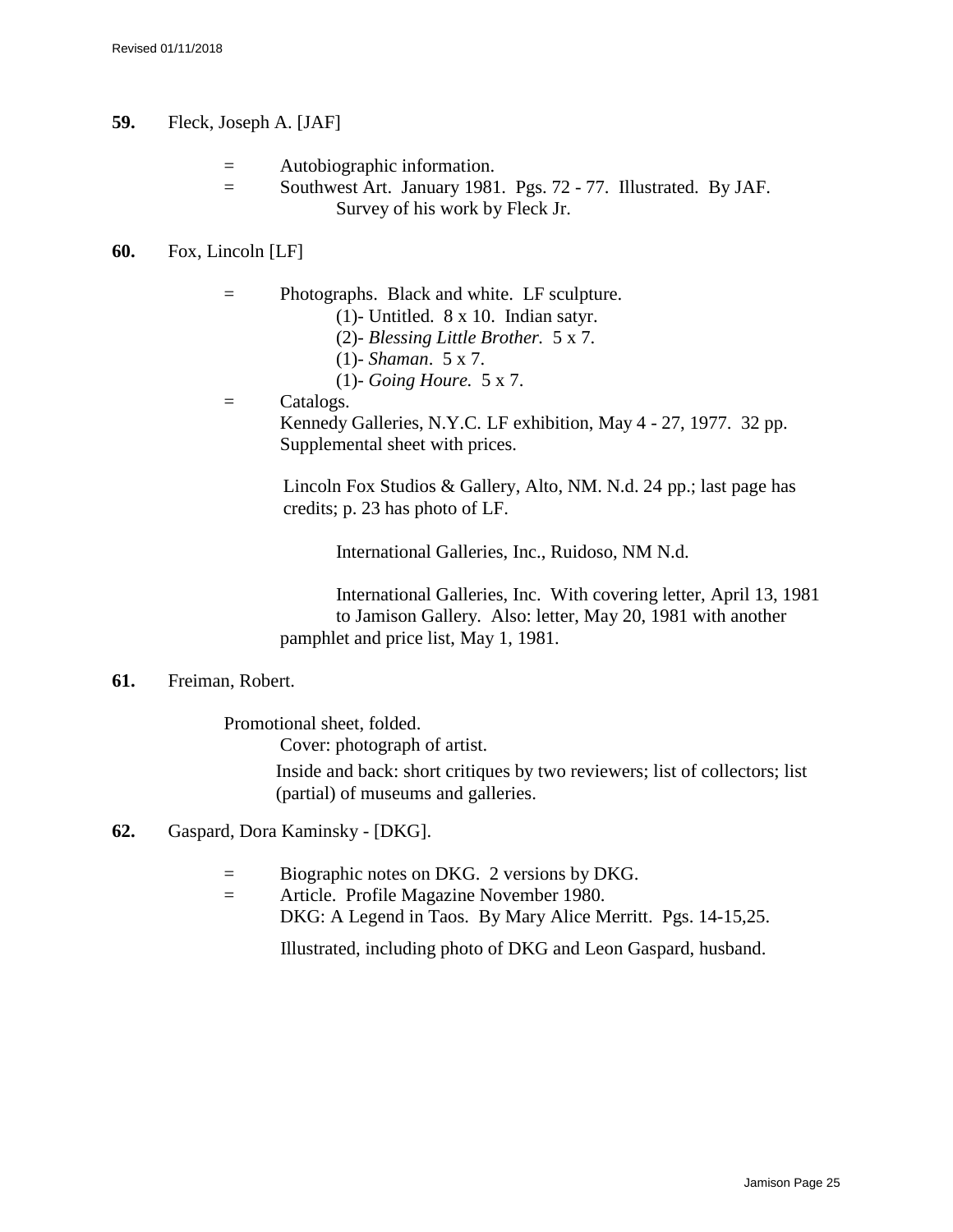**59.** Fleck, Joseph A. [JAF]

- = Autobiographic information.
- = Southwest Art. January 1981. Pgs. 72 - 77. Illustrated. By JAF.
  Survey of his work by Fleck Jr.

**60.** Fox, Lincoln [LF]

- = Photographs. Black and white. LF sculpture.
  - (1)- Untitled. 8 x 10. Indian satyr.
  - (2)- *Blessing Little Brother.* 5 x 7.
  - (1)- *Shaman*. 5 x 7.
  - (1)- *Going Houre.* 5 x 7.
- = Catalogs.
  Kennedy Galleries, N.Y.C. LF exhibition, May 4 - 27, 1977. 32 pp.
  Supplemental sheet with prices.

  Lincoln Fox Studios & Gallery, Alto, NM. N.d. 24 pp.; last page has credits; p. 23 has photo of LF.

  International Galleries, Inc., Ruidoso, NM N.d.

  International Galleries, Inc. With covering letter, April 13, 1981 to Jamison Gallery. Also: letter, May 20, 1981 with another pamphlet and price list, May 1, 1981.

**61.** Freiman, Robert.

Promotional sheet, folded.
Cover: photograph of artist.
Inside and back: short critiques by two reviewers; list of collectors; list (partial) of museums and galleries.

**62.** Gaspard, Dora Kaminsky - [DKG].

- = Biographic notes on DKG. 2 versions by DKG.
- = Article. Profile Magazine November 1980.
  DKG: A Legend in Taos. By Mary Alice Merritt. Pgs. 14-15,25.

  Illustrated, including photo of DKG and Leon Gaspard, husband.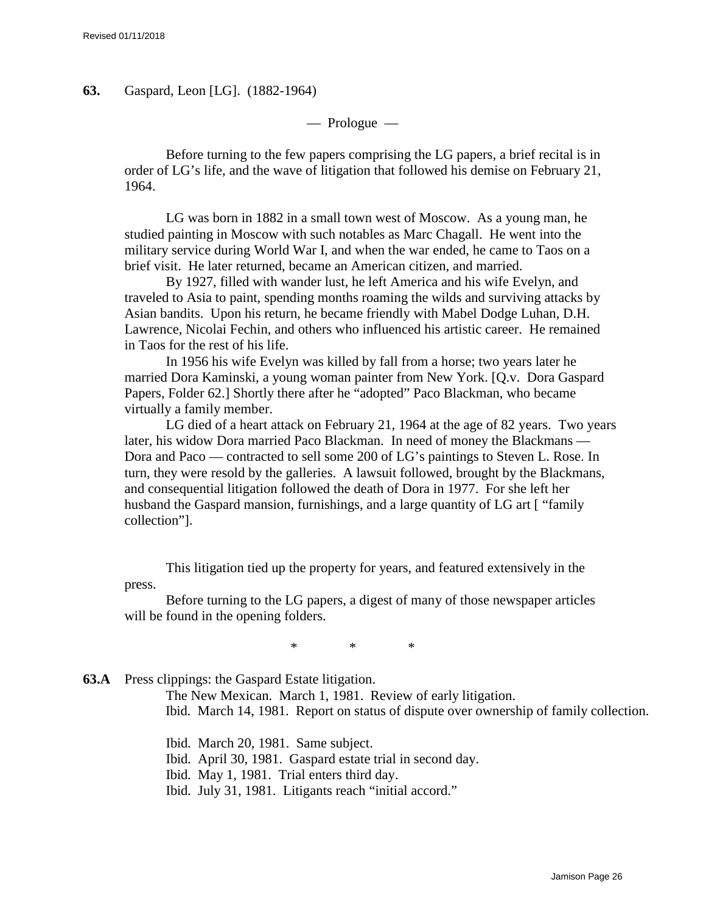**63.** Gaspard, Leon [LG]. (1882-1964)

— Prologue —

Before turning to the few papers comprising the LG papers, a brief recital is in order of LG's life, and the wave of litigation that followed his demise on February 21, 1964.

LG was born in 1882 in a small town west of Moscow. As a young man, he studied painting in Moscow with such notables as Marc Chagall. He went into the military service during World War I, and when the war ended, he came to Taos on a brief visit. He later returned, became an American citizen, and married.

By 1927, filled with wander lust, he left America and his wife Evelyn, and traveled to Asia to paint, spending months roaming the wilds and surviving attacks by Asian bandits. Upon his return, he became friendly with Mabel Dodge Luhan, D.H. Lawrence, Nicolai Fechin, and others who influenced his artistic career. He remained in Taos for the rest of his life.

In 1956 his wife Evelyn was killed by fall from a horse; two years later he married Dora Kaminski, a young woman painter from New York. [Q.v. Dora Gaspard Papers, Folder 62.] Shortly there after he "adopted" Paco Blackman, who became virtually a family member.

LG died of a heart attack on February 21, 1964 at the age of 82 years. Two years later, his widow Dora married Paco Blackman. In need of money the Blackmans — Dora and Paco — contracted to sell some 200 of LG's paintings to Steven L. Rose. In turn, they were resold by the galleries. A lawsuit followed, brought by the Blackmans, and consequential litigation followed the death of Dora in 1977. For she left her husband the Gaspard mansion, furnishings, and a large quantity of LG art [ "family collection"].

This litigation tied up the property for years, and featured extensively in the press.

Before turning to the LG papers, a digest of many of those newspaper articles will be found in the opening folders.

\* \* \*

**63.A** Press clippings: the Gaspard Estate litigation.

The New Mexican. March 1, 1981. Review of early litigation.
Ibid. March 14, 1981. Report on status of dispute over ownership of family collection.

Ibid. March 20, 1981. Same subject.
Ibid. April 30, 1981. Gaspard estate trial in second day.
Ibid. May 1, 1981. Trial enters third day.
Ibid. July 31, 1981. Litigants reach "initial accord."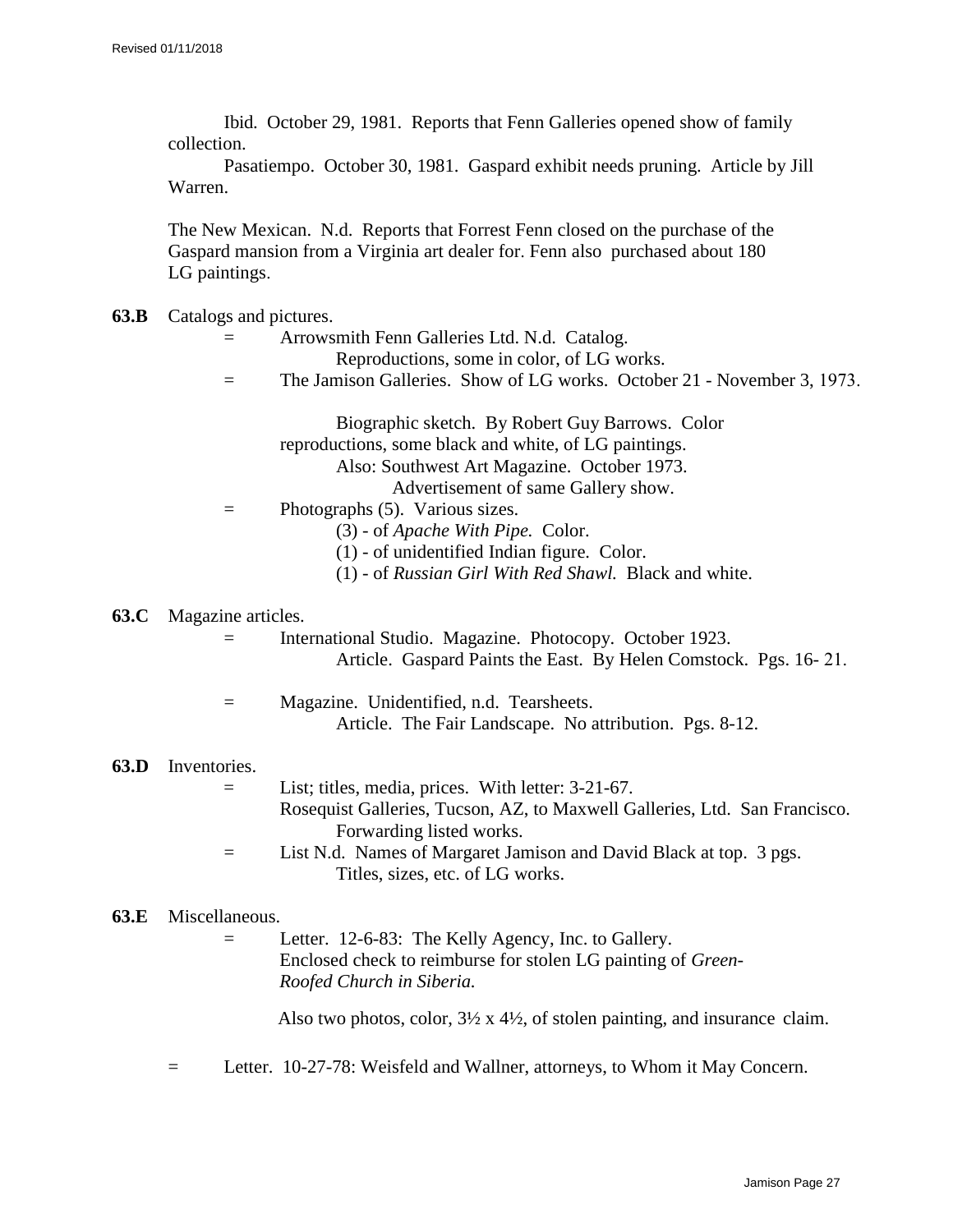Ibid. October 29, 1981. Reports that Fenn Galleries opened show of family collection.

Pasatiempo. October 30, 1981. Gaspard exhibit needs pruning. Article by Jill Warren.

The New Mexican. N.d. Reports that Forrest Fenn closed on the purchase of the Gaspard mansion from a Virginia art dealer for. Fenn also purchased about 180 LG paintings.

**63.B** Catalogs and pictures.

= Arrowsmith Fenn Galleries Ltd. N.d. Catalog.
Reproductions, some in color, of LG works.

= The Jamison Galleries. Show of LG works. October 21 - November 3, 1973.

Biographic sketch. By Robert Guy Barrows. Color reproductions, some black and white, of LG paintings.
Also: Southwest Art Magazine. October 1973.
Advertisement of same Gallery show.

= Photographs (5). Various sizes.
(3) - of *Apache With Pipe.* Color.
(1) - of unidentified Indian figure. Color.
(1) - of *Russian Girl With Red Shawl.* Black and white.

**63.C** Magazine articles.

= International Studio. Magazine. Photocopy. October 1923.
Article. Gaspard Paints the East. By Helen Comstock. Pgs. 16- 21.

= Magazine. Unidentified, n.d. Tearsheets.
Article. The Fair Landscape. No attribution. Pgs. 8-12.

**63.D** Inventories.

= List; titles, media, prices. With letter: 3-21-67.
Rosequist Galleries, Tucson, AZ, to Maxwell Galleries, Ltd. San Francisco.
Forwarding listed works.

= List N.d. Names of Margaret Jamison and David Black at top. 3 pgs.
Titles, sizes, etc. of LG works.

**63.E** Miscellaneous.

= Letter. 12-6-83: The Kelly Agency, Inc. to Gallery.
Enclosed check to reimburse for stolen LG painting of *Green-Roofed Church in Siberia.*

Also two photos, color, 3½ x 4½, of stolen painting, and insurance claim.

= Letter. 10-27-78: Weisfeld and Wallner, attorneys, to Whom it May Concern.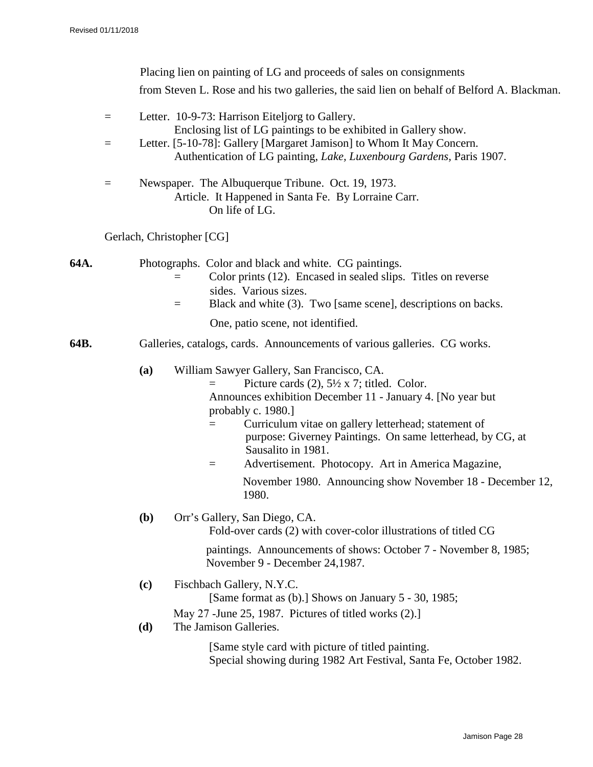Placing lien on painting of LG and proceeds of sales on consignments from Steven L. Rose and his two galleries, the said lien on behalf of Belford A. Blackman.

= Letter. 10-9-73: Harrison Eiteljorg to Gallery.
  Enclosing list of LG paintings to be exhibited in Gallery show.

= Letter. [5-10-78]: Gallery [Margaret Jamison] to Whom It May Concern.
  Authentication of LG painting, *Lake, Luxenbourg Gardens,* Paris 1907.

= Newspaper. The Albuquerque Tribune. Oct. 19, 1973.
  Article. It Happened in Santa Fe. By Lorraine Carr.
    On life of LG.

Gerlach, Christopher [CG]

**64A.** Photographs. Color and black and white. CG paintings.
  = Color prints (12). Encased in sealed slips. Titles on reverse sides. Various sizes.
  = Black and white (3). Two [same scene], descriptions on backs. One, patio scene, not identified.

**64B.** Galleries, catalogs, cards. Announcements of various galleries. CG works.

**(a)** William Sawyer Gallery, San Francisco, CA.
  = Picture cards (2), 5½ x 7; titled. Color.
  Announces exhibition December 11 - January 4. [No year but probably c. 1980.]
  = Curriculum vitae on gallery letterhead; statement of purpose: Giverney Paintings. On same letterhead, by CG, at Sausalito in 1981.
  = Advertisement. Photocopy. Art in America Magazine, November 1980. Announcing show November 18 - December 12, 1980.

**(b)** Orr's Gallery, San Diego, CA.
  Fold-over cards (2) with cover-color illustrations of titled CG paintings. Announcements of shows: October 7 - November 8, 1985; November 9 - December 24,1987.

**(c)** Fischbach Gallery, N.Y.C.
  [Same format as (b).] Shows on January 5 - 30, 1985; May 27 -June 25, 1987. Pictures of titled works (2).]

**(d)** The Jamison Galleries.
  [Same style card with picture of titled painting.
  Special showing during 1982 Art Festival, Santa Fe, October 1982.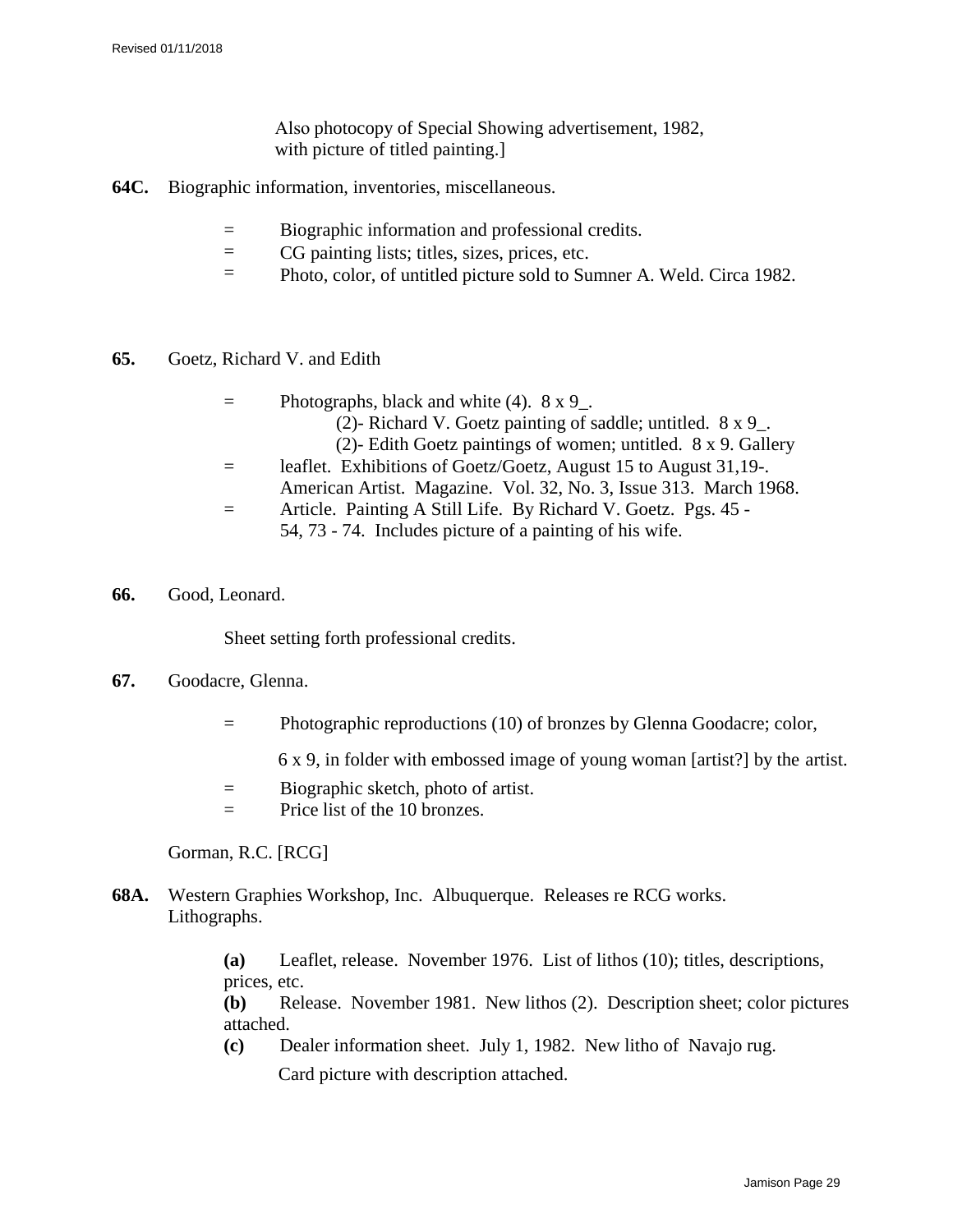Also photocopy of Special Showing advertisement, 1982, with picture of titled painting.]

**64C.** Biographic information, inventories, miscellaneous.

= Biographic information and professional credits.
= CG painting lists; titles, sizes, prices, etc.
= Photo, color, of untitled picture sold to Sumner A. Weld. Circa 1982.

**65.** Goetz, Richard V. and Edith

= Photographs, black and white (4). 8 x 9_.
(2)- Richard V. Goetz painting of saddle; untitled. 8 x 9_.
(2)- Edith Goetz paintings of women; untitled. 8 x 9. Gallery
= leaflet. Exhibitions of Goetz/Goetz, August 15 to August 31,19-.
American Artist. Magazine. Vol. 32, No. 3, Issue 313. March 1968.
= Article. Painting A Still Life. By Richard V. Goetz. Pgs. 45 - 54, 73 - 74. Includes picture of a painting of his wife.

**66.** Good, Leonard.

Sheet setting forth professional credits.

**67.** Goodacre, Glenna.

= Photographic reproductions (10) of bronzes by Glenna Goodacre; color, 6 x 9, in folder with embossed image of young woman [artist?] by the artist.
= Biographic sketch, photo of artist.
= Price list of the 10 bronzes.

Gorman, R.C. [RCG]

**68A.** Western Graphies Workshop, Inc. Albuquerque. Releases re RCG works. Lithographs.

**(a)** Leaflet, release. November 1976. List of lithos (10); titles, descriptions, prices, etc.
**(b)** Release. November 1981. New lithos (2). Description sheet; color pictures attached.
**(c)** Dealer information sheet. July 1, 1982. New litho of Navajo rug. Card picture with description attached.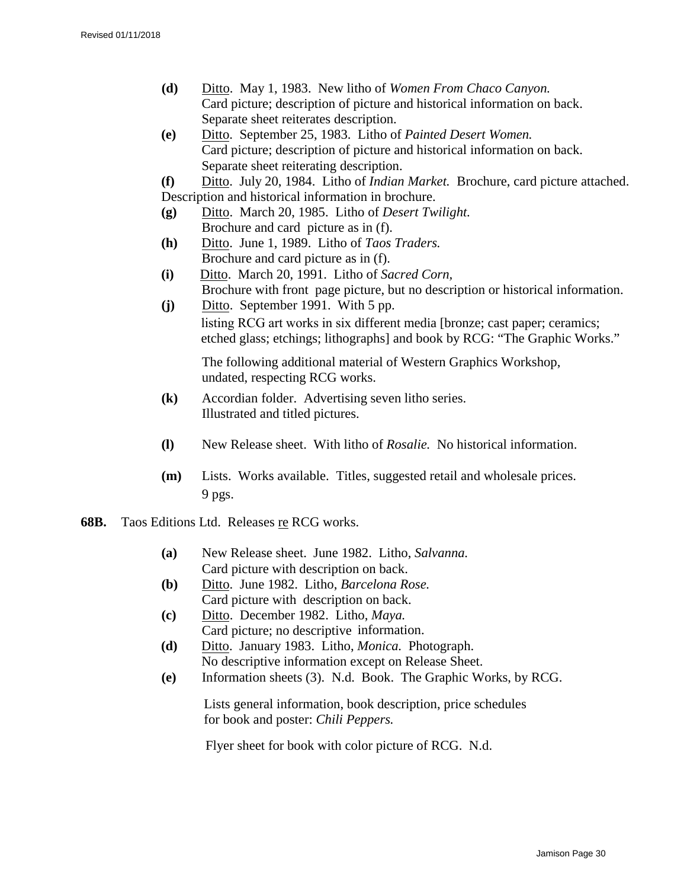- **(d)** Ditto. May 1, 1983. New litho of *Women From Chaco Canyon.* Card picture; description of picture and historical information on back. Separate sheet reiterates description.
- **(e)** Ditto. September 25, 1983. Litho of *Painted Desert Women.* Card picture; description of picture and historical information on back. Separate sheet reiterating description.
- **(f)** Ditto. July 20, 1984. Litho of *Indian Market.* Brochure, card picture attached. Description and historical information in brochure.
- **(g)** Ditto. March 20, 1985. Litho of *Desert Twilight.* Brochure and card picture as in (f).
- **(h)** Ditto. June 1, 1989. Litho of *Taos Traders.* Brochure and card picture as in (f).
- **(i)** Ditto. March 20, 1991. Litho of *Sacred Corn,* Brochure with front page picture, but no description or historical information.
- **(j)** Ditto. September 1991. With 5 pp. listing RCG art works in six different media [bronze; cast paper; ceramics; etched glass; etchings; lithographs] and book by RCG: "The Graphic Works."

The following additional material of Western Graphics Workshop, undated, respecting RCG works.

- **(k)** Accordian folder. Advertising seven litho series. Illustrated and titled pictures.
- **(l)** New Release sheet. With litho of *Rosalie.* No historical information.
- **(m)** Lists. Works available. Titles, suggested retail and wholesale prices. 9 pgs.

**68B.** Taos Editions Ltd. Releases re RCG works.

- **(a)** New Release sheet. June 1982. Litho, *Salvanna.* Card picture with description on back.
- **(b)** Ditto. June 1982. Litho, *Barcelona Rose.* Card picture with description on back.
- **(c)** Ditto. December 1982. Litho, *Maya.* Card picture; no descriptive information.
- **(d)** Ditto. January 1983. Litho, *Monica.* Photograph. No descriptive information except on Release Sheet.
- **(e)** Information sheets (3). N.d. Book. The Graphic Works, by RCG.

  Lists general information, book description, price schedules for book and poster: *Chili Peppers.*

  Flyer sheet for book with color picture of RCG. N.d.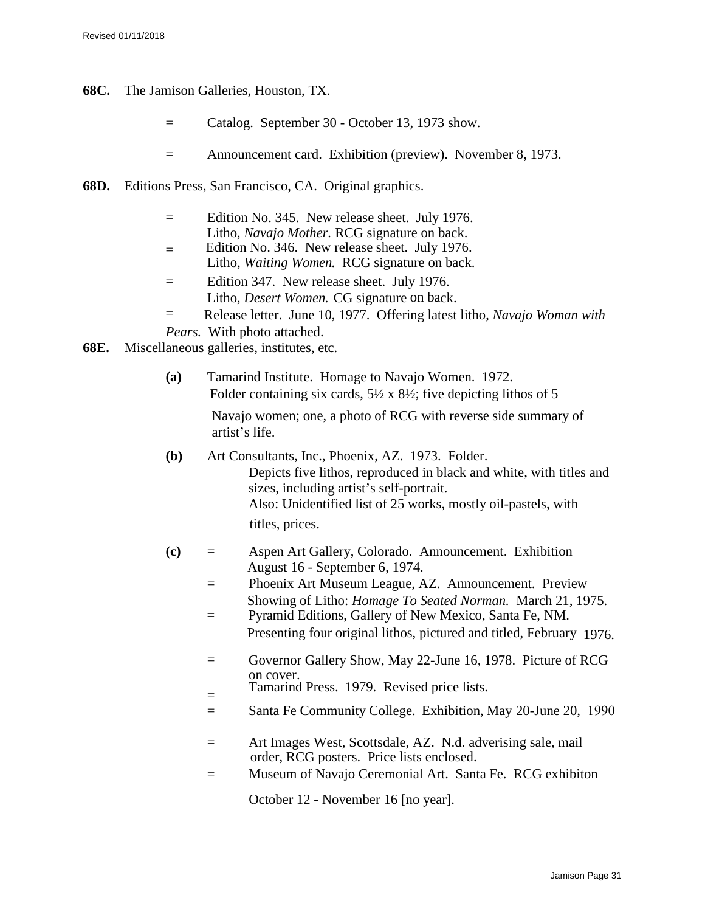**68C.** The Jamison Galleries, Houston, TX.

= Catalog. September 30 - October 13, 1973 show.

= Announcement card. Exhibition (preview). November 8, 1973.

**68D.** Editions Press, San Francisco, CA. Original graphics.

= Edition No. 345. New release sheet. July 1976. Litho, *Navajo Mother.* RCG signature on back.

= Edition No. 346. New release sheet. July 1976. Litho, *Waiting Women.* RCG signature on back.

= Edition 347. New release sheet. July 1976. Litho, *Desert Women.* CG signature on back.

= Release letter. June 10, 1977. Offering latest litho, *Navajo Woman with Pears.* With photo attached.

**68E.** Miscellaneous galleries, institutes, etc.

**(a)** Tamarind Institute. Homage to Navajo Women. 1972. Folder containing six cards, 5½ x 8½; five depicting lithos of 5 Navajo women; one, a photo of RCG with reverse side summary of artist's life.

**(b)** Art Consultants, Inc., Phoenix, AZ. 1973. Folder. Depicts five lithos, reproduced in black and white, with titles and sizes, including artist's self-portrait. Also: Unidentified list of 25 works, mostly oil-pastels, with titles, prices.

**(c)**

= Aspen Art Gallery, Colorado. Announcement. Exhibition August 16 - September 6, 1974.

= Phoenix Art Museum League, AZ. Announcement. Preview Showing of Litho: *Homage To Seated Norman.* March 21, 1975.

= Pyramid Editions, Gallery of New Mexico, Santa Fe, NM. Presenting four original lithos, pictured and titled, February 1976.

= Governor Gallery Show, May 22-June 16, 1978. Picture of RCG on cover.

= Tamarind Press. 1979. Revised price lists.

= Santa Fe Community College. Exhibition, May 20-June 20, 1990

= Art Images West, Scottsdale, AZ. N.d. adverising sale, mail order, RCG posters. Price lists enclosed.

= Museum of Navajo Ceremonial Art. Santa Fe. RCG exhibiton October 12 - November 16 [no year].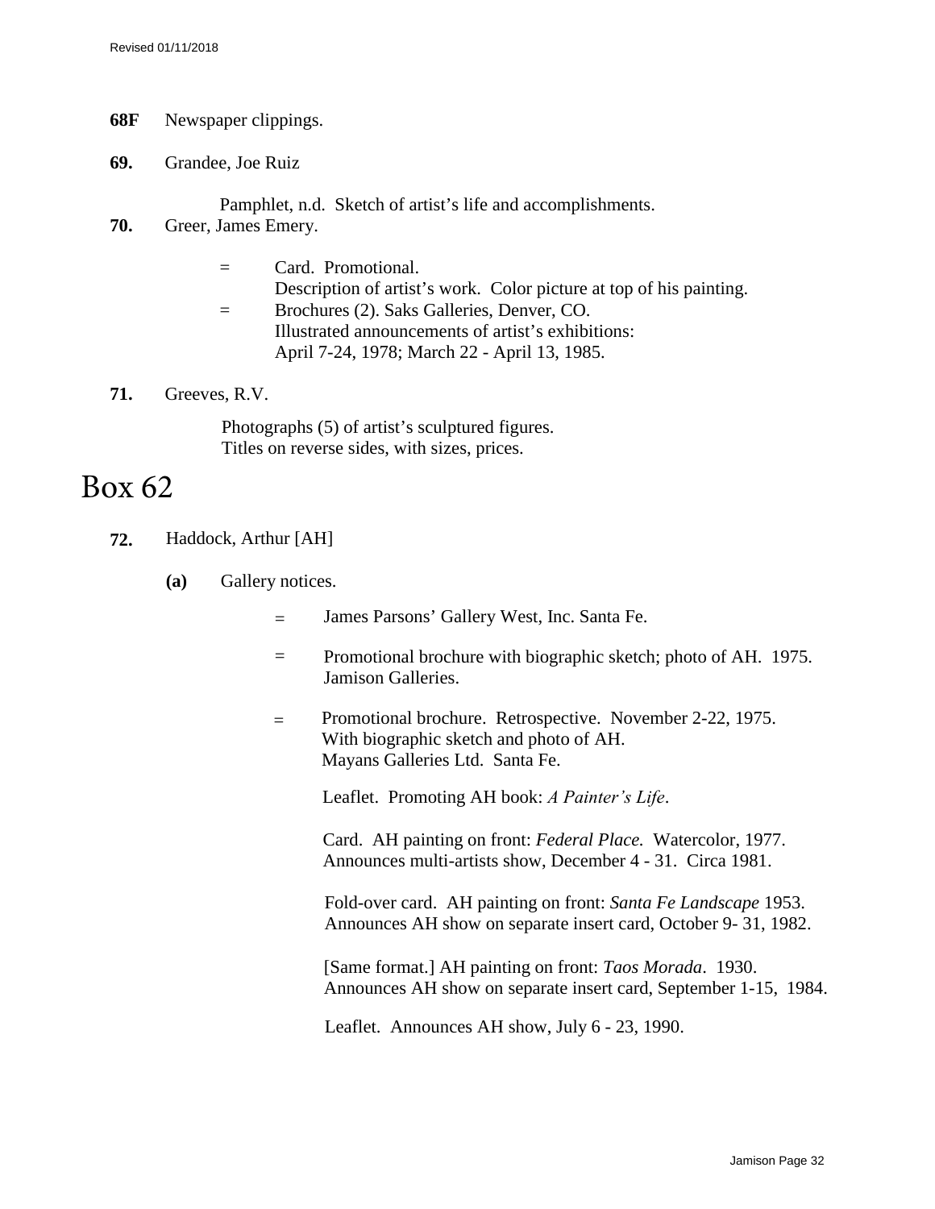**68F** Newspaper clippings.

**69.** Grandee, Joe Ruiz

Pamphlet, n.d. Sketch of artist's life and accomplishments.

**70.** Greer, James Emery.

= Card. Promotional.
Description of artist's work. Color picture at top of his painting.

= Brochures (2). Saks Galleries, Denver, CO.
Illustrated announcements of artist's exhibitions:
April 7-24, 1978; March 22 - April 13, 1985.

**71.** Greeves, R.V.

Photographs (5) of artist's sculptured figures.
Titles on reverse sides, with sizes, prices.

# Box 62

**72.** Haddock, Arthur [AH]

**(a)** Gallery notices.

= James Parsons' Gallery West, Inc. Santa Fe.

= Promotional brochure with biographic sketch; photo of AH. 1975.
Jamison Galleries.

= Promotional brochure. Retrospective. November 2-22, 1975.
With biographic sketch and photo of AH.
Mayans Galleries Ltd. Santa Fe.

Leaflet. Promoting AH book: *A Painter's Life*.

Card. AH painting on front: *Federal Place.* Watercolor, 1977.
Announces multi-artists show, December 4 - 31. Circa 1981.

Fold-over card. AH painting on front: *Santa Fe Landscape* 1953.
Announces AH show on separate insert card, October 9- 31, 1982.

[Same format.] AH painting on front: *Taos Morada*. 1930.
Announces AH show on separate insert card, September 1-15, 1984.

Leaflet. Announces AH show, July 6 - 23, 1990.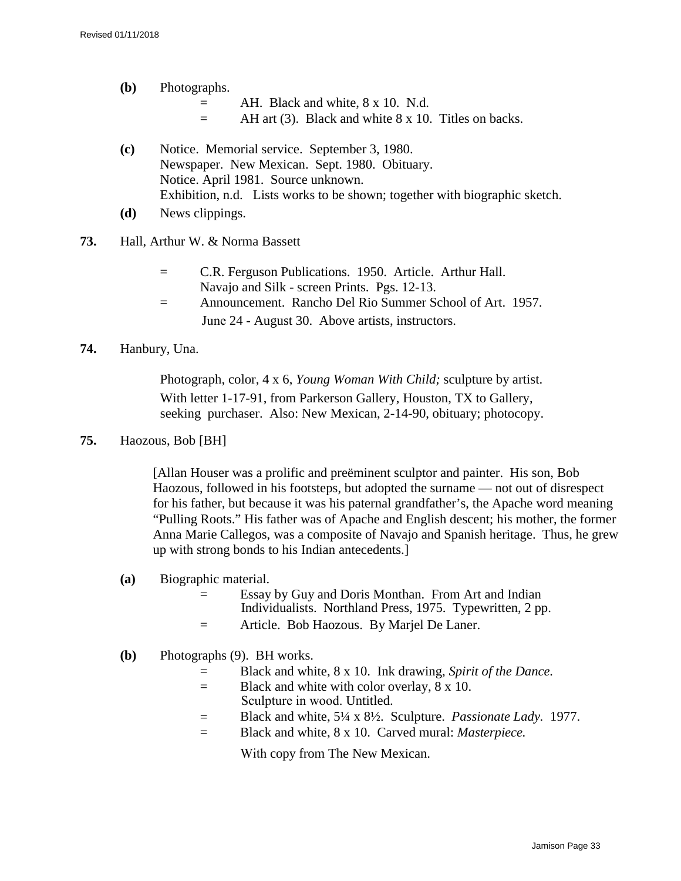**(b)** Photographs.

= AH. Black and white, 8 x 10. N.d.

= AH art (3). Black and white 8 x 10. Titles on backs.

**(c)** Notice. Memorial service. September 3, 1980.
Newspaper. New Mexican. Sept. 1980. Obituary.
Notice. April 1981. Source unknown.
Exhibition, n.d. Lists works to be shown; together with biographic sketch.

**(d)** News clippings.

**73.** Hall, Arthur W. & Norma Bassett

= C.R. Ferguson Publications. 1950. Article. Arthur Hall. Navajo and Silk - screen Prints. Pgs. 12-13.

= Announcement. Rancho Del Rio Summer School of Art. 1957. June 24 - August 30. Above artists, instructors.

**74.** Hanbury, Una.

Photograph, color, 4 x 6, *Young Woman With Child;* sculpture by artist. With letter 1-17-91, from Parkerson Gallery, Houston, TX to Gallery, seeking purchaser. Also: New Mexican, 2-14-90, obituary; photocopy.

**75.** Haozous, Bob [BH]

[Allan Houser was a prolific and preëminent sculptor and painter. His son, Bob Haozous, followed in his footsteps, but adopted the surname — not out of disrespect for his father, but because it was his paternal grandfather's, the Apache word meaning "Pulling Roots." His father was of Apache and English descent; his mother, the former Anna Marie Callegos, was a composite of Navajo and Spanish heritage. Thus, he grew up with strong bonds to his Indian antecedents.]

**(a)** Biographic material.

= Essay by Guy and Doris Monthan. From Art and Indian Individualists. Northland Press, 1975. Typewritten, 2 pp.

= Article. Bob Haozous. By Marjel De Laner.

**(b)** Photographs (9). BH works.

= Black and white, 8 x 10. Ink drawing, *Spirit of the Dance.*

= Black and white with color overlay, 8 x 10. Sculpture in wood. Untitled.

= Black and white, 5¼ x 8½. Sculpture. *Passionate Lady.* 1977.

= Black and white, 8 x 10. Carved mural: *Masterpiece.*

With copy from The New Mexican.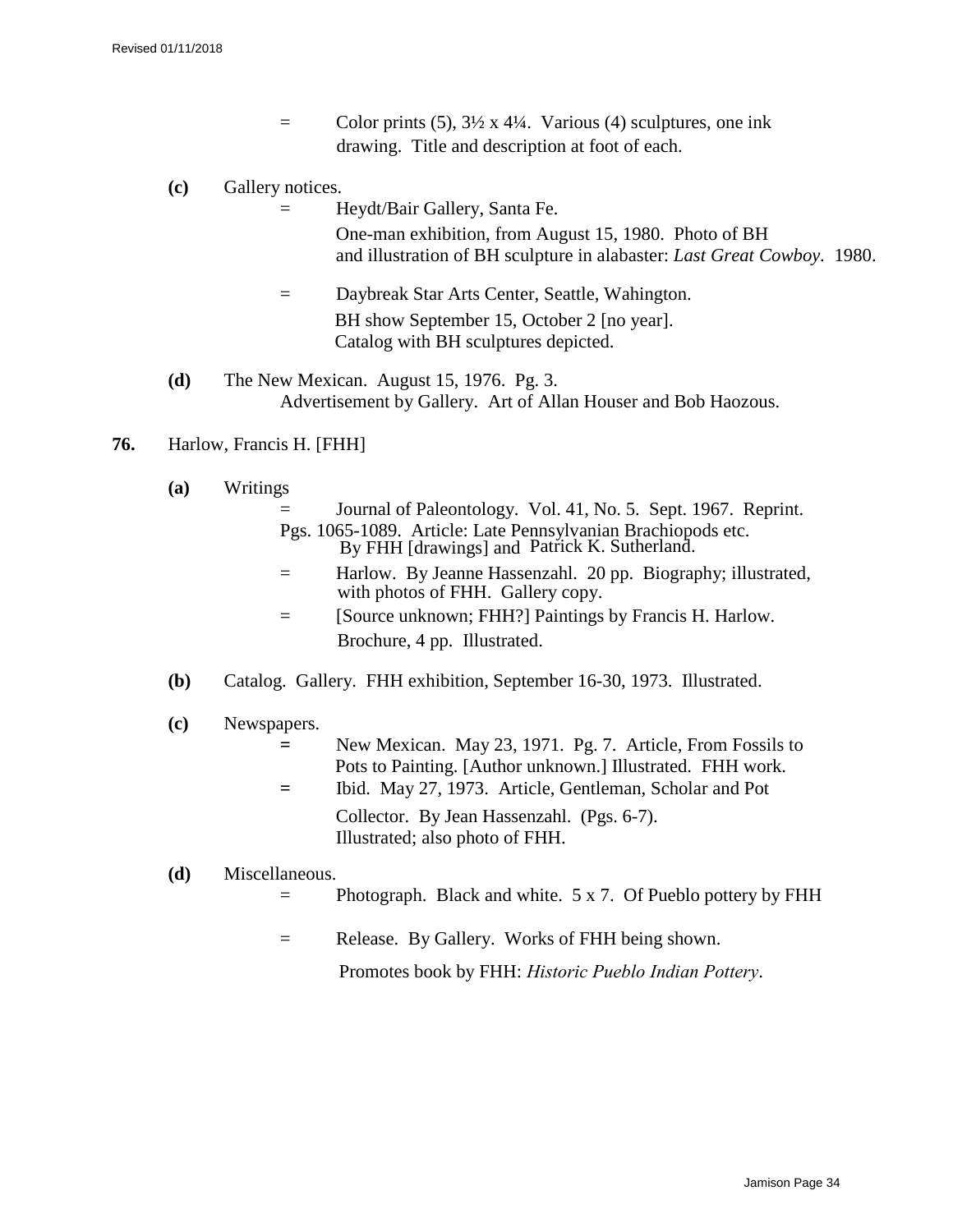= Color prints (5), 3½ x 4¼. Various (4) sculptures, one ink drawing. Title and description at foot of each.

**(c)** Gallery notices.

= Heydt/Bair Gallery, Santa Fe.
One-man exhibition, from August 15, 1980. Photo of BH and illustration of BH sculpture in alabaster: *Last Great Cowboy*. 1980.

= Daybreak Star Arts Center, Seattle, Wahington.
BH show September 15, October 2 [no year].
Catalog with BH sculptures depicted.

**(d)** The New Mexican. August 15, 1976. Pg. 3.
Advertisement by Gallery. Art of Allan Houser and Bob Haozous.

**76.** Harlow, Francis H. [FHH]

**(a)** Writings

= Journal of Paleontology. Vol. 41, No. 5. Sept. 1967. Reprint.
Pgs. 1065-1089. Article: Late Pennsylvanian Brachiopods etc.
By FHH [drawings] and Patrick K. Sutherland.

= Harlow. By Jeanne Hassenzahl. 20 pp. Biography; illustrated, with photos of FHH. Gallery copy.

= [Source unknown; FHH?] Paintings by Francis H. Harlow.
Brochure, 4 pp. Illustrated.

**(b)** Catalog. Gallery. FHH exhibition, September 16-30, 1973. Illustrated.

**(c)** Newspapers.

= New Mexican. May 23, 1971. Pg. 7. Article, From Fossils to Pots to Painting. [Author unknown.] Illustrated. FHH work.

= Ibid. May 27, 1973. Article, Gentleman, Scholar and Pot Collector. By Jean Hassenzahl. (Pgs. 6-7).
Illustrated; also photo of FHH.

**(d)** Miscellaneous.

= Photograph. Black and white. 5 x 7. Of Pueblo pottery by FHH

= Release. By Gallery. Works of FHH being shown.
Promotes book by FHH: *Historic Pueblo Indian Pottery*.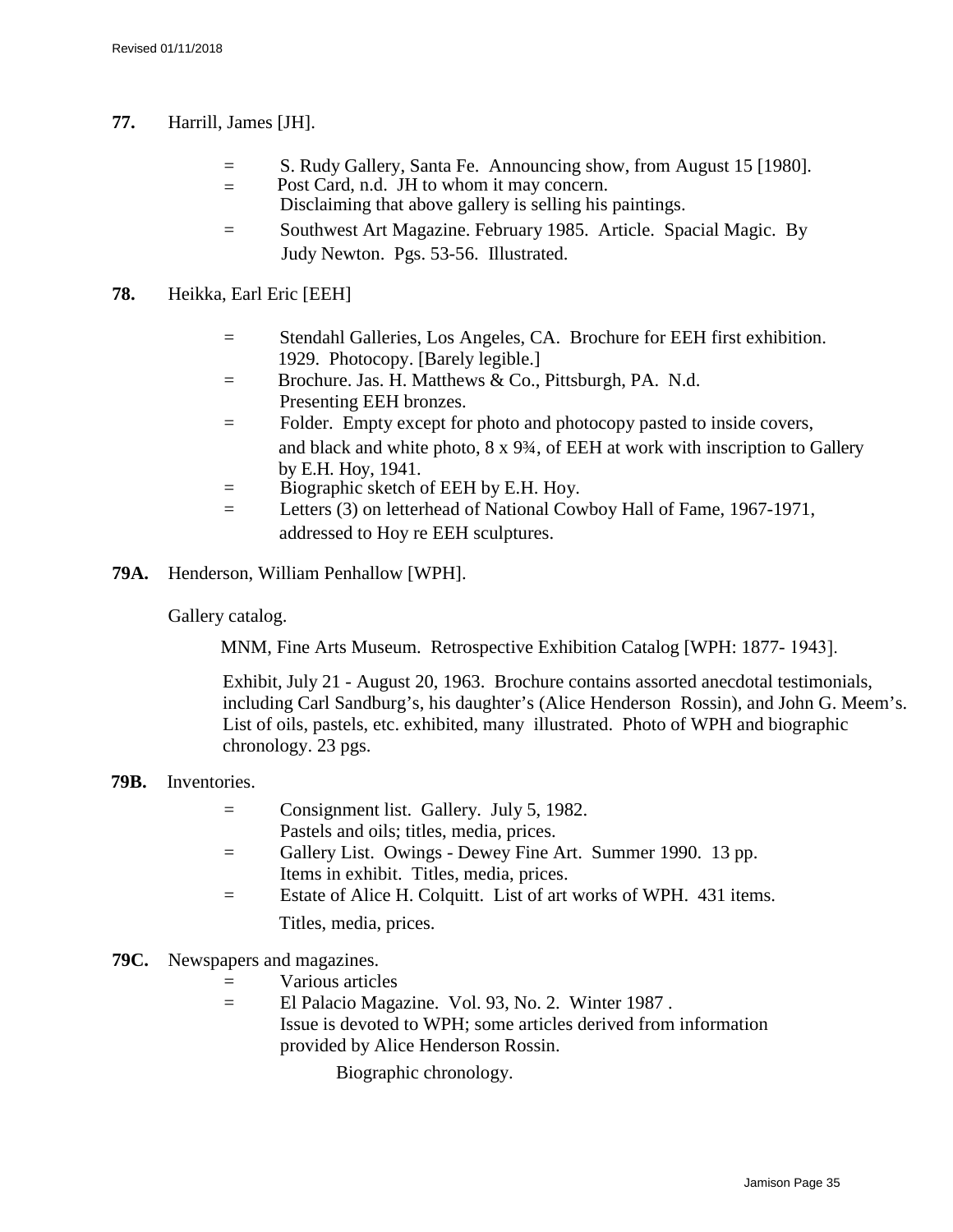**77.** Harrill, James [JH].

- = S. Rudy Gallery, Santa Fe. Announcing show, from August 15 [1980].
- = Post Card, n.d. JH to whom it may concern.
  Disclaiming that above gallery is selling his paintings.
- = Southwest Art Magazine. February 1985. Article. Spacial Magic. By Judy Newton. Pgs. 53-56. Illustrated.

**78.** Heikka, Earl Eric [EEH]

- = Stendahl Galleries, Los Angeles, CA. Brochure for EEH first exhibition. 1929. Photocopy. [Barely legible.]
- = Brochure. Jas. H. Matthews & Co., Pittsburgh, PA. N.d.
  Presenting EEH bronzes.
- = Folder. Empty except for photo and photocopy pasted to inside covers, and black and white photo, 8 x 9¾, of EEH at work with inscription to Gallery by E.H. Hoy, 1941.
- = Biographic sketch of EEH by E.H. Hoy.
- = Letters (3) on letterhead of National Cowboy Hall of Fame, 1967-1971, addressed to Hoy re EEH sculptures.

**79A.** Henderson, William Penhallow [WPH].

Gallery catalog.

MNM, Fine Arts Museum. Retrospective Exhibition Catalog [WPH: 1877- 1943].

Exhibit, July 21 - August 20, 1963. Brochure contains assorted anecdotal testimonials, including Carl Sandburg's, his daughter's (Alice Henderson Rossin), and John G. Meem's. List of oils, pastels, etc. exhibited, many illustrated. Photo of WPH and biographic chronology. 23 pgs.

**79B.** Inventories.

- = Consignment list. Gallery. July 5, 1982.
  Pastels and oils; titles, media, prices.
- = Gallery List. Owings - Dewey Fine Art. Summer 1990. 13 pp.
  Items in exhibit. Titles, media, prices.
- = Estate of Alice H. Colquitt. List of art works of WPH. 431 items.
  Titles, media, prices.

**79C.** Newspapers and magazines.

- = Various articles
- = El Palacio Magazine. Vol. 93, No. 2. Winter 1987 .
  Issue is devoted to WPH; some articles derived from information provided by Alice Henderson Rossin.

  Biographic chronology.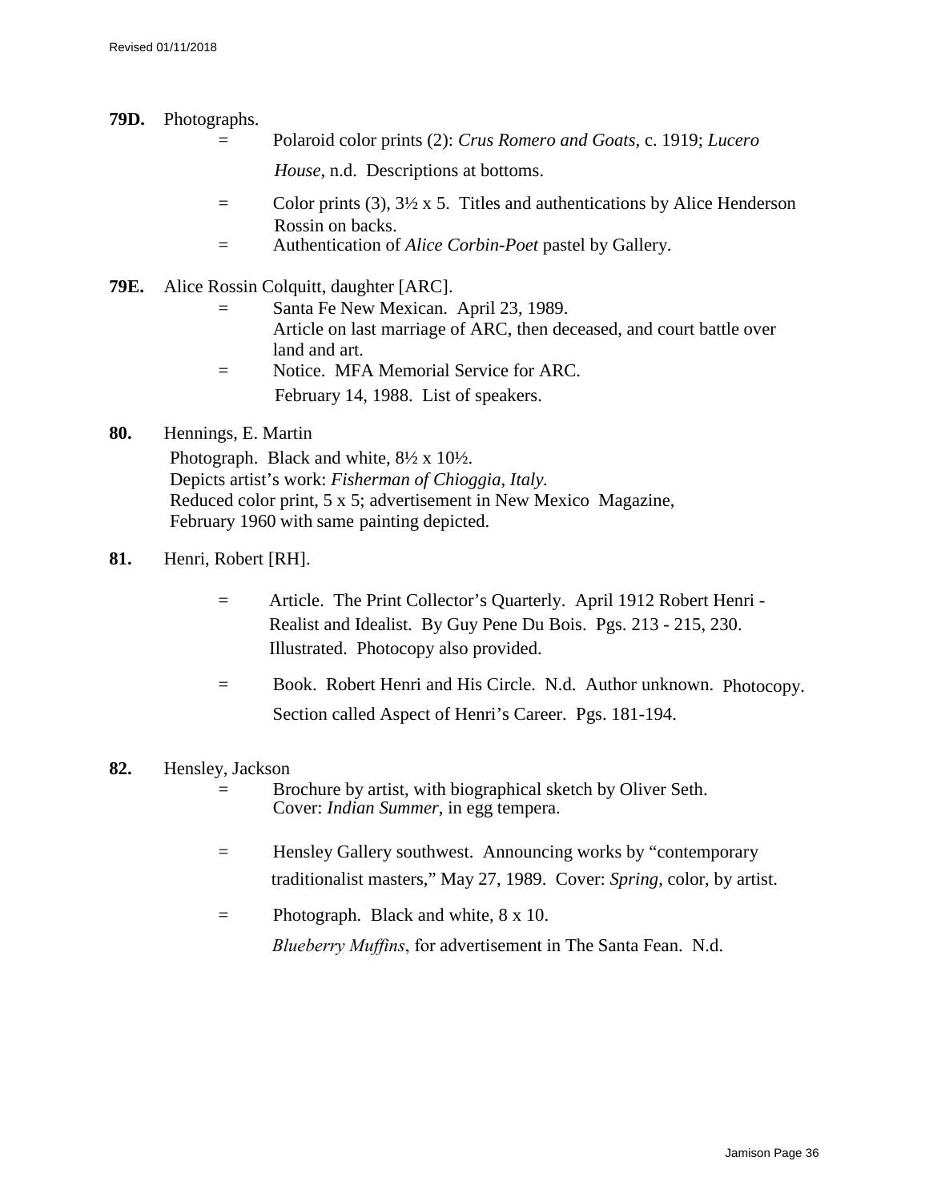**79D.** Photographs.

= Polaroid color prints (2): *Crus Romero and Goats*, c. 1919; *Lucero House*, n.d. Descriptions at bottoms.

= Color prints (3), 3½ x 5. Titles and authentications by Alice Henderson Rossin on backs.

= Authentication of *Alice Corbin-Poet* pastel by Gallery.

**79E.** Alice Rossin Colquitt, daughter [ARC].

= Santa Fe New Mexican. April 23, 1989. Article on last marriage of ARC, then deceased, and court battle over land and art.

= Notice. MFA Memorial Service for ARC. February 14, 1988. List of speakers.

**80.** Hennings, E. Martin

Photograph. Black and white, 8½ x 10½.
Depicts artist's work: *Fisherman of Chioggia, Italy.*
Reduced color print, 5 x 5; advertisement in New Mexico Magazine, February 1960 with same painting depicted.

**81.** Henri, Robert [RH].

= Article. The Print Collector's Quarterly. April 1912 Robert Henri - Realist and Idealist. By Guy Pene Du Bois. Pgs. 213 - 215, 230. Illustrated. Photocopy also provided.

= Book. Robert Henri and His Circle. N.d. Author unknown. Photocopy. Section called Aspect of Henri's Career. Pgs. 181-194.

**82.** Hensley, Jackson

= Brochure by artist, with biographical sketch by Oliver Seth. Cover: *Indian Summer*, in egg tempera.

= Hensley Gallery southwest. Announcing works by "contemporary traditionalist masters," May 27, 1989. Cover: *Spring*, color, by artist.

= Photograph. Black and white, 8 x 10. *Blueberry Muffins*, for advertisement in The Santa Fean. N.d.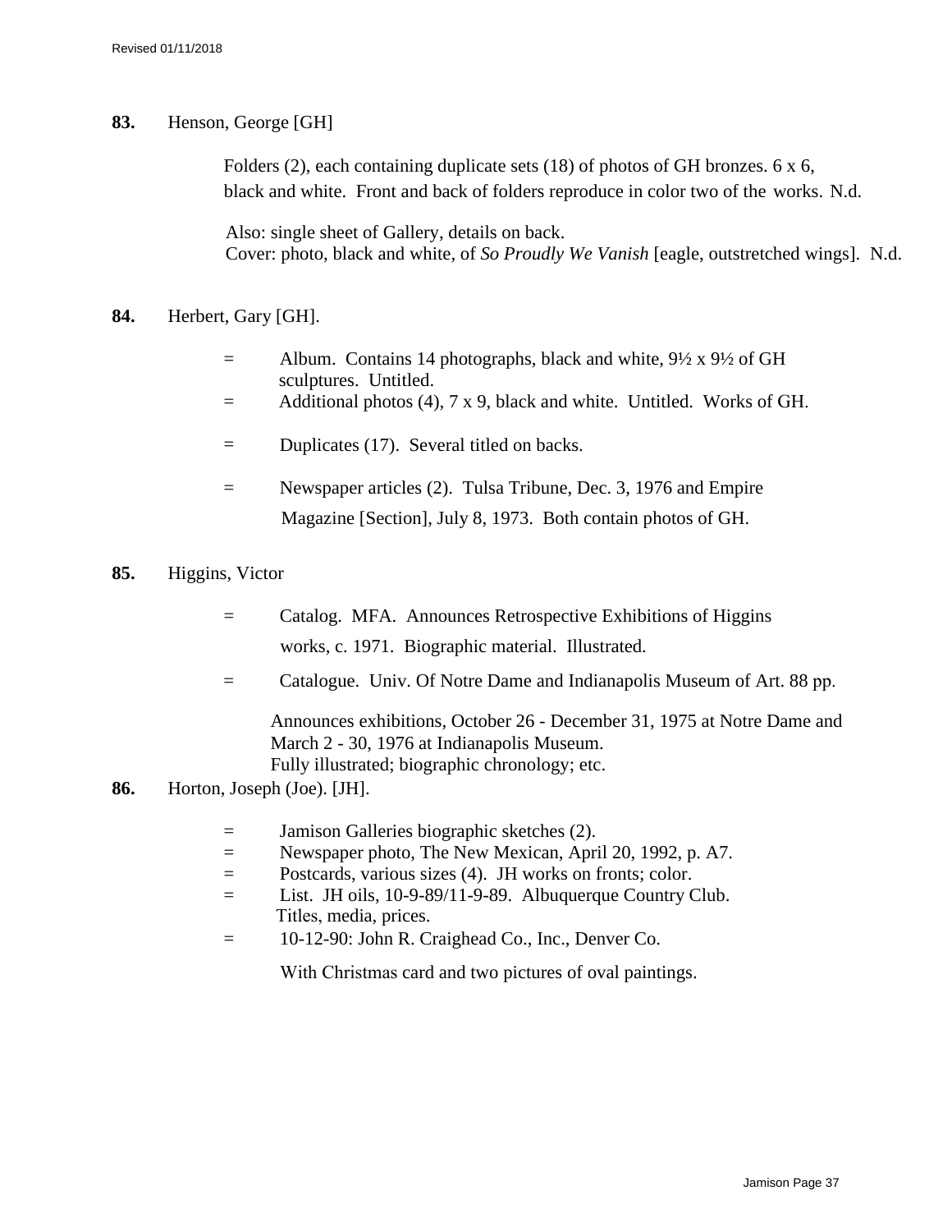**83.** Henson, George [GH]

Folders (2), each containing duplicate sets (18) of photos of GH bronzes. 6 x 6, black and white. Front and back of folders reproduce in color two of the works. N.d.

Also: single sheet of Gallery, details on back.
Cover: photo, black and white, of *So Proudly We Vanish* [eagle, outstretched wings]. N.d.

**84.** Herbert, Gary [GH].

= Album. Contains 14 photographs, black and white, 9½ x 9½ of GH sculptures. Untitled.

= Additional photos (4), 7 x 9, black and white. Untitled. Works of GH.

= Duplicates (17). Several titled on backs.

= Newspaper articles (2). Tulsa Tribune, Dec. 3, 1976 and Empire Magazine [Section], July 8, 1973. Both contain photos of GH.

**85.** Higgins, Victor

= Catalog. MFA. Announces Retrospective Exhibitions of Higgins works, c. 1971. Biographic material. Illustrated.

= Catalogue. Univ. Of Notre Dame and Indianapolis Museum of Art. 88 pp.

Announces exhibitions, October 26 - December 31, 1975 at Notre Dame and March 2 - 30, 1976 at Indianapolis Museum.
Fully illustrated; biographic chronology; etc.

**86.** Horton, Joseph (Joe). [JH].

= Jamison Galleries biographic sketches (2).

= Newspaper photo, The New Mexican, April 20, 1992, p. A7.

= Postcards, various sizes (4). JH works on fronts; color.

= List. JH oils, 10-9-89/11-9-89. Albuquerque Country Club. Titles, media, prices.

= 10-12-90: John R. Craighead Co., Inc., Denver Co.

With Christmas card and two pictures of oval paintings.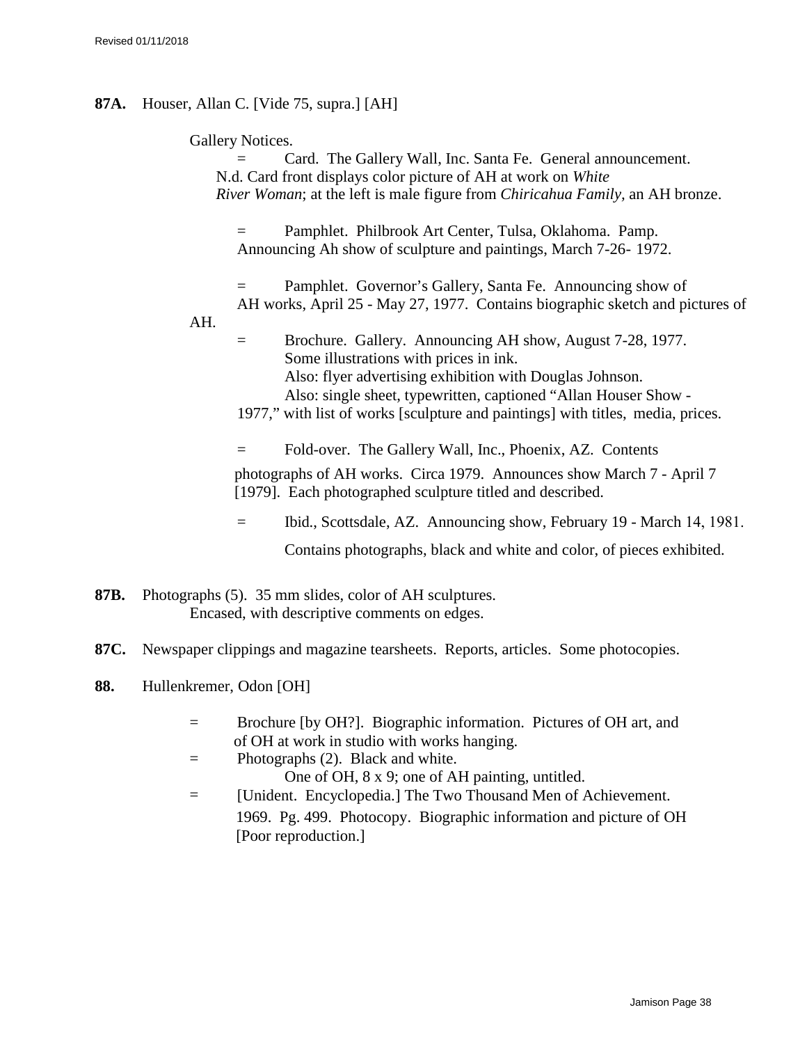**87A.** Houser, Allan C. [Vide 75, supra.] [AH]

Gallery Notices.

= Card. The Gallery Wall, Inc. Santa Fe. General announcement. N.d. Card front displays color picture of AH at work on *White River Woman*; at the left is male figure from *Chiricahua Family,* an AH bronze.

= Pamphlet. Philbrook Art Center, Tulsa, Oklahoma. Pamp. Announcing Ah show of sculpture and paintings, March 7-26- 1972.

= Pamphlet. Governor's Gallery, Santa Fe. Announcing show of AH works, April 25 - May 27, 1977. Contains biographic sketch and pictures of AH.

= Brochure. Gallery. Announcing AH show, August 7-28, 1977. Some illustrations with prices in ink.
Also: flyer advertising exhibition with Douglas Johnson.
Also: single sheet, typewritten, captioned "Allan Houser Show - 1977," with list of works [sculpture and paintings] with titles, media, prices.

= Fold-over. The Gallery Wall, Inc., Phoenix, AZ. Contents photographs of AH works. Circa 1979. Announces show March 7 - April 7 [1979]. Each photographed sculpture titled and described.

= Ibid., Scottsdale, AZ. Announcing show, February 19 - March 14, 1981. Contains photographs, black and white and color, of pieces exhibited.

**87B.** Photographs (5). 35 mm slides, color of AH sculptures. Encased, with descriptive comments on edges.

**87C.** Newspaper clippings and magazine tearsheets. Reports, articles. Some photocopies.

**88.** Hullenkremer, Odon [OH]

= Brochure [by OH?]. Biographic information. Pictures of OH art, and of OH at work in studio with works hanging.

= Photographs (2). Black and white.
One of OH, 8 x 9; one of AH painting, untitled.

= [Unident. Encyclopedia.] The Two Thousand Men of Achievement. 1969. Pg. 499. Photocopy. Biographic information and picture of OH [Poor reproduction.]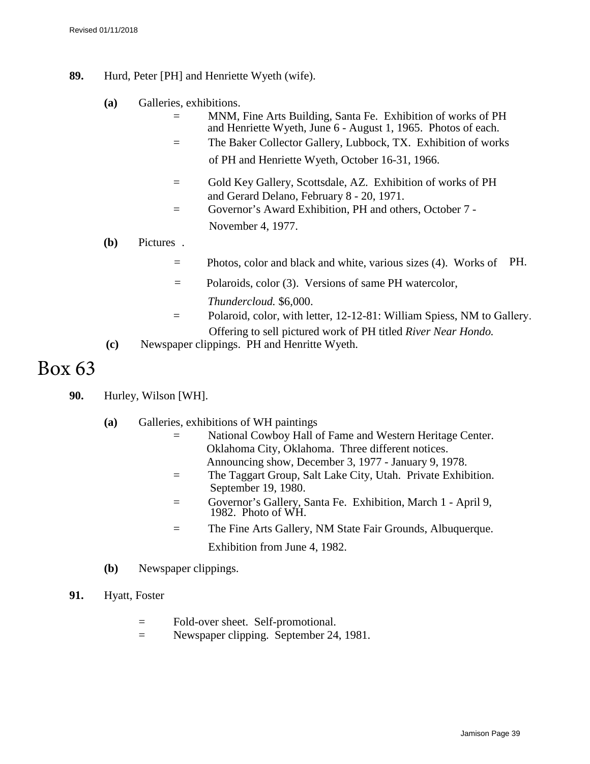**89.** Hurd, Peter [PH] and Henriette Wyeth (wife).

**(a)** Galleries, exhibitions.

= MNM, Fine Arts Building, Santa Fe. Exhibition of works of PH and Henriette Wyeth, June 6 - August 1, 1965. Photos of each.

= The Baker Collector Gallery, Lubbock, TX. Exhibition of works of PH and Henriette Wyeth, October 16-31, 1966.

= Gold Key Gallery, Scottsdale, AZ. Exhibition of works of PH and Gerard Delano, February 8 - 20, 1971.

= Governor's Award Exhibition, PH and others, October 7 - November 4, 1977.

**(b)** Pictures .

= Photos, color and black and white, various sizes (4). Works of PH.

= Polaroids, color (3). Versions of same PH watercolor, *Thundercloud.* $6,000.

= Polaroid, color, with letter, 12-12-81: William Spiess, NM to Gallery. Offering to sell pictured work of PH titled *River Near Hondo.*

**(c)** Newspaper clippings. PH and Henritte Wyeth.

# Box 63

**90.** Hurley, Wilson [WH].

**(a)** Galleries, exhibitions of WH paintings

= National Cowboy Hall of Fame and Western Heritage Center. Oklahoma City, Oklahoma. Three different notices. Announcing show, December 3, 1977 - January 9, 1978.

= The Taggart Group, Salt Lake City, Utah. Private Exhibition. September 19, 1980.

= Governor's Gallery, Santa Fe. Exhibition, March 1 - April 9, 1982. Photo of WH.

= The Fine Arts Gallery, NM State Fair Grounds, Albuquerque. Exhibition from June 4, 1982.

**(b)** Newspaper clippings.

**91.** Hyatt, Foster

= Fold-over sheet. Self-promotional.

= Newspaper clipping. September 24, 1981.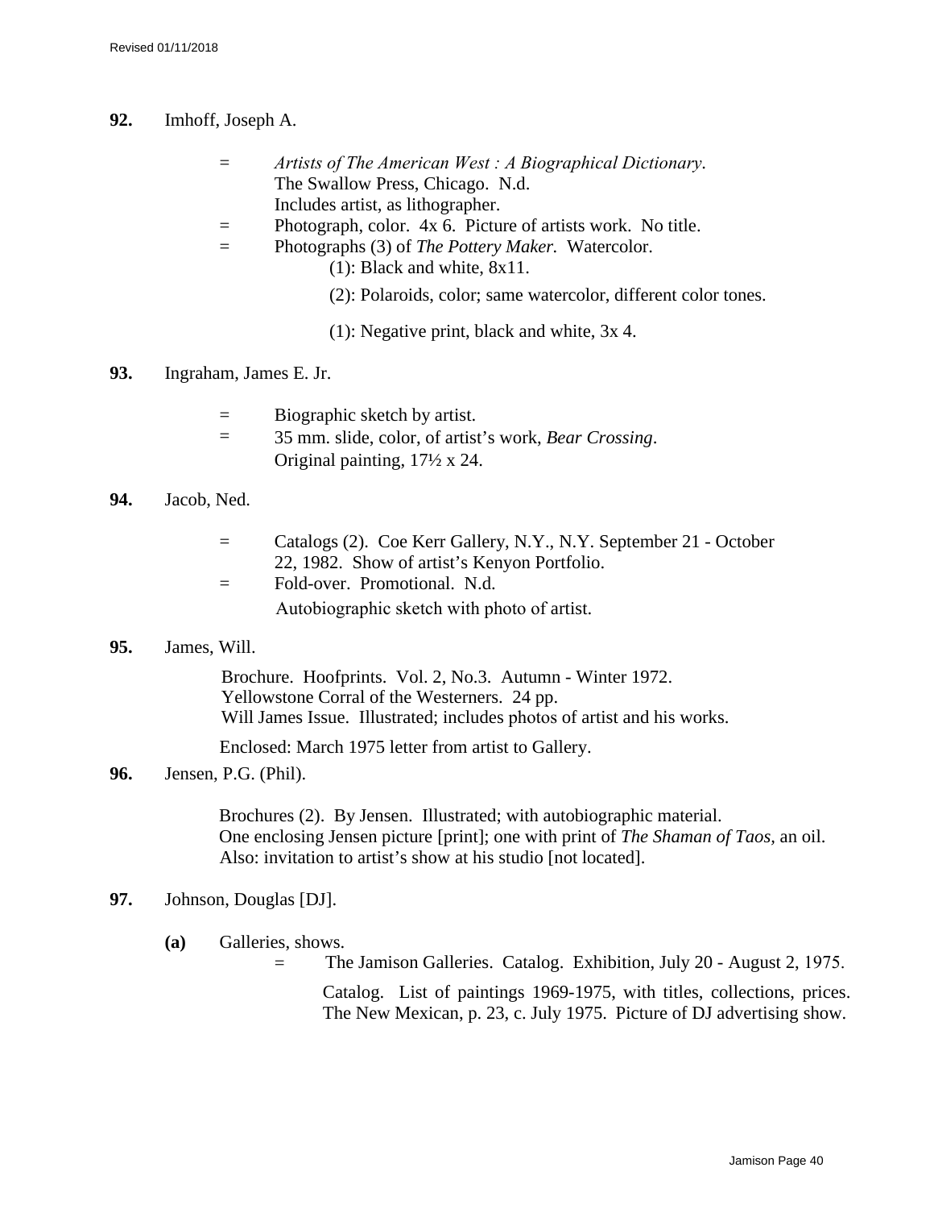**92.** Imhoff, Joseph A.

- = *Artists of The American West : A Biographical Dictionary*. The Swallow Press, Chicago. N.d. Includes artist, as lithographer.
- = Photograph, color. 4x 6. Picture of artists work. No title.
- = Photographs (3) of *The Pottery Maker.* Watercolor.
  - (1): Black and white, 8x11.
  - (2): Polaroids, color; same watercolor, different color tones.
  - (1): Negative print, black and white, 3x 4.

**93.** Ingraham, James E. Jr.

- = Biographic sketch by artist.
- = 35 mm. slide, color, of artist's work, *Bear Crossing*. Original painting, 17½ x 24.

**94.** Jacob, Ned.

- = Catalogs (2). Coe Kerr Gallery, N.Y., N.Y. September 21 - October 22, 1982. Show of artist's Kenyon Portfolio.
- = Fold-over. Promotional. N.d. Autobiographic sketch with photo of artist.

**95.** James, Will.

Brochure. Hoofprints. Vol. 2, No.3. Autumn - Winter 1972. Yellowstone Corral of the Westerners. 24 pp. Will James Issue. Illustrated; includes photos of artist and his works.

Enclosed: March 1975 letter from artist to Gallery.

**96.** Jensen, P.G. (Phil).

Brochures (2). By Jensen. Illustrated; with autobiographic material. One enclosing Jensen picture [print]; one with print of *The Shaman of Taos*, an oil. Also: invitation to artist's show at his studio [not located].

**97.** Johnson, Douglas [DJ].

**(a)** Galleries, shows.

- = The Jamison Galleries. Catalog. Exhibition, July 20 - August 2, 1975.

  Catalog. List of paintings 1969-1975, with titles, collections, prices. The New Mexican, p. 23, c. July 1975. Picture of DJ advertising show.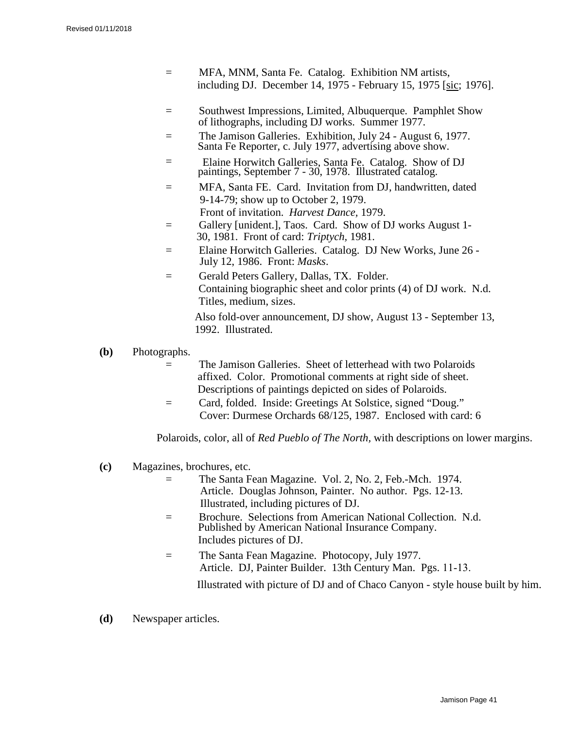= MFA, MNM, Santa Fe. Catalog. Exhibition NM artists, including DJ. December 14, 1975 - February 15, 1975 [sic; 1976].

= Southwest Impressions, Limited, Albuquerque. Pamphlet Show of lithographs, including DJ works. Summer 1977.

= The Jamison Galleries. Exhibition, July 24 - August 6, 1977. Santa Fe Reporter, c. July 1977, advertising above show.

= Elaine Horwitch Galleries, Santa Fe. Catalog. Show of DJ paintings, September 7 - 30, 1978. Illustrated catalog.

= MFA, Santa FE. Card. Invitation from DJ, handwritten, dated 9-14-79; show up to October 2, 1979. Front of invitation. *Harvest Dance,* 1979.

= Gallery [unident.], Taos. Card. Show of DJ works August 1-30, 1981. Front of card: *Triptych*, 1981.

= Elaine Horwitch Galleries. Catalog. DJ New Works, June 26 - July 12, 1986. Front: *Masks*.

= Gerald Peters Gallery, Dallas, TX. Folder. Containing biographic sheet and color prints (4) of DJ work. N.d. Titles, medium, sizes.

Also fold-over announcement, DJ show, August 13 - September 13, 1992. Illustrated.

**(b)** Photographs.

= The Jamison Galleries. Sheet of letterhead with two Polaroids affixed. Color. Promotional comments at right side of sheet. Descriptions of paintings depicted on sides of Polaroids.

= Card, folded. Inside: Greetings At Solstice, signed "Doug." Cover: Durmese Orchards 68/125, 1987. Enclosed with card: 6

Polaroids, color, all of *Red Pueblo of The North,* with descriptions on lower margins.

**(c)** Magazines, brochures, etc.

= The Santa Fean Magazine. Vol. 2, No. 2, Feb.-Mch. 1974. Article. Douglas Johnson, Painter. No author. Pgs. 12-13. Illustrated, including pictures of DJ.

= Brochure. Selections from American National Collection. N.d. Published by American National Insurance Company. Includes pictures of DJ.

= The Santa Fean Magazine. Photocopy, July 1977. Article. DJ, Painter Builder. 13th Century Man. Pgs. 11-13.

Illustrated with picture of DJ and of Chaco Canyon - style house built by him.

**(d)** Newspaper articles.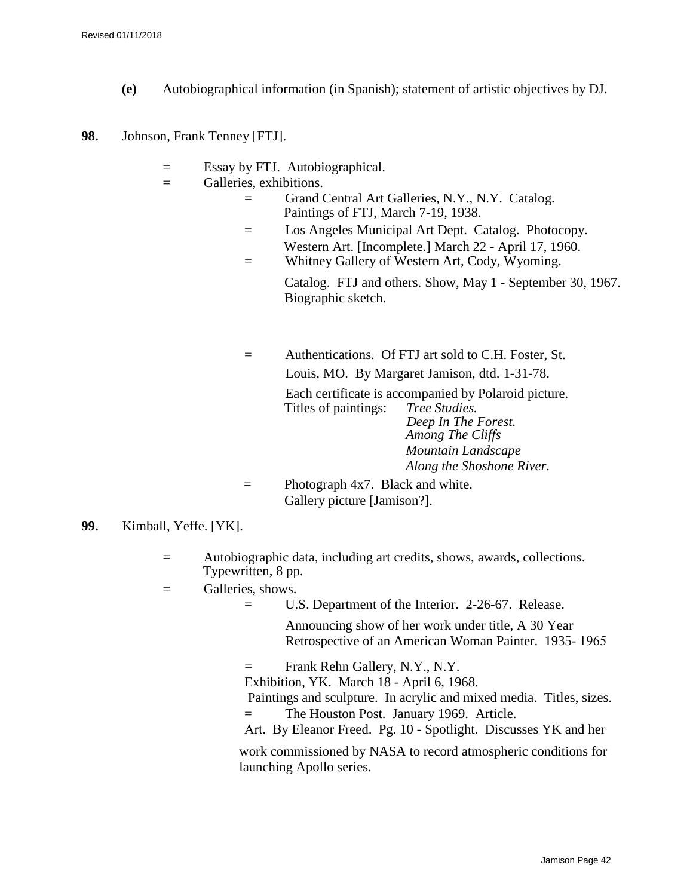**(e)** Autobiographical information (in Spanish); statement of artistic objectives by DJ.

**98.** Johnson, Frank Tenney [FTJ].

= Essay by FTJ. Autobiographical.
= Galleries, exhibitions.
 = Grand Central Art Galleries, N.Y., N.Y. Catalog. Paintings of FTJ, March 7-19, 1938.
 = Los Angeles Municipal Art Dept. Catalog. Photocopy. Western Art. [Incomplete.] March 22 - April 17, 1960.
 = Whitney Gallery of Western Art, Cody, Wyoming.
 Catalog. FTJ and others. Show, May 1 - September 30, 1967. Biographic sketch.

 = Authentications. Of FTJ art sold to C.H. Foster, St. Louis, MO. By Margaret Jamison, dtd. 1-31-78.
 Each certificate is accompanied by Polaroid picture.
 Titles of paintings: *Tree Studies.*
 *Deep In The Forest.*
 *Among The Cliffs*
 *Mountain Landscape*
 *Along the Shoshone River.*
 = Photograph 4x7. Black and white.
 Gallery picture [Jamison?].

**99.** Kimball, Yeffe. [YK].

= Autobiographic data, including art credits, shows, awards, collections. Typewritten, 8 pp.
= Galleries, shows.
 = U.S. Department of the Interior. 2-26-67. Release.
 Announcing show of her work under title, A 30 Year Retrospective of an American Woman Painter. 1935- 1965

 = Frank Rehn Gallery, N.Y., N.Y.
 Exhibition, YK. March 18 - April 6, 1968.
 Paintings and sculpture. In acrylic and mixed media. Titles, sizes.
 = The Houston Post. January 1969. Article.
 Art. By Eleanor Freed. Pg. 10 - Spotlight. Discusses YK and her work commissioned by NASA to record atmospheric conditions for launching Apollo series.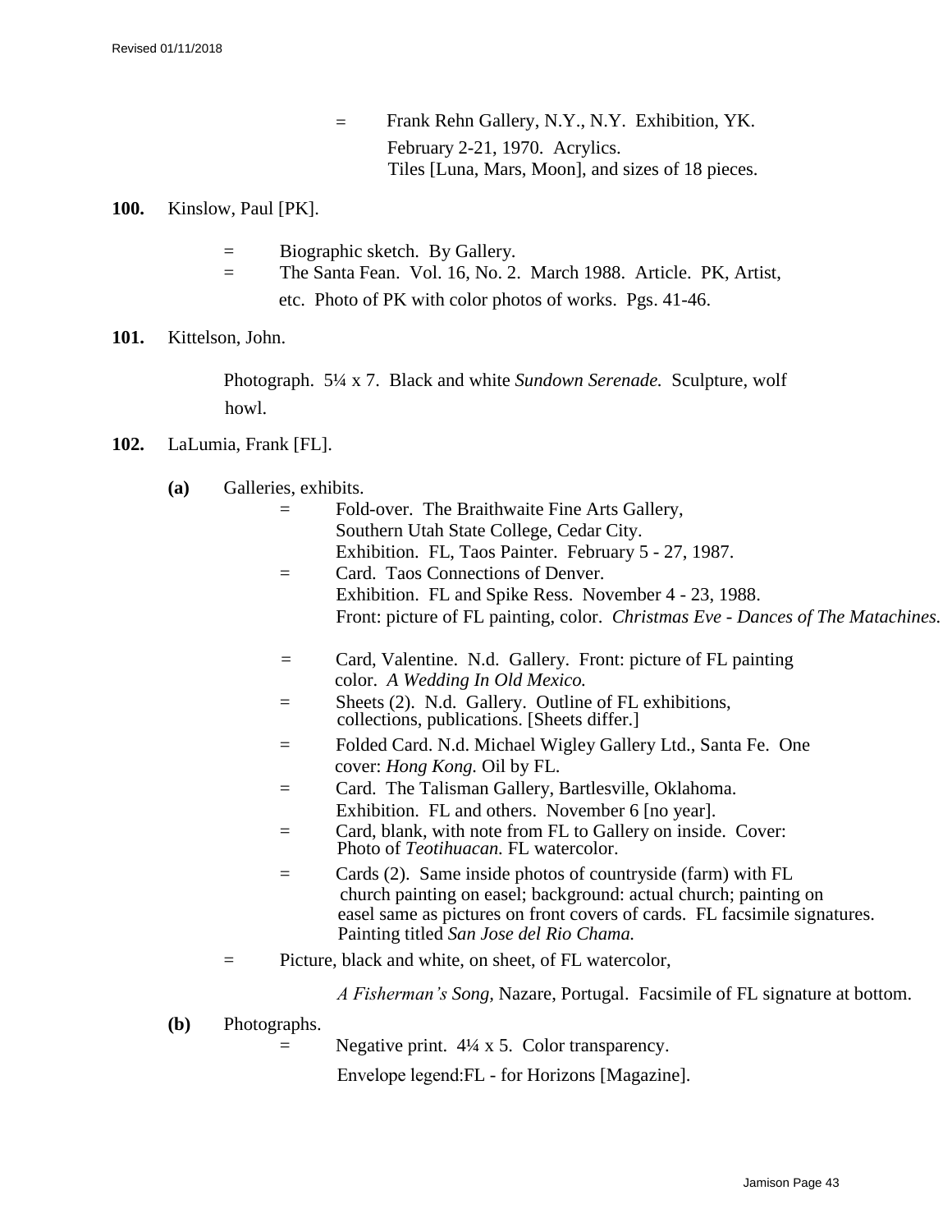= Frank Rehn Gallery, N.Y., N.Y. Exhibition, YK. February 2-21, 1970. Acrylics. Tiles [Luna, Mars, Moon], and sizes of 18 pieces.

**100.** Kinslow, Paul [PK].

- = Biographic sketch. By Gallery.
- = The Santa Fean. Vol. 16, No. 2. March 1988. Article. PK, Artist, etc. Photo of PK with color photos of works. Pgs. 41-46.

**101.** Kittelson, John.

Photograph. 5¼ x 7. Black and white *Sundown Serenade.* Sculpture, wolf howl.

**102.** LaLumia, Frank [FL].

**(a)** Galleries, exhibits.

- = Fold-over. The Braithwaite Fine Arts Gallery, Southern Utah State College, Cedar City. Exhibition. FL, Taos Painter. February 5 - 27, 1987.
- = Card. Taos Connections of Denver. Exhibition. FL and Spike Ress. November 4 - 23, 1988. Front: picture of FL painting, color. *Christmas Eve - Dances of The Matachines.*
- = Card, Valentine. N.d. Gallery. Front: picture of FL painting color. *A Wedding In Old Mexico.*
- = Sheets (2). N.d. Gallery. Outline of FL exhibitions, collections, publications. [Sheets differ.]
- = Folded Card. N.d. Michael Wigley Gallery Ltd., Santa Fe. One cover: *Hong Kong.* Oil by FL.
- = Card. The Talisman Gallery, Bartlesville, Oklahoma. Exhibition. FL and others. November 6 [no year].
- = Card, blank, with note from FL to Gallery on inside. Cover: Photo of *Teotihuacan.* FL watercolor.
- = Cards (2). Same inside photos of countryside (farm) with FL church painting on easel; background: actual church; painting on easel same as pictures on front covers of cards. FL facsimile signatures. Painting titled *San Jose del Rio Chama.*

= Picture, black and white, on sheet, of FL watercolor, *A Fisherman's Song*, Nazare, Portugal. Facsimile of FL signature at bottom.

**(b)** Photographs.

- = Negative print. 4¼ x 5. Color transparency. Envelope legend:FL - for Horizons [Magazine].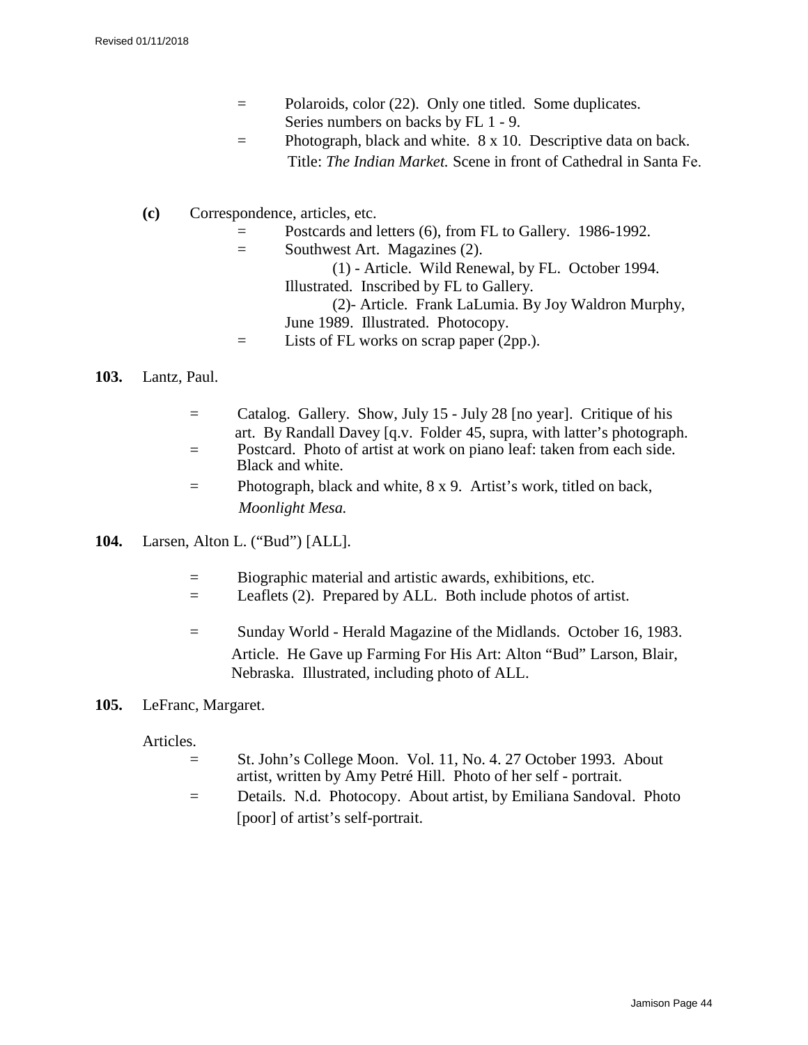= Polaroids, color (22). Only one titled. Some duplicates. Series numbers on backs by FL 1 - 9.

= Photograph, black and white. 8 x 10. Descriptive data on back. Title: *The Indian Market.* Scene in front of Cathedral in Santa Fe.

**(c)** Correspondence, articles, etc.

= Postcards and letters (6), from FL to Gallery. 1986-1992.

= Southwest Art. Magazines (2).
(1) - Article. Wild Renewal, by FL. October 1994. Illustrated. Inscribed by FL to Gallery.
(2)- Article. Frank LaLumia. By Joy Waldron Murphy, June 1989. Illustrated. Photocopy.

= Lists of FL works on scrap paper (2pp.).

**103.** Lantz, Paul.

= Catalog. Gallery. Show, July 15 - July 28 [no year]. Critique of his art. By Randall Davey [q.v. Folder 45, supra, with latter's photograph.

= Postcard. Photo of artist at work on piano leaf: taken from each side. Black and white.

= Photograph, black and white, 8 x 9. Artist's work, titled on back, *Moonlight Mesa.*

**104.** Larsen, Alton L. ("Bud") [ALL].

= Biographic material and artistic awards, exhibitions, etc.

= Leaflets (2). Prepared by ALL. Both include photos of artist.

= Sunday World - Herald Magazine of the Midlands. October 16, 1983. Article. He Gave up Farming For His Art: Alton "Bud" Larson, Blair, Nebraska. Illustrated, including photo of ALL.

**105.** LeFranc, Margaret.

Articles.

= St. John's College Moon. Vol. 11, No. 4. 27 October 1993. About artist, written by Amy Petré Hill. Photo of her self - portrait.

= Details. N.d. Photocopy. About artist, by Emiliana Sandoval. Photo [poor] of artist's self-portrait.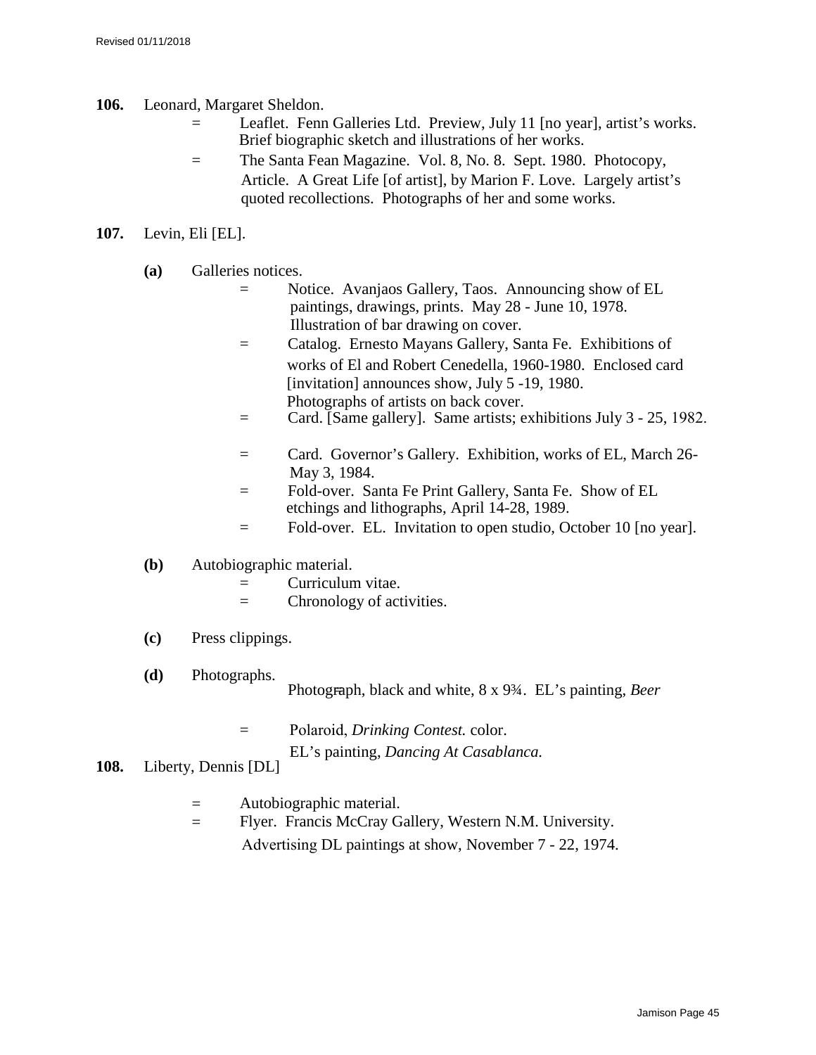**106.** Leonard, Margaret Sheldon.

- = Leaflet. Fenn Galleries Ltd. Preview, July 11 [no year], artist's works. Brief biographic sketch and illustrations of her works.
- = The Santa Fean Magazine. Vol. 8, No. 8. Sept. 1980. Photocopy, Article. A Great Life [of artist], by Marion F. Love. Largely artist's quoted recollections. Photographs of her and some works.

**107.** Levin, Eli [EL].

**(a)** Galleries notices.

- = Notice. Avanjaos Gallery, Taos. Announcing show of EL paintings, drawings, prints. May 28 - June 10, 1978. Illustration of bar drawing on cover.
- = Catalog. Ernesto Mayans Gallery, Santa Fe. Exhibitions of works of El and Robert Cenedella, 1960-1980. Enclosed card [invitation] announces show, July 5 -19, 1980. Photographs of artists on back cover.
- = Card. [Same gallery]. Same artists; exhibitions July 3 - 25, 1982.
- = Card. Governor's Gallery. Exhibition, works of EL, March 26- May 3, 1984.
- = Fold-over. Santa Fe Print Gallery, Santa Fe. Show of EL etchings and lithographs, April 14-28, 1989.
- = Fold-over. EL. Invitation to open studio, October 10 [no year].

**(b)** Autobiographic material.

- = Curriculum vitae.
- = Chronology of activities.

**(c)** Press clippings.

**(d)** Photographs.

- Photograph, black and white, 8 x 9¾. EL's painting, *Beer*
- = Polaroid, *Drinking Contest.* color. EL's painting, *Dancing At Casablanca.*

**108.** Liberty, Dennis [DL]

- = Autobiographic material.
- = Flyer. Francis McCray Gallery, Western N.M. University. Advertising DL paintings at show, November 7 - 22, 1974.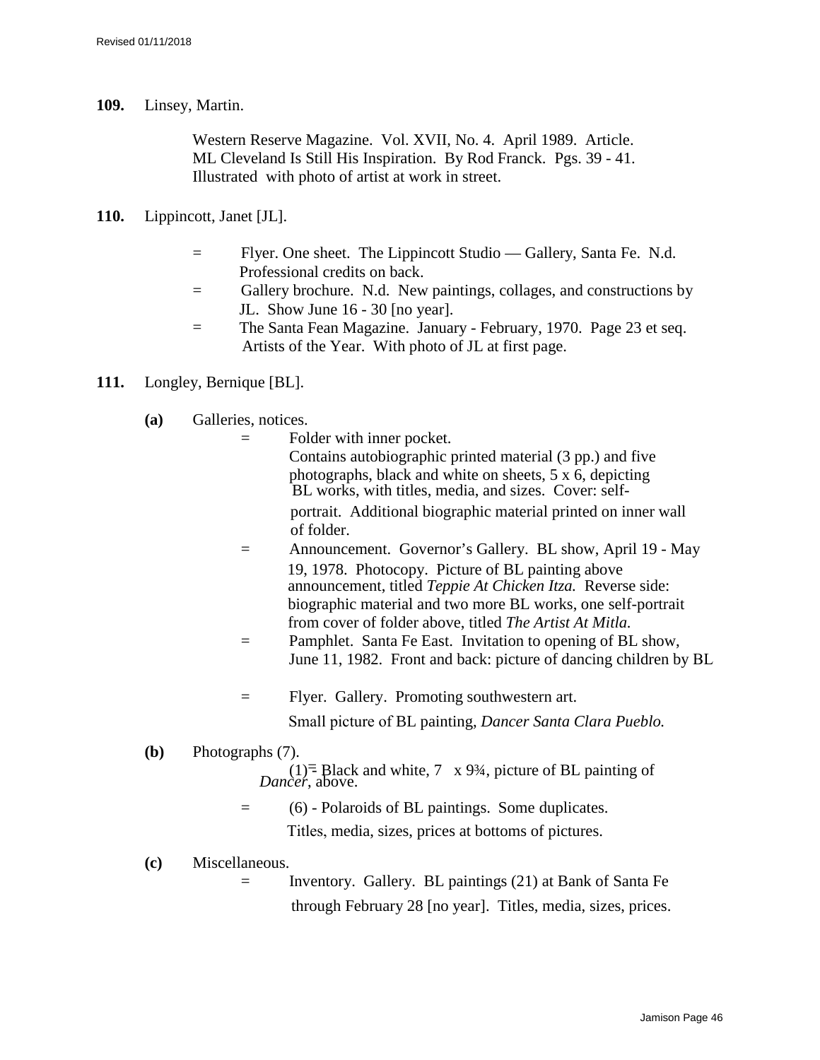**109.** Linsey, Martin.

Western Reserve Magazine. Vol. XVII, No. 4. April 1989. Article. ML Cleveland Is Still His Inspiration. By Rod Franck. Pgs. 39 - 41. Illustrated with photo of artist at work in street.

**110.** Lippincott, Janet [JL].

= Flyer. One sheet. The Lippincott Studio — Gallery, Santa Fe. N.d. Professional credits on back.

= Gallery brochure. N.d. New paintings, collages, and constructions by JL. Show June 16 - 30 [no year].

= The Santa Fean Magazine. January - February, 1970. Page 23 et seq. Artists of the Year. With photo of JL at first page.

**111.** Longley, Bernique [BL].

**(a)** Galleries, notices.

= Folder with inner pocket. Contains autobiographic printed material (3 pp.) and five photographs, black and white on sheets, 5 x 6, depicting BL works, with titles, media, and sizes. Cover: self-portrait. Additional biographic material printed on inner wall of folder.

= Announcement. Governor's Gallery. BL show, April 19 - May 19, 1978. Photocopy. Picture of BL painting above announcement, titled *Teppie At Chicken Itza.* Reverse side: biographic material and two more BL works, one self-portrait from cover of folder above, titled *The Artist At Mitla.*

= Pamphlet. Santa Fe East. Invitation to opening of BL show, June 11, 1982. Front and back: picture of dancing children by BL

= Flyer. Gallery. Promoting southwestern art. Small picture of BL painting, *Dancer Santa Clara Pueblo.*

**(b)** Photographs (7).

= (1) Black and white, 7 x 9¾, picture of BL painting of *Dancer*, above.

= (6) - Polaroids of BL paintings. Some duplicates. Titles, media, sizes, prices at bottoms of pictures.

**(c)** Miscellaneous.

= Inventory. Gallery. BL paintings (21) at Bank of Santa Fe through February 28 [no year]. Titles, media, sizes, prices.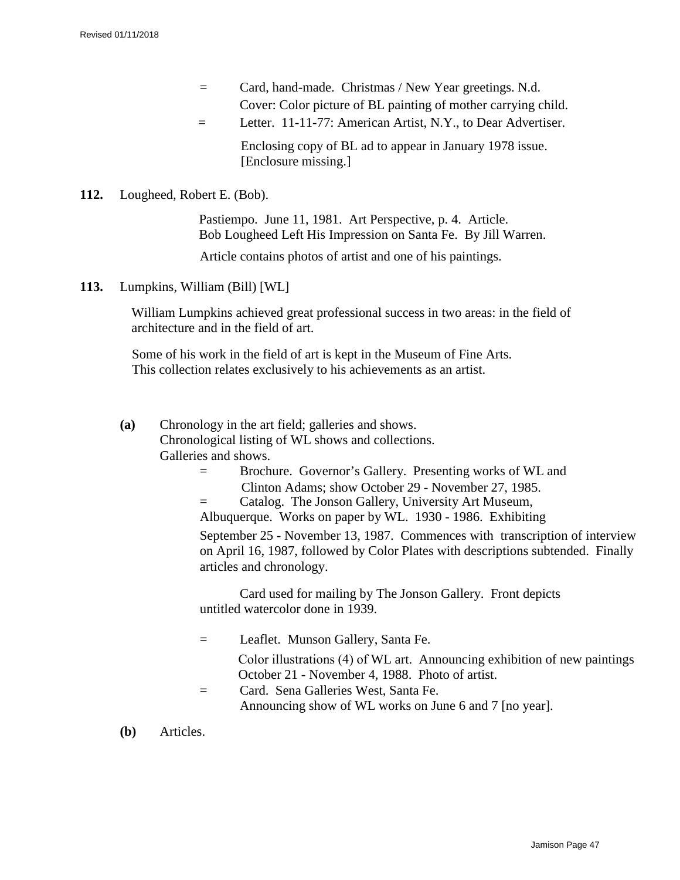= Card, hand-made. Christmas / New Year greetings. N.d.
Cover: Color picture of BL painting of mother carrying child.

= Letter. 11-11-77: American Artist, N.Y., to Dear Advertiser.

Enclosing copy of BL ad to appear in January 1978 issue. [Enclosure missing.]

**112.** Lougheed, Robert E. (Bob).

Pastiempo. June 11, 1981. Art Perspective, p. 4. Article.
Bob Lougheed Left His Impression on Santa Fe. By Jill Warren.

Article contains photos of artist and one of his paintings.

**113.** Lumpkins, William (Bill) [WL]

William Lumpkins achieved great professional success in two areas: in the field of architecture and in the field of art.

Some of his work in the field of art is kept in the Museum of Fine Arts.
This collection relates exclusively to his achievements as an artist.

**(a)** Chronology in the art field; galleries and shows.
Chronological listing of WL shows and collections.
Galleries and shows.

= Brochure. Governor's Gallery. Presenting works of WL and Clinton Adams; show October 29 - November 27, 1985.

= Catalog. The Jonson Gallery, University Art Museum, Albuquerque. Works on paper by WL. 1930 - 1986. Exhibiting September 25 - November 13, 1987. Commences with transcription of interview on April 16, 1987, followed by Color Plates with descriptions subtended. Finally articles and chronology.

Card used for mailing by The Jonson Gallery. Front depicts untitled watercolor done in 1939.

= Leaflet. Munson Gallery, Santa Fe.

Color illustrations (4) of WL art. Announcing exhibition of new paintings October 21 - November 4, 1988. Photo of artist.

= Card. Sena Galleries West, Santa Fe.
Announcing show of WL works on June 6 and 7 [no year].

**(b)** Articles.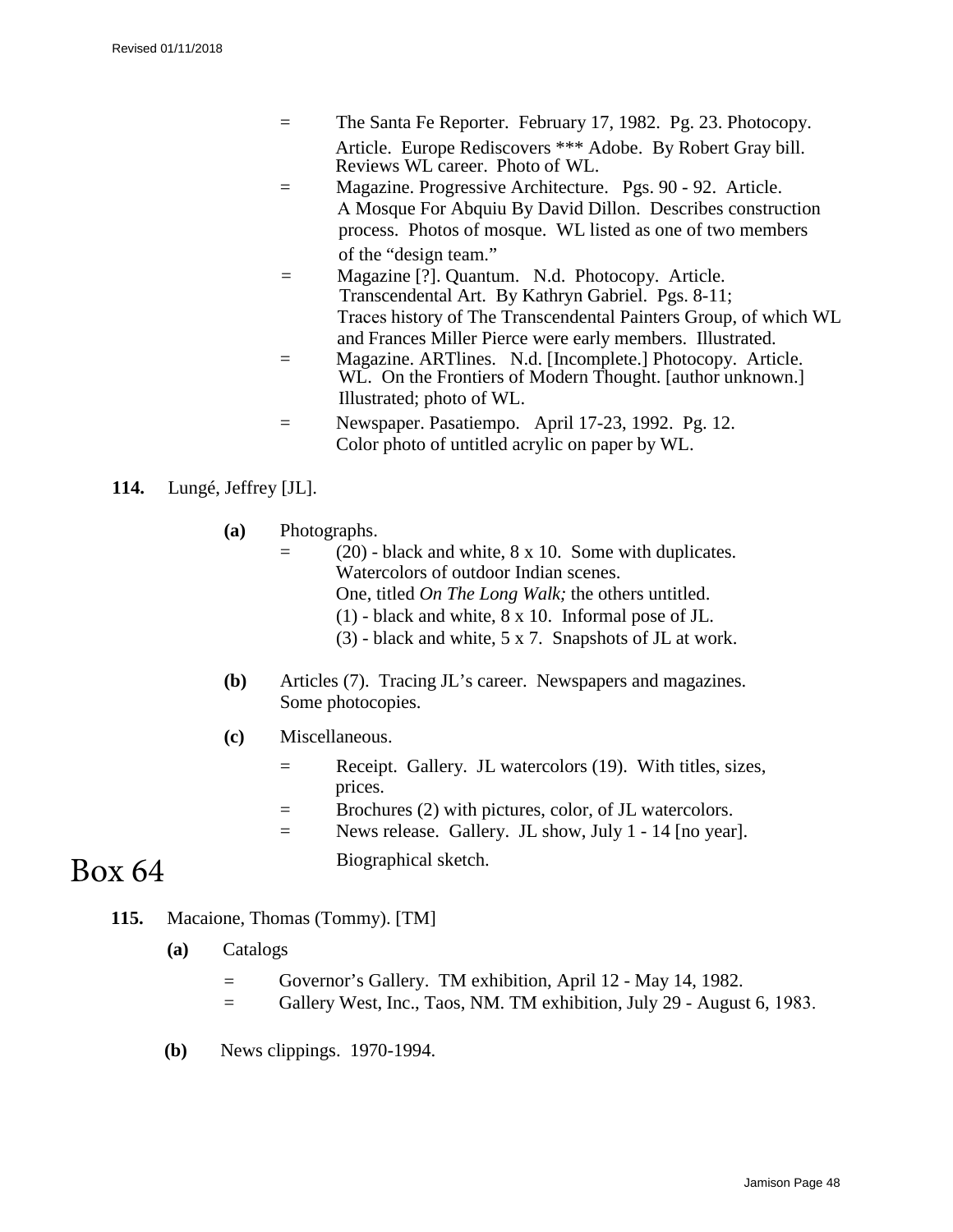= The Santa Fe Reporter. February 17, 1982. Pg. 23. Photocopy. Article. Europe Rediscovers *** Adobe. By Robert Gray bill. Reviews WL career. Photo of WL.

= Magazine. Progressive Architecture. Pgs. 90 - 92. Article. A Mosque For Abquiu By David Dillon. Describes construction process. Photos of mosque. WL listed as one of two members of the "design team."

= Magazine [?]. Quantum. N.d. Photocopy. Article. Transcendental Art. By Kathryn Gabriel. Pgs. 8-11; Traces history of The Transcendental Painters Group, of which WL and Frances Miller Pierce were early members. Illustrated.

= Magazine. ARTlines. N.d. [Incomplete.] Photocopy. Article. WL. On the Frontiers of Modern Thought. [author unknown.] Illustrated; photo of WL.

= Newspaper. Pasatiempo. April 17-23, 1992. Pg. 12. Color photo of untitled acrylic on paper by WL.

**114.** Lungé, Jeffrey [JL].

**(a)** Photographs.

= (20) - black and white, 8 x 10. Some with duplicates. Watercolors of outdoor Indian scenes. One, titled *On The Long Walk;* the others untitled.
(1) - black and white, 8 x 10. Informal pose of JL.
(3) - black and white, 5 x 7. Snapshots of JL at work.

**(b)** Articles (7). Tracing JL's career. Newspapers and magazines. Some photocopies.

**(c)** Miscellaneous.

= Receipt. Gallery. JL watercolors (19). With titles, sizes, prices.

= Brochures (2) with pictures, color, of JL watercolors.

= News release. Gallery. JL show, July 1 - 14 [no year]. Biographical sketch.

# Box 64

**115.** Macaione, Thomas (Tommy). [TM]

**(a)** Catalogs

= Governor's Gallery. TM exhibition, April 12 - May 14, 1982.

= Gallery West, Inc., Taos, NM. TM exhibition, July 29 - August 6, 1983.

**(b)** News clippings. 1970-1994.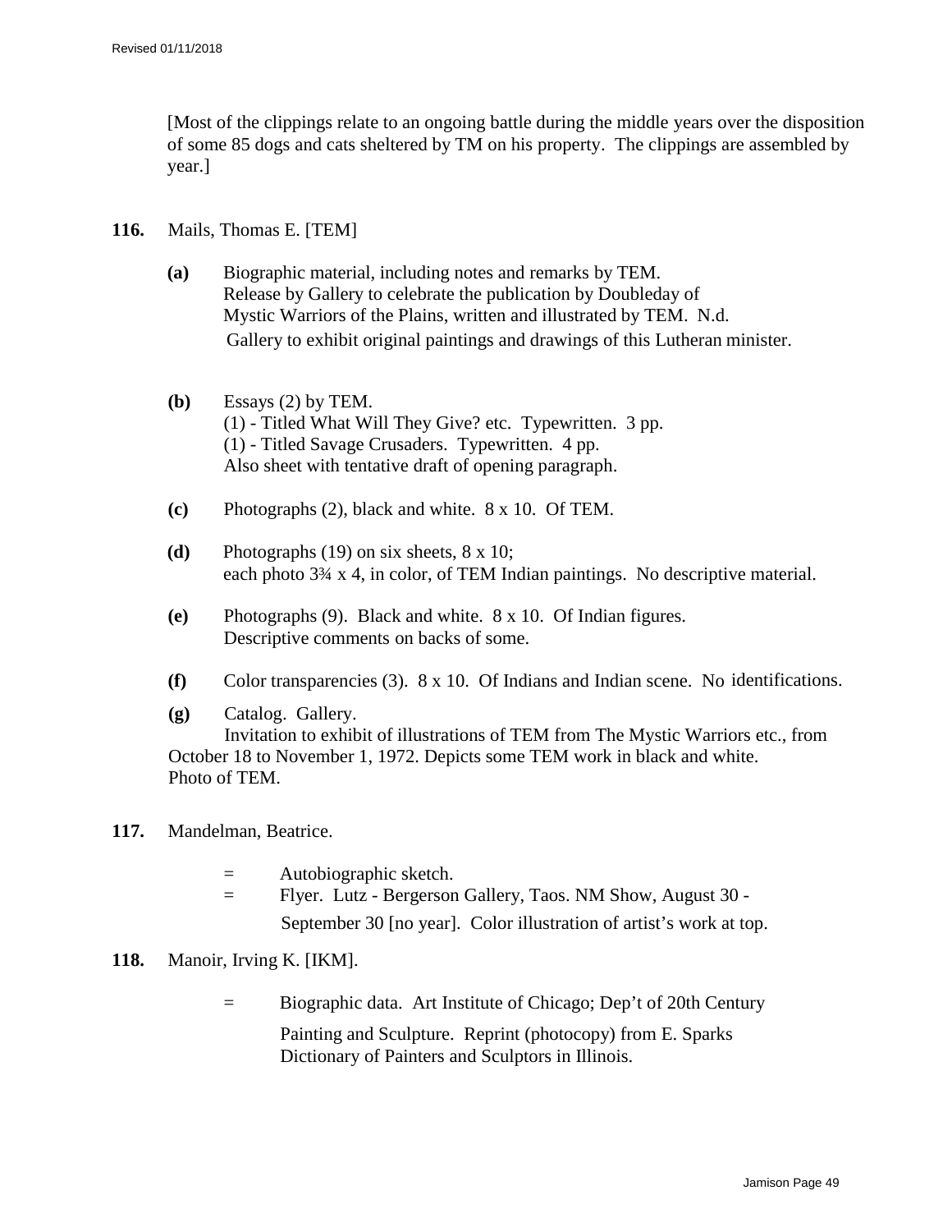[Most of the clippings relate to an ongoing battle during the middle years over the disposition of some 85 dogs and cats sheltered by TM on his property. The clippings are assembled by year.]

**116.** Mails, Thomas E. [TEM]

- **(a)** Biographic material, including notes and remarks by TEM. Release by Gallery to celebrate the publication by Doubleday of Mystic Warriors of the Plains, written and illustrated by TEM. N.d. Gallery to exhibit original paintings and drawings of this Lutheran minister.

- **(b)** Essays (2) by TEM.
  (1) - Titled What Will They Give? etc. Typewritten. 3 pp.
  (1) - Titled Savage Crusaders. Typewritten. 4 pp.
  Also sheet with tentative draft of opening paragraph.

- **(c)** Photographs (2), black and white. 8 x 10. Of TEM.

- **(d)** Photographs (19) on six sheets, 8 x 10; each photo 3¾ x 4, in color, of TEM Indian paintings. No descriptive material.

- **(e)** Photographs (9). Black and white. 8 x 10. Of Indian figures. Descriptive comments on backs of some.

- **(f)** Color transparencies (3). 8 x 10. Of Indians and Indian scene. No identifications.

- **(g)** Catalog. Gallery.
  Invitation to exhibit of illustrations of TEM from The Mystic Warriors etc., from October 18 to November 1, 1972. Depicts some TEM work in black and white. Photo of TEM.

**117.** Mandelman, Beatrice.

= Autobiographic sketch.
= Flyer. Lutz - Bergerson Gallery, Taos. NM Show, August 30 - September 30 [no year]. Color illustration of artist's work at top.

**118.** Manoir, Irving K. [IKM].

= Biographic data. Art Institute of Chicago; Dep't of 20th Century Painting and Sculpture. Reprint (photocopy) from E. Sparks Dictionary of Painters and Sculptors in Illinois.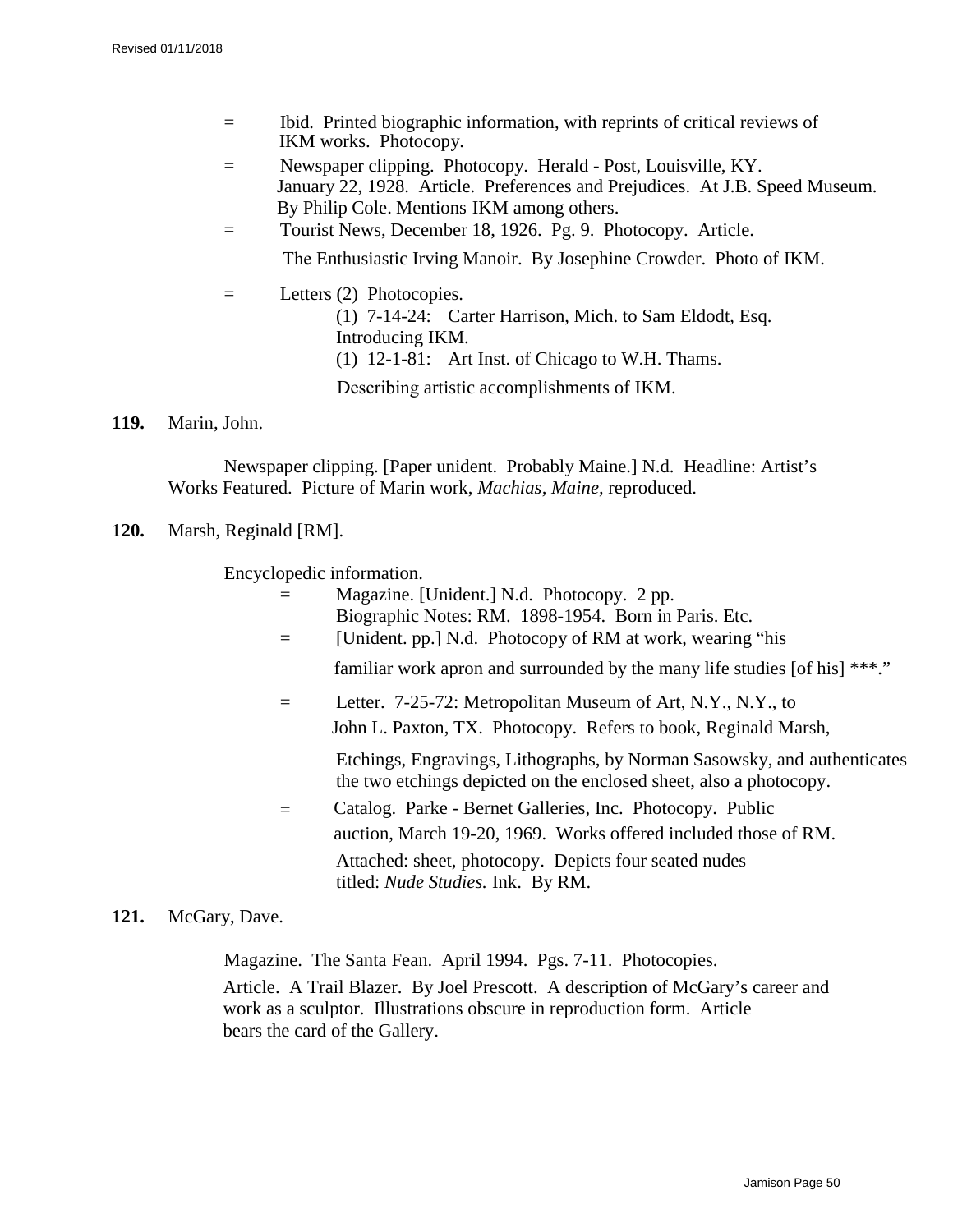= Ibid. Printed biographic information, with reprints of critical reviews of IKM works. Photocopy.

= Newspaper clipping. Photocopy. Herald - Post, Louisville, KY. January 22, 1928. Article. Preferences and Prejudices. At J.B. Speed Museum. By Philip Cole. Mentions IKM among others.

= Tourist News, December 18, 1926. Pg. 9. Photocopy. Article. The Enthusiastic Irving Manoir. By Josephine Crowder. Photo of IKM.

= Letters (2) Photocopies.
  (1) 7-14-24: Carter Harrison, Mich. to Sam Eldodt, Esq. Introducing IKM.
  (1) 12-1-81: Art Inst. of Chicago to W.H. Thams. Describing artistic accomplishments of IKM.

**119.** Marin, John.

Newspaper clipping. [Paper unident. Probably Maine.] N.d. Headline: Artist's Works Featured. Picture of Marin work, *Machias*, *Maine*, reproduced.

**120.** Marsh, Reginald [RM].

Encyclopedic information.

= Magazine. [Unident.] N.d. Photocopy. 2 pp. Biographic Notes: RM. 1898-1954. Born in Paris. Etc.

= [Unident. pp.] N.d. Photocopy of RM at work, wearing "his familiar work apron and surrounded by the many life studies [of his] ***."

= Letter. 7-25-72: Metropolitan Museum of Art, N.Y., N.Y., to John L. Paxton, TX. Photocopy. Refers to book, Reginald Marsh, Etchings, Engravings, Lithographs, by Norman Sasowsky, and authenticates the two etchings depicted on the enclosed sheet, also a photocopy.

= Catalog. Parke - Bernet Galleries, Inc. Photocopy. Public auction, March 19-20, 1969. Works offered included those of RM. Attached: sheet, photocopy. Depicts four seated nudes titled: *Nude Studies.* Ink. By RM.

**121.** McGary, Dave.

Magazine. The Santa Fean. April 1994. Pgs. 7-11. Photocopies. Article. A Trail Blazer. By Joel Prescott. A description of McGary's career and work as a sculptor. Illustrations obscure in reproduction form. Article bears the card of the Gallery.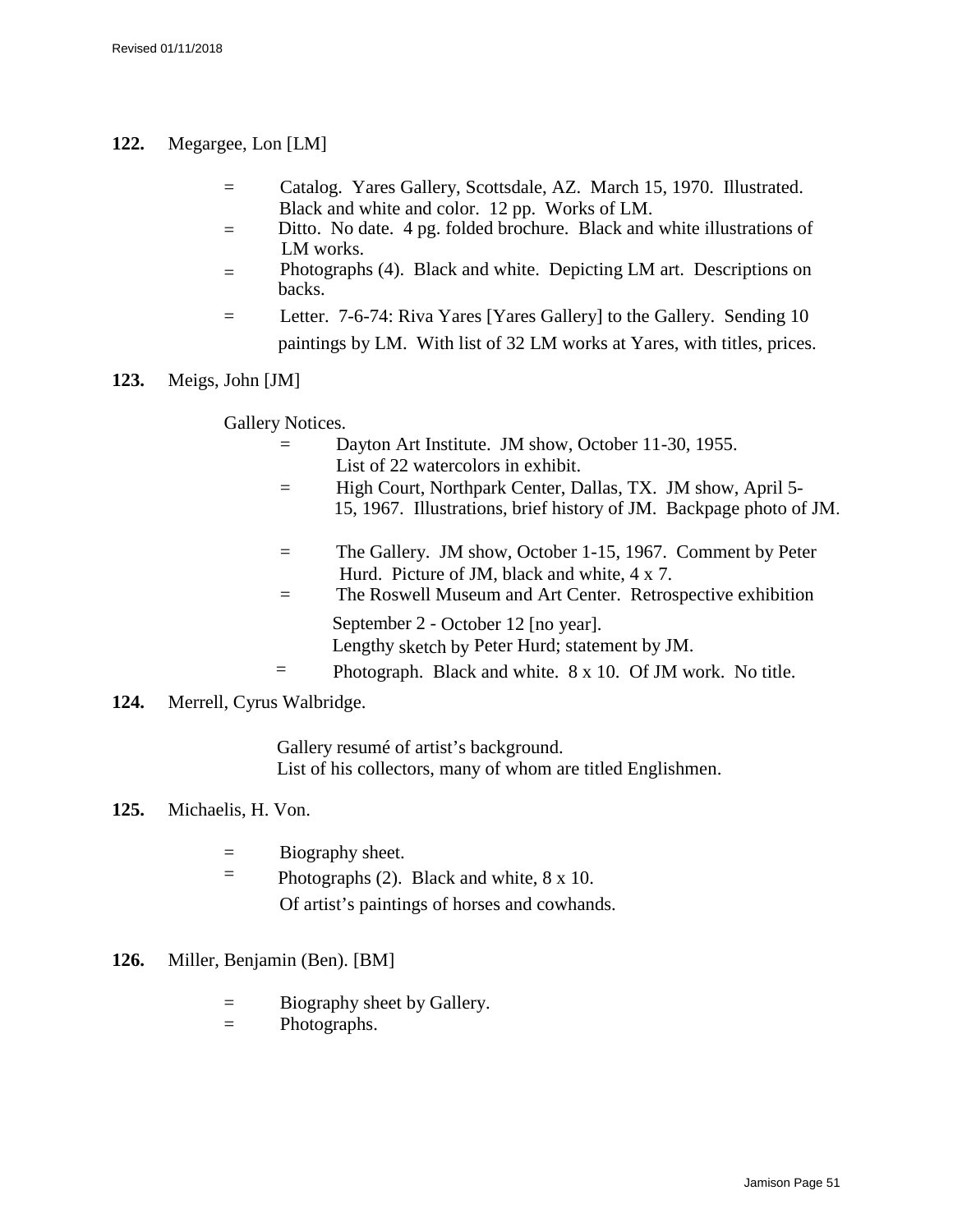**122.** Megargee, Lon [LM]

- = Catalog. Yares Gallery, Scottsdale, AZ. March 15, 1970. Illustrated. Black and white and color. 12 pp. Works of LM.
- = Ditto. No date. 4 pg. folded brochure. Black and white illustrations of LM works.
- = Photographs (4). Black and white. Depicting LM art. Descriptions on backs.
- = Letter. 7-6-74: Riva Yares [Yares Gallery] to the Gallery. Sending 10 paintings by LM. With list of 32 LM works at Yares, with titles, prices.

**123.** Meigs, John [JM]

Gallery Notices.

- = Dayton Art Institute. JM show, October 11-30, 1955. List of 22 watercolors in exhibit.
- = High Court, Northpark Center, Dallas, TX. JM show, April 5-15, 1967. Illustrations, brief history of JM. Backpage photo of JM.
- = The Gallery. JM show, October 1-15, 1967. Comment by Peter Hurd. Picture of JM, black and white, 4 x 7.
- = The Roswell Museum and Art Center. Retrospective exhibition September 2 - October 12 [no year]. Lengthy sketch by Peter Hurd; statement by JM.
- = Photograph. Black and white. 8 x 10. Of JM work. No title.

**124.** Merrell, Cyrus Walbridge.

Gallery resumé of artist's background.
List of his collectors, many of whom are titled Englishmen.

**125.** Michaelis, H. Von.

- = Biography sheet.
- = Photographs (2). Black and white, 8 x 10. Of artist's paintings of horses and cowhands.

**126.** Miller, Benjamin (Ben). [BM]

- = Biography sheet by Gallery.
- = Photographs.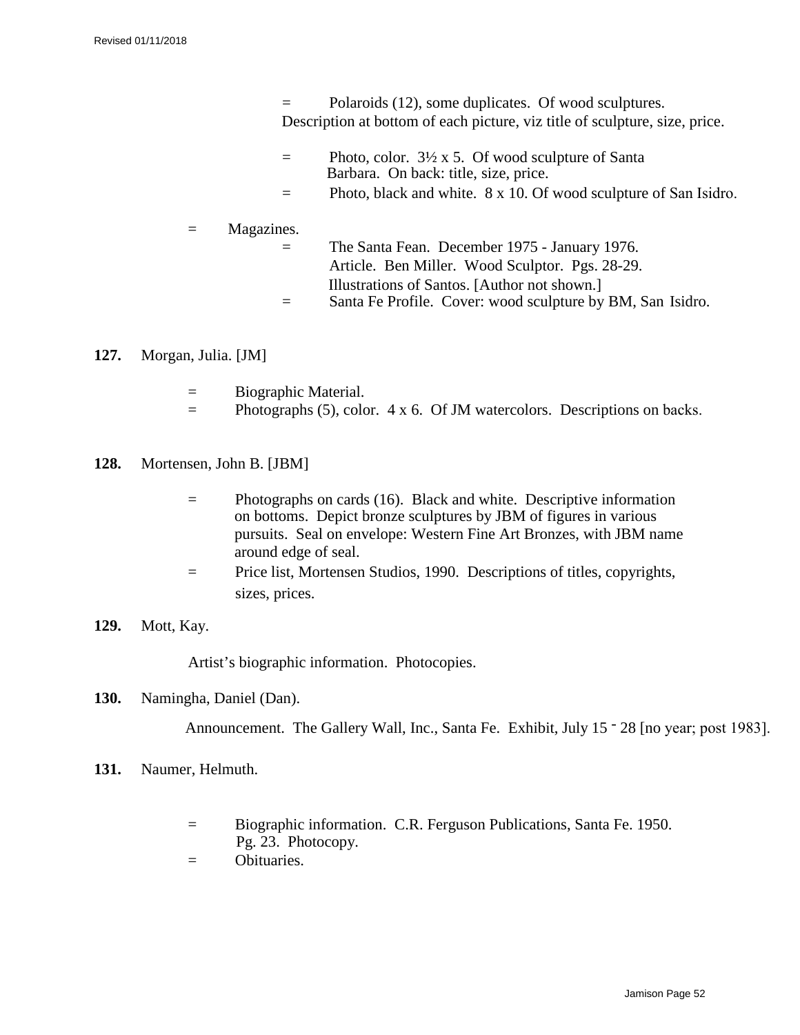- = Polaroids (12), some duplicates. Of wood sculptures. Description at bottom of each picture, viz title of sculpture, size, price.

- = Photo, color. 3½ x 5. Of wood sculpture of Santa Barbara. On back: title, size, price.
- = Photo, black and white. 8 x 10. Of wood sculpture of San Isidro.

= Magazines.

- = The Santa Fean. December 1975 - January 1976. Article. Ben Miller. Wood Sculptor. Pgs. 28-29. Illustrations of Santos. [Author not shown.]
- = Santa Fe Profile. Cover: wood sculpture by BM, San Isidro.

**127.** Morgan, Julia. [JM]

- = Biographic Material.
- = Photographs (5), color. 4 x 6. Of JM watercolors. Descriptions on backs.

**128.** Mortensen, John B. [JBM]

- = Photographs on cards (16). Black and white. Descriptive information on bottoms. Depict bronze sculptures by JBM of figures in various pursuits. Seal on envelope: Western Fine Art Bronzes, with JBM name around edge of seal.
- = Price list, Mortensen Studios, 1990. Descriptions of titles, copyrights, sizes, prices.

**129.** Mott, Kay.

Artist's biographic information. Photocopies.

**130.** Namingha, Daniel (Dan).

Announcement. The Gallery Wall, Inc., Santa Fe. Exhibit, July 15 - 28 [no year; post 1983].

**131.** Naumer, Helmuth.

- = Biographic information. C.R. Ferguson Publications, Santa Fe. 1950. Pg. 23. Photocopy.
- = Obituaries.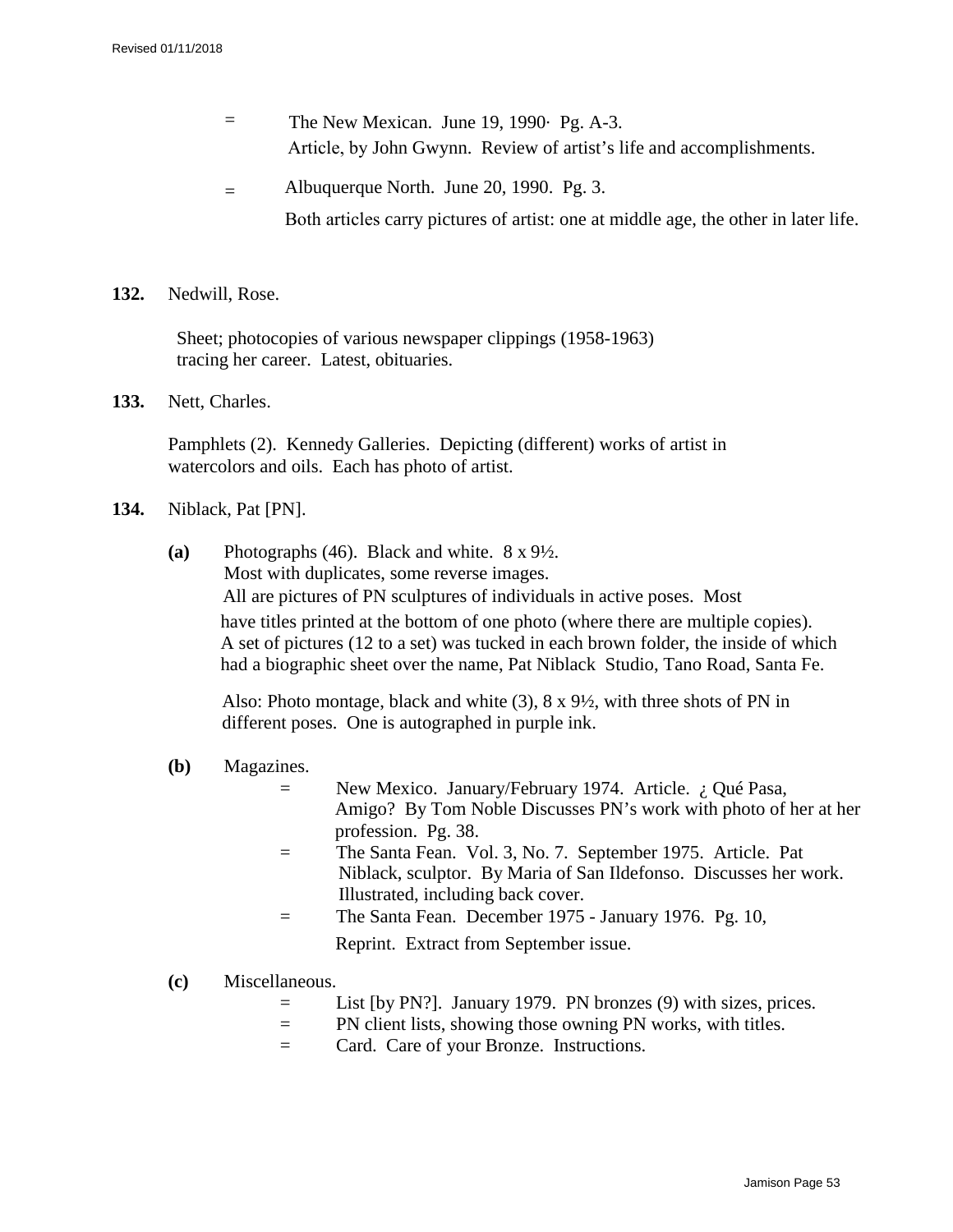= The New Mexican. June 19, 1990· Pg. A-3.
Article, by John Gwynn. Review of artist's life and accomplishments.

= Albuquerque North. June 20, 1990. Pg. 3.
Both articles carry pictures of artist: one at middle age, the other in later life.

**132.** Nedwill, Rose.

Sheet; photocopies of various newspaper clippings (1958-1963) tracing her career. Latest, obituaries.

**133.** Nett, Charles.

Pamphlets (2). Kennedy Galleries. Depicting (different) works of artist in watercolors and oils. Each has photo of artist.

**134.** Niblack, Pat [PN].

**(a)** Photographs (46). Black and white. 8 x 9½.
Most with duplicates, some reverse images.
All are pictures of PN sculptures of individuals in active poses. Most have titles printed at the bottom of one photo (where there are multiple copies). A set of pictures (12 to a set) was tucked in each brown folder, the inside of which had a biographic sheet over the name, Pat Niblack Studio, Tano Road, Santa Fe.

Also: Photo montage, black and white (3), 8 x 9½, with three shots of PN in different poses. One is autographed in purple ink.

**(b)** Magazines.

= New Mexico. January/February 1974. Article. ¿ Qué Pasa, Amigo? By Tom Noble Discusses PN's work with photo of her at her profession. Pg. 38.
= The Santa Fean. Vol. 3, No. 7. September 1975. Article. Pat Niblack, sculptor. By Maria of San Ildefonso. Discusses her work. Illustrated, including back cover.
= The Santa Fean. December 1975 - January 1976. Pg. 10,
Reprint. Extract from September issue.

**(c)** Miscellaneous.

= List [by PN?]. January 1979. PN bronzes (9) with sizes, prices.
= PN client lists, showing those owning PN works, with titles.
= Card. Care of your Bronze. Instructions.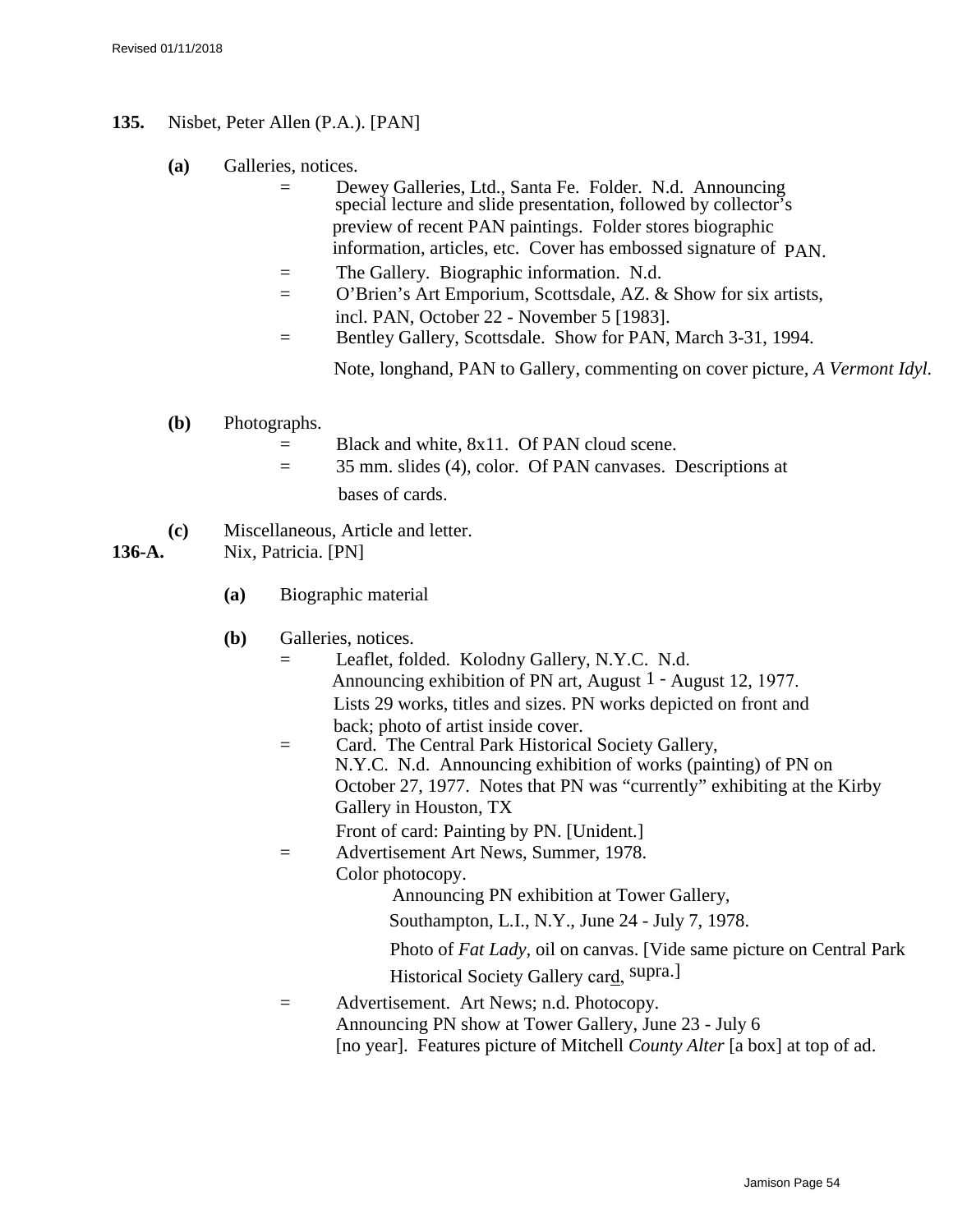**135.** Nisbet, Peter Allen (P.A.). [PAN]

**(a)** Galleries, notices.

= Dewey Galleries, Ltd., Santa Fe. Folder. N.d. Announcing special lecture and slide presentation, followed by collector's preview of recent PAN paintings. Folder stores biographic information, articles, etc. Cover has embossed signature of PAN.

= The Gallery. Biographic information. N.d.

= O'Brien's Art Emporium, Scottsdale, AZ. & Show for six artists, incl. PAN, October 22 - November 5 [1983].

= Bentley Gallery, Scottsdale. Show for PAN, March 3-31, 1994.

Note, longhand, PAN to Gallery, commenting on cover picture, *A Vermont Idyl.*

**(b)** Photographs.

= Black and white, 8x11. Of PAN cloud scene.

= 35 mm. slides (4), color. Of PAN canvases. Descriptions at bases of cards.

**(c)** Miscellaneous, Article and letter.

**136-A.** Nix, Patricia. [PN]

**(a)** Biographic material

**(b)** Galleries, notices.

= Leaflet, folded. Kolodny Gallery, N.Y.C. N.d. Announcing exhibition of PN art, August 1 - August 12, 1977. Lists 29 works, titles and sizes. PN works depicted on front and back; photo of artist inside cover.

= Card. The Central Park Historical Society Gallery, N.Y.C. N.d. Announcing exhibition of works (painting) of PN on October 27, 1977. Notes that PN was "currently" exhibiting at the Kirby Gallery in Houston, TX

Front of card: Painting by PN. [Unident.]

= Advertisement Art News, Summer, 1978. Color photocopy.

Announcing PN exhibition at Tower Gallery, Southampton, L.I., N.Y., June 24 - July 7, 1978.

Photo of *Fat Lady,* oil on canvas. [Vide same picture on Central Park Historical Society Gallery card, supra.]

= Advertisement. Art News; n.d. Photocopy. Announcing PN show at Tower Gallery, June 23 - July 6 [no year]. Features picture of Mitchell *County Alter* [a box] at top of ad.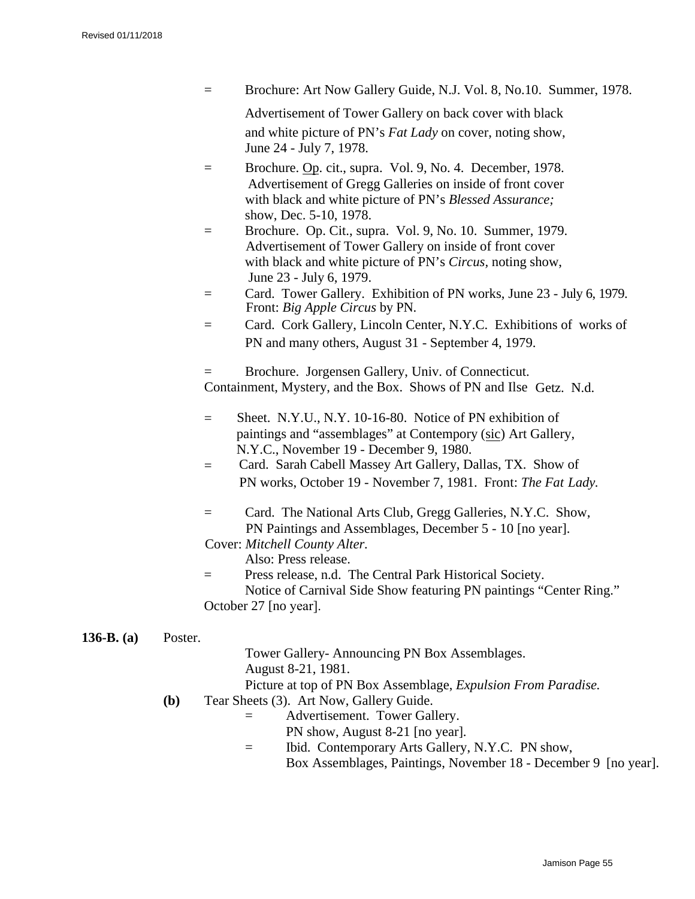= Brochure: Art Now Gallery Guide, N.J. Vol. 8, No.10. Summer, 1978.
Advertisement of Tower Gallery on back cover with black and white picture of PN's *Fat Lady* on cover, noting show, June 24 - July 7, 1978.

= Brochure. Op. cit., supra. Vol. 9, No. 4. December, 1978. Advertisement of Gregg Galleries on inside of front cover with black and white picture of PN's *Blessed Assurance;* show, Dec. 5-10, 1978.

= Brochure. Op. Cit., supra. Vol. 9, No. 10. Summer, 1979. Advertisement of Tower Gallery on inside of front cover with black and white picture of PN's *Circus*, noting show, June 23 - July 6, 1979.

= Card. Tower Gallery. Exhibition of PN works, June 23 - July 6, 1979. Front: *Big Apple Circus* by PN.

= Card. Cork Gallery, Lincoln Center, N.Y.C. Exhibitions of works of PN and many others, August 31 - September 4, 1979.

= Brochure. Jorgensen Gallery, Univ. of Connecticut. Containment, Mystery, and the Box. Shows of PN and Ilse Getz. N.d.

= Sheet. N.Y.U., N.Y. 10-16-80. Notice of PN exhibition of paintings and "assemblages" at Contempory (sic) Art Gallery, N.Y.C., November 19 - December 9, 1980.

= Card. Sarah Cabell Massey Art Gallery, Dallas, TX. Show of PN works, October 19 - November 7, 1981. Front: *The Fat Lady.*

= Card. The National Arts Club, Gregg Galleries, N.Y.C. Show, PN Paintings and Assemblages, December 5 - 10 [no year]. Cover: *Mitchell County Alter*.
Also: Press release.

= Press release, n.d. The Central Park Historical Society. Notice of Carnival Side Show featuring PN paintings "Center Ring." October 27 [no year].

**136-B. (a)** Poster.
Tower Gallery- Announcing PN Box Assemblages.
August 8-21, 1981.
Picture at top of PN Box Assemblage, *Expulsion From Paradise.*

**(b)** Tear Sheets (3). Art Now, Gallery Guide.

= Advertisement. Tower Gallery.
PN show, August 8-21 [no year].

= Ibid. Contemporary Arts Gallery, N.Y.C. PN show, Box Assemblages, Paintings, November 18 - December 9 [no year].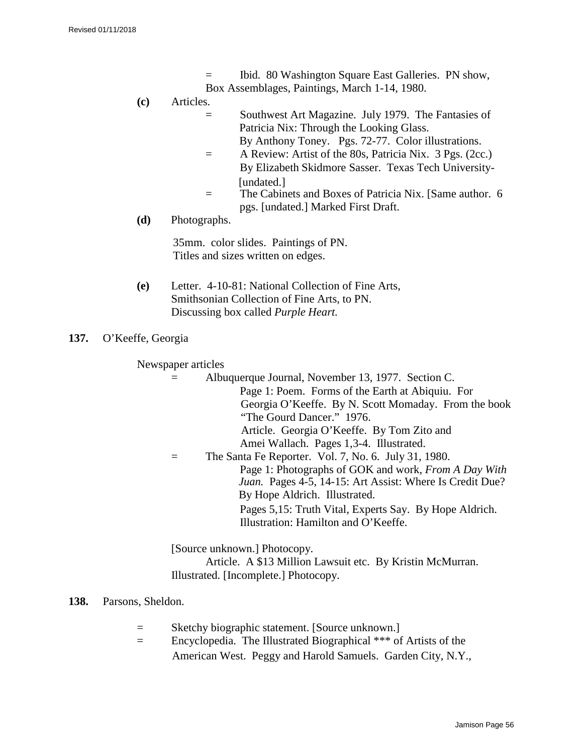= Ibid. 80 Washington Square East Galleries. PN show, Box Assemblages, Paintings, March 1-14, 1980.

**(c)** Articles.

= Southwest Art Magazine. July 1979. The Fantasies of Patricia Nix: Through the Looking Glass. By Anthony Toney. Pgs. 72-77. Color illustrations.

= A Review: Artist of the 80s, Patricia Nix. 3 Pgs. (2cc.) By Elizabeth Skidmore Sasser. Texas Tech University- [undated.]

= The Cabinets and Boxes of Patricia Nix. [Same author. 6 pgs. [undated.] Marked First Draft.

**(d)** Photographs.

35mm. color slides. Paintings of PN. Titles and sizes written on edges.

**(e)** Letter. 4-10-81: National Collection of Fine Arts, Smithsonian Collection of Fine Arts, to PN. Discussing box called *Purple Heart.*

**137.** O'Keeffe, Georgia

Newspaper articles

= Albuquerque Journal, November 13, 1977. Section C.
Page 1: Poem. Forms of the Earth at Abiquiu. For Georgia O'Keeffe. By N. Scott Momaday. From the book "The Gourd Dancer." 1976.
Article. Georgia O'Keeffe. By Tom Zito and Amei Wallach. Pages 1,3-4. Illustrated.

= The Santa Fe Reporter. Vol. 7, No. 6. July 31, 1980.
Page 1: Photographs of GOK and work, *From A Day With Juan.* Pages 4-5, 14-15: Art Assist: Where Is Credit Due? By Hope Aldrich. Illustrated.
Pages 5,15: Truth Vital, Experts Say. By Hope Aldrich. Illustration: Hamilton and O'Keeffe.

[Source unknown.] Photocopy.
Article. A $13 Million Lawsuit etc. By Kristin McMurran. Illustrated. [Incomplete.] Photocopy.

**138.** Parsons, Sheldon.

= Sketchy biographic statement. [Source unknown.]

= Encyclopedia. The Illustrated Biographical *** of Artists of the American West. Peggy and Harold Samuels. Garden City, N.Y.,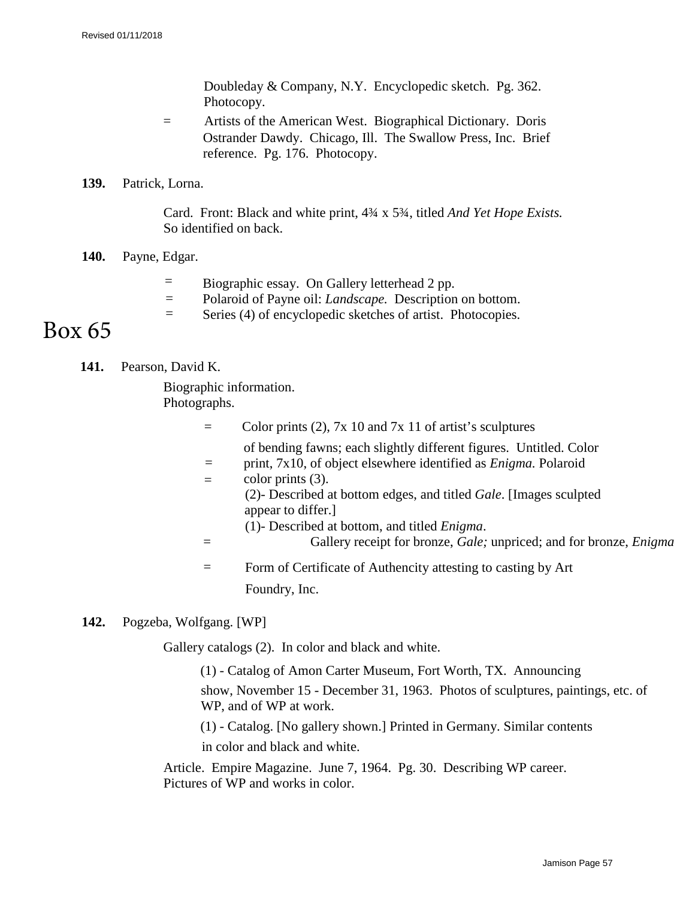Doubleday & Company, N.Y. Encyclopedic sketch. Pg. 362. Photocopy.

= Artists of the American West. Biographical Dictionary. Doris Ostrander Dawdy. Chicago, Ill. The Swallow Press, Inc. Brief reference. Pg. 176. Photocopy.

**139.** Patrick, Lorna.

Card. Front: Black and white print, 4¾ x 5¾, titled *And Yet Hope Exists.* So identified on back.

**140.** Payne, Edgar.

= Biographic essay. On Gallery letterhead 2 pp.
= Polaroid of Payne oil: *Landscape.* Description on bottom.
= Series (4) of encyclopedic sketches of artist. Photocopies.

# Box 65

**141.** Pearson, David K.

Biographic information.
Photographs.

= Color prints (2), 7x 10 and 7x 11 of artist's sculptures of bending fawns; each slightly different figures. Untitled. Color
= print, 7x10, of object elsewhere identified as *Enigma.* Polaroid
= color prints (3).
(2)- Described at bottom edges, and titled *Gale*. [Images sculpted appear to differ.]
(1)- Described at bottom, and titled *Enigma*.
= Gallery receipt for bronze, *Gale;* unpriced; and for bronze, *Enigma*
= Form of Certificate of Authencity attesting to casting by Art Foundry, Inc.

**142.** Pogzeba, Wolfgang. [WP]

Gallery catalogs (2). In color and black and white.

(1) - Catalog of Amon Carter Museum, Fort Worth, TX. Announcing show, November 15 - December 31, 1963. Photos of sculptures, paintings, etc. of WP, and of WP at work.

(1) - Catalog. [No gallery shown.] Printed in Germany. Similar contents in color and black and white.

Article. Empire Magazine. June 7, 1964. Pg. 30. Describing WP career. Pictures of WP and works in color.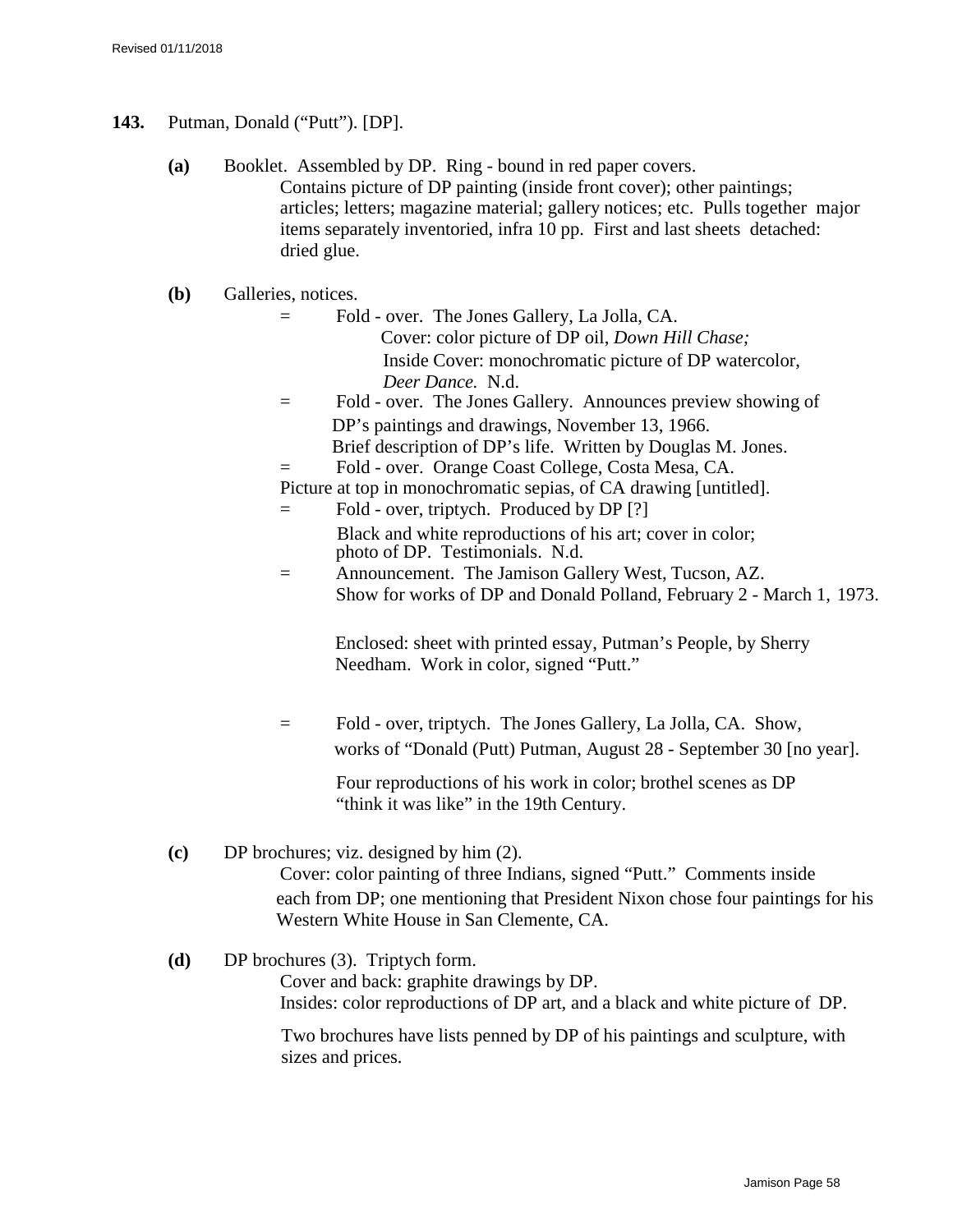**143.** Putman, Donald ("Putt"). [DP].

**(a)** Booklet. Assembled by DP. Ring - bound in red paper covers.
Contains picture of DP painting (inside front cover); other paintings; articles; letters; magazine material; gallery notices; etc. Pulls together major items separately inventoried, infra 10 pp. First and last sheets detached: dried glue.

**(b)** Galleries, notices.

= Fold - over. The Jones Gallery, La Jolla, CA.
Cover: color picture of DP oil, *Down Hill Chase;*
Inside Cover: monochromatic picture of DP watercolor, *Deer Dance.* N.d.

= Fold - over. The Jones Gallery. Announces preview showing of DP's paintings and drawings, November 13, 1966.
Brief description of DP's life. Written by Douglas M. Jones.

= Fold - over. Orange Coast College, Costa Mesa, CA.
Picture at top in monochromatic sepias, of CA drawing [untitled].

= Fold - over, triptych. Produced by DP [?]
Black and white reproductions of his art; cover in color; photo of DP. Testimonials. N.d.

= Announcement. The Jamison Gallery West, Tucson, AZ.
Show for works of DP and Donald Polland, February 2 - March 1, 1973.

Enclosed: sheet with printed essay, Putman's People, by Sherry Needham. Work in color, signed "Putt."

= Fold - over, triptych. The Jones Gallery, La Jolla, CA. Show, works of "Donald (Putt) Putman, August 28 - September 30 [no year].

Four reproductions of his work in color; brothel scenes as DP "think it was like" in the 19th Century.

**(c)** DP brochures; viz. designed by him (2).
Cover: color painting of three Indians, signed "Putt." Comments inside each from DP; one mentioning that President Nixon chose four paintings for his Western White House in San Clemente, CA.

**(d)** DP brochures (3). Triptych form.
Cover and back: graphite drawings by DP.
Insides: color reproductions of DP art, and a black and white picture of DP.

Two brochures have lists penned by DP of his paintings and sculpture, with sizes and prices.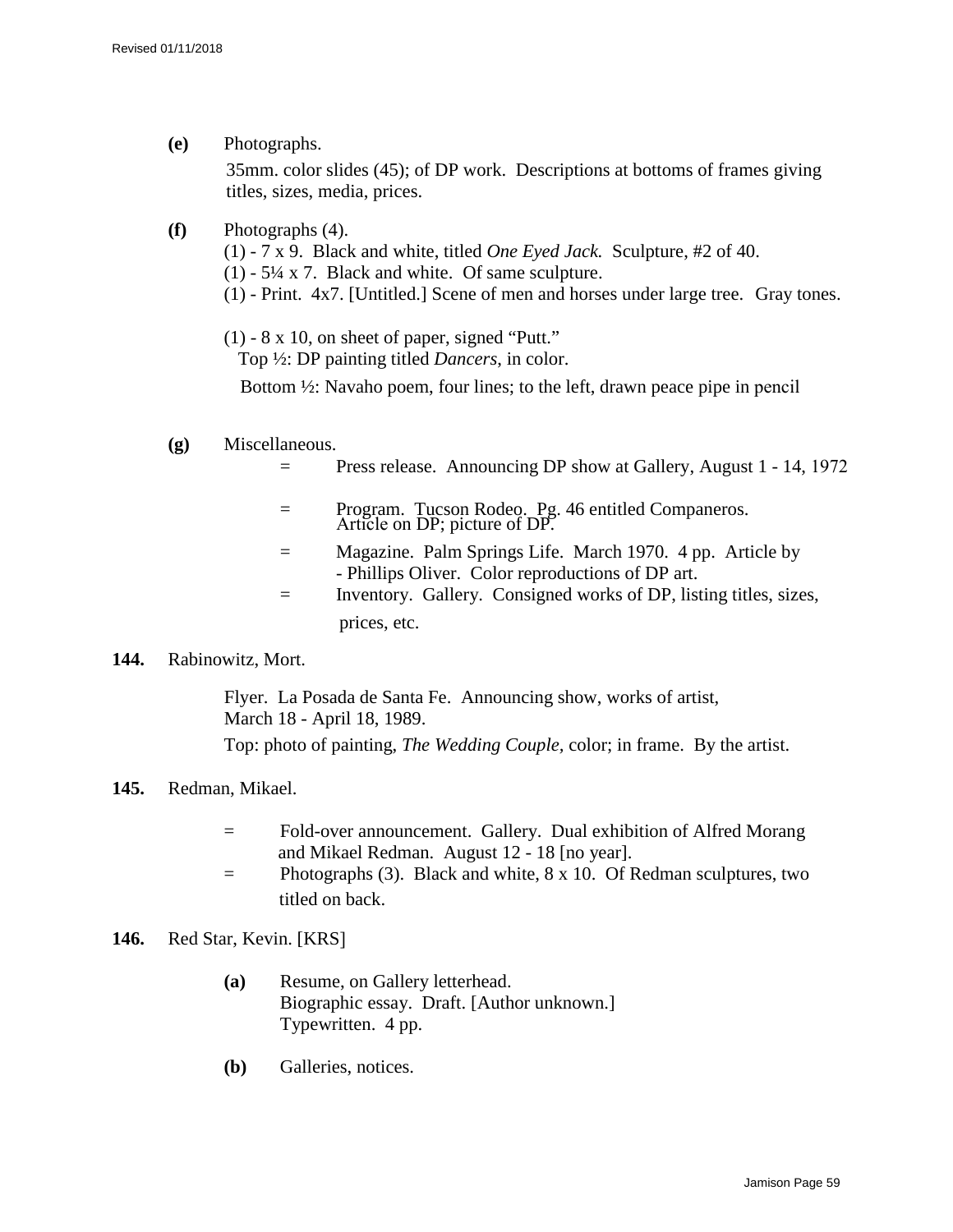**(e)** Photographs.

35mm. color slides (45); of DP work. Descriptions at bottoms of frames giving titles, sizes, media, prices.

**(f)** Photographs (4).

(1) - 7 x 9. Black and white, titled *One Eyed Jack.* Sculpture, #2 of 40.
(1) - 5¼ x 7. Black and white. Of same sculpture.
(1) - Print. 4x7. [Untitled.] Scene of men and horses under large tree. Gray tones.

(1) - 8 x 10, on sheet of paper, signed "Putt."
Top ½: DP painting titled *Dancers*, in color.

Bottom ½: Navaho poem, four lines; to the left, drawn peace pipe in pencil

**(g)** Miscellaneous.

= Press release. Announcing DP show at Gallery, August 1 - 14, 1972

= Program. Tucson Rodeo. Pg. 46 entitled Companeros. Article on DP; picture of DP.

= Magazine. Palm Springs Life. March 1970. 4 pp. Article by - Phillips Oliver. Color reproductions of DP art.

= Inventory. Gallery. Consigned works of DP, listing titles, sizes, prices, etc.

**144.** Rabinowitz, Mort.

Flyer. La Posada de Santa Fe. Announcing show, works of artist, March 18 - April 18, 1989.

Top: photo of painting, *The Wedding Couple*, color; in frame. By the artist.

**145.** Redman, Mikael.

= Fold-over announcement. Gallery. Dual exhibition of Alfred Morang and Mikael Redman. August 12 - 18 [no year].

= Photographs (3). Black and white, 8 x 10. Of Redman sculptures, two titled on back.

**146.** Red Star, Kevin. [KRS]

**(a)** Resume, on Gallery letterhead.
Biographic essay. Draft. [Author unknown.]
Typewritten. 4 pp.

**(b)** Galleries, notices.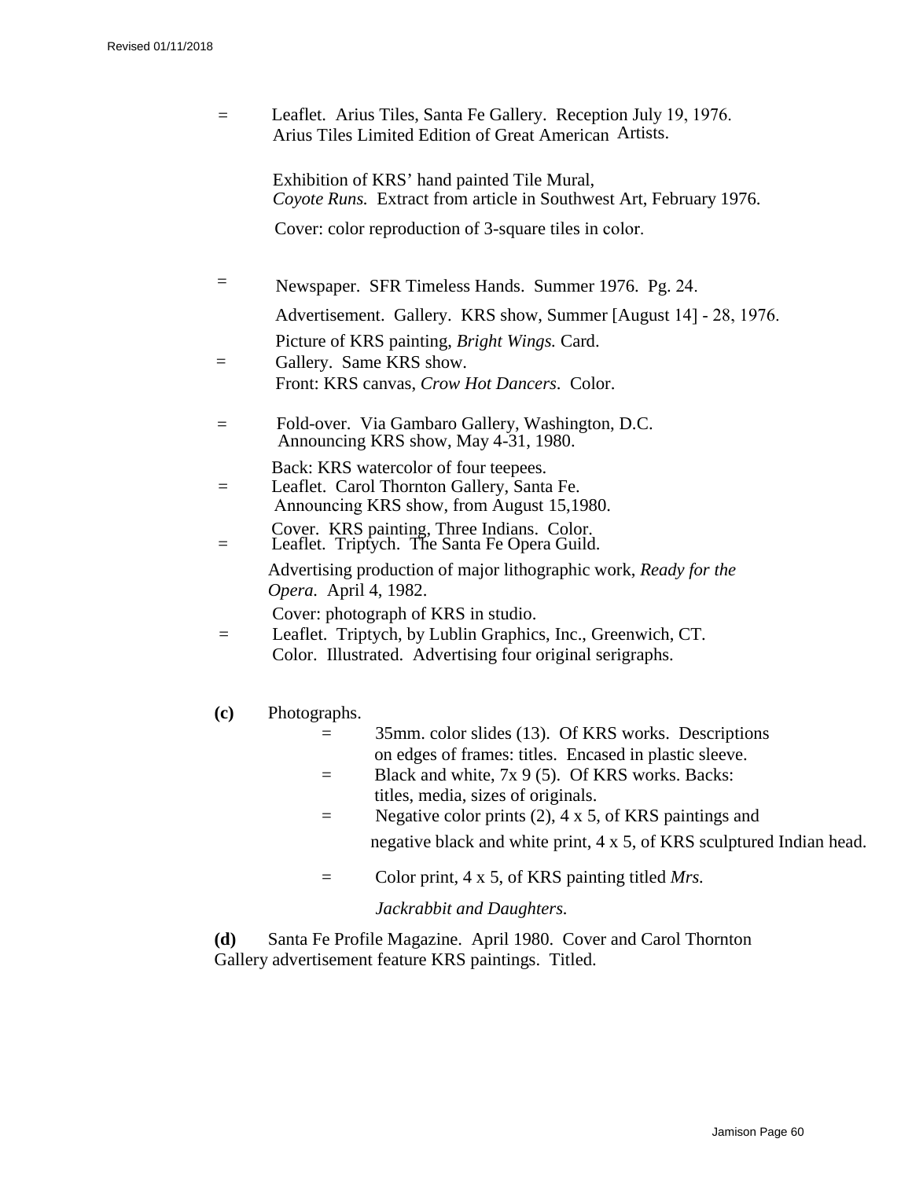= Leaflet. Arius Tiles, Santa Fe Gallery. Reception July 19, 1976. Arius Tiles Limited Edition of Great American Artists.

Exhibition of KRS' hand painted Tile Mural, *Coyote Runs.* Extract from article in Southwest Art, February 1976.

Cover: color reproduction of 3-square tiles in color.

= Newspaper. SFR Timeless Hands. Summer 1976. Pg. 24.

Advertisement. Gallery. KRS show, Summer [August 14] - 28, 1976.

Picture of KRS painting, *Bright Wings.* Card.

= Gallery. Same KRS show.
Front: KRS canvas, *Crow Hot Dancers*. Color.

= Fold-over. Via Gambaro Gallery, Washington, D.C.
Announcing KRS show, May 4-31, 1980.

Back: KRS watercolor of four teepees.

= Leaflet. Carol Thornton Gallery, Santa Fe.
Announcing KRS show, from August 15,1980.

Cover. KRS painting, Three Indians. Color.

= Leaflet. Triptych. The Santa Fe Opera Guild.

Advertising production of major lithographic work, *Ready for the Opera*. April 4, 1982.

Cover: photograph of KRS in studio.

= Leaflet. Triptych, by Lublin Graphics, Inc., Greenwich, CT.
Color. Illustrated. Advertising four original serigraphs.

**(c)** Photographs.

= 35mm. color slides (13). Of KRS works. Descriptions on edges of frames: titles. Encased in plastic sleeve.

= Black and white, 7x 9 (5). Of KRS works. Backs: titles, media, sizes of originals.

= Negative color prints (2), 4 x 5, of KRS paintings and negative black and white print, 4 x 5, of KRS sculptured Indian head.

= Color print, 4 x 5, of KRS painting titled *Mrs. Jackrabbit and Daughters.*

**(d)** Santa Fe Profile Magazine. April 1980. Cover and Carol Thornton Gallery advertisement feature KRS paintings. Titled.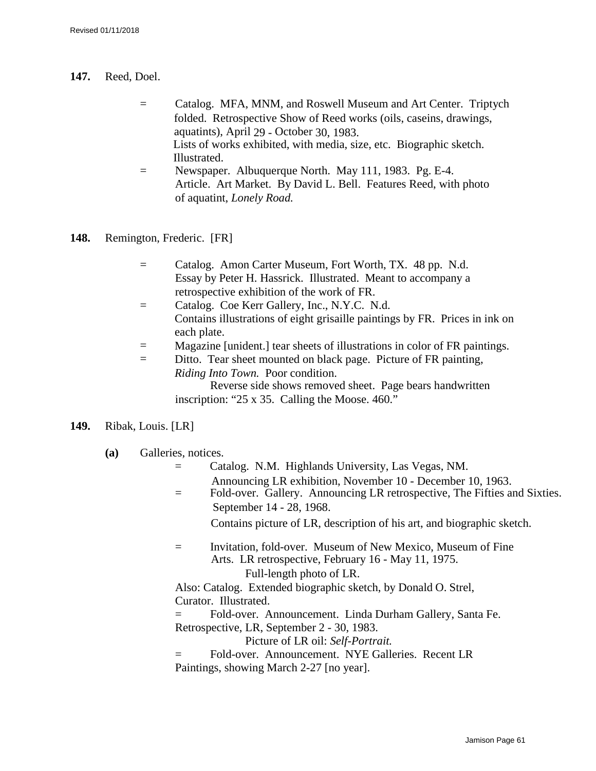**147.** Reed, Doel.

= Catalog. MFA, MNM, and Roswell Museum and Art Center. Triptych folded. Retrospective Show of Reed works (oils, caseins, drawings, aquatints), April 29 - October 30, 1983.
Lists of works exhibited, with media, size, etc. Biographic sketch. Illustrated.

= Newspaper. Albuquerque North. May 111, 1983. Pg. E-4.
Article. Art Market. By David L. Bell. Features Reed, with photo of aquatint, *Lonely Road.*

**148.** Remington, Frederic. [FR]

= Catalog. Amon Carter Museum, Fort Worth, TX. 48 pp. N.d.
Essay by Peter H. Hassrick. Illustrated. Meant to accompany a retrospective exhibition of the work of FR.

= Catalog. Coe Kerr Gallery, Inc., N.Y.C. N.d.
Contains illustrations of eight grisaille paintings by FR. Prices in ink on each plate.

= Magazine [unident.] tear sheets of illustrations in color of FR paintings.

= Ditto. Tear sheet mounted on black page. Picture of FR painting, *Riding Into Town.* Poor condition.
Reverse side shows removed sheet. Page bears handwritten inscription: "25 x 35. Calling the Moose. 460."

**149.** Ribak, Louis. [LR]

**(a)** Galleries, notices.

= Catalog. N.M. Highlands University, Las Vegas, NM.
Announcing LR exhibition, November 10 - December 10, 1963.

= Fold-over. Gallery. Announcing LR retrospective, The Fifties and Sixties. September 14 - 28, 1968.
Contains picture of LR, description of his art, and biographic sketch.

= Invitation, fold-over. Museum of New Mexico, Museum of Fine Arts. LR retrospective, February 16 - May 11, 1975.
Full-length photo of LR.
Also: Catalog. Extended biographic sketch, by Donald O. Strel, Curator. Illustrated.

= Fold-over. Announcement. Linda Durham Gallery, Santa Fe. Retrospective, LR, September 2 - 30, 1983.
Picture of LR oil: *Self-Portrait.*

= Fold-over. Announcement. NYE Galleries. Recent LR Paintings, showing March 2-27 [no year].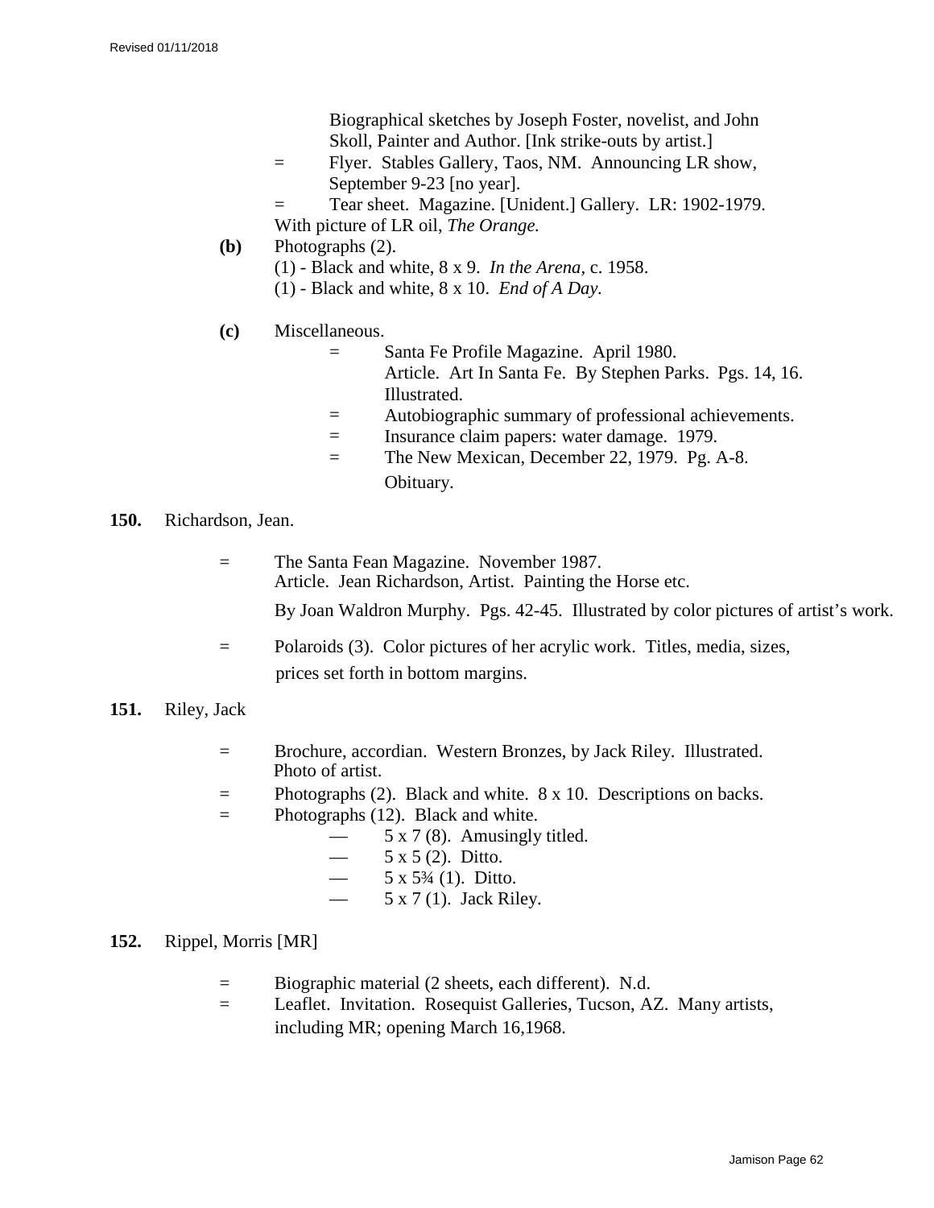Biographical sketches by Joseph Foster, novelist, and John Skoll, Painter and Author. [Ink strike-outs by artist.]

= Flyer. Stables Gallery, Taos, NM. Announcing LR show, September 9-23 [no year].

= Tear sheet. Magazine. [Unident.] Gallery. LR: 1902-1979. With picture of LR oil, *The Orange.*

**(b)** Photographs (2).

(1) - Black and white, 8 x 9. *In the Arena*, c. 1958.

(1) - Black and white, 8 x 10. *End of A Day.*

**(c)** Miscellaneous.

= Santa Fe Profile Magazine. April 1980. Article. Art In Santa Fe. By Stephen Parks. Pgs. 14, 16. Illustrated.

= Autobiographic summary of professional achievements.

= Insurance claim papers: water damage. 1979.

= The New Mexican, December 22, 1979. Pg. A-8. Obituary.

**150.** Richardson, Jean.

= The Santa Fean Magazine. November 1987. Article. Jean Richardson, Artist. Painting the Horse etc. By Joan Waldron Murphy. Pgs. 42-45. Illustrated by color pictures of artist's work.

= Polaroids (3). Color pictures of her acrylic work. Titles, media, sizes, prices set forth in bottom margins.

**151.** Riley, Jack

= Brochure, accordian. Western Bronzes, by Jack Riley. Illustrated. Photo of artist.

= Photographs (2). Black and white. 8 x 10. Descriptions on backs.

= Photographs (12). Black and white.

— 5 x 7 (8). Amusingly titled.

— 5 x 5 (2). Ditto.

— 5 x 5¾ (1). Ditto.

— 5 x 7 (1). Jack Riley.

**152.** Rippel, Morris [MR]

= Biographic material (2 sheets, each different). N.d.

= Leaflet. Invitation. Rosequist Galleries, Tucson, AZ. Many artists, including MR; opening March 16,1968.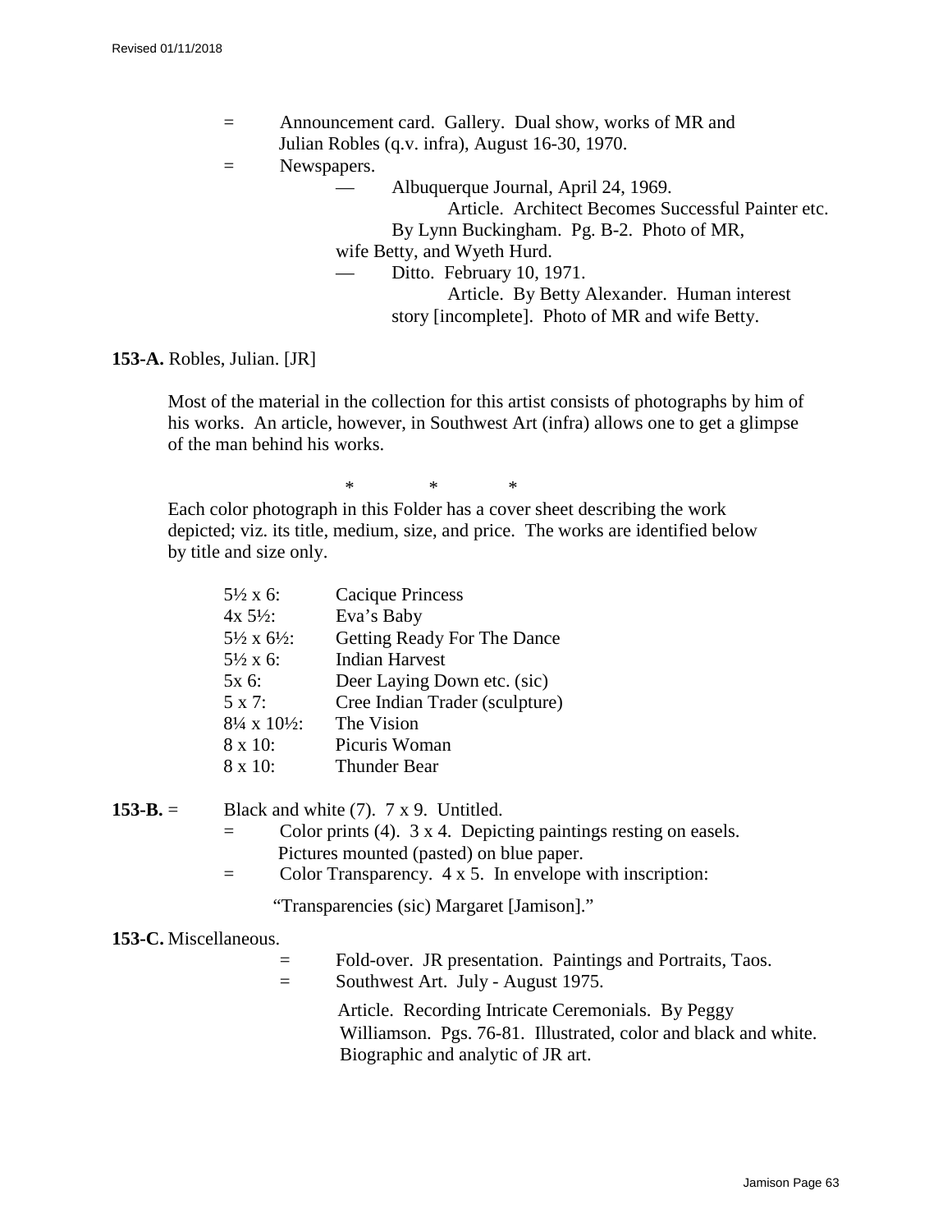= Announcement card. Gallery. Dual show, works of MR and Julian Robles (q.v. infra), August 16-30, 1970.

= Newspapers.

— Albuquerque Journal, April 24, 1969.
Article. Architect Becomes Successful Painter etc. By Lynn Buckingham. Pg. B-2. Photo of MR, wife Betty, and Wyeth Hurd.

— Ditto. February 10, 1971.
Article. By Betty Alexander. Human interest story [incomplete]. Photo of MR and wife Betty.

**153-A.** Robles, Julian. [JR]

Most of the material in the collection for this artist consists of photographs by him of his works. An article, however, in Southwest Art (infra) allows one to get a glimpse of the man behind his works.

\* \* \*

Each color photograph in this Folder has a cover sheet describing the work depicted; viz. its title, medium, size, and price. The works are identified below by title and size only.

| | |
|---|---|
| 5½ x 6: | Cacique Princess |
| 4x 5½: | Eva's Baby |
| 5½ x 6½: | Getting Ready For The Dance |
| 5½ x 6: | Indian Harvest |
| 5x 6: | Deer Laying Down etc. (sic) |
| 5 x 7: | Cree Indian Trader (sculpture) |
| 8¼ x 10½: | The Vision |
| 8 x 10: | Picuris Woman |
| 8 x 10: | Thunder Bear |

**153-B.** = Black and white (7). 7 x 9. Untitled.

= Color prints (4). 3 x 4. Depicting paintings resting on easels. Pictures mounted (pasted) on blue paper.

= Color Transparency. 4 x 5. In envelope with inscription:

"Transparencies (sic) Margaret [Jamison]."

**153-C.** Miscellaneous.

= Fold-over. JR presentation. Paintings and Portraits, Taos.

= Southwest Art. July - August 1975.

Article. Recording Intricate Ceremonials. By Peggy Williamson. Pgs. 76-81. Illustrated, color and black and white. Biographic and analytic of JR art.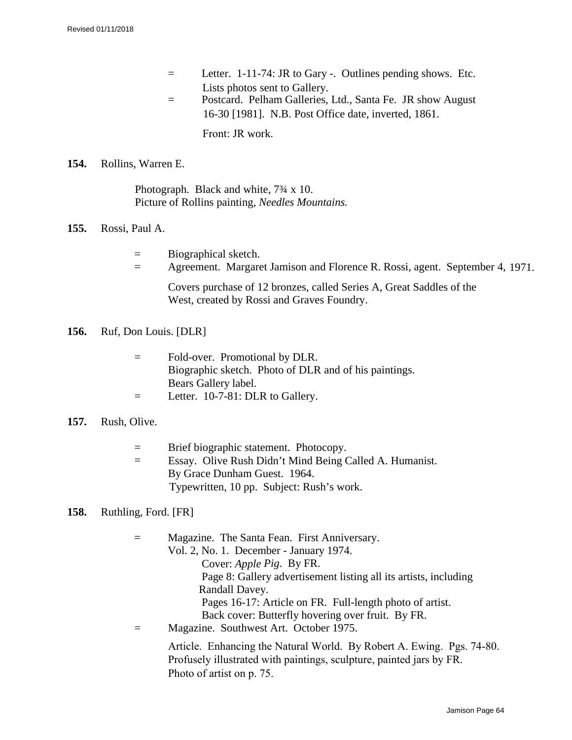= Letter. 1-11-74: JR to Gary -. Outlines pending shows. Etc. Lists photos sent to Gallery.

= Postcard. Pelham Galleries, Ltd., Santa Fe. JR show August 16-30 [1981]. N.B. Post Office date, inverted, 1861.

Front: JR work.

**154.** Rollins, Warren E.

Photograph. Black and white, 7¾ x 10.
Picture of Rollins painting, *Needles Mountains.*

**155.** Rossi, Paul A.

= Biographical sketch.

= Agreement. Margaret Jamison and Florence R. Rossi, agent. September 4, 1971.

Covers purchase of 12 bronzes, called Series A, Great Saddles of the West, created by Rossi and Graves Foundry.

**156.** Ruf, Don Louis. [DLR]

= Fold-over. Promotional by DLR.
Biographic sketch. Photo of DLR and of his paintings.
Bears Gallery label.

= Letter. 10-7-81: DLR to Gallery.

**157.** Rush, Olive.

= Brief biographic statement. Photocopy.

= Essay. Olive Rush Didn't Mind Being Called A. Humanist.
By Grace Dunham Guest. 1964.
Typewritten, 10 pp. Subject: Rush's work.

**158.** Ruthling, Ford. [FR]

= Magazine. The Santa Fean. First Anniversary.
Vol. 2, No. 1. December - January 1974.
Cover: *Apple Pig*. By FR.
Page 8: Gallery advertisement listing all its artists, including Randall Davey.
Pages 16-17: Article on FR. Full-length photo of artist.
Back cover: Butterfly hovering over fruit. By FR.

= Magazine. Southwest Art. October 1975.

Article. Enhancing the Natural World. By Robert A. Ewing. Pgs. 74-80.
Profusely illustrated with paintings, sculpture, painted jars by FR.
Photo of artist on p. 75.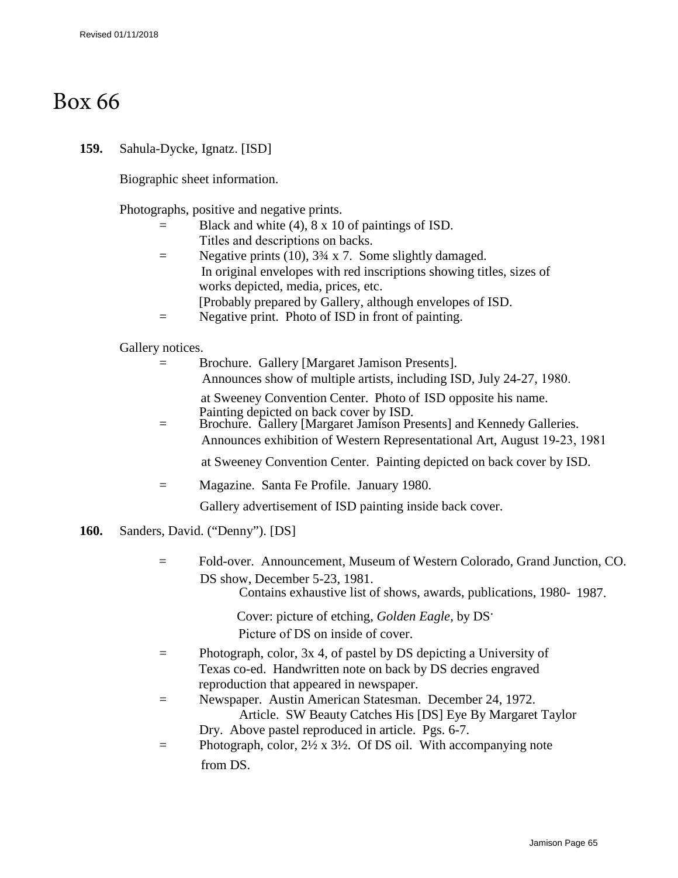# Box 66

**159.** Sahula-Dycke, Ignatz. [ISD]

Biographic sheet information.

Photographs, positive and negative prints.

= Black and white (4), 8 x 10 of paintings of ISD. Titles and descriptions on backs.

= Negative prints (10), 3¾ x 7. Some slightly damaged. In original envelopes with red inscriptions showing titles, sizes of works depicted, media, prices, etc. [Probably prepared by Gallery, although envelopes of ISD.

= Negative print. Photo of ISD in front of painting.

Gallery notices.

= Brochure. Gallery [Margaret Jamison Presents]. Announces show of multiple artists, including ISD, July 24-27, 1980. at Sweeney Convention Center. Photo of ISD opposite his name. Painting depicted on back cover by ISD.

= Brochure. Gallery [Margaret Jamison Presents] and Kennedy Galleries. Announces exhibition of Western Representational Art, August 19-23, 1981 at Sweeney Convention Center. Painting depicted on back cover by ISD.

= Magazine. Santa Fe Profile. January 1980. Gallery advertisement of ISD painting inside back cover.

**160.** Sanders, David. ("Denny"). [DS]

= Fold-over. Announcement, Museum of Western Colorado, Grand Junction, CO. DS show, December 5-23, 1981. Contains exhaustive list of shows, awards, publications, 1980- 1987. Cover: picture of etching, *Golden Eagle*, by DS. Picture of DS on inside of cover.

= Photograph, color, 3x 4, of pastel by DS depicting a University of Texas co-ed. Handwritten note on back by DS decries engraved reproduction that appeared in newspaper.

= Newspaper. Austin American Statesman. December 24, 1972. Article. SW Beauty Catches His [DS] Eye By Margaret Taylor Dry. Above pastel reproduced in article. Pgs. 6-7.

= Photograph, color, 2½ x 3½. Of DS oil. With accompanying note from DS.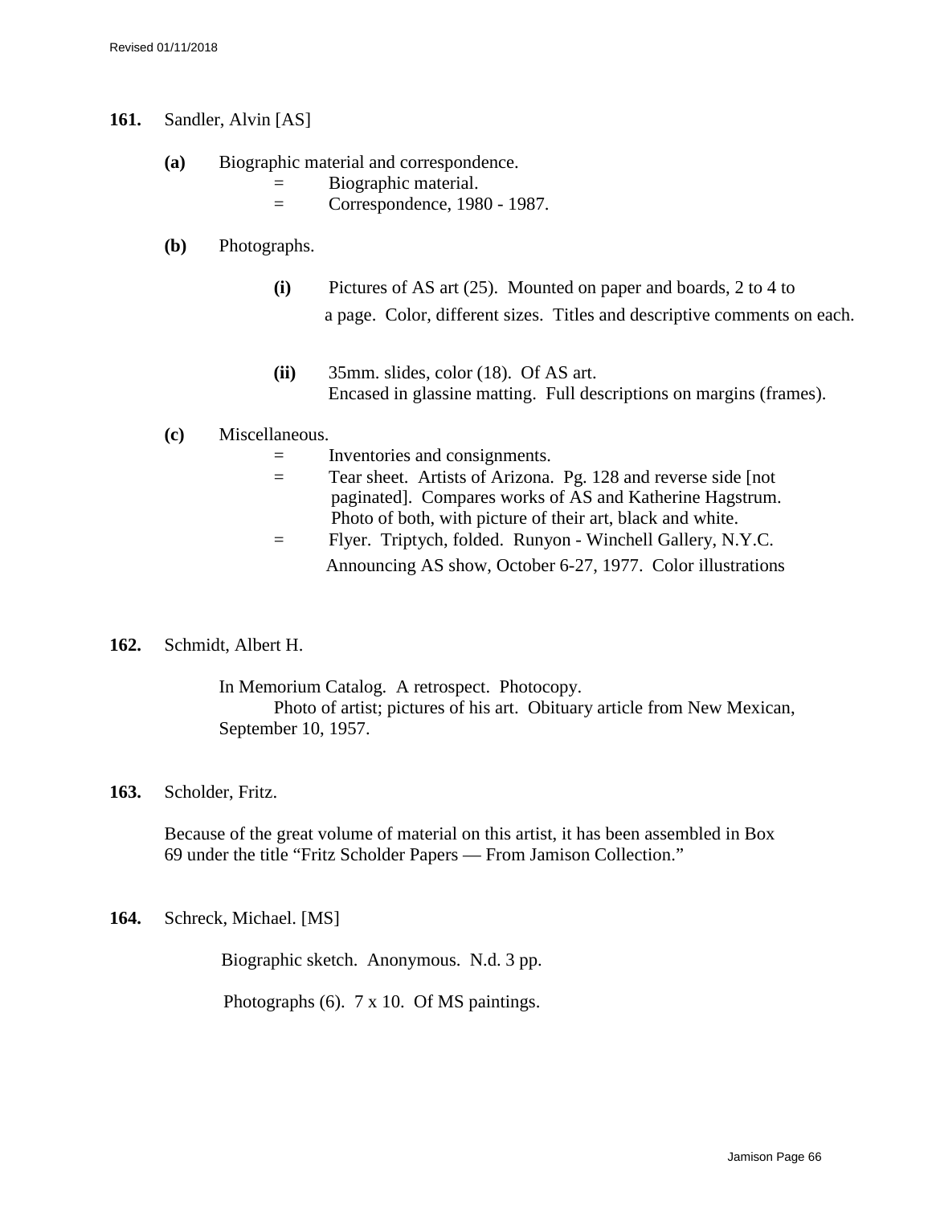**161.** Sandler, Alvin [AS]

**(a)** Biographic material and correspondence.

= Biographic material.

= Correspondence, 1980 - 1987.

**(b)** Photographs.

**(i)** Pictures of AS art (25). Mounted on paper and boards, 2 to 4 to a page. Color, different sizes. Titles and descriptive comments on each.

**(ii)** 35mm. slides, color (18). Of AS art. Encased in glassine matting. Full descriptions on margins (frames).

**(c)** Miscellaneous.

= Inventories and consignments.

= Tear sheet. Artists of Arizona. Pg. 128 and reverse side [not paginated]. Compares works of AS and Katherine Hagstrum. Photo of both, with picture of their art, black and white.

= Flyer. Triptych, folded. Runyon - Winchell Gallery, N.Y.C. Announcing AS show, October 6-27, 1977. Color illustrations

**162.** Schmidt, Albert H.

In Memorium Catalog. A retrospect. Photocopy.
Photo of artist; pictures of his art. Obituary article from New Mexican, September 10, 1957.

**163.** Scholder, Fritz.

Because of the great volume of material on this artist, it has been assembled in Box 69 under the title “Fritz Scholder Papers — From Jamison Collection.”

**164.** Schreck, Michael. [MS]

Biographic sketch. Anonymous. N.d. 3 pp.

Photographs (6). 7 x 10. Of MS paintings.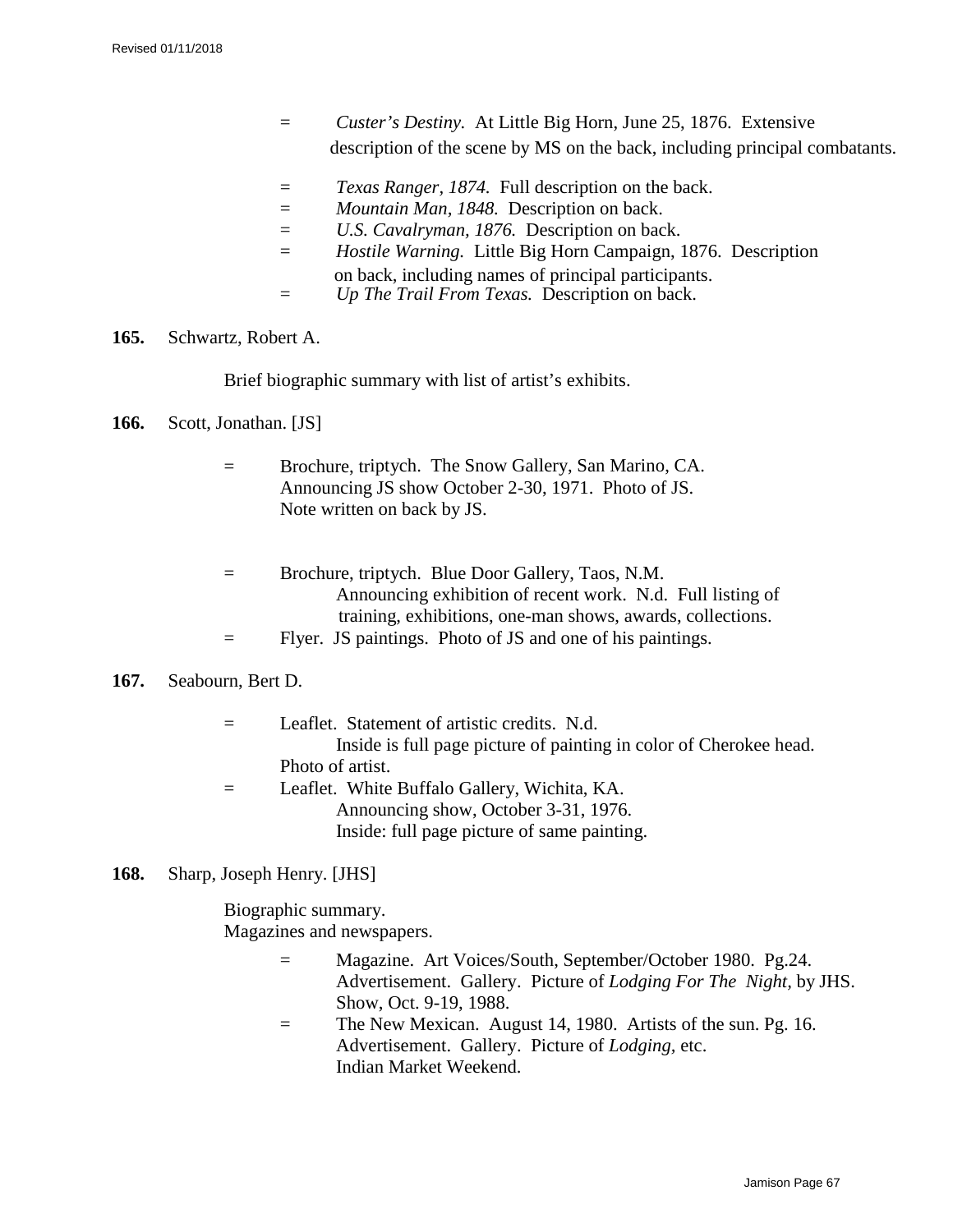= *Custer's Destiny.* At Little Big Horn, June 25, 1876. Extensive description of the scene by MS on the back, including principal combatants.

= *Texas Ranger, 1874.* Full description on the back.
= *Mountain Man, 1848.* Description on back.
= *U.S. Cavalryman, 1876.* Description on back.
= *Hostile Warning.* Little Big Horn Campaign, 1876. Description on back, including names of principal participants.
= *Up The Trail From Texas.* Description on back.

**165.** Schwartz, Robert A.

Brief biographic summary with list of artist's exhibits.

**166.** Scott, Jonathan. [JS]

= Brochure, triptych. The Snow Gallery, San Marino, CA. Announcing JS show October 2-30, 1971. Photo of JS. Note written on back by JS.

= Brochure, triptych. Blue Door Gallery, Taos, N.M. Announcing exhibition of recent work. N.d. Full listing of training, exhibitions, one-man shows, awards, collections.
= Flyer. JS paintings. Photo of JS and one of his paintings.

**167.** Seabourn, Bert D.

= Leaflet. Statement of artistic credits. N.d. Inside is full page picture of painting in color of Cherokee head. Photo of artist.
= Leaflet. White Buffalo Gallery, Wichita, KA. Announcing show, October 3-31, 1976. Inside: full page picture of same painting.

**168.** Sharp, Joseph Henry. [JHS]

Biographic summary.
Magazines and newspapers.

= Magazine. Art Voices/South, September/October 1980. Pg.24. Advertisement. Gallery. Picture of *Lodging For The Night,* by JHS. Show, Oct. 9-19, 1988.
= The New Mexican. August 14, 1980. Artists of the sun. Pg. 16. Advertisement. Gallery. Picture of *Lodging,* etc. Indian Market Weekend.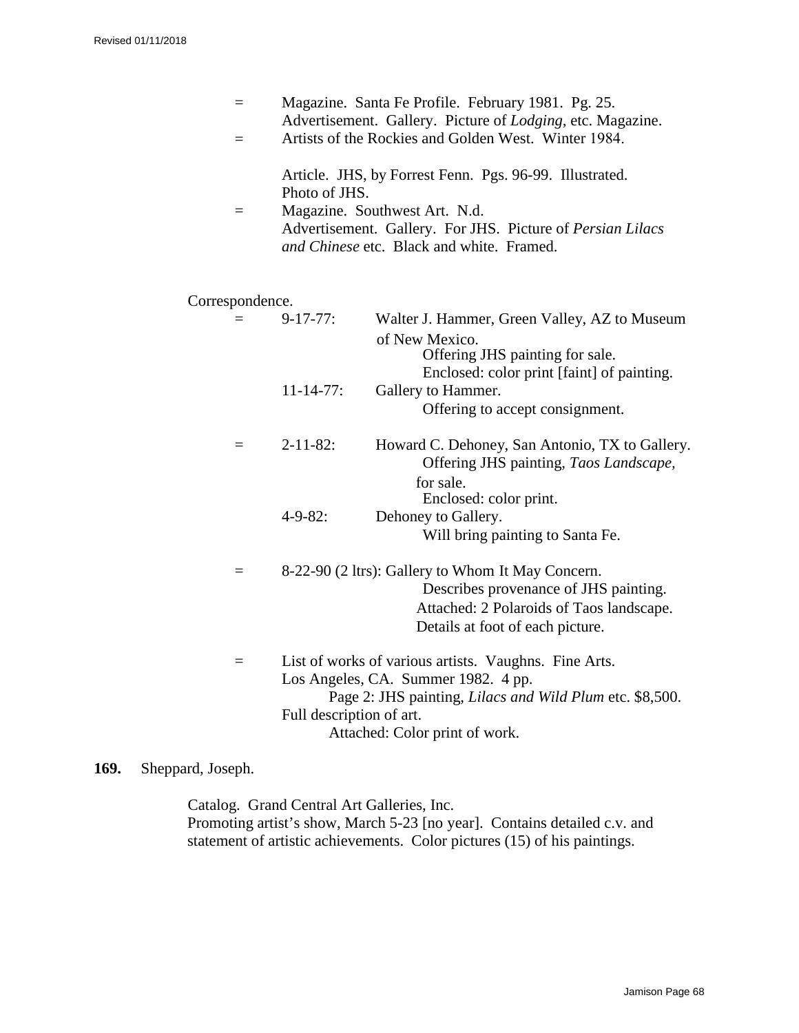= Magazine. Santa Fe Profile. February 1981. Pg. 25.
Advertisement. Gallery. Picture of *Lodging,* etc. Magazine.

= Artists of the Rockies and Golden West. Winter 1984.

Article. JHS, by Forrest Fenn. Pgs. 96-99. Illustrated.
Photo of JHS.

= Magazine. Southwest Art. N.d.
Advertisement. Gallery. For JHS. Picture of *Persian Lilacs and Chinese* etc. Black and white. Framed.

Correspondence.

= 9-17-77: Walter J. Hammer, Green Valley, AZ to Museum of New Mexico.
Offering JHS painting for sale.
Enclosed: color print [faint] of painting.

11-14-77: Gallery to Hammer.
Offering to accept consignment.

= 2-11-82: Howard C. Dehoney, San Antonio, TX to Gallery.
Offering JHS painting, *Taos Landscape,* for sale.
Enclosed: color print.

4-9-82: Dehoney to Gallery.
Will bring painting to Santa Fe.

= 8-22-90 (2 ltrs): Gallery to Whom It May Concern.
Describes provenance of JHS painting.
Attached: 2 Polaroids of Taos landscape.
Details at foot of each picture.

= List of works of various artists. Vaughns. Fine Arts.
Los Angeles, CA. Summer 1982. 4 pp.
Page 2: JHS painting, *Lilacs and Wild Plum* etc. $8,500.
Full description of art.
Attached: Color print of work.

**169.** Sheppard, Joseph.

Catalog. Grand Central Art Galleries, Inc.
Promoting artist's show, March 5-23 [no year]. Contains detailed c.v. and statement of artistic achievements. Color pictures (15) of his paintings.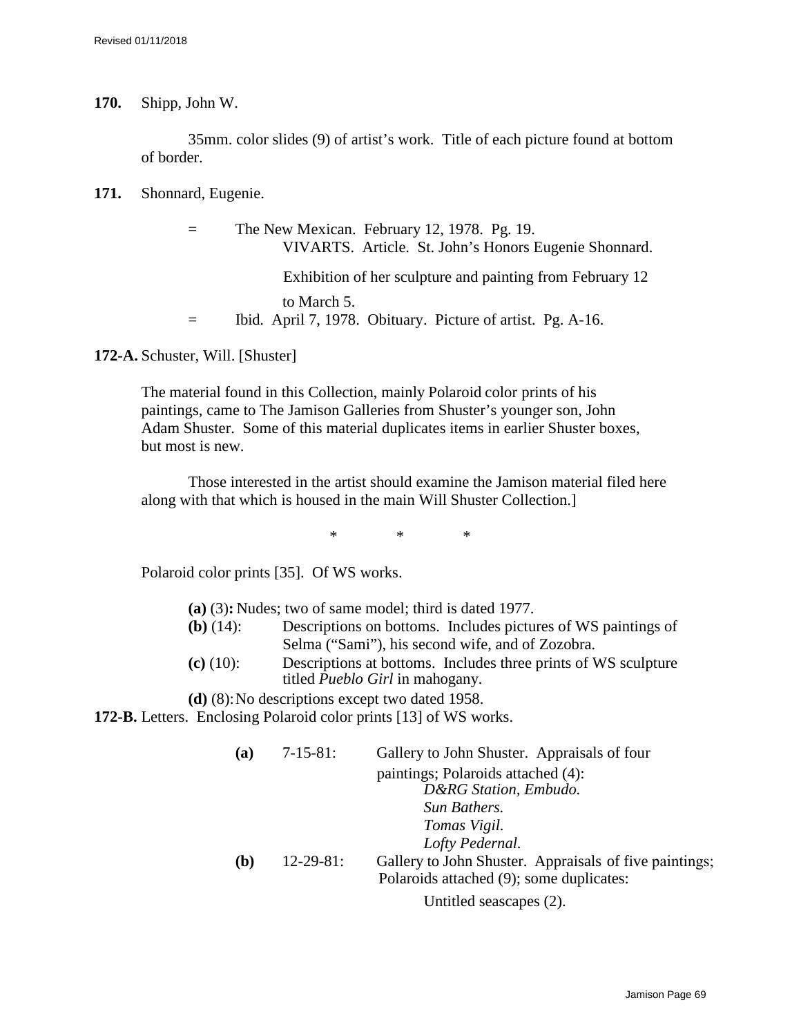**170.** Shipp, John W.

35mm. color slides (9) of artist's work. Title of each picture found at bottom of border.

**171.** Shonnard, Eugenie.

= The New Mexican. February 12, 1978. Pg. 19.
VIVARTS. Article. St. John's Honors Eugenie Shonnard.

Exhibition of her sculpture and painting from February 12 to March 5.

= Ibid. April 7, 1978. Obituary. Picture of artist. Pg. A-16.

**172-A.** Schuster, Will. [Shuster]

The material found in this Collection, mainly Polaroid color prints of his paintings, came to The Jamison Galleries from Shuster's younger son, John Adam Shuster. Some of this material duplicates items in earlier Shuster boxes, but most is new.

Those interested in the artist should examine the Jamison material filed here along with that which is housed in the main Will Shuster Collection.]

\* \* \*

Polaroid color prints [35]. Of WS works.

- **(a)** (3)**:** Nudes; two of same model; third is dated 1977.
- **(b)** (14): Descriptions on bottoms. Includes pictures of WS paintings of Selma ("Sami"), his second wife, and of Zozobra.
- **(c)** (10): Descriptions at bottoms. Includes three prints of WS sculpture titled *Pueblo Girl* in mahogany.
- **(d)** (8): No descriptions except two dated 1958.

**172-B.** Letters. Enclosing Polaroid color prints [13] of WS works.

**(a)** 7-15-81: Gallery to John Shuster. Appraisals of four paintings; Polaroids attached (4):
*D&RG Station, Embudo.*
*Sun Bathers.*
*Tomas Vigil.*
*Lofty Pedernal.*

**(b)** 12-29-81: Gallery to John Shuster. Appraisals of five paintings; Polaroids attached (9); some duplicates:
Untitled seascapes (2).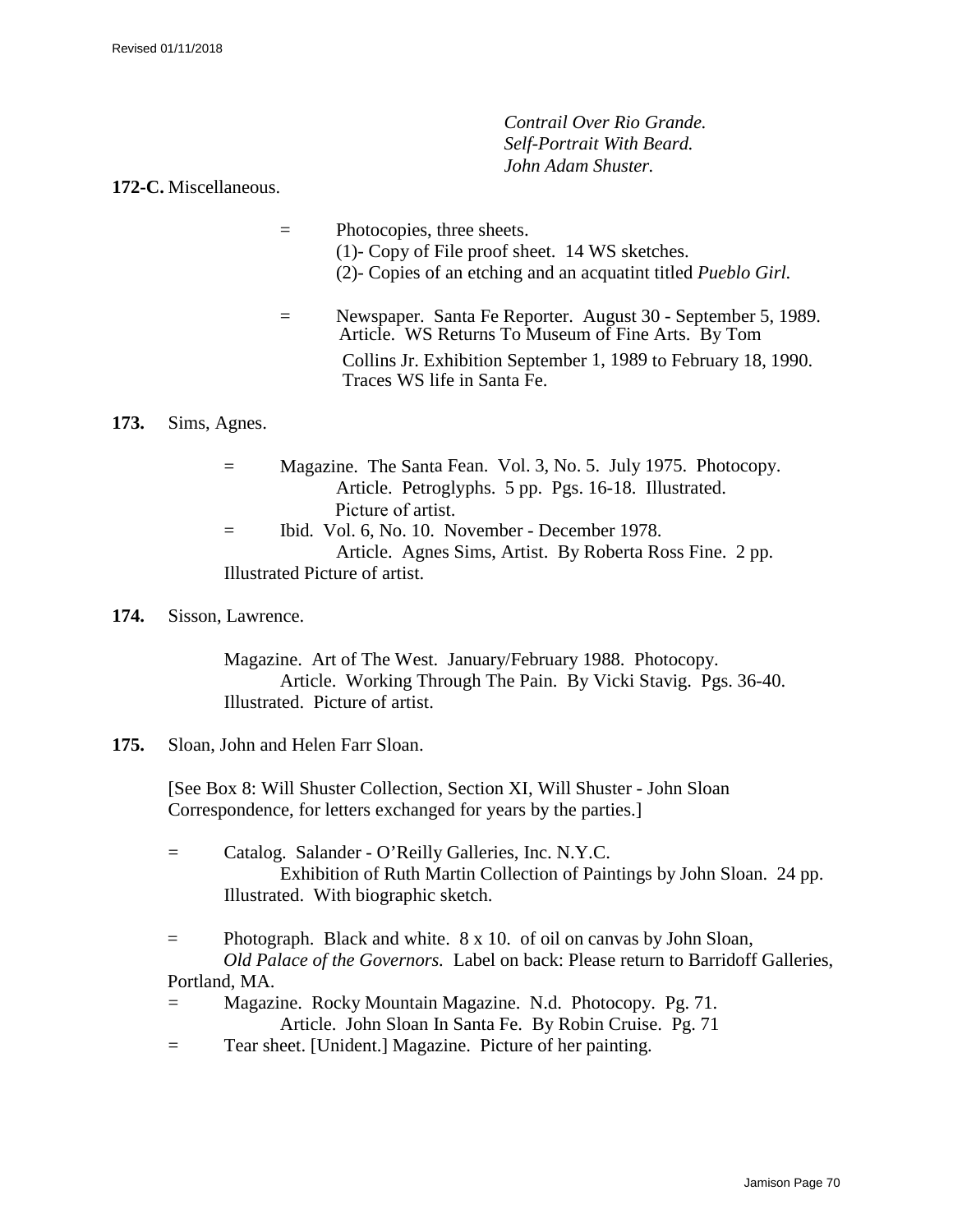*Contrail Over Rio Grande.*
*Self-Portrait With Beard.*
*John Adam Shuster.*

**172-C.** Miscellaneous.

= Photocopies, three sheets.
(1)- Copy of File proof sheet. 14 WS sketches.
(2)- Copies of an etching and an acquatint titled *Pueblo Girl.*

= Newspaper. Santa Fe Reporter. August 30 - September 5, 1989. Article. WS Returns To Museum of Fine Arts. By Tom Collins Jr. Exhibition September 1, 1989 to February 18, 1990. Traces WS life in Santa Fe.

**173.** Sims, Agnes.

= Magazine. The Santa Fean. Vol. 3, No. 5. July 1975. Photocopy. Article. Petroglyphs. 5 pp. Pgs. 16-18. Illustrated. Picture of artist.
= Ibid. Vol. 6, No. 10. November - December 1978. Article. Agnes Sims, Artist. By Roberta Ross Fine. 2 pp. Illustrated Picture of artist.

**174.** Sisson, Lawrence.

Magazine. Art of The West. January/February 1988. Photocopy. Article. Working Through The Pain. By Vicki Stavig. Pgs. 36-40. Illustrated. Picture of artist.

**175.** Sloan, John and Helen Farr Sloan.

[See Box 8: Will Shuster Collection, Section XI, Will Shuster - John Sloan Correspondence, for letters exchanged for years by the parties.]

= Catalog. Salander - O'Reilly Galleries, Inc. N.Y.C. Exhibition of Ruth Martin Collection of Paintings by John Sloan. 24 pp. Illustrated. With biographic sketch.

= Photograph. Black and white. 8 x 10. of oil on canvas by John Sloan, *Old Palace of the Governors.* Label on back: Please return to Barridoff Galleries, Portland, MA.
= Magazine. Rocky Mountain Magazine. N.d. Photocopy. Pg. 71. Article. John Sloan In Santa Fe. By Robin Cruise. Pg. 71
= Tear sheet. [Unident.] Magazine. Picture of her painting.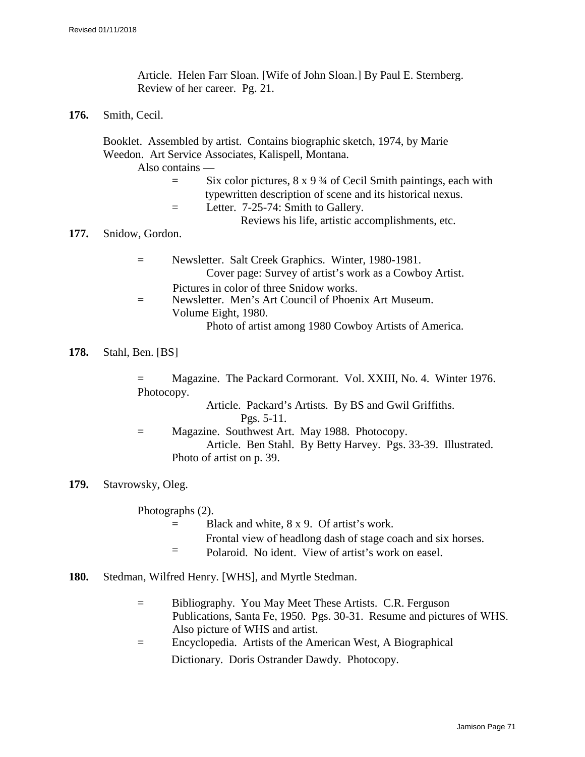Article. Helen Farr Sloan. [Wife of John Sloan.] By Paul E. Sternberg. Review of her career. Pg. 21.

**176.** Smith, Cecil.

Booklet. Assembled by artist. Contains biographic sketch, 1974, by Marie Weedon. Art Service Associates, Kalispell, Montana.

Also contains —

= Six color pictures, 8 x 9 ¾ of Cecil Smith paintings, each with typewritten description of scene and its historical nexus.

= Letter. 7-25-74: Smith to Gallery.
Reviews his life, artistic accomplishments, etc.

**177.** Snidow, Gordon.

= Newsletter. Salt Creek Graphics. Winter, 1980-1981.
Cover page: Survey of artist's work as a Cowboy Artist.
Pictures in color of three Snidow works.

= Newsletter. Men's Art Council of Phoenix Art Museum. Volume Eight, 1980.
Photo of artist among 1980 Cowboy Artists of America.

**178.** Stahl, Ben. [BS]

= Magazine. The Packard Cormorant. Vol. XXIII, No. 4. Winter 1976. Photocopy.
Article. Packard's Artists. By BS and Gwil Griffiths. Pgs. 5-11.

= Magazine. Southwest Art. May 1988. Photocopy.
Article. Ben Stahl. By Betty Harvey. Pgs. 33-39. Illustrated. Photo of artist on p. 39.

**179.** Stavrowsky, Oleg.

Photographs (2).

= Black and white, 8 x 9. Of artist's work.
Frontal view of headlong dash of stage coach and six horses.

= Polaroid. No ident. View of artist's work on easel.

**180.** Stedman, Wilfred Henry. [WHS], and Myrtle Stedman.

= Bibliography. You May Meet These Artists. C.R. Ferguson Publications, Santa Fe, 1950. Pgs. 30-31. Resume and pictures of WHS. Also picture of WHS and artist.

= Encyclopedia. Artists of the American West, A Biographical Dictionary. Doris Ostrander Dawdy. Photocopy.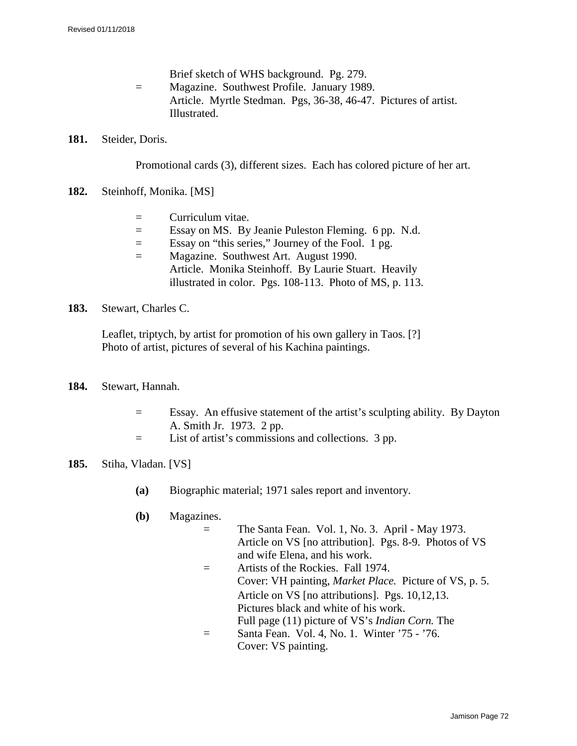Brief sketch of WHS background. Pg. 279.

= Magazine. Southwest Profile. January 1989.
Article. Myrtle Stedman. Pgs, 36-38, 46-47. Pictures of artist. Illustrated.

**181.** Steider, Doris.

Promotional cards (3), different sizes. Each has colored picture of her art.

**182.** Steinhoff, Monika. [MS]

= Curriculum vitae.
= Essay on MS. By Jeanie Puleston Fleming. 6 pp. N.d.
= Essay on "this series," Journey of the Fool. 1 pg.
= Magazine. Southwest Art. August 1990.
Article. Monika Steinhoff. By Laurie Stuart. Heavily illustrated in color. Pgs. 108-113. Photo of MS, p. 113.

**183.** Stewart, Charles C.

Leaflet, triptych, by artist for promotion of his own gallery in Taos. [?]
Photo of artist, pictures of several of his Kachina paintings.

**184.** Stewart, Hannah.

= Essay. An effusive statement of the artist's sculpting ability. By Dayton A. Smith Jr. 1973. 2 pp.
= List of artist's commissions and collections. 3 pp.

**185.** Stiha, Vladan. [VS]

**(a)** Biographic material; 1971 sales report and inventory.

**(b)** Magazines.

= The Santa Fean. Vol. 1, No. 3. April - May 1973.
Article on VS [no attribution]. Pgs. 8-9. Photos of VS and wife Elena, and his work.
= Artists of the Rockies. Fall 1974.
Cover: VH painting, *Market Place.* Picture of VS, p. 5.
Article on VS [no attributions]. Pgs. 10,12,13.
Pictures black and white of his work.
Full page (11) picture of VS's *Indian Corn.* The
= Santa Fean. Vol. 4, No. 1. Winter '75 - '76.
Cover: VS painting.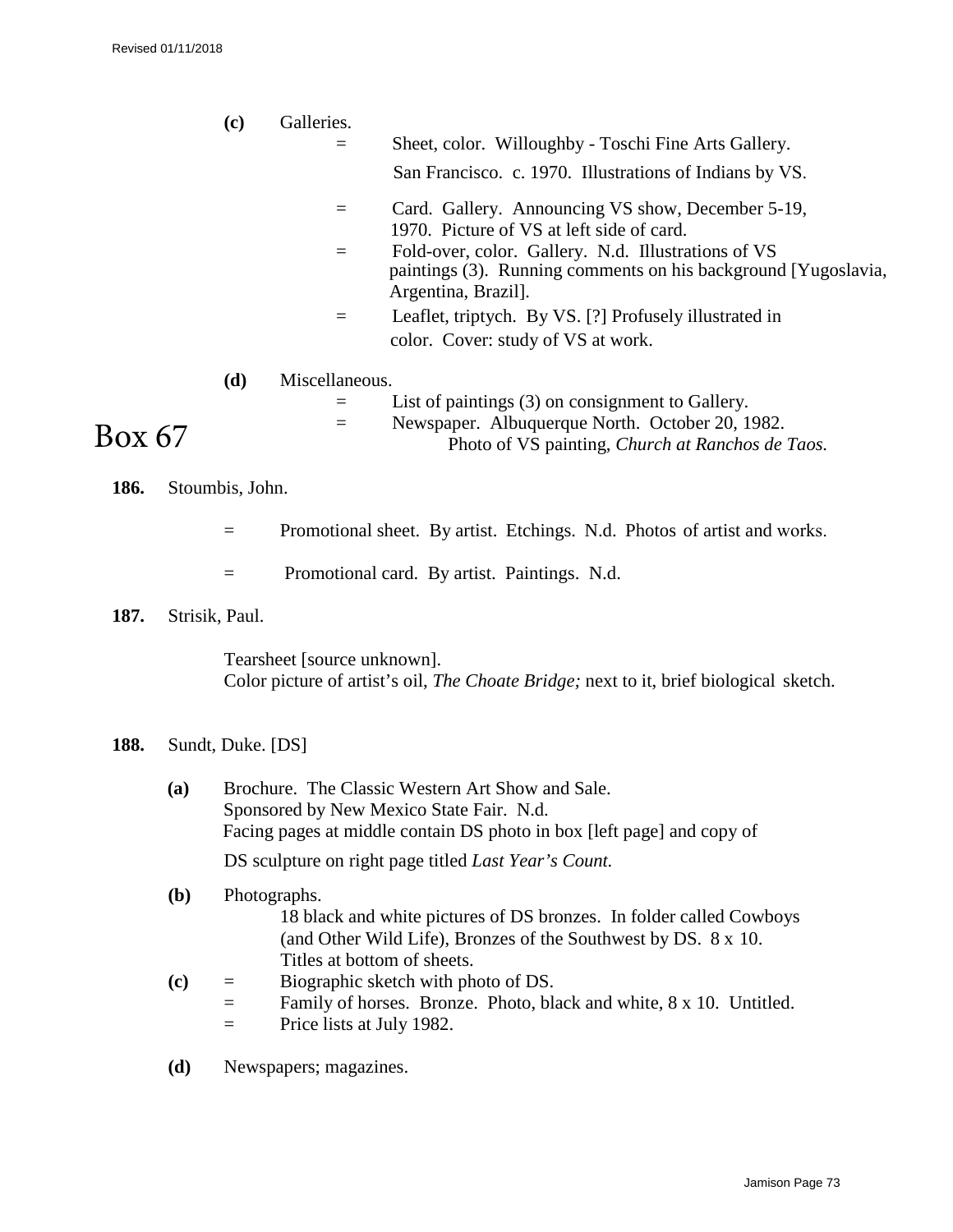**(c)** Galleries.

= Sheet, color. Willoughby - Toschi Fine Arts Gallery. San Francisco. c. 1970. Illustrations of Indians by VS.

= Card. Gallery. Announcing VS show, December 5-19, 1970. Picture of VS at left side of card.

= Fold-over, color. Gallery. N.d. Illustrations of VS paintings (3). Running comments on his background [Yugoslavia, Argentina, Brazil].

= Leaflet, triptych. By VS. [?] Profusely illustrated in color. Cover: study of VS at work.

**(d)** Miscellaneous.

= List of paintings (3) on consignment to Gallery.

= Newspaper. Albuquerque North. October 20, 1982. Photo of VS painting, *Church at Ranchos de Taos.*

# Box 67

**186.** Stoumbis, John.

= Promotional sheet. By artist. Etchings. N.d. Photos of artist and works.

= Promotional card. By artist. Paintings. N.d.

**187.** Strisik, Paul.

Tearsheet [source unknown].
Color picture of artist's oil, *The Choate Bridge;* next to it, brief biological sketch.

**188.** Sundt, Duke. [DS]

**(a)** Brochure. The Classic Western Art Show and Sale. Sponsored by New Mexico State Fair. N.d. Facing pages at middle contain DS photo in box [left page] and copy of DS sculpture on right page titled *Last Year's Count.*

**(b)** Photographs.
18 black and white pictures of DS bronzes. In folder called Cowboys (and Other Wild Life), Bronzes of the Southwest by DS. 8 x 10. Titles at bottom of sheets.

**(c)** = Biographic sketch with photo of DS.

= Family of horses. Bronze. Photo, black and white, 8 x 10. Untitled.

= Price lists at July 1982.

**(d)** Newspapers; magazines.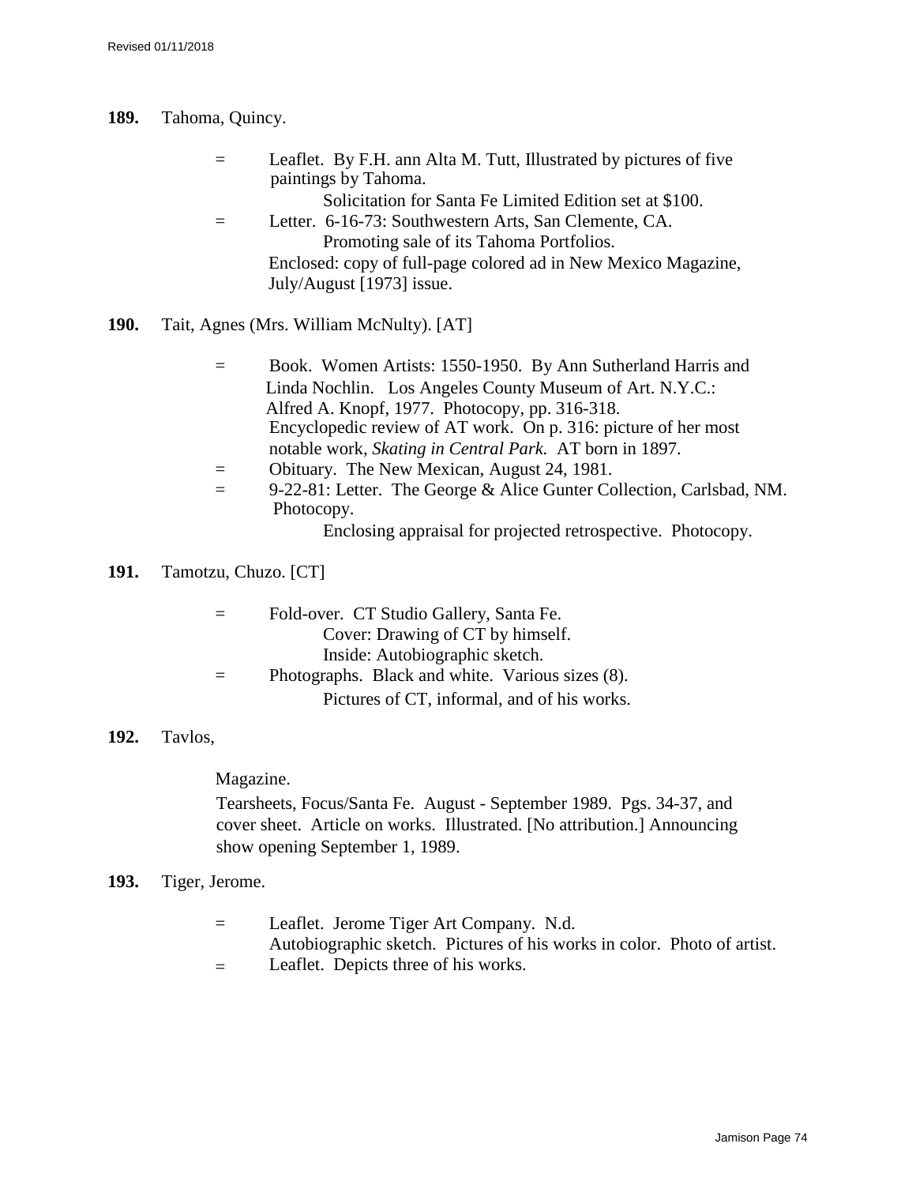**189.** Tahoma, Quincy.

= Leaflet. By F.H. ann Alta M. Tutt, Illustrated by pictures of five paintings by Tahoma.
Solicitation for Santa Fe Limited Edition set at $100.

= Letter. 6-16-73: Southwestern Arts, San Clemente, CA.
Promoting sale of its Tahoma Portfolios.
Enclosed: copy of full-page colored ad in New Mexico Magazine, July/August [1973] issue.

**190.** Tait, Agnes (Mrs. William McNulty). [AT]

= Book. Women Artists: 1550-1950. By Ann Sutherland Harris and Linda Nochlin. Los Angeles County Museum of Art. N.Y.C.: Alfred A. Knopf, 1977. Photocopy, pp. 316-318.
Encyclopedic review of AT work. On p. 316: picture of her most notable work, *Skating in Central Park.* AT born in 1897.

= Obituary. The New Mexican, August 24, 1981.

= 9-22-81: Letter. The George & Alice Gunter Collection, Carlsbad, NM. Photocopy.
Enclosing appraisal for projected retrospective. Photocopy.

**191.** Tamotzu, Chuzo. [CT]

= Fold-over. CT Studio Gallery, Santa Fe.
Cover: Drawing of CT by himself.
Inside: Autobiographic sketch.

= Photographs. Black and white. Various sizes (8).
Pictures of CT, informal, and of his works.

**192.** Tavlos,

Magazine.
Tearsheets, Focus/Santa Fe. August - September 1989. Pgs. 34-37, and cover sheet. Article on works. Illustrated. [No attribution.] Announcing show opening September 1, 1989.

**193.** Tiger, Jerome.

= Leaflet. Jerome Tiger Art Company. N.d.
Autobiographic sketch. Pictures of his works in color. Photo of artist.

= Leaflet. Depicts three of his works.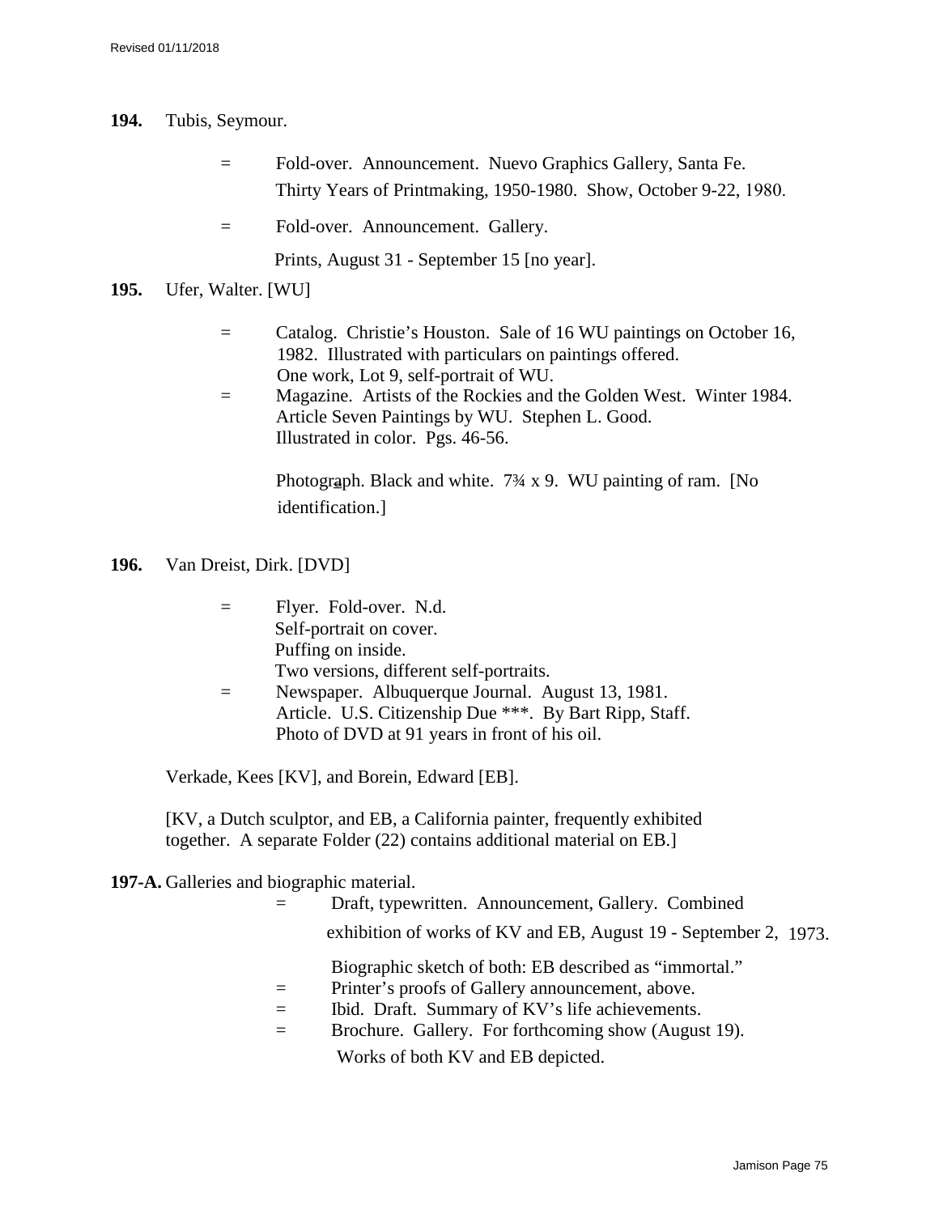**194.** Tubis, Seymour.

= Fold-over. Announcement. Nuevo Graphics Gallery, Santa Fe. Thirty Years of Printmaking, 1950-1980. Show, October 9-22, 1980.

= Fold-over. Announcement. Gallery. Prints, August 31 - September 15 [no year].

**195.** Ufer, Walter. [WU]

= Catalog. Christie's Houston. Sale of 16 WU paintings on October 16, 1982. Illustrated with particulars on paintings offered. One work, Lot 9, self-portrait of WU.

= Magazine. Artists of the Rockies and the Golden West. Winter 1984. Article Seven Paintings by WU. Stephen L. Good. Illustrated in color. Pgs. 46-56.

Photograph. Black and white. 7¾ x 9. WU painting of ram. [No identification.]

**196.** Van Dreist, Dirk. [DVD]

= Flyer. Fold-over. N.d. Self-portrait on cover. Puffing on inside. Two versions, different self-portraits.

= Newspaper. Albuquerque Journal. August 13, 1981. Article. U.S. Citizenship Due ***. By Bart Ripp, Staff. Photo of DVD at 91 years in front of his oil.

Verkade, Kees [KV], and Borein, Edward [EB].

[KV, a Dutch sculptor, and EB, a California painter, frequently exhibited together. A separate Folder (22) contains additional material on EB.]

**197-A.** Galleries and biographic material.

= Draft, typewritten. Announcement, Gallery. Combined exhibition of works of KV and EB, August 19 - September 2, 1973. Biographic sketch of both: EB described as "immortal."

= Printer's proofs of Gallery announcement, above.

= Ibid. Draft. Summary of KV's life achievements.

= Brochure. Gallery. For forthcoming show (August 19). Works of both KV and EB depicted.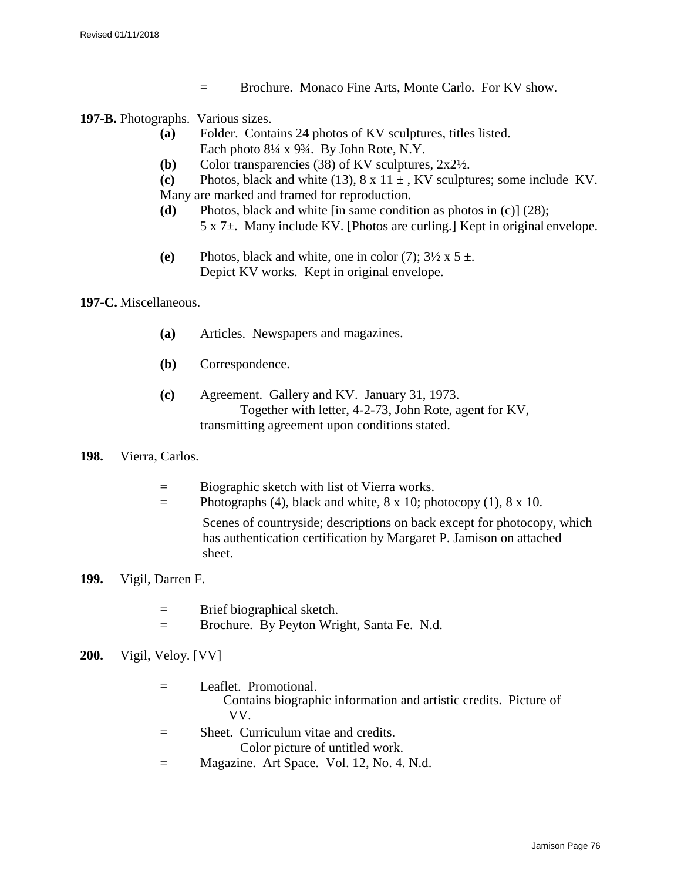= Brochure. Monaco Fine Arts, Monte Carlo. For KV show.

**197-B.** Photographs. Various sizes.

- **(a)** Folder. Contains 24 photos of KV sculptures, titles listed. Each photo 8¼ x 9¾. By John Rote, N.Y.
- **(b)** Color transparencies (38) of KV sculptures, 2x2½.
- **(c)** Photos, black and white (13), 8 x 11 ± , KV sculptures; some include KV. Many are marked and framed for reproduction.
- **(d)** Photos, black and white [in same condition as photos in (c)] (28); 5 x 7±. Many include KV. [Photos are curling.] Kept in original envelope.
- **(e)** Photos, black and white, one in color (7); 3½ x 5 ±. Depict KV works. Kept in original envelope.

**197-C.** Miscellaneous.

- **(a)** Articles. Newspapers and magazines.
- **(b)** Correspondence.
- **(c)** Agreement. Gallery and KV. January 31, 1973. Together with letter, 4-2-73, John Rote, agent for KV, transmitting agreement upon conditions stated.

**198.** Vierra, Carlos.

= Biographic sketch with list of Vierra works.
= Photographs (4), black and white, 8 x 10; photocopy (1), 8 x 10.
Scenes of countryside; descriptions on back except for photocopy, which has authentication certification by Margaret P. Jamison on attached sheet.

**199.** Vigil, Darren F.

= Brief biographical sketch.
= Brochure. By Peyton Wright, Santa Fe. N.d.

**200.** Vigil, Veloy. [VV]

= Leaflet. Promotional.
Contains biographic information and artistic credits. Picture of VV.
= Sheet. Curriculum vitae and credits.
Color picture of untitled work.
= Magazine. Art Space. Vol. 12, No. 4. N.d.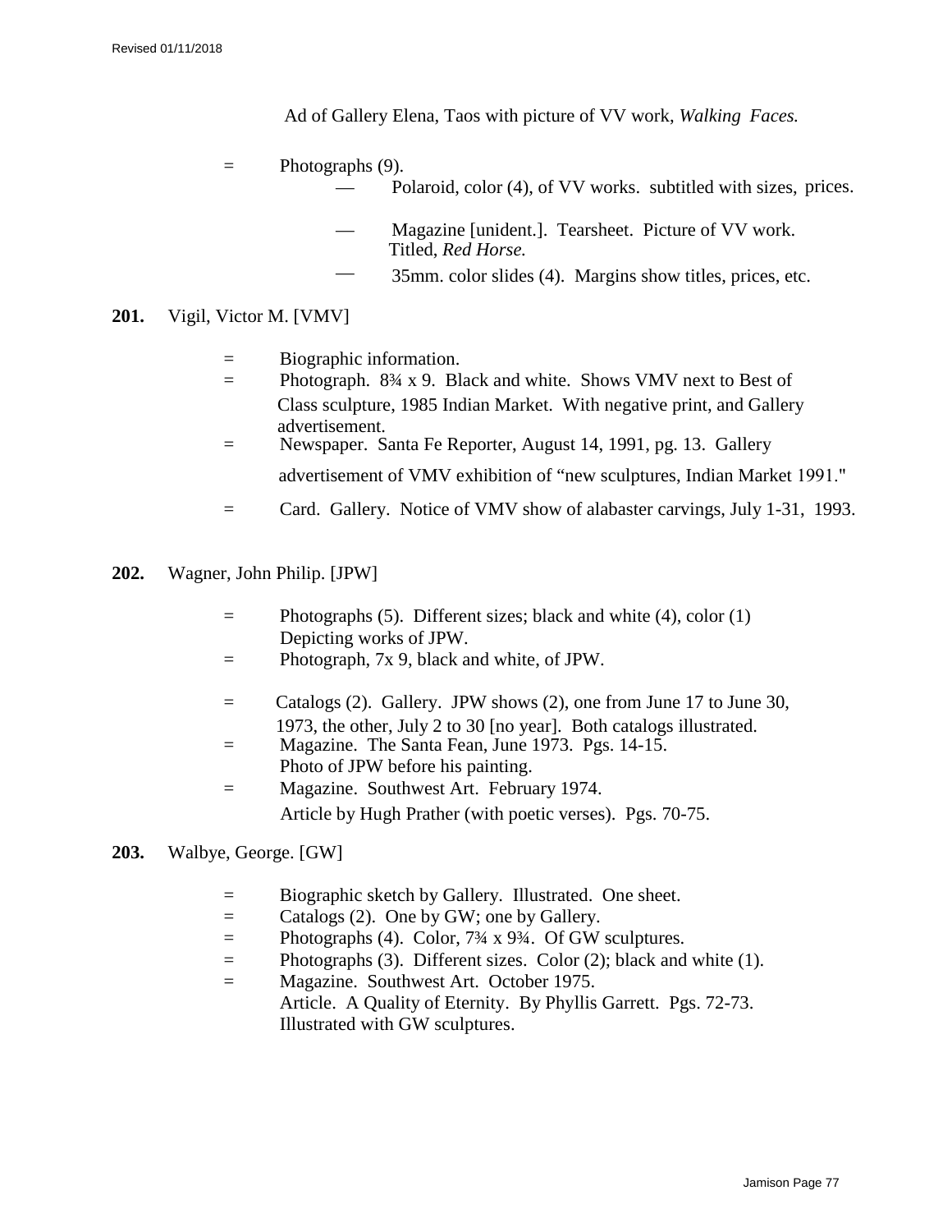Ad of Gallery Elena, Taos with picture of VV work, *Walking Faces.*

= Photographs (9).
- — Polaroid, color (4), of VV works. subtitled with sizes, prices.
- — Magazine [unident.]. Tearsheet. Picture of VV work. Titled, *Red Horse.*
- — 35mm. color slides (4). Margins show titles, prices, etc.

**201.** Vigil, Victor M. [VMV]

= Biographic information.

= Photograph. 8¾ x 9. Black and white. Shows VMV next to Best of Class sculpture, 1985 Indian Market. With negative print, and Gallery advertisement.

= Newspaper. Santa Fe Reporter, August 14, 1991, pg. 13. Gallery advertisement of VMV exhibition of "new sculptures, Indian Market 1991."

= Card. Gallery. Notice of VMV show of alabaster carvings, July 1-31, 1993.

**202.** Wagner, John Philip. [JPW]

= Photographs (5). Different sizes; black and white (4), color (1) Depicting works of JPW.

= Photograph, 7x 9, black and white, of JPW.

= Catalogs (2). Gallery. JPW shows (2), one from June 17 to June 30, 1973, the other, July 2 to 30 [no year]. Both catalogs illustrated.

= Magazine. The Santa Fean, June 1973. Pgs. 14-15. Photo of JPW before his painting.

= Magazine. Southwest Art. February 1974. Article by Hugh Prather (with poetic verses). Pgs. 70-75.

**203.** Walbye, George. [GW]

= Biographic sketch by Gallery. Illustrated. One sheet.

= Catalogs (2). One by GW; one by Gallery.

= Photographs (4). Color, 7¾ x 9¾. Of GW sculptures.

= Photographs (3). Different sizes. Color (2); black and white (1).

= Magazine. Southwest Art. October 1975. Article. A Quality of Eternity. By Phyllis Garrett. Pgs. 72-73. Illustrated with GW sculptures.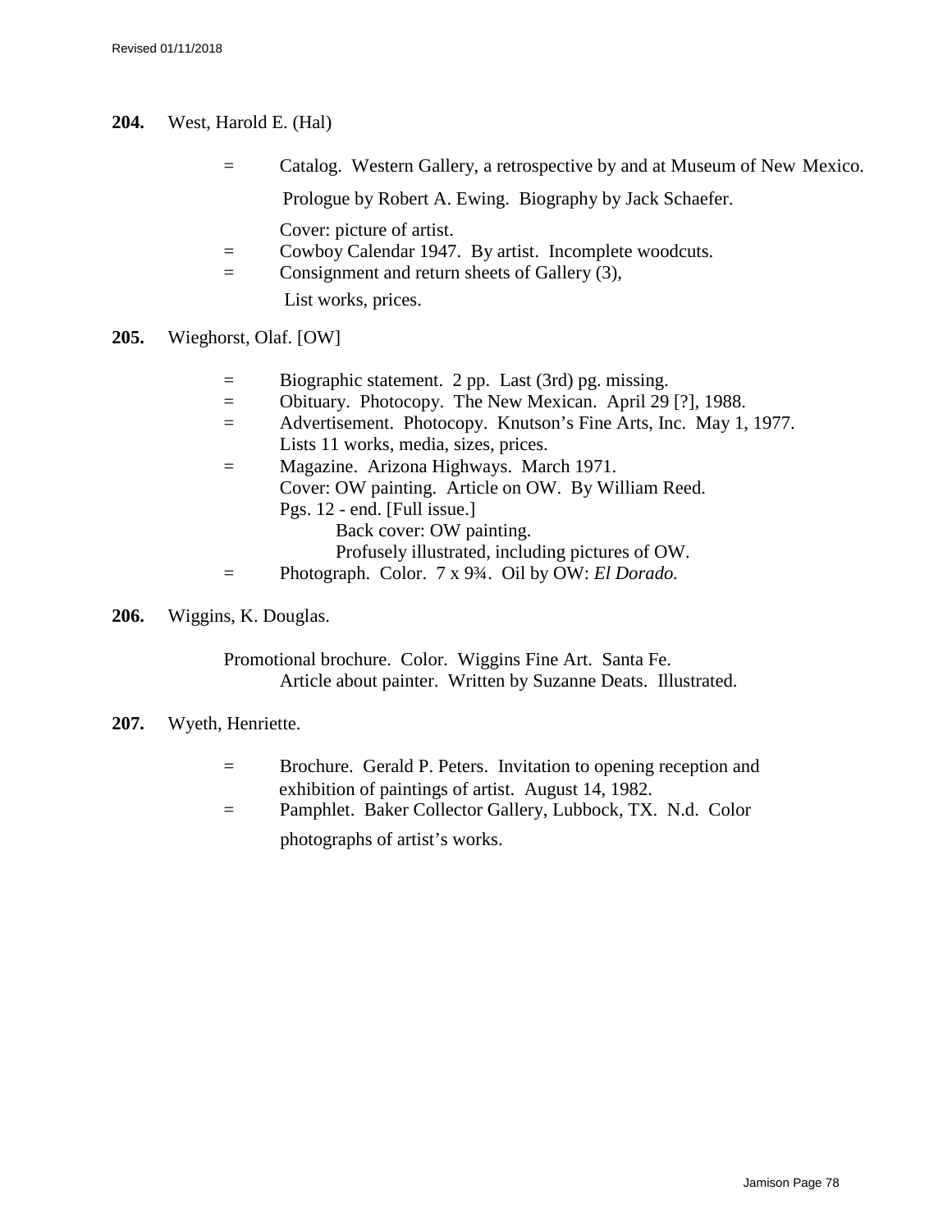**204.** West, Harold E. (Hal)

= Catalog. Western Gallery, a retrospective by and at Museum of New Mexico.
Prologue by Robert A. Ewing. Biography by Jack Schaefer.
Cover: picture of artist.

= Cowboy Calendar 1947. By artist. Incomplete woodcuts.

= Consignment and return sheets of Gallery (3),
List works, prices.

**205.** Wieghorst, Olaf. [OW]

= Biographic statement. 2 pp. Last (3rd) pg. missing.

= Obituary. Photocopy. The New Mexican. April 29 [?], 1988.

= Advertisement. Photocopy. Knutson's Fine Arts, Inc. May 1, 1977.
Lists 11 works, media, sizes, prices.

= Magazine. Arizona Highways. March 1971.
Cover: OW painting. Article on OW. By William Reed.
Pgs. 12 - end. [Full issue.]
Back cover: OW painting.
Profusely illustrated, including pictures of OW.

= Photograph. Color. 7 x 9¾. Oil by OW: *El Dorado.*

**206.** Wiggins, K. Douglas.

Promotional brochure. Color. Wiggins Fine Art. Santa Fe.
Article about painter. Written by Suzanne Deats. Illustrated.

**207.** Wyeth, Henriette.

= Brochure. Gerald P. Peters. Invitation to opening reception and exhibition of paintings of artist. August 14, 1982.

= Pamphlet. Baker Collector Gallery, Lubbock, TX. N.d. Color photographs of artist's works.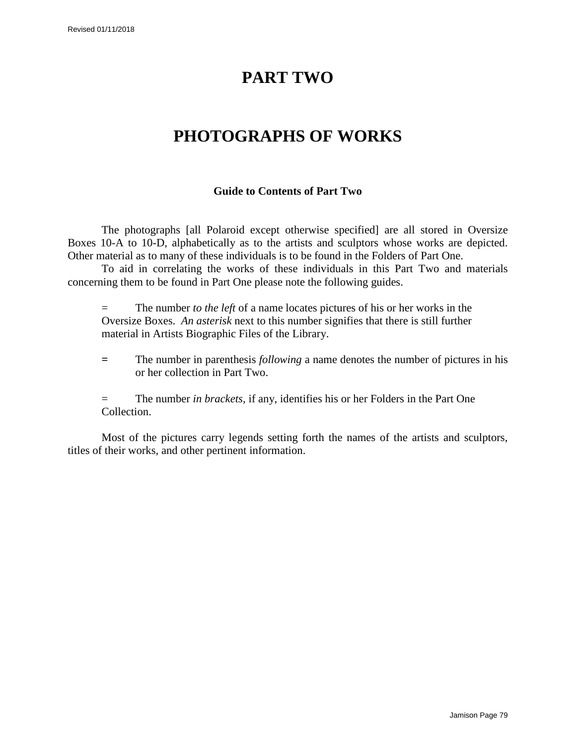# PART TWO

# PHOTOGRAPHS OF WORKS

### Guide to Contents of Part Two

The photographs [all Polaroid except otherwise specified] are all stored in Oversize Boxes 10-A to 10-D, alphabetically as to the artists and sculptors whose works are depicted. Other material as to many of these individuals is to be found in the Folders of Part One.

To aid in correlating the works of these individuals in this Part Two and materials concerning them to be found in Part One please note the following guides.

= The number *to the left* of a name locates pictures of his or her works in the Oversize Boxes. *An asterisk* next to this number signifies that there is still further material in Artists Biographic Files of the Library.

= The number in parenthesis *following* a name denotes the number of pictures in his or her collection in Part Two.

= The number *in brackets,* if any, identifies his or her Folders in the Part One Collection.

Most of the pictures carry legends setting forth the names of the artists and sculptors, titles of their works, and other pertinent information.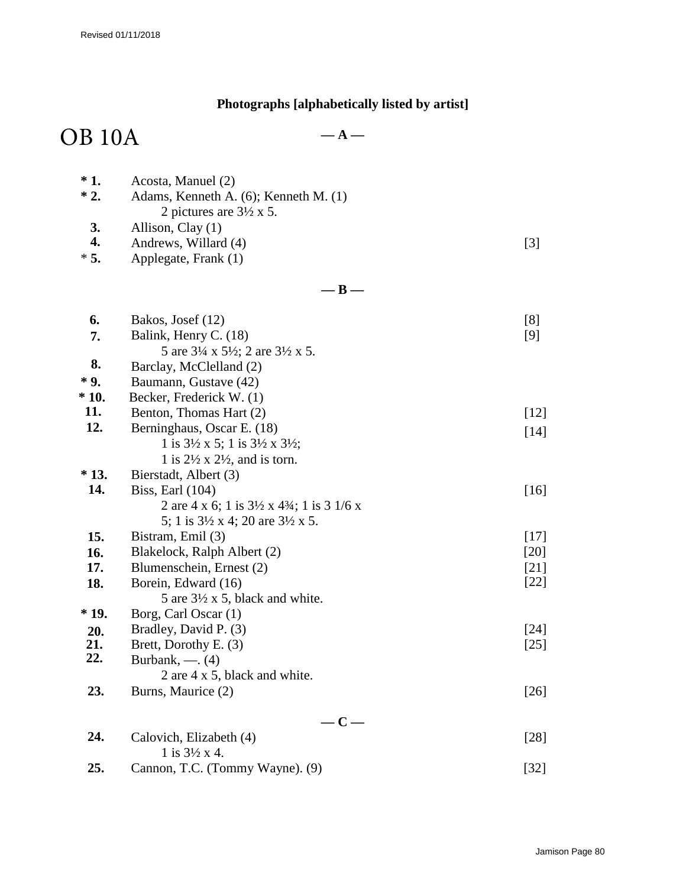Revised 01/11/2018

## Photographs [alphabetically listed by artist]

# OB 10A

### — A —

| | | |
|---|---|---|
| **\* 1.** | Acosta, Manuel (2) | |
| **\* 2.** | Adams, Kenneth A. (6); Kenneth M. (1)<br>2 pictures are 3½ x 5. | |
| **3.** | Allison, Clay (1) | |
| **4.** | Andrews, Willard (4) | [3] |
| \* **5.** | Applegate, Frank (1) | |

### — B —

| | | |
|---|---|---|
| **6.** | Bakos, Josef (12) | [8] |
| **7.** | Balink, Henry C. (18)<br>5 are 3¼ x 5½; 2 are 3½ x 5. | [9] |
| **8.** | Barclay, McClelland (2) | |
| **\* 9.** | Baumann, Gustave (42) | |
| **\* 10.** | Becker, Frederick W. (1) | |
| **11.** | Benton, Thomas Hart (2) | [12] |
| **12.** | Berninghaus, Oscar E. (18)<br>1 is 3½ x 5; 1 is 3½ x 3½;<br>1 is 2½ x 2½, and is torn. | [14] |
| **\* 13.** | Bierstadt, Albert (3) | |
| **14.** | Biss, Earl (104)<br>2 are 4 x 6; 1 is 3½ x 4¾; 1 is 3 1/6 x 5; 1 is 3½ x 4; 20 are 3½ x 5. | [16] |
| **15.** | Bistram, Emil (3) | [17] |
| **16.** | Blakelock, Ralph Albert (2) | [20] |
| **17.** | Blumenschein, Ernest (2) | [21] |
| **18.** | Borein, Edward (16)<br>5 are 3½ x 5, black and white. | [22] |
| **\* 19.** | Borg, Carl Oscar (1) | |
| **20.** | Bradley, David P. (3) | [24] |
| **21.** | Brett, Dorothy E. (3) | [25] |
| **22.** | Burbank, —. (4)<br>2 are 4 x 5, black and white. | |
| **23.** | Burns, Maurice (2) | [26] |

### — C —

| | | |
|---|---|---|
| **24.** | Calovich, Elizabeth (4)<br>1 is 3½ x 4. | [28] |
| **25.** | Cannon, T.C. (Tommy Wayne). (9) | [32] |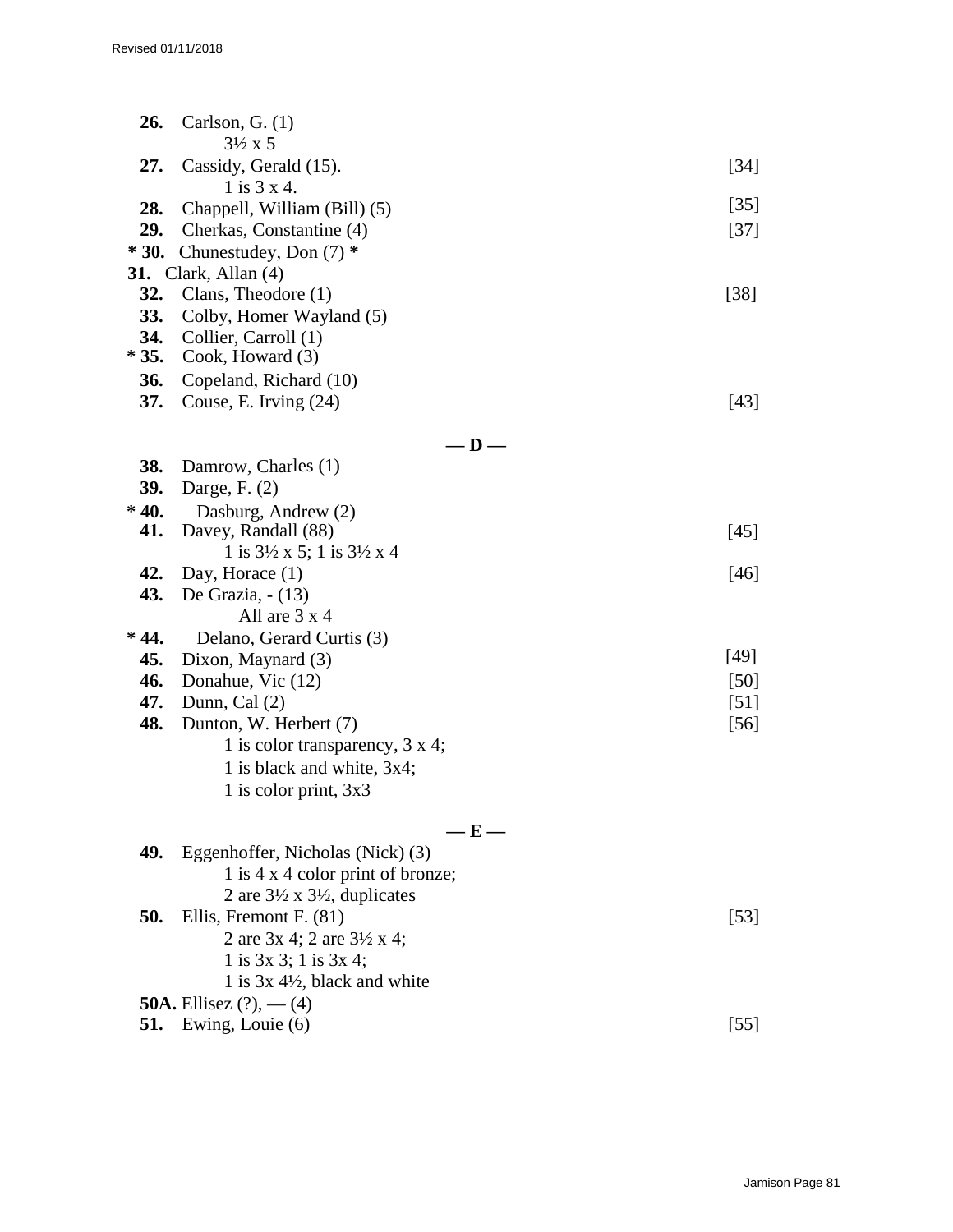**26.** Carlson, G. (1)
3½ x 5

**27.** Cassidy, Gerald (15). [34]
1 is 3 x 4.

**28.** Chappell, William (Bill) (5) [35]

**29.** Cherkas, Constantine (4) [37]

**\* 30.** Chunestudey, Don (7) **\***

**31.** Clark, Allan (4)

**32.** Clans, Theodore (1) [38]

**33.** Colby, Homer Wayland (5)

**34.** Collier, Carroll (1)

**\* 35.** Cook, Howard (3)

**36.** Copeland, Richard (10)

**37.** Couse, E. Irving (24) [43]

## — D —

**38.** Damrow, Charles (1)

**39.** Darge, F. (2)

**\* 40.** Dasburg, Andrew (2)

**41.** Davey, Randall (88) [45]
1 is 3½ x 5; 1 is 3½ x 4

**42.** Day, Horace (1) [46]

**43.** De Grazia, - (13)
All are 3 x 4

**\* 44.** Delano, Gerard Curtis (3)

**45.** Dixon, Maynard (3) [49]

**46.** Donahue, Vic (12) [50]

**47.** Dunn, Cal (2) [51]

**48.** Dunton, W. Herbert (7) [56]
1 is color transparency, 3 x 4;
1 is black and white, 3x4;
1 is color print, 3x3

## — E —

**49.** Eggenhoffer, Nicholas (Nick) (3)
1 is 4 x 4 color print of bronze;
2 are 3½ x 3½, duplicates

**50.** Ellis, Fremont F. (81) [53]
2 are 3x 4; 2 are 3½ x 4;
1 is 3x 3; 1 is 3x 4;
1 is 3x 4½, black and white

**50A.** Ellisez (?), — (4)

**51.** Ewing, Louie (6) [55]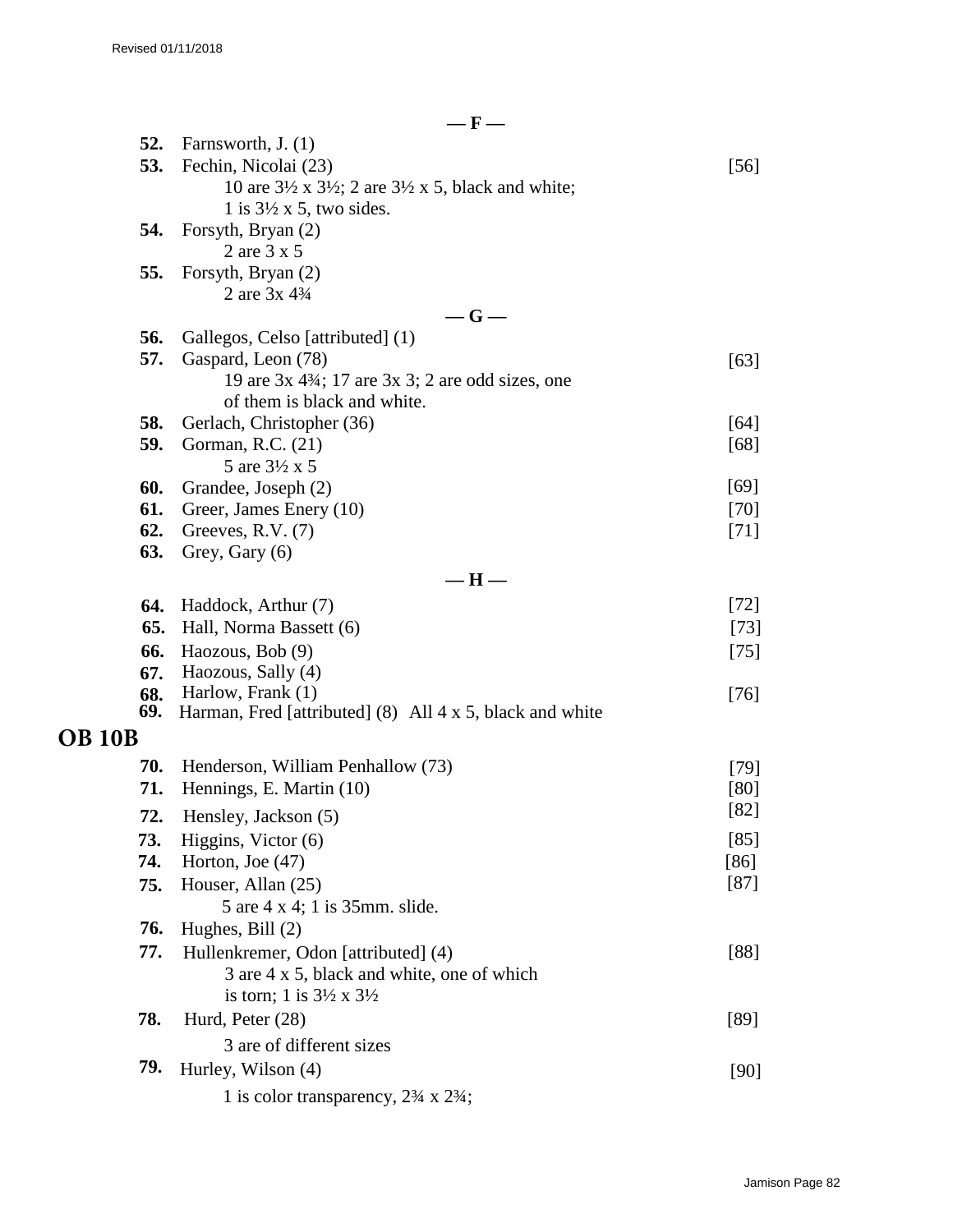— F —

**52.** Farnsworth, J. (1)

**53.** Fechin, Nicolai (23) [56]
10 are 3½ x 3½; 2 are 3½ x 5, black and white;
1 is 3½ x 5, two sides.

**54.** Forsyth, Bryan (2)
2 are 3 x 5

**55.** Forsyth, Bryan (2)
2 are 3x 4¾

— G —

**56.** Gallegos, Celso [attributed] (1)

**57.** Gaspard, Leon (78) [63]
19 are 3x 4¾; 17 are 3x 3; 2 are odd sizes, one
of them is black and white.

**58.** Gerlach, Christopher (36) [64]

**59.** Gorman, R.C. (21) [68]
5 are 3½ x 5

**60.** Grandee, Joseph (2) [69]

**61.** Greer, James Enery (10) [70]

**62.** Greeves, R.V. (7) [71]

**63.** Grey, Gary (6)

— H —

**64.** Haddock, Arthur (7) [72]

**65.** Hall, Norma Bassett (6) [73]

**66.** Haozous, Bob (9) [75]

**67.** Haozous, Sally (4)

**68.** Harlow, Frank (1) [76]

**69.** Harman, Fred [attributed] (8) All 4 x 5, black and white

## OB 10B

**70.** Henderson, William Penhallow (73) [79]

**71.** Hennings, E. Martin (10) [80]

**72.** Hensley, Jackson (5) [82]

**73.** Higgins, Victor (6) [85]

**74.** Horton, Joe (47) [86]

**75.** Houser, Allan (25) [87]
5 are 4 x 4; 1 is 35mm. slide.

**76.** Hughes, Bill (2)

**77.** Hullenkremer, Odon [attributed] (4) [88]
3 are 4 x 5, black and white, one of which
is torn; 1 is 3½ x 3½

**78.** Hurd, Peter (28) [89]
3 are of different sizes

**79.** Hurley, Wilson (4) [90]
1 is color transparency, 2¾ x 2¾;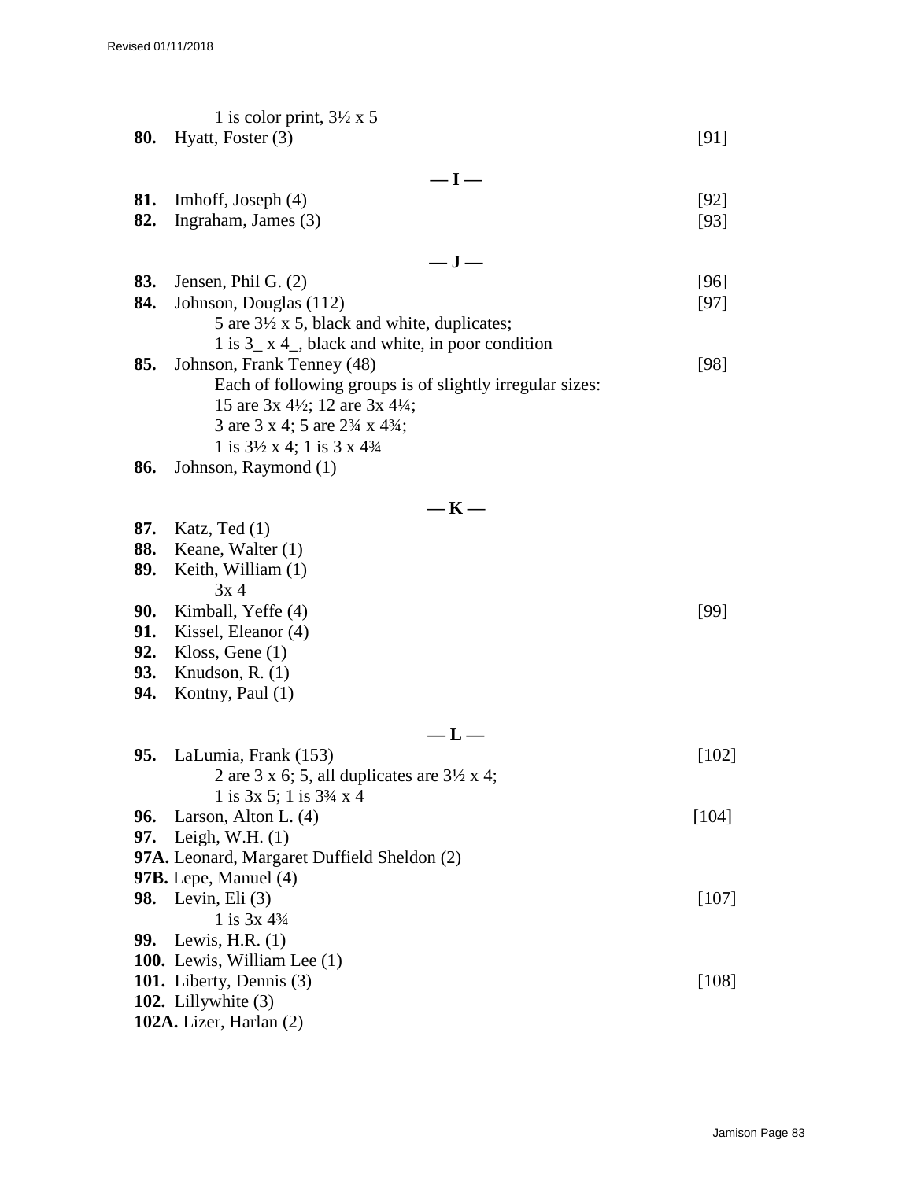1 is color print, 3½ x 5

**80.** Hyatt, Foster (3) [91]

**— I —**

**81.** Imhoff, Joseph (4) [92]
**82.** Ingraham, James (3) [93]

**— J —**

**83.** Jensen, Phil G. (2) [96]
**84.** Johnson, Douglas (112) [97]
  5 are 3½ x 5, black and white, duplicates;
  1 is 3_ x 4_, black and white, in poor condition
**85.** Johnson, Frank Tenney (48) [98]
  Each of following groups is of slightly irregular sizes:
  15 are 3x 4½; 12 are 3x 4¼;
  3 are 3 x 4; 5 are 2¾ x 4¾;
  1 is 3½ x 4; 1 is 3 x 4¾
**86.** Johnson, Raymond (1)

**— K —**

**87.** Katz, Ted (1)
**88.** Keane, Walter (1)
**89.** Keith, William (1)
  3x 4
**90.** Kimball, Yeffe (4) [99]
**91.** Kissel, Eleanor (4)
**92.** Kloss, Gene (1)
**93.** Knudson, R. (1)
**94.** Kontny, Paul (1)

**— L —**

**95.** LaLumia, Frank (153) [102]
  2 are 3 x 6; 5, all duplicates are 3½ x 4;
  1 is 3x 5; 1 is 3¾ x 4
**96.** Larson, Alton L. (4) [104]
**97.** Leigh, W.H. (1)
**97A.** Leonard, Margaret Duffield Sheldon (2)
**97B.** Lepe, Manuel (4)
**98.** Levin, Eli (3) [107]
  1 is 3x 4¾
**99.** Lewis, H.R. (1)
**100.** Lewis, William Lee (1)
**101.** Liberty, Dennis (3) [108]
**102.** Lillywhite (3)
**102A.** Lizer, Harlan (2)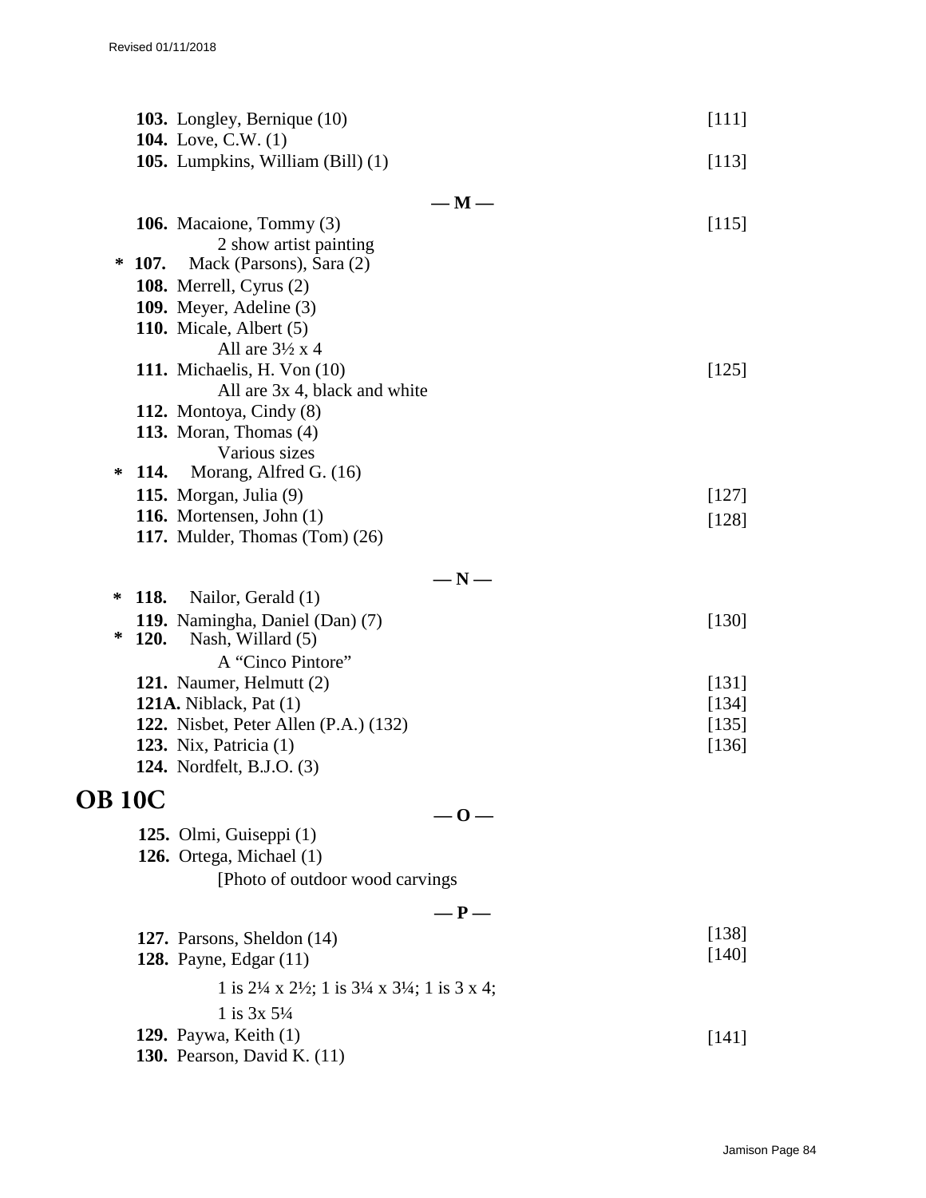**103.** Longley, Bernique (10) [111]
**104.** Love, C.W. (1)
**105.** Lumpkins, William (Bill) (1) [113]

**— M —**

**106.** Macaione, Tommy (3) [115]
2 show artist painting
\* **107.** Mack (Parsons), Sara (2)
**108.** Merrell, Cyrus (2)
**109.** Meyer, Adeline (3)
**110.** Micale, Albert (5)
All are 3½ x 4
**111.** Michaelis, H. Von (10) [125]
All are 3x 4, black and white
**112.** Montoya, Cindy (8)
**113.** Moran, Thomas (4)
Various sizes
\* **114.** Morang, Alfred G. (16)
**115.** Morgan, Julia (9) [127]
**116.** Mortensen, John (1) [128]
**117.** Mulder, Thomas (Tom) (26)

**— N —**

\* **118.** Nailor, Gerald (1)
**119.** Namingha, Daniel (Dan) (7) [130]
\* **120.** Nash, Willard (5)
A "Cinco Pintore"
**121.** Naumer, Helmutt (2) [131]
**121A.** Niblack, Pat (1) [134]
**122.** Nisbet, Peter Allen (P.A.) (132) [135]
**123.** Nix, Patricia (1) [136]
**124.** Nordfelt, B.J.O. (3)

# OB 10C

**— O —**

**125.** Olmi, Guiseppi (1)
**126.** Ortega, Michael (1)
[Photo of outdoor wood carvings

**— P —**

**127.** Parsons, Sheldon (14) [138]
**128.** Payne, Edgar (11) [140]
1 is 2¼ x 2½; 1 is 3¼ x 3¼; 1 is 3 x 4;
1 is 3x 5¼
**129.** Paywa, Keith (1) [141]
**130.** Pearson, David K. (11)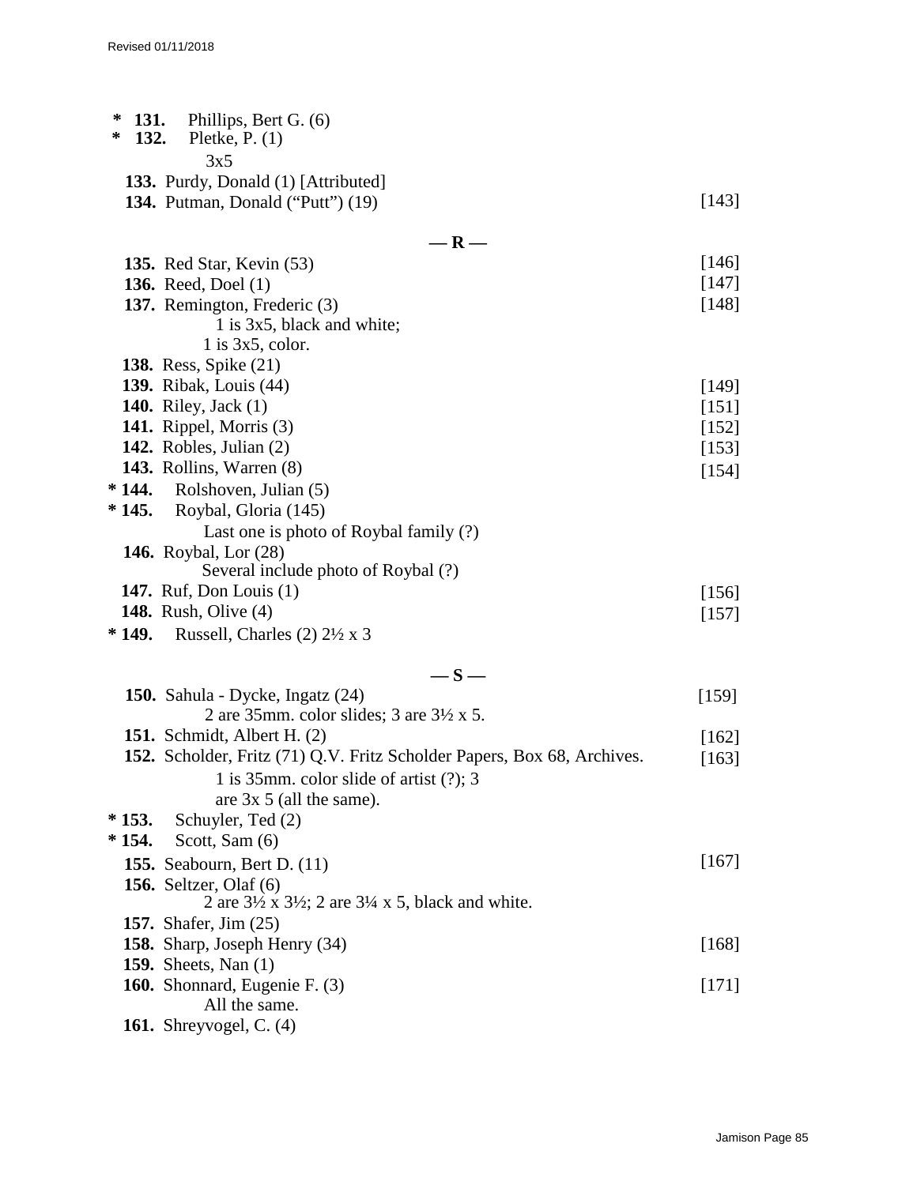\* **131.** Phillips, Bert G. (6)
\* **132.** Pletke, P. (1)
3x5
**133.** Purdy, Donald (1) [Attributed]
**134.** Putman, Donald ("Putt") (19) [143]

## — R —

**135.** Red Star, Kevin (53) [146]
**136.** Reed, Doel (1) [147]
**137.** Remington, Frederic (3) [148]
1 is 3x5, black and white;
1 is 3x5, color.
**138.** Ress, Spike (21)
**139.** Ribak, Louis (44) [149]
**140.** Riley, Jack (1) [151]
**141.** Rippel, Morris (3) [152]
**142.** Robles, Julian (2) [153]
**143.** Rollins, Warren (8) [154]
**\* 144.** Rolshoven, Julian (5)
**\* 145.** Roybal, Gloria (145)
Last one is photo of Roybal family (?)
**146.** Roybal, Lor (28)
Several include photo of Roybal (?)
**147.** Ruf, Don Louis (1) [156]
**148.** Rush, Olive (4) [157]
**\* 149.** Russell, Charles (2) 2½ x 3

## — S —

**150.** Sahula - Dycke, Ingatz (24) [159]
2 are 35mm. color slides; 3 are 3½ x 5.
**151.** Schmidt, Albert H. (2) [162]
**152.** Scholder, Fritz (71) Q.V. Fritz Scholder Papers, Box 68, Archives. [163]
1 is 35mm. color slide of artist (?); 3
are 3x 5 (all the same).
**\* 153.** Schuyler, Ted (2)
**\* 154.** Scott, Sam (6)
**155.** Seabourn, Bert D. (11) [167]
**156.** Seltzer, Olaf (6)
2 are 3½ x 3½; 2 are 3¼ x 5, black and white.
**157.** Shafer, Jim (25)
**158.** Sharp, Joseph Henry (34) [168]
**159.** Sheets, Nan (1)
**160.** Shonnard, Eugenie F. (3) [171]
All the same.
**161.** Shreyvogel, C. (4)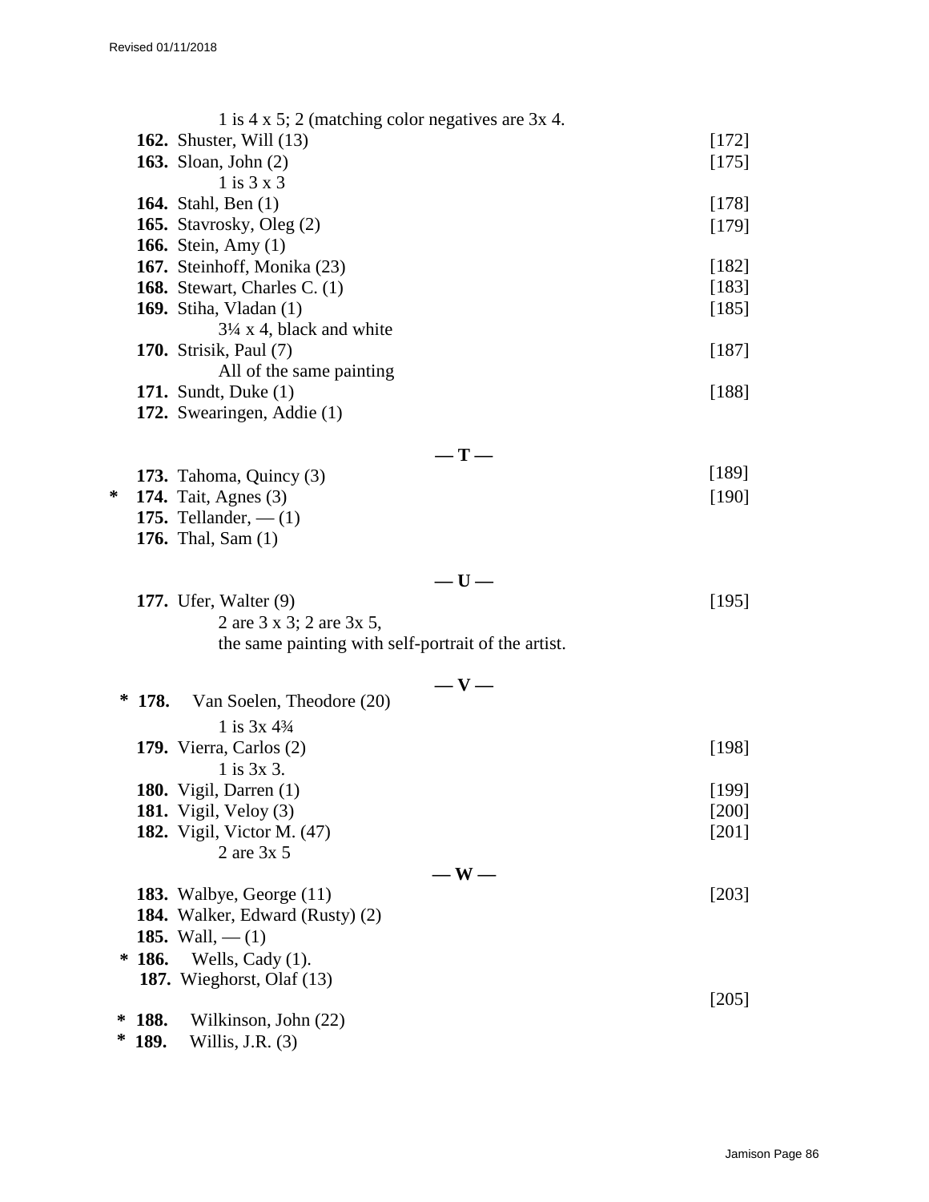1 is 4 x 5; 2 (matching color negatives are 3x 4.

**162.** Shuster, Will (13) [172]

**163.** Sloan, John (2) [175]
1 is 3 x 3

**164.** Stahl, Ben (1) [178]

**165.** Stavrosky, Oleg (2) [179]

**166.** Stein, Amy (1)

**167.** Steinhoff, Monika (23) [182]

**168.** Stewart, Charles C. (1) [183]

**169.** Stiha, Vladan (1) [185]
3¼ x 4, black and white

**170.** Strisik, Paul (7) [187]
All of the same painting

**171.** Sundt, Duke (1) [188]

**172.** Swearingen, Addie (1)

## — T —

**173.** Tahoma, Quincy (3) [189]

\* **174.** Tait, Agnes (3) [190]

**175.** Tellander, — (1)

**176.** Thal, Sam (1)

## — U —

**177.** Ufer, Walter (9) [195]
2 are 3 x 3; 2 are 3x 5,
the same painting with self-portrait of the artist.

## — V —

\* **178.** Van Soelen, Theodore (20)
1 is 3x 4¾

**179.** Vierra, Carlos (2) [198]
1 is 3x 3.

**180.** Vigil, Darren (1) [199]

**181.** Vigil, Veloy (3) [200]

**182.** Vigil, Victor M. (47) [201]
2 are 3x 5

## — W —

**183.** Walbye, George (11) [203]

**184.** Walker, Edward (Rusty) (2)

**185.** Wall, — (1)

\* **186.** Wells, Cady (1).

**187.** Wieghorst, Olaf (13) [205]

\* **188.** Wilkinson, John (22)

\* **189.** Willis, J.R. (3)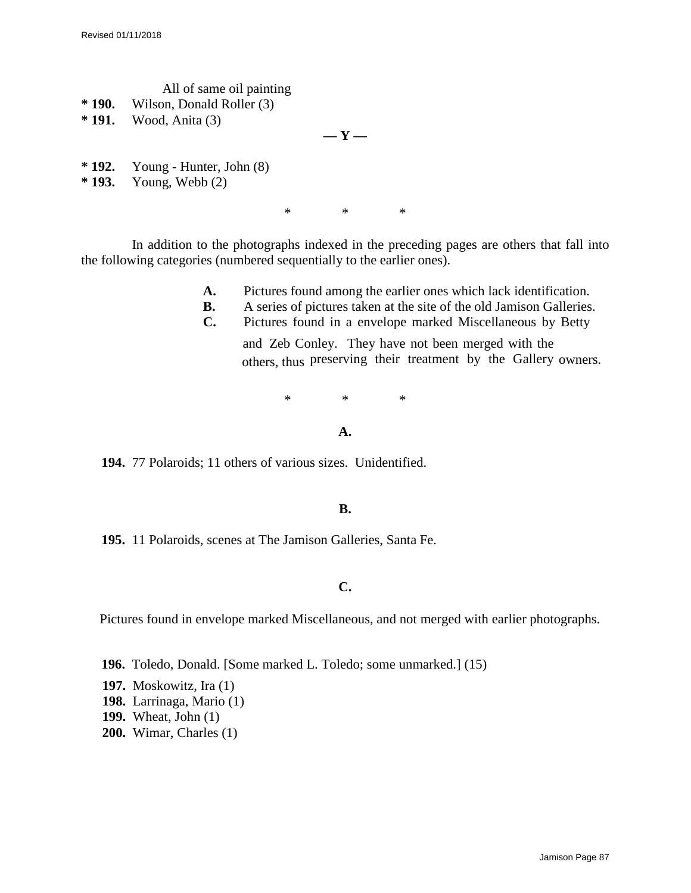All of same oil painting

**\* 190.** Wilson, Donald Roller (3)
**\* 191.** Wood, Anita (3)

**— Y —**

**\* 192.** Young - Hunter, John (8)
**\* 193.** Young, Webb (2)

\*   \*   \*

In addition to the photographs indexed in the preceding pages are others that fall into the following categories (numbered sequentially to the earlier ones).

**A.** Pictures found among the earlier ones which lack identification.
**B.** A series of pictures taken at the site of the old Jamison Galleries.
**C.** Pictures found in a envelope marked Miscellaneous by Betty and Zeb Conley. They have not been merged with the others, thus preserving their treatment by the Gallery owners.

\*   \*   \*

**A.**

**194.** 77 Polaroids; 11 others of various sizes. Unidentified.

**B.**

**195.** 11 Polaroids, scenes at The Jamison Galleries, Santa Fe.

**C.**

Pictures found in envelope marked Miscellaneous, and not merged with earlier photographs.

**196.** Toledo, Donald. [Some marked L. Toledo; some unmarked.] (15)
**197.** Moskowitz, Ira (1)
**198.** Larrinaga, Mario (1)
**199.** Wheat, John (1)
**200.** Wimar, Charles (1)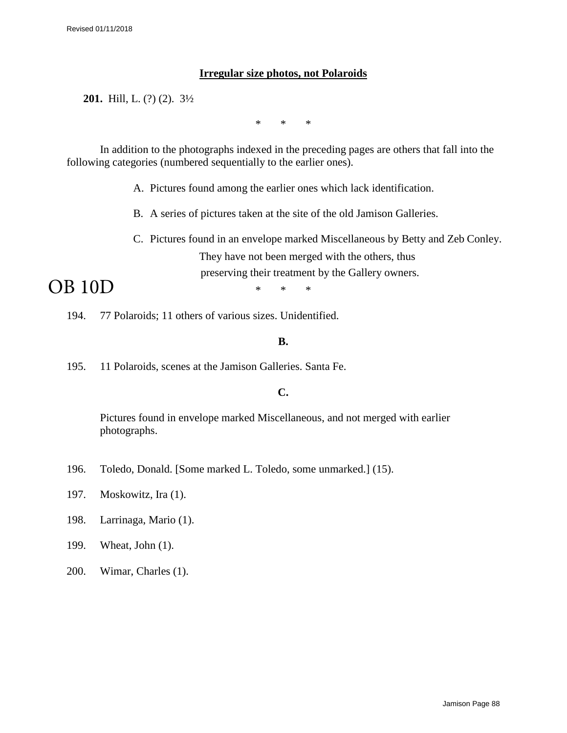**Irregular size photos, not Polaroids**

**201.** Hill, L. (?) (2). 3½

\*   \*   \*

In addition to the photographs indexed in the preceding pages are others that fall into the following categories (numbered sequentially to the earlier ones).

A. Pictures found among the earlier ones which lack identification.

B. A series of pictures taken at the site of the old Jamison Galleries.

C. Pictures found in an envelope marked Miscellaneous by Betty and Zeb Conley. They have not been merged with the others, thus preserving their treatment by the Gallery owners.

OB 10D

\*   \*   \*

194. 77 Polaroids; 11 others of various sizes. Unidentified.

**B.**

195. 11 Polaroids, scenes at the Jamison Galleries. Santa Fe.

**C.**

Pictures found in envelope marked Miscellaneous, and not merged with earlier photographs.

196. Toledo, Donald. [Some marked L. Toledo, some unmarked.] (15).

197. Moskowitz, Ira (1).

198. Larrinaga, Mario (1).

199. Wheat, John (1).

200. Wimar, Charles (1).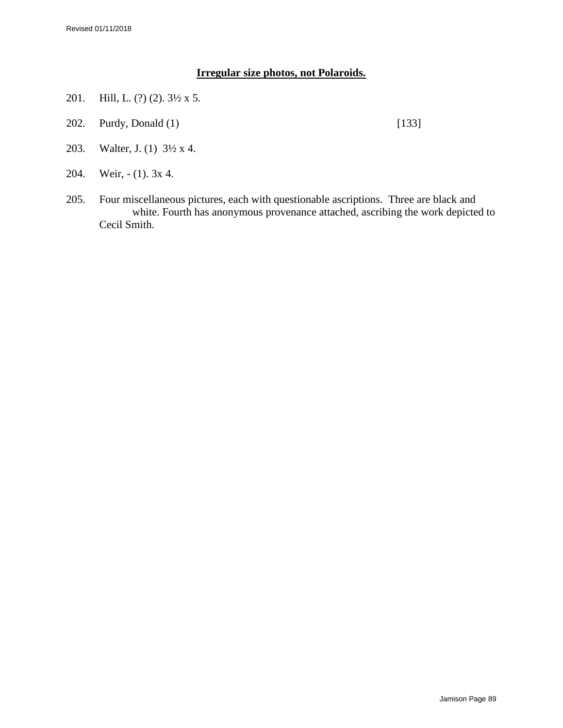**Irregular size photos, not Polaroids.**

201. Hill, L. (?) (2). 3½ x 5.

202. Purdy, Donald (1) [133]

203. Walter, J. (1) 3½ x 4.

204. Weir, - (1). 3x 4.

205. Four miscellaneous pictures, each with questionable ascriptions. Three are black and white. Fourth has anonymous provenance attached, ascribing the work depicted to Cecil Smith.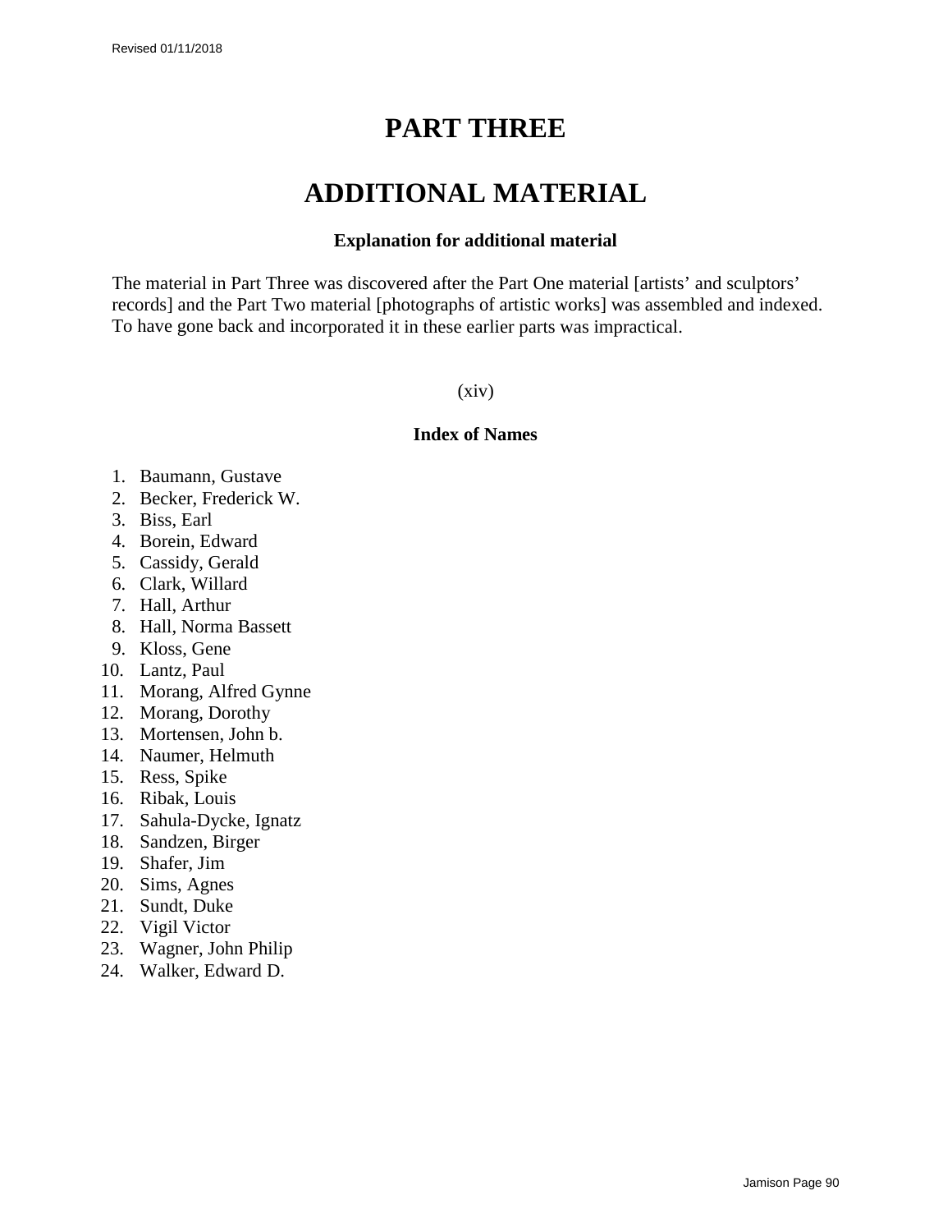# PART THREE

# ADDITIONAL MATERIAL

### Explanation for additional material

The material in Part Three was discovered after the Part One material [artists' and sculptors' records] and the Part Two material [photographs of artistic works] was assembled and indexed. To have gone back and incorporated it in these earlier parts was impractical.

(xiv)

### Index of Names

1. Baumann, Gustave
2. Becker, Frederick W.
3. Biss, Earl
4. Borein, Edward
5. Cassidy, Gerald
6. Clark, Willard
7. Hall, Arthur
8. Hall, Norma Bassett
9. Kloss, Gene
10. Lantz, Paul
11. Morang, Alfred Gynne
12. Morang, Dorothy
13. Mortensen, John b.
14. Naumer, Helmuth
15. Ress, Spike
16. Ribak, Louis
17. Sahula-Dycke, Ignatz
18. Sandzen, Birger
19. Shafer, Jim
20. Sims, Agnes
21. Sundt, Duke
22. Vigil Victor
23. Wagner, John Philip
24. Walker, Edward D.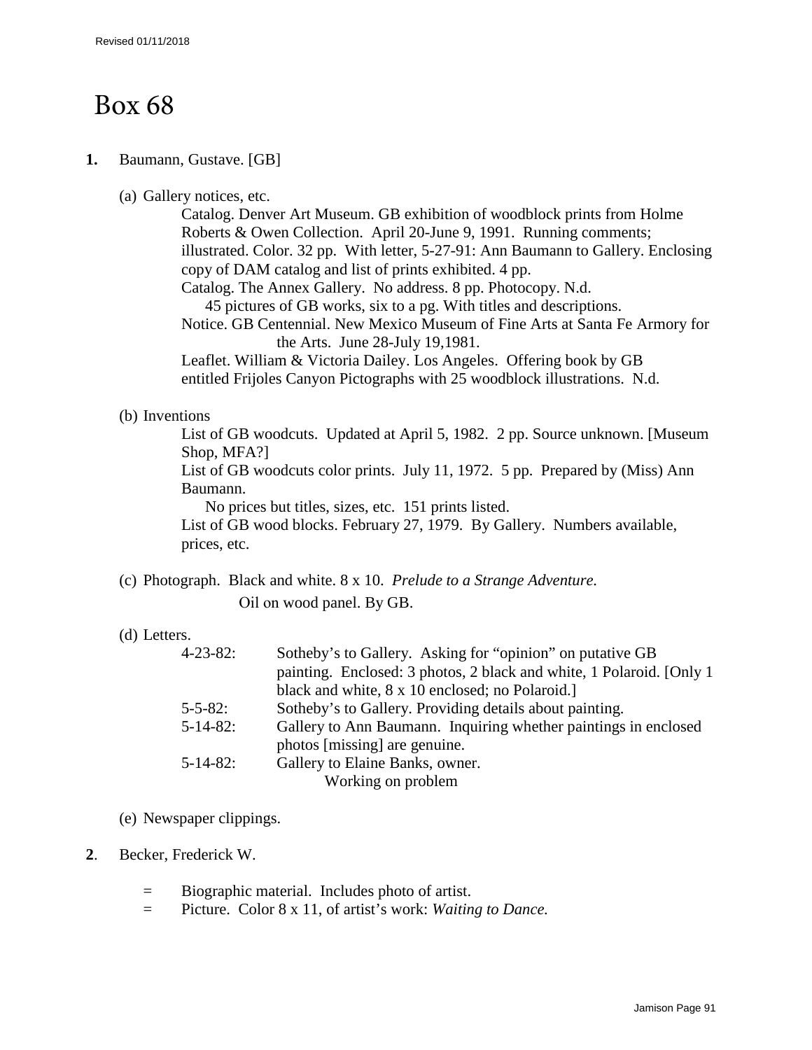# Box 68

**1.** Baumann, Gustave. [GB]

(a) Gallery notices, etc.

Catalog. Denver Art Museum. GB exhibition of woodblock prints from Holme Roberts & Owen Collection. April 20-June 9, 1991. Running comments; illustrated. Color. 32 pp. With letter, 5-27-91: Ann Baumann to Gallery. Enclosing copy of DAM catalog and list of prints exhibited. 4 pp.

Catalog. The Annex Gallery. No address. 8 pp. Photocopy. N.d.
45 pictures of GB works, six to a pg. With titles and descriptions.

Notice. GB Centennial. New Mexico Museum of Fine Arts at Santa Fe Armory for the Arts. June 28-July 19,1981.

Leaflet. William & Victoria Dailey. Los Angeles. Offering book by GB entitled Frijoles Canyon Pictographs with 25 woodblock illustrations. N.d.

(b) Inventions

List of GB woodcuts. Updated at April 5, 1982. 2 pp. Source unknown. [Museum Shop, MFA?]

List of GB woodcuts color prints. July 11, 1972. 5 pp. Prepared by (Miss) Ann Baumann.
No prices but titles, sizes, etc. 151 prints listed.

List of GB wood blocks. February 27, 1979. By Gallery. Numbers available, prices, etc.

(c) Photograph. Black and white. 8 x 10. *Prelude to a Strange Adventure.*
Oil on wood panel. By GB.

(d) Letters.

| | |
|---|---|
| 4-23-82: | Sotheby's to Gallery. Asking for "opinion" on putative GB painting. Enclosed: 3 photos, 2 black and white, 1 Polaroid. [Only 1 black and white, 8 x 10 enclosed; no Polaroid.] |
| 5-5-82: | Sotheby's to Gallery. Providing details about painting. |
| 5-14-82: | Gallery to Ann Baumann. Inquiring whether paintings in enclosed photos [missing] are genuine. |
| 5-14-82: | Gallery to Elaine Banks, owner. Working on problem |

(e) Newspaper clippings.

**2**. Becker, Frederick W.

= Biographic material. Includes photo of artist.
= Picture. Color 8 x 11, of artist's work: *Waiting to Dance.*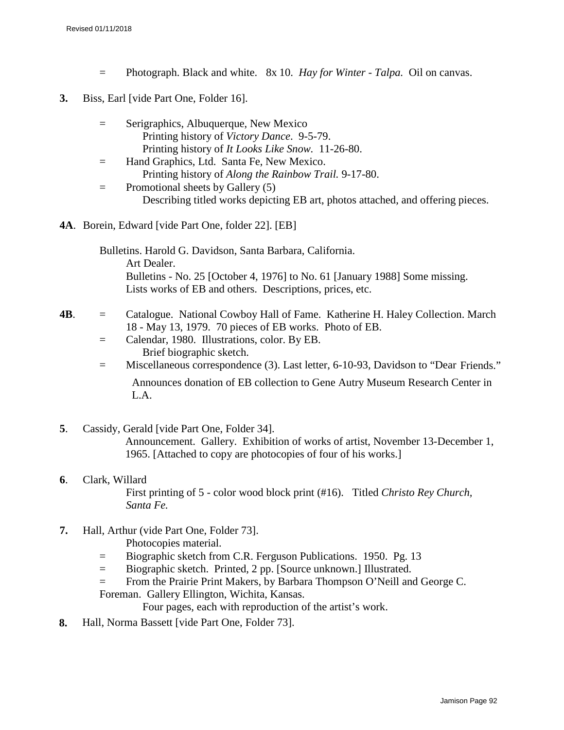= Photograph. Black and white. 8x 10. *Hay for Winter - Talpa.* Oil on canvas.

**3.** Biss, Earl [vide Part One, Folder 16].

= Serigraphics, Albuquerque, New Mexico
  Printing history of *Victory Dance*. 9-5-79.
  Printing history of *It Looks Like Snow.* 11-26-80.
= Hand Graphics, Ltd. Santa Fe, New Mexico.
  Printing history of *Along the Rainbow Trail.* 9-17-80.
= Promotional sheets by Gallery (5)
  Describing titled works depicting EB art, photos attached, and offering pieces.

**4A**. Borein, Edward [vide Part One, folder 22]. [EB]

Bulletins. Harold G. Davidson, Santa Barbara, California.
  Art Dealer.
  Bulletins - No. 25 [October 4, 1976] to No. 61 [January 1988] Some missing.
  Lists works of EB and others. Descriptions, prices, etc.

**4B**. = Catalogue. National Cowboy Hall of Fame. Katherine H. Haley Collection. March 18 - May 13, 1979. 70 pieces of EB works. Photo of EB.
= Calendar, 1980. Illustrations, color. By EB.
  Brief biographic sketch.
= Miscellaneous correspondence (3). Last letter, 6-10-93, Davidson to "Dear Friends."
  Announces donation of EB collection to Gene Autry Museum Research Center in L.A.

**5**. Cassidy, Gerald [vide Part One, Folder 34].
  Announcement. Gallery. Exhibition of works of artist, November 13-December 1, 1965. [Attached to copy are photocopies of four of his works.]

**6**. Clark, Willard
  First printing of 5 - color wood block print (#16). Titled *Christo Rey Church, Santa Fe.*

**7.** Hall, Arthur (vide Part One, Folder 73].
  Photocopies material.
= Biographic sketch from C.R. Ferguson Publications. 1950. Pg. 13
= Biographic sketch. Printed, 2 pp. [Source unknown.] Illustrated.
= From the Prairie Print Makers, by Barbara Thompson O'Neill and George C. Foreman. Gallery Ellington, Wichita, Kansas.
  Four pages, each with reproduction of the artist's work.

**8.** Hall, Norma Bassett [vide Part One, Folder 73].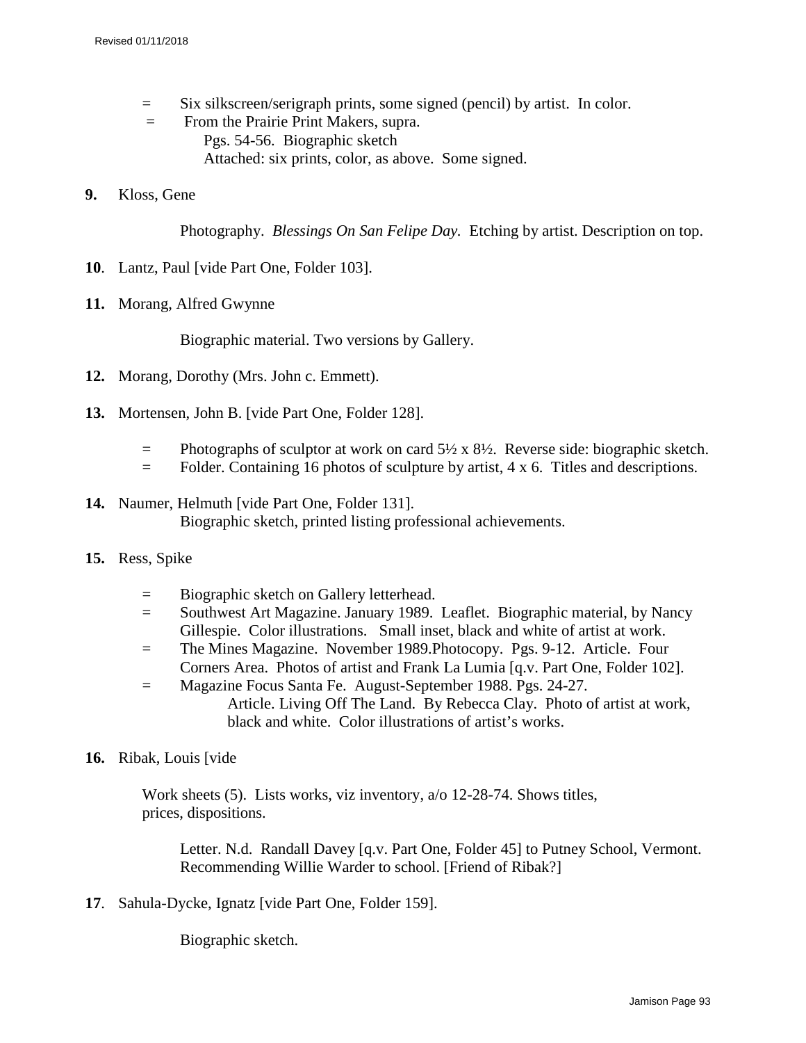= Six silkscreen/serigraph prints, some signed (pencil) by artist. In color.
= From the Prairie Print Makers, supra.
  Pgs. 54-56. Biographic sketch
  Attached: six prints, color, as above. Some signed.

**9.** Kloss, Gene

Photography. *Blessings On San Felipe Day.* Etching by artist. Description on top.

**10**. Lantz, Paul [vide Part One, Folder 103].

**11.** Morang, Alfred Gwynne

Biographic material. Two versions by Gallery.

**12.** Morang, Dorothy (Mrs. John c. Emmett).

**13.** Mortensen, John B. [vide Part One, Folder 128].

= Photographs of sculptor at work on card 5½ x 8½. Reverse side: biographic sketch.
= Folder. Containing 16 photos of sculpture by artist, 4 x 6. Titles and descriptions.

**14.** Naumer, Helmuth [vide Part One, Folder 131].
Biographic sketch, printed listing professional achievements.

**15.** Ress, Spike

= Biographic sketch on Gallery letterhead.
= Southwest Art Magazine. January 1989. Leaflet. Biographic material, by Nancy Gillespie. Color illustrations. Small inset, black and white of artist at work.
= The Mines Magazine. November 1989.Photocopy. Pgs. 9-12. Article. Four Corners Area. Photos of artist and Frank La Lumia [q.v. Part One, Folder 102].
= Magazine Focus Santa Fe. August-September 1988. Pgs. 24-27.
  Article. Living Off The Land. By Rebecca Clay. Photo of artist at work, black and white. Color illustrations of artist's works.

**16.** Ribak, Louis [vide

Work sheets (5). Lists works, viz inventory, a/o 12-28-74. Shows titles, prices, dispositions.

Letter. N.d. Randall Davey [q.v. Part One, Folder 45] to Putney School, Vermont. Recommending Willie Warder to school. [Friend of Ribak?]

**17**. Sahula-Dycke, Ignatz [vide Part One, Folder 159].

Biographic sketch.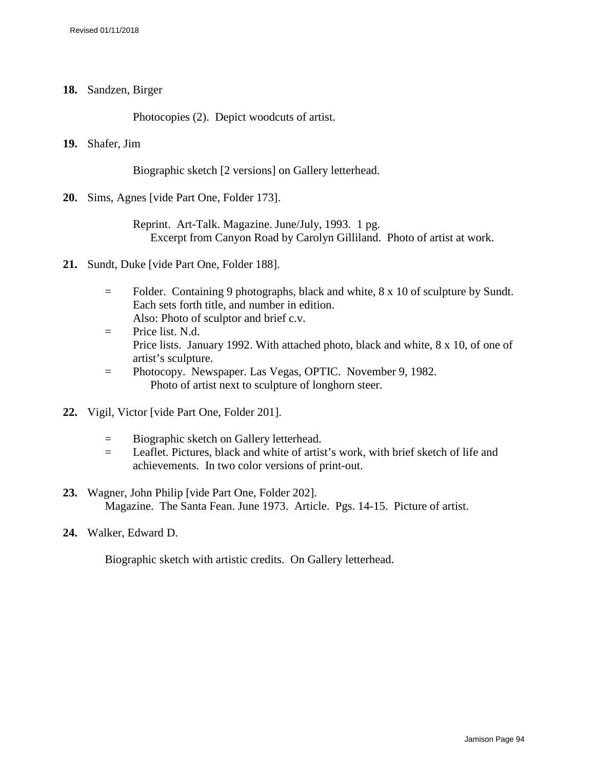**18.** Sandzen, Birger

Photocopies (2). Depict woodcuts of artist.

**19.** Shafer, Jim

Biographic sketch [2 versions] on Gallery letterhead.

**20.** Sims, Agnes [vide Part One, Folder 173].

Reprint. Art-Talk. Magazine. June/July, 1993. 1 pg.
Excerpt from Canyon Road by Carolyn Gilliland. Photo of artist at work.

**21.** Sundt, Duke [vide Part One, Folder 188].

= Folder. Containing 9 photographs, black and white, 8 x 10 of sculpture by Sundt. Each sets forth title, and number in edition.
Also: Photo of sculptor and brief c.v.

= Price list. N.d.
Price lists. January 1992. With attached photo, black and white, 8 x 10, of one of artist's sculpture.

= Photocopy. Newspaper. Las Vegas, OPTIC. November 9, 1982.
Photo of artist next to sculpture of longhorn steer.

**22.** Vigil, Victor [vide Part One, Folder 201].

= Biographic sketch on Gallery letterhead.

= Leaflet. Pictures, black and white of artist's work, with brief sketch of life and achievements. In two color versions of print-out.

**23.** Wagner, John Philip [vide Part One, Folder 202].
Magazine. The Santa Fean. June 1973. Article. Pgs. 14-15. Picture of artist.

**24.** Walker, Edward D.

Biographic sketch with artistic credits. On Gallery letterhead.